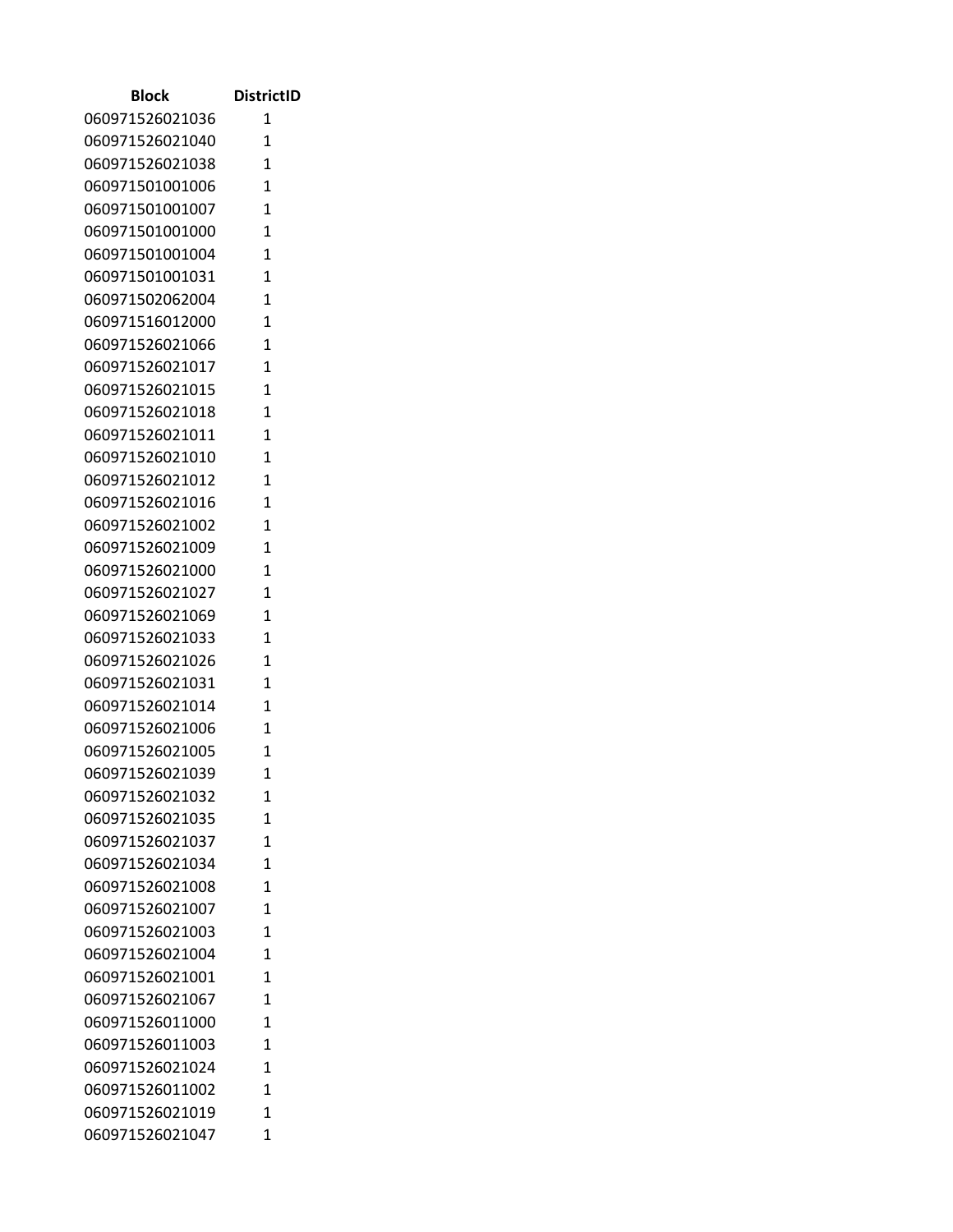| Block | DistrictID |
| --- | --- |
| 060971526021036 | 1 |
| 060971526021040 | 1 |
| 060971526021038 | 1 |
| 060971501001006 | 1 |
| 060971501001007 | 1 |
| 060971501001000 | 1 |
| 060971501001004 | 1 |
| 060971501001031 | 1 |
| 060971502062004 | 1 |
| 060971516012000 | 1 |
| 060971526021066 | 1 |
| 060971526021017 | 1 |
| 060971526021015 | 1 |
| 060971526021018 | 1 |
| 060971526021011 | 1 |
| 060971526021010 | 1 |
| 060971526021012 | 1 |
| 060971526021016 | 1 |
| 060971526021002 | 1 |
| 060971526021009 | 1 |
| 060971526021000 | 1 |
| 060971526021027 | 1 |
| 060971526021069 | 1 |
| 060971526021033 | 1 |
| 060971526021026 | 1 |
| 060971526021031 | 1 |
| 060971526021014 | 1 |
| 060971526021006 | 1 |
| 060971526021005 | 1 |
| 060971526021039 | 1 |
| 060971526021032 | 1 |
| 060971526021035 | 1 |
| 060971526021037 | 1 |
| 060971526021034 | 1 |
| 060971526021008 | 1 |
| 060971526021007 | 1 |
| 060971526021003 | 1 |
| 060971526021004 | 1 |
| 060971526021001 | 1 |
| 060971526021067 | 1 |
| 060971526011000 | 1 |
| 060971526011003 | 1 |
| 060971526021024 | 1 |
| 060971526011002 | 1 |
| 060971526021019 | 1 |
| 060971526021047 | 1 |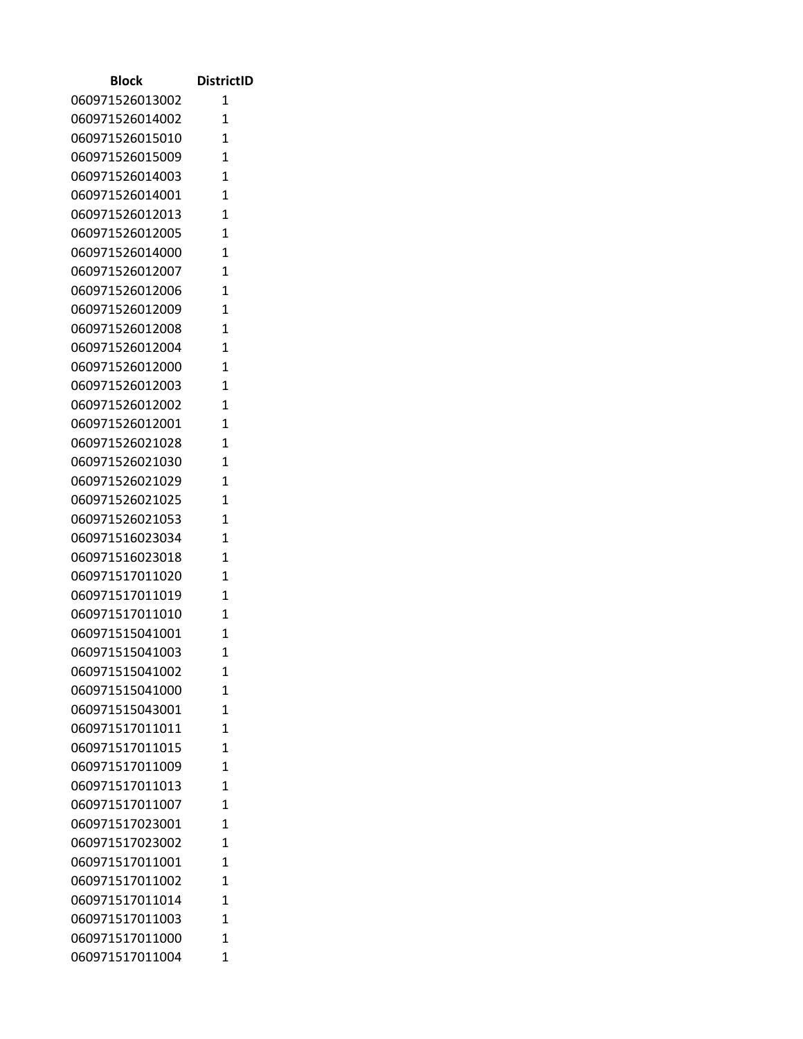| Block | DistrictID |
| --- | --- |
| 060971526013002 | 1 |
| 060971526014002 | 1 |
| 060971526015010 | 1 |
| 060971526015009 | 1 |
| 060971526014003 | 1 |
| 060971526014001 | 1 |
| 060971526012013 | 1 |
| 060971526012005 | 1 |
| 060971526014000 | 1 |
| 060971526012007 | 1 |
| 060971526012006 | 1 |
| 060971526012009 | 1 |
| 060971526012008 | 1 |
| 060971526012004 | 1 |
| 060971526012000 | 1 |
| 060971526012003 | 1 |
| 060971526012002 | 1 |
| 060971526012001 | 1 |
| 060971526021028 | 1 |
| 060971526021030 | 1 |
| 060971526021029 | 1 |
| 060971526021025 | 1 |
| 060971526021053 | 1 |
| 060971516023034 | 1 |
| 060971516023018 | 1 |
| 060971517011020 | 1 |
| 060971517011019 | 1 |
| 060971517011010 | 1 |
| 060971515041001 | 1 |
| 060971515041003 | 1 |
| 060971515041002 | 1 |
| 060971515041000 | 1 |
| 060971515043001 | 1 |
| 060971517011011 | 1 |
| 060971517011015 | 1 |
| 060971517011009 | 1 |
| 060971517011013 | 1 |
| 060971517011007 | 1 |
| 060971517023001 | 1 |
| 060971517023002 | 1 |
| 060971517011001 | 1 |
| 060971517011002 | 1 |
| 060971517011014 | 1 |
| 060971517011003 | 1 |
| 060971517011000 | 1 |
| 060971517011004 | 1 |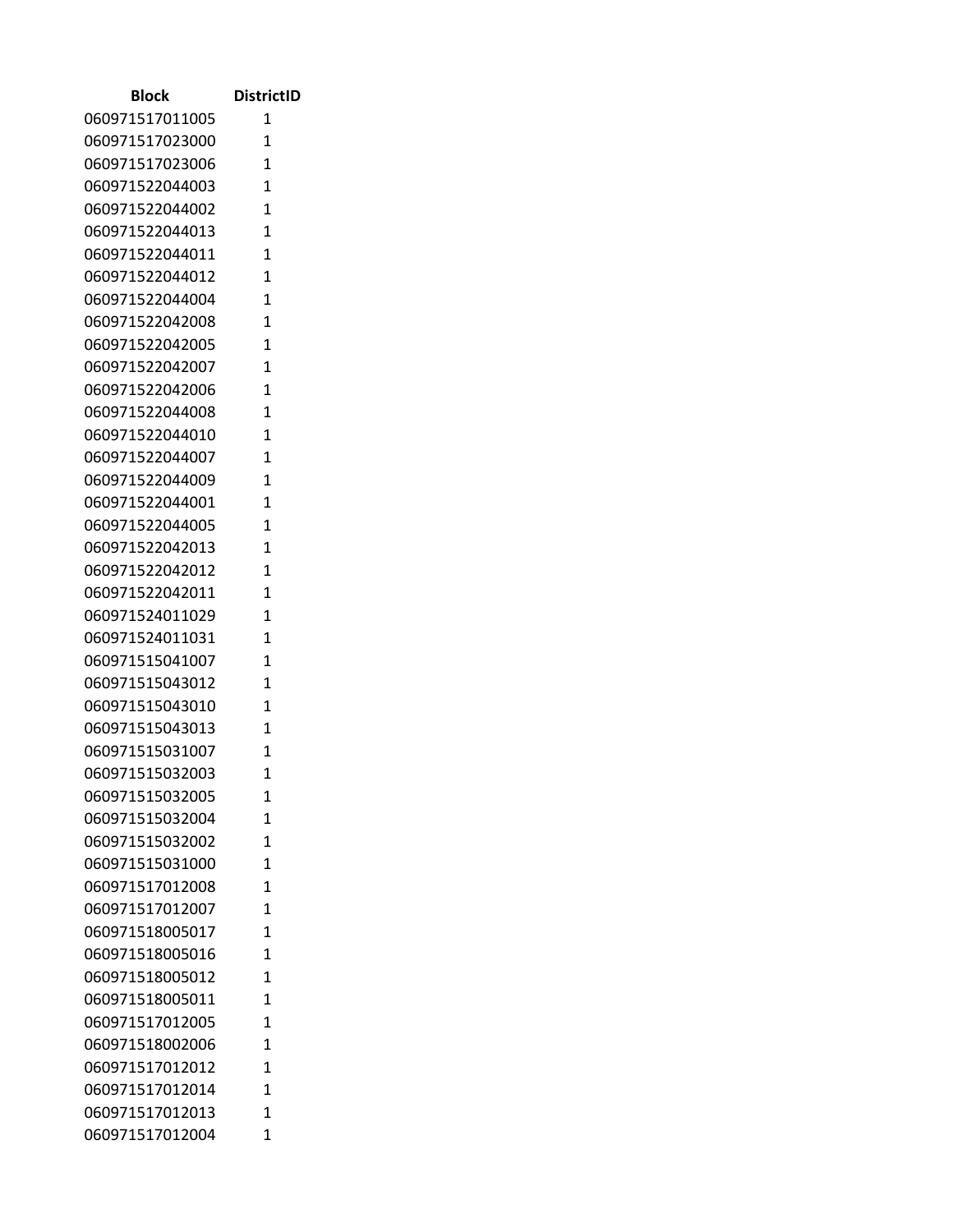| Block | DistrictID |
| --- | --- |
| 060971517011005 | 1 |
| 060971517023000 | 1 |
| 060971517023006 | 1 |
| 060971522044003 | 1 |
| 060971522044002 | 1 |
| 060971522044013 | 1 |
| 060971522044011 | 1 |
| 060971522044012 | 1 |
| 060971522044004 | 1 |
| 060971522042008 | 1 |
| 060971522042005 | 1 |
| 060971522042007 | 1 |
| 060971522042006 | 1 |
| 060971522044008 | 1 |
| 060971522044010 | 1 |
| 060971522044007 | 1 |
| 060971522044009 | 1 |
| 060971522044001 | 1 |
| 060971522044005 | 1 |
| 060971522042013 | 1 |
| 060971522042012 | 1 |
| 060971522042011 | 1 |
| 060971524011029 | 1 |
| 060971524011031 | 1 |
| 060971515041007 | 1 |
| 060971515043012 | 1 |
| 060971515043010 | 1 |
| 060971515043013 | 1 |
| 060971515031007 | 1 |
| 060971515032003 | 1 |
| 060971515032005 | 1 |
| 060971515032004 | 1 |
| 060971515032002 | 1 |
| 060971515031000 | 1 |
| 060971517012008 | 1 |
| 060971517012007 | 1 |
| 060971518005017 | 1 |
| 060971518005016 | 1 |
| 060971518005012 | 1 |
| 060971518005011 | 1 |
| 060971517012005 | 1 |
| 060971518002006 | 1 |
| 060971517012012 | 1 |
| 060971517012014 | 1 |
| 060971517012013 | 1 |
| 060971517012004 | 1 |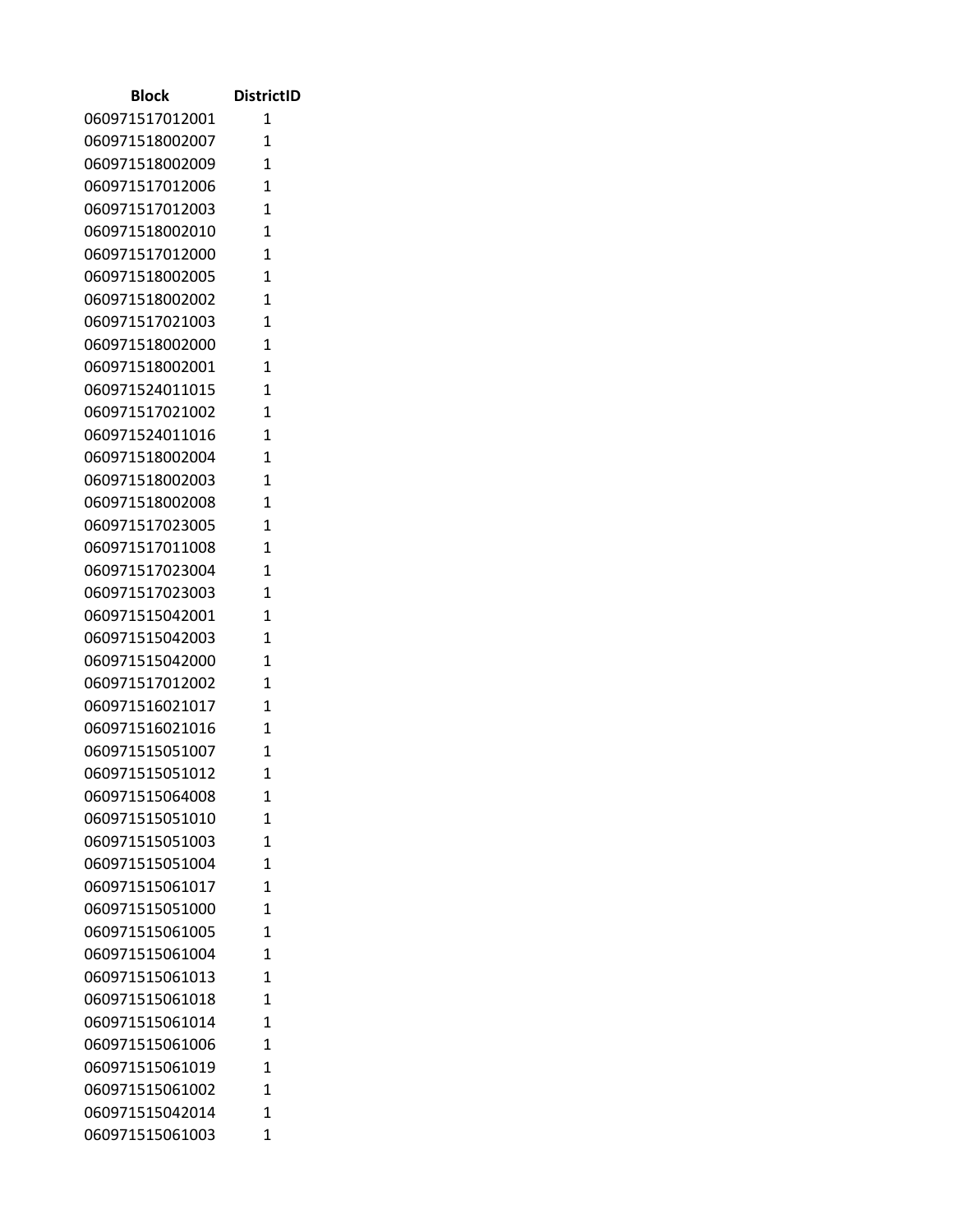| Block | DistrictID |
|---|---|
| 060971517012001 | 1 |
| 060971518002007 | 1 |
| 060971518002009 | 1 |
| 060971517012006 | 1 |
| 060971517012003 | 1 |
| 060971518002010 | 1 |
| 060971517012000 | 1 |
| 060971518002005 | 1 |
| 060971518002002 | 1 |
| 060971517021003 | 1 |
| 060971518002000 | 1 |
| 060971518002001 | 1 |
| 060971524011015 | 1 |
| 060971517021002 | 1 |
| 060971524011016 | 1 |
| 060971518002004 | 1 |
| 060971518002003 | 1 |
| 060971518002008 | 1 |
| 060971517023005 | 1 |
| 060971517011008 | 1 |
| 060971517023004 | 1 |
| 060971517023003 | 1 |
| 060971515042001 | 1 |
| 060971515042003 | 1 |
| 060971515042000 | 1 |
| 060971517012002 | 1 |
| 060971516021017 | 1 |
| 060971516021016 | 1 |
| 060971515051007 | 1 |
| 060971515051012 | 1 |
| 060971515064008 | 1 |
| 060971515051010 | 1 |
| 060971515051003 | 1 |
| 060971515051004 | 1 |
| 060971515061017 | 1 |
| 060971515051000 | 1 |
| 060971515061005 | 1 |
| 060971515061004 | 1 |
| 060971515061013 | 1 |
| 060971515061018 | 1 |
| 060971515061014 | 1 |
| 060971515061006 | 1 |
| 060971515061019 | 1 |
| 060971515061002 | 1 |
| 060971515042014 | 1 |
| 060971515061003 | 1 |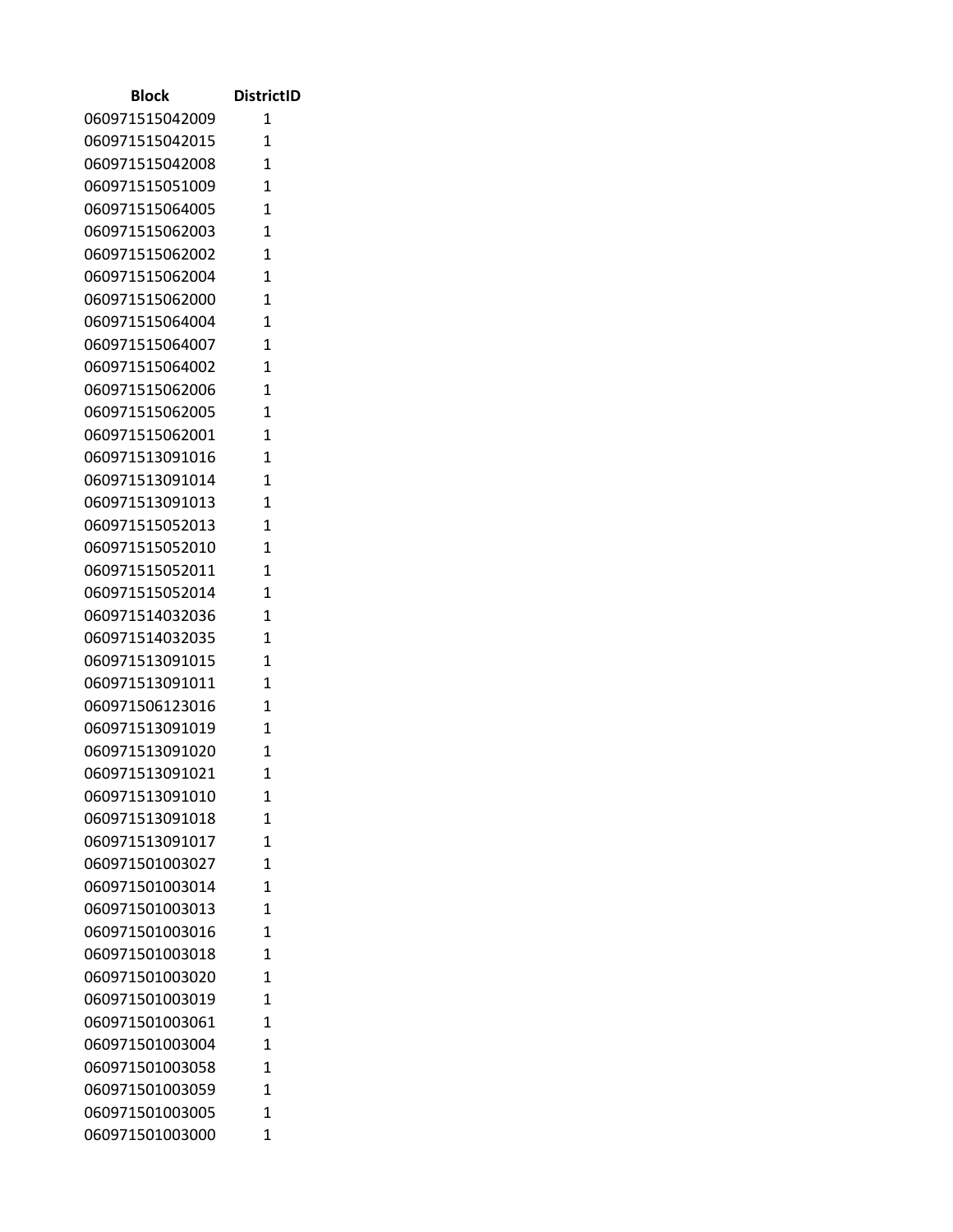| Block | DistrictID |
|---|---|
| 060971515042009 | 1 |
| 060971515042015 | 1 |
| 060971515042008 | 1 |
| 060971515051009 | 1 |
| 060971515064005 | 1 |
| 060971515062003 | 1 |
| 060971515062002 | 1 |
| 060971515062004 | 1 |
| 060971515062000 | 1 |
| 060971515064004 | 1 |
| 060971515064007 | 1 |
| 060971515064002 | 1 |
| 060971515062006 | 1 |
| 060971515062005 | 1 |
| 060971515062001 | 1 |
| 060971513091016 | 1 |
| 060971513091014 | 1 |
| 060971513091013 | 1 |
| 060971515052013 | 1 |
| 060971515052010 | 1 |
| 060971515052011 | 1 |
| 060971515052014 | 1 |
| 060971514032036 | 1 |
| 060971514032035 | 1 |
| 060971513091015 | 1 |
| 060971513091011 | 1 |
| 060971506123016 | 1 |
| 060971513091019 | 1 |
| 060971513091020 | 1 |
| 060971513091021 | 1 |
| 060971513091010 | 1 |
| 060971513091018 | 1 |
| 060971513091017 | 1 |
| 060971501003027 | 1 |
| 060971501003014 | 1 |
| 060971501003013 | 1 |
| 060971501003016 | 1 |
| 060971501003018 | 1 |
| 060971501003020 | 1 |
| 060971501003019 | 1 |
| 060971501003061 | 1 |
| 060971501003004 | 1 |
| 060971501003058 | 1 |
| 060971501003059 | 1 |
| 060971501003005 | 1 |
| 060971501003000 | 1 |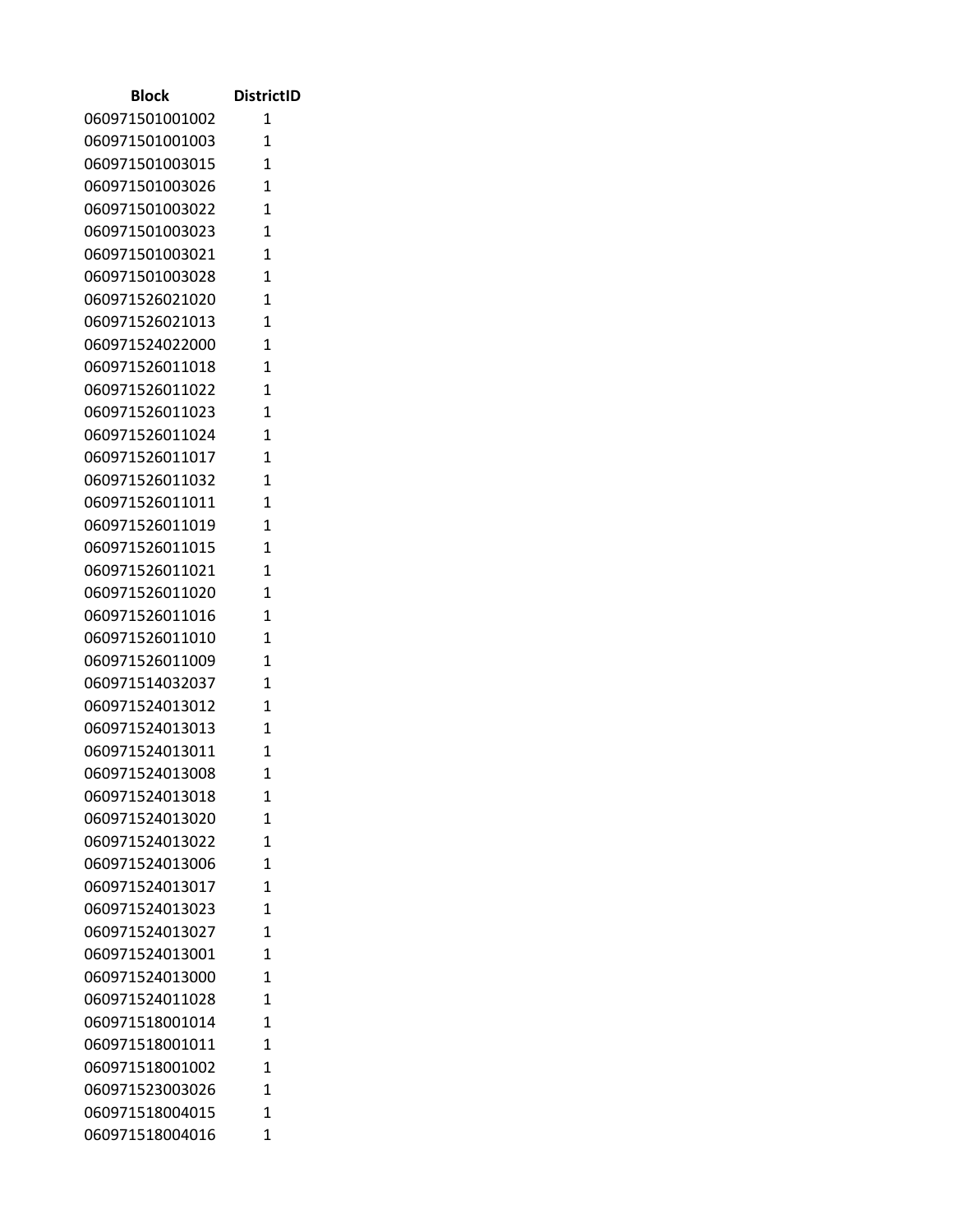| Block | DistrictID |
|---|---|
| 060971501001002 | 1 |
| 060971501001003 | 1 |
| 060971501003015 | 1 |
| 060971501003026 | 1 |
| 060971501003022 | 1 |
| 060971501003023 | 1 |
| 060971501003021 | 1 |
| 060971501003028 | 1 |
| 060971526021020 | 1 |
| 060971526021013 | 1 |
| 060971524022000 | 1 |
| 060971526011018 | 1 |
| 060971526011022 | 1 |
| 060971526011023 | 1 |
| 060971526011024 | 1 |
| 060971526011017 | 1 |
| 060971526011032 | 1 |
| 060971526011011 | 1 |
| 060971526011019 | 1 |
| 060971526011015 | 1 |
| 060971526011021 | 1 |
| 060971526011020 | 1 |
| 060971526011016 | 1 |
| 060971526011010 | 1 |
| 060971526011009 | 1 |
| 060971514032037 | 1 |
| 060971524013012 | 1 |
| 060971524013013 | 1 |
| 060971524013011 | 1 |
| 060971524013008 | 1 |
| 060971524013018 | 1 |
| 060971524013020 | 1 |
| 060971524013022 | 1 |
| 060971524013006 | 1 |
| 060971524013017 | 1 |
| 060971524013023 | 1 |
| 060971524013027 | 1 |
| 060971524013001 | 1 |
| 060971524013000 | 1 |
| 060971524011028 | 1 |
| 060971518001014 | 1 |
| 060971518001011 | 1 |
| 060971518001002 | 1 |
| 060971523003026 | 1 |
| 060971518004015 | 1 |
| 060971518004016 | 1 |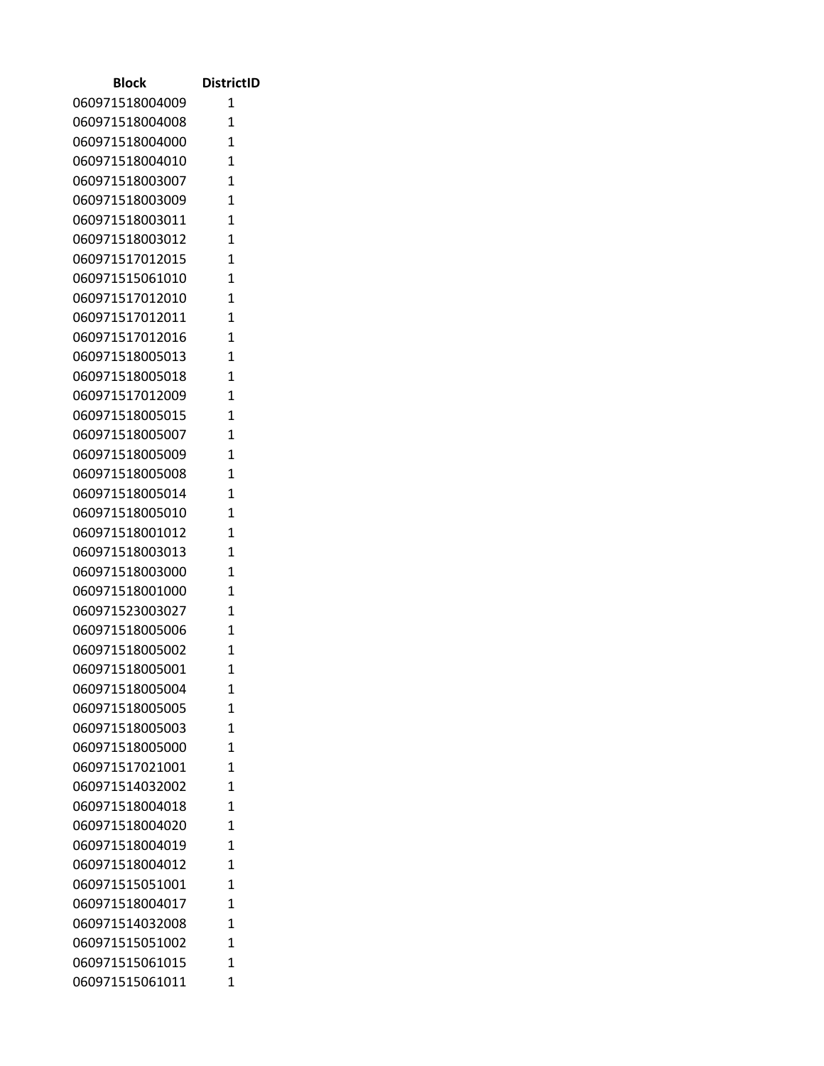| Block | DistrictID |
| --- | --- |
| 060971518004009 | 1 |
| 060971518004008 | 1 |
| 060971518004000 | 1 |
| 060971518004010 | 1 |
| 060971518003007 | 1 |
| 060971518003009 | 1 |
| 060971518003011 | 1 |
| 060971518003012 | 1 |
| 060971517012015 | 1 |
| 060971515061010 | 1 |
| 060971517012010 | 1 |
| 060971517012011 | 1 |
| 060971517012016 | 1 |
| 060971518005013 | 1 |
| 060971518005018 | 1 |
| 060971517012009 | 1 |
| 060971518005015 | 1 |
| 060971518005007 | 1 |
| 060971518005009 | 1 |
| 060971518005008 | 1 |
| 060971518005014 | 1 |
| 060971518005010 | 1 |
| 060971518001012 | 1 |
| 060971518003013 | 1 |
| 060971518003000 | 1 |
| 060971518001000 | 1 |
| 060971523003027 | 1 |
| 060971518005006 | 1 |
| 060971518005002 | 1 |
| 060971518005001 | 1 |
| 060971518005004 | 1 |
| 060971518005005 | 1 |
| 060971518005003 | 1 |
| 060971518005000 | 1 |
| 060971517021001 | 1 |
| 060971514032002 | 1 |
| 060971518004018 | 1 |
| 060971518004020 | 1 |
| 060971518004019 | 1 |
| 060971518004012 | 1 |
| 060971515051001 | 1 |
| 060971518004017 | 1 |
| 060971514032008 | 1 |
| 060971515051002 | 1 |
| 060971515061015 | 1 |
| 060971515061011 | 1 |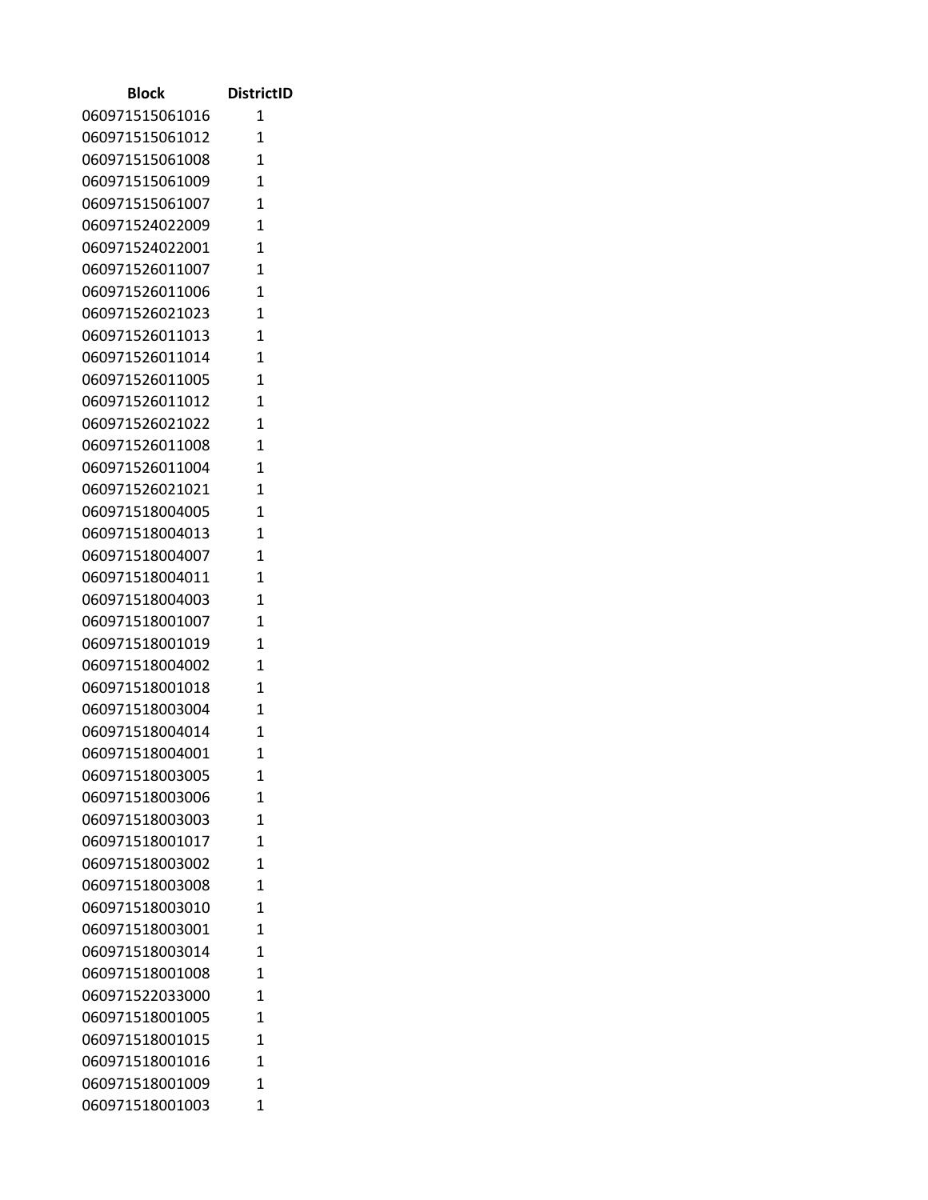| Block | DistrictID |
|---|---|
| 060971515061016 | 1 |
| 060971515061012 | 1 |
| 060971515061008 | 1 |
| 060971515061009 | 1 |
| 060971515061007 | 1 |
| 060971524022009 | 1 |
| 060971524022001 | 1 |
| 060971526011007 | 1 |
| 060971526011006 | 1 |
| 060971526021023 | 1 |
| 060971526011013 | 1 |
| 060971526011014 | 1 |
| 060971526011005 | 1 |
| 060971526011012 | 1 |
| 060971526021022 | 1 |
| 060971526011008 | 1 |
| 060971526011004 | 1 |
| 060971526021021 | 1 |
| 060971518004005 | 1 |
| 060971518004013 | 1 |
| 060971518004007 | 1 |
| 060971518004011 | 1 |
| 060971518004003 | 1 |
| 060971518001007 | 1 |
| 060971518001019 | 1 |
| 060971518004002 | 1 |
| 060971518001018 | 1 |
| 060971518003004 | 1 |
| 060971518004014 | 1 |
| 060971518004001 | 1 |
| 060971518003005 | 1 |
| 060971518003006 | 1 |
| 060971518003003 | 1 |
| 060971518001017 | 1 |
| 060971518003002 | 1 |
| 060971518003008 | 1 |
| 060971518003010 | 1 |
| 060971518003001 | 1 |
| 060971518003014 | 1 |
| 060971518001008 | 1 |
| 060971522033000 | 1 |
| 060971518001005 | 1 |
| 060971518001015 | 1 |
| 060971518001016 | 1 |
| 060971518001009 | 1 |
| 060971518001003 | 1 |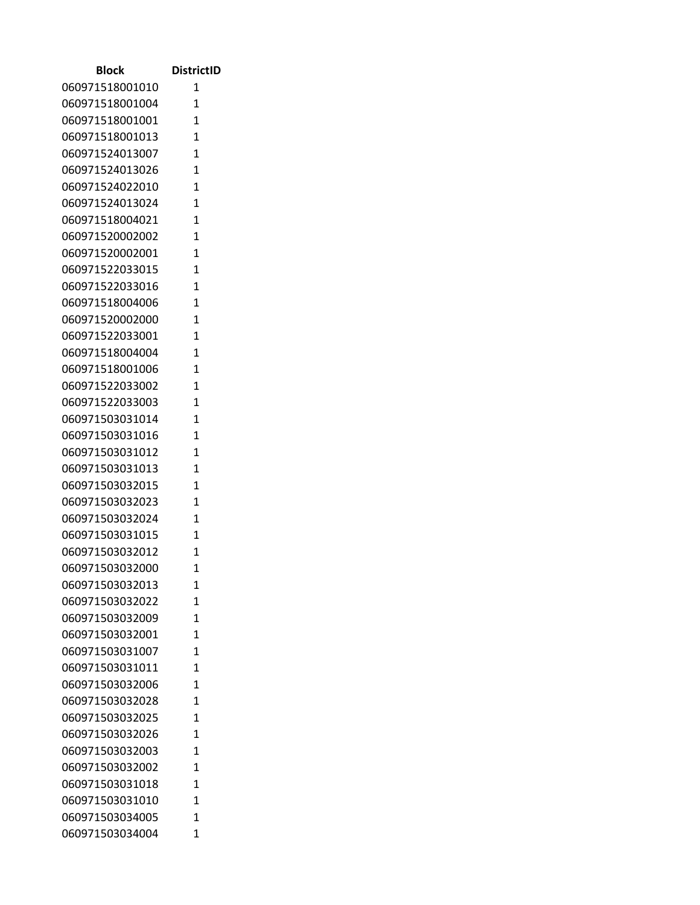| Block | DistrictID |
| --- | --- |
| 060971518001010 | 1 |
| 060971518001004 | 1 |
| 060971518001001 | 1 |
| 060971518001013 | 1 |
| 060971524013007 | 1 |
| 060971524013026 | 1 |
| 060971524022010 | 1 |
| 060971524013024 | 1 |
| 060971518004021 | 1 |
| 060971520002002 | 1 |
| 060971520002001 | 1 |
| 060971522033015 | 1 |
| 060971522033016 | 1 |
| 060971518004006 | 1 |
| 060971520002000 | 1 |
| 060971522033001 | 1 |
| 060971518004004 | 1 |
| 060971518001006 | 1 |
| 060971522033002 | 1 |
| 060971522033003 | 1 |
| 060971503031014 | 1 |
| 060971503031016 | 1 |
| 060971503031012 | 1 |
| 060971503031013 | 1 |
| 060971503032015 | 1 |
| 060971503032023 | 1 |
| 060971503032024 | 1 |
| 060971503031015 | 1 |
| 060971503032012 | 1 |
| 060971503032000 | 1 |
| 060971503032013 | 1 |
| 060971503032022 | 1 |
| 060971503032009 | 1 |
| 060971503032001 | 1 |
| 060971503031007 | 1 |
| 060971503031011 | 1 |
| 060971503032006 | 1 |
| 060971503032028 | 1 |
| 060971503032025 | 1 |
| 060971503032026 | 1 |
| 060971503032003 | 1 |
| 060971503032002 | 1 |
| 060971503031018 | 1 |
| 060971503031010 | 1 |
| 060971503034005 | 1 |
| 060971503034004 | 1 |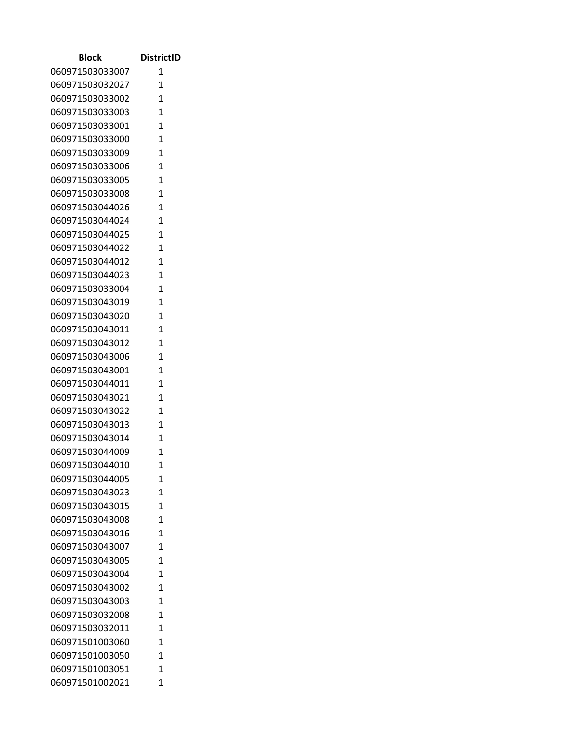| Block | DistrictID |
| --- | --- |
| 060971503033007 | 1 |
| 060971503032027 | 1 |
| 060971503033002 | 1 |
| 060971503033003 | 1 |
| 060971503033001 | 1 |
| 060971503033000 | 1 |
| 060971503033009 | 1 |
| 060971503033006 | 1 |
| 060971503033005 | 1 |
| 060971503033008 | 1 |
| 060971503044026 | 1 |
| 060971503044024 | 1 |
| 060971503044025 | 1 |
| 060971503044022 | 1 |
| 060971503044012 | 1 |
| 060971503044023 | 1 |
| 060971503033004 | 1 |
| 060971503043019 | 1 |
| 060971503043020 | 1 |
| 060971503043011 | 1 |
| 060971503043012 | 1 |
| 060971503043006 | 1 |
| 060971503043001 | 1 |
| 060971503044011 | 1 |
| 060971503043021 | 1 |
| 060971503043022 | 1 |
| 060971503043013 | 1 |
| 060971503043014 | 1 |
| 060971503044009 | 1 |
| 060971503044010 | 1 |
| 060971503044005 | 1 |
| 060971503043023 | 1 |
| 060971503043015 | 1 |
| 060971503043008 | 1 |
| 060971503043016 | 1 |
| 060971503043007 | 1 |
| 060971503043005 | 1 |
| 060971503043004 | 1 |
| 060971503043002 | 1 |
| 060971503043003 | 1 |
| 060971503032008 | 1 |
| 060971503032011 | 1 |
| 060971501003060 | 1 |
| 060971501003050 | 1 |
| 060971501003051 | 1 |
| 060971501002021 | 1 |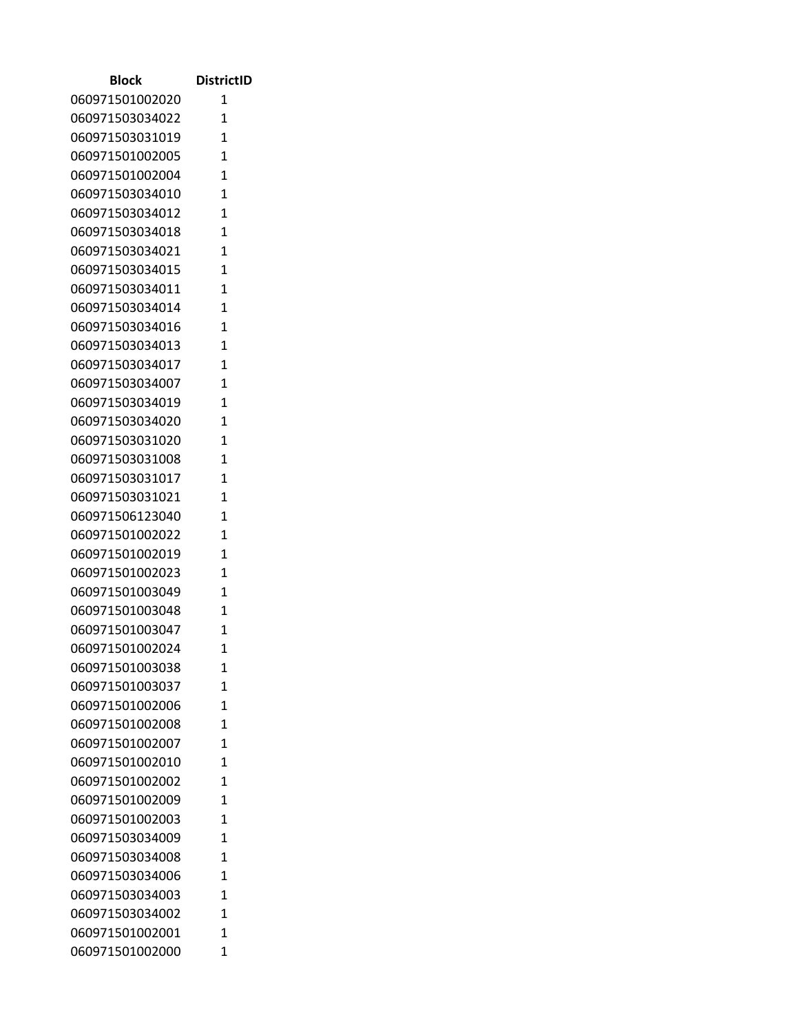| Block | DistrictID |
|---|---|
| 060971501002020 | 1 |
| 060971503034022 | 1 |
| 060971503031019 | 1 |
| 060971501002005 | 1 |
| 060971501002004 | 1 |
| 060971503034010 | 1 |
| 060971503034012 | 1 |
| 060971503034018 | 1 |
| 060971503034021 | 1 |
| 060971503034015 | 1 |
| 060971503034011 | 1 |
| 060971503034014 | 1 |
| 060971503034016 | 1 |
| 060971503034013 | 1 |
| 060971503034017 | 1 |
| 060971503034007 | 1 |
| 060971503034019 | 1 |
| 060971503034020 | 1 |
| 060971503031020 | 1 |
| 060971503031008 | 1 |
| 060971503031017 | 1 |
| 060971503031021 | 1 |
| 060971506123040 | 1 |
| 060971501002022 | 1 |
| 060971501002019 | 1 |
| 060971501002023 | 1 |
| 060971501003049 | 1 |
| 060971501003048 | 1 |
| 060971501003047 | 1 |
| 060971501002024 | 1 |
| 060971501003038 | 1 |
| 060971501003037 | 1 |
| 060971501002006 | 1 |
| 060971501002008 | 1 |
| 060971501002007 | 1 |
| 060971501002010 | 1 |
| 060971501002002 | 1 |
| 060971501002009 | 1 |
| 060971501002003 | 1 |
| 060971503034009 | 1 |
| 060971503034008 | 1 |
| 060971503034006 | 1 |
| 060971503034003 | 1 |
| 060971503034002 | 1 |
| 060971501002001 | 1 |
| 060971501002000 | 1 |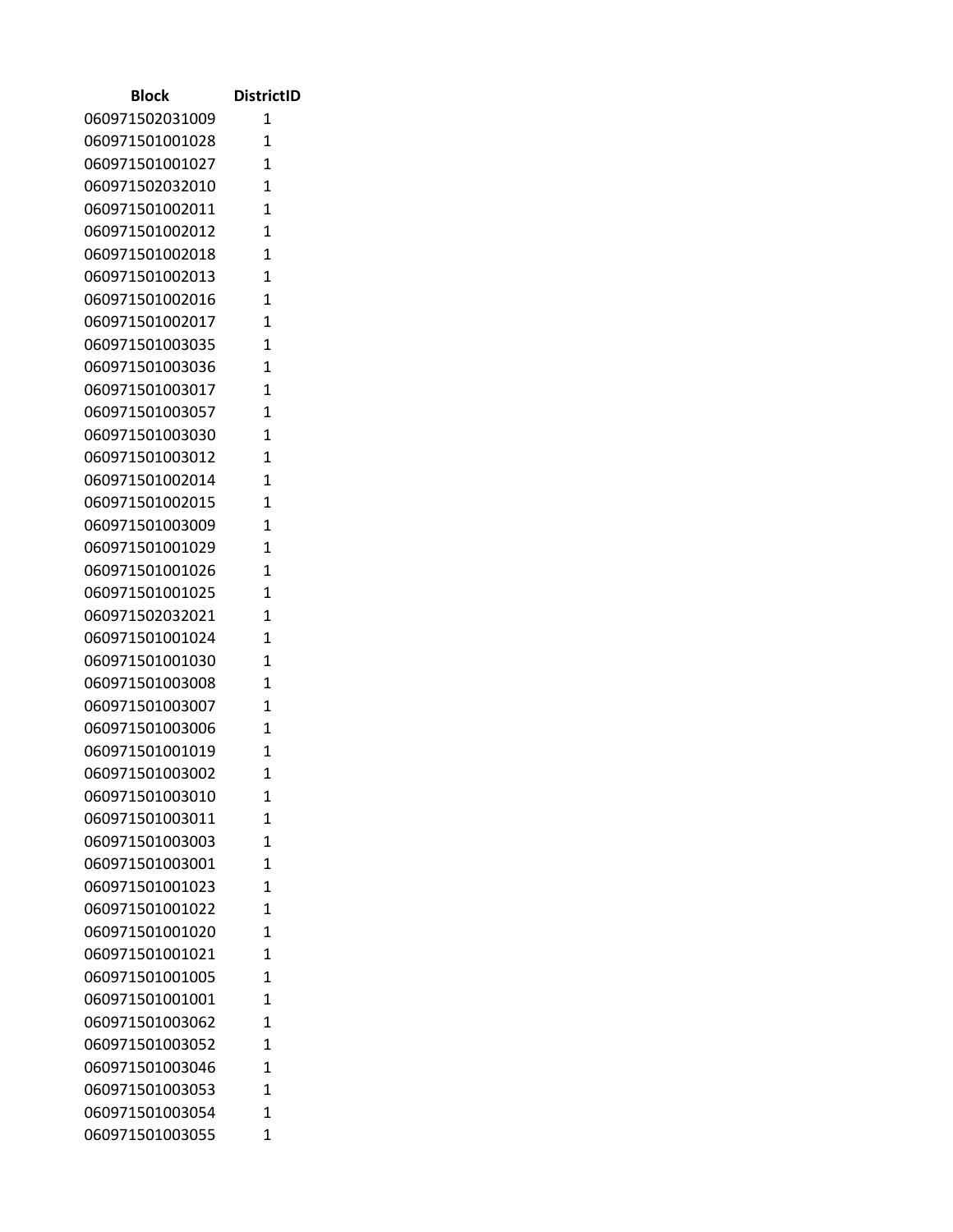| Block | DistrictID |
|---|---|
| 060971502031009 | 1 |
| 060971501001028 | 1 |
| 060971501001027 | 1 |
| 060971502032010 | 1 |
| 060971501002011 | 1 |
| 060971501002012 | 1 |
| 060971501002018 | 1 |
| 060971501002013 | 1 |
| 060971501002016 | 1 |
| 060971501002017 | 1 |
| 060971501003035 | 1 |
| 060971501003036 | 1 |
| 060971501003017 | 1 |
| 060971501003057 | 1 |
| 060971501003030 | 1 |
| 060971501003012 | 1 |
| 060971501002014 | 1 |
| 060971501002015 | 1 |
| 060971501003009 | 1 |
| 060971501001029 | 1 |
| 060971501001026 | 1 |
| 060971501001025 | 1 |
| 060971502032021 | 1 |
| 060971501001024 | 1 |
| 060971501001030 | 1 |
| 060971501003008 | 1 |
| 060971501003007 | 1 |
| 060971501003006 | 1 |
| 060971501001019 | 1 |
| 060971501003002 | 1 |
| 060971501003010 | 1 |
| 060971501003011 | 1 |
| 060971501003003 | 1 |
| 060971501003001 | 1 |
| 060971501001023 | 1 |
| 060971501001022 | 1 |
| 060971501001020 | 1 |
| 060971501001021 | 1 |
| 060971501001005 | 1 |
| 060971501001001 | 1 |
| 060971501003062 | 1 |
| 060971501003052 | 1 |
| 060971501003046 | 1 |
| 060971501003053 | 1 |
| 060971501003054 | 1 |
| 060971501003055 | 1 |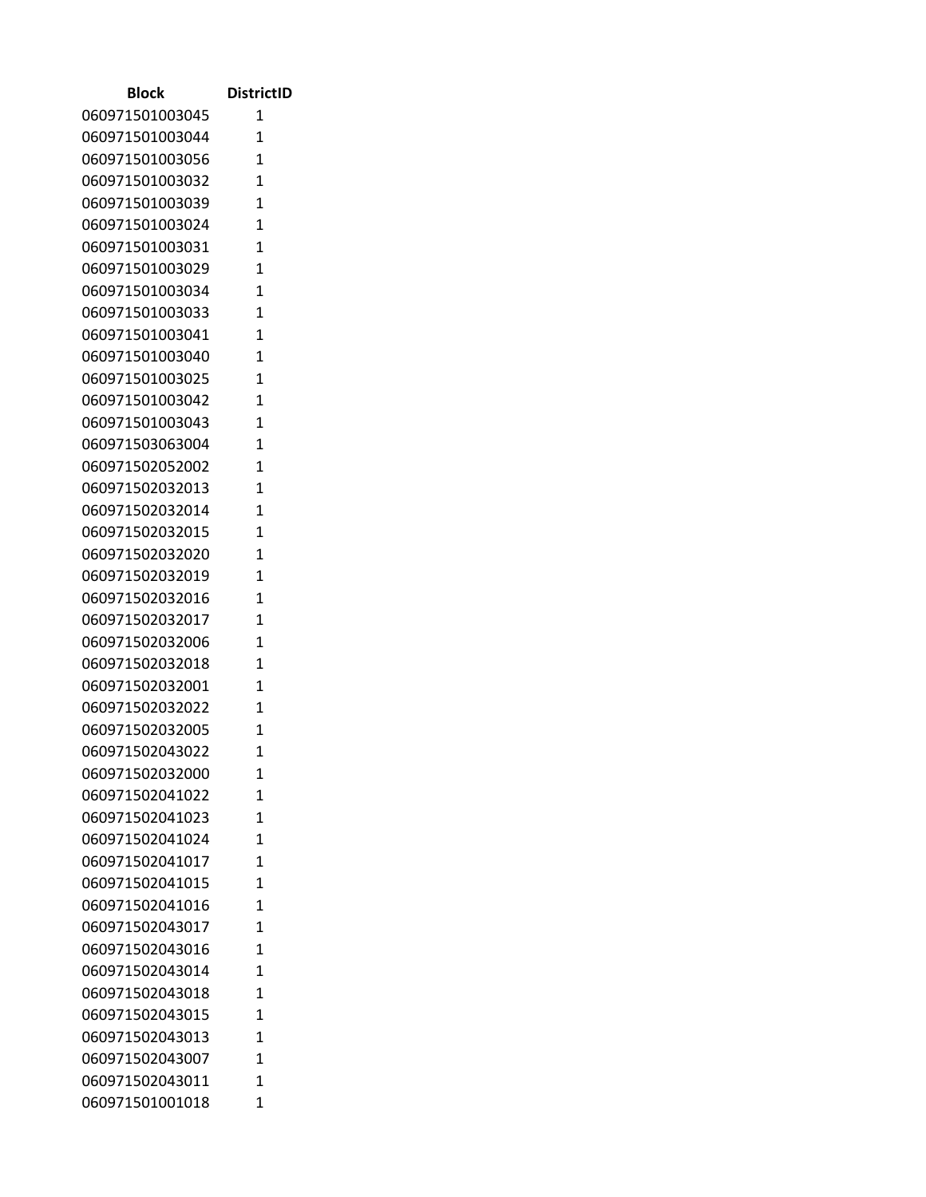| Block | DistrictID |
|---|---|
| 060971501003045 | 1 |
| 060971501003044 | 1 |
| 060971501003056 | 1 |
| 060971501003032 | 1 |
| 060971501003039 | 1 |
| 060971501003024 | 1 |
| 060971501003031 | 1 |
| 060971501003029 | 1 |
| 060971501003034 | 1 |
| 060971501003033 | 1 |
| 060971501003041 | 1 |
| 060971501003040 | 1 |
| 060971501003025 | 1 |
| 060971501003042 | 1 |
| 060971501003043 | 1 |
| 060971503063004 | 1 |
| 060971502052002 | 1 |
| 060971502032013 | 1 |
| 060971502032014 | 1 |
| 060971502032015 | 1 |
| 060971502032020 | 1 |
| 060971502032019 | 1 |
| 060971502032016 | 1 |
| 060971502032017 | 1 |
| 060971502032006 | 1 |
| 060971502032018 | 1 |
| 060971502032001 | 1 |
| 060971502032022 | 1 |
| 060971502032005 | 1 |
| 060971502043022 | 1 |
| 060971502032000 | 1 |
| 060971502041022 | 1 |
| 060971502041023 | 1 |
| 060971502041024 | 1 |
| 060971502041017 | 1 |
| 060971502041015 | 1 |
| 060971502041016 | 1 |
| 060971502043017 | 1 |
| 060971502043016 | 1 |
| 060971502043014 | 1 |
| 060971502043018 | 1 |
| 060971502043015 | 1 |
| 060971502043013 | 1 |
| 060971502043007 | 1 |
| 060971502043011 | 1 |
| 060971501001018 | 1 |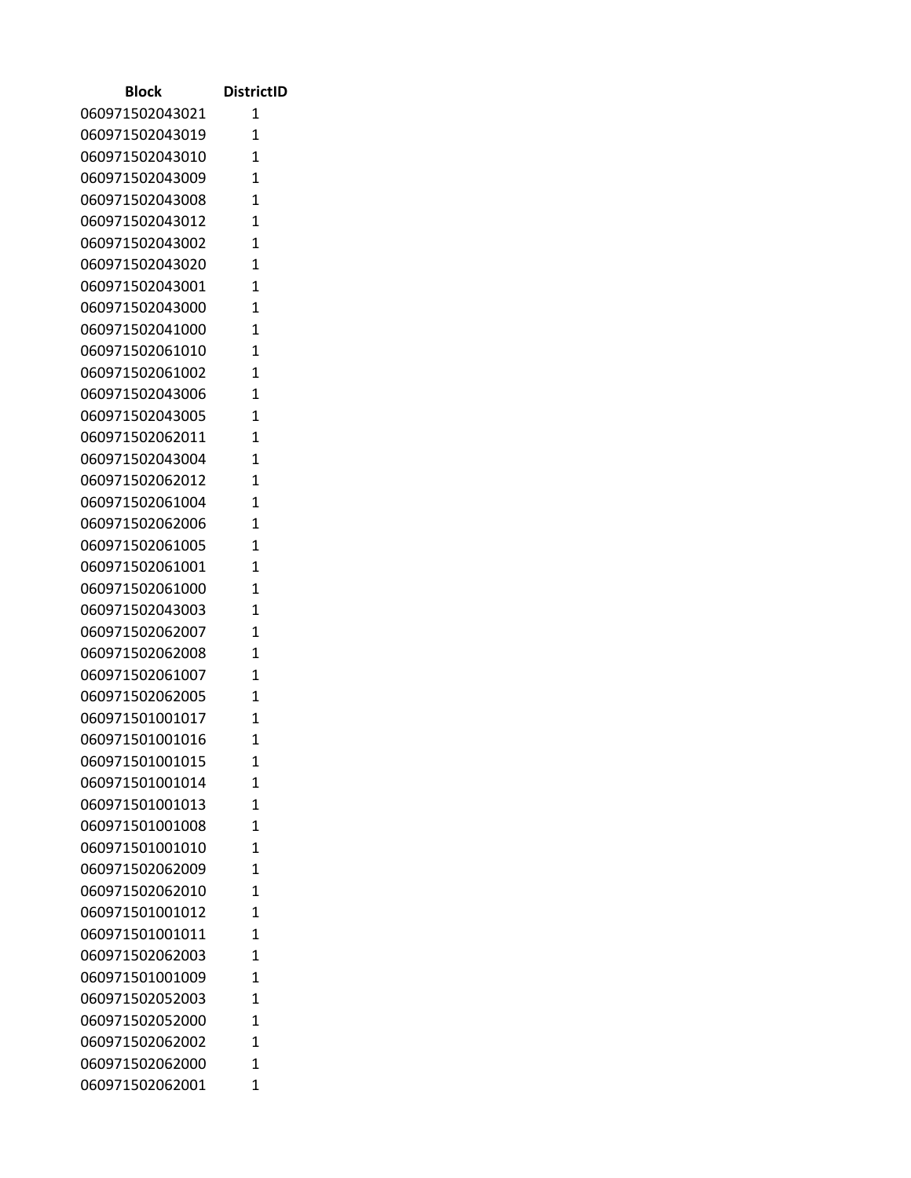| Block | DistrictID |
|---|---|
| 060971502043021 | 1 |
| 060971502043019 | 1 |
| 060971502043010 | 1 |
| 060971502043009 | 1 |
| 060971502043008 | 1 |
| 060971502043012 | 1 |
| 060971502043002 | 1 |
| 060971502043020 | 1 |
| 060971502043001 | 1 |
| 060971502043000 | 1 |
| 060971502041000 | 1 |
| 060971502061010 | 1 |
| 060971502061002 | 1 |
| 060971502043006 | 1 |
| 060971502043005 | 1 |
| 060971502062011 | 1 |
| 060971502043004 | 1 |
| 060971502062012 | 1 |
| 060971502061004 | 1 |
| 060971502062006 | 1 |
| 060971502061005 | 1 |
| 060971502061001 | 1 |
| 060971502061000 | 1 |
| 060971502043003 | 1 |
| 060971502062007 | 1 |
| 060971502062008 | 1 |
| 060971502061007 | 1 |
| 060971502062005 | 1 |
| 060971501001017 | 1 |
| 060971501001016 | 1 |
| 060971501001015 | 1 |
| 060971501001014 | 1 |
| 060971501001013 | 1 |
| 060971501001008 | 1 |
| 060971501001010 | 1 |
| 060971502062009 | 1 |
| 060971502062010 | 1 |
| 060971501001012 | 1 |
| 060971501001011 | 1 |
| 060971502062003 | 1 |
| 060971501001009 | 1 |
| 060971502052003 | 1 |
| 060971502052000 | 1 |
| 060971502062002 | 1 |
| 060971502062000 | 1 |
| 060971502062001 | 1 |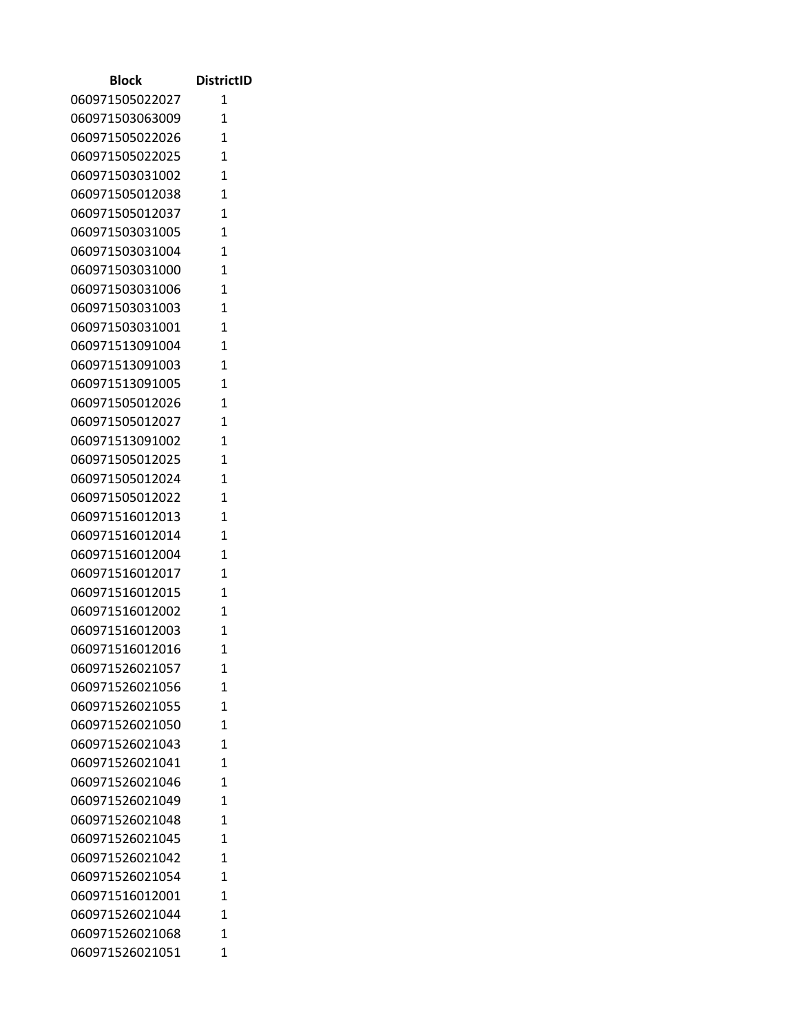| Block | DistrictID |
|---|---|
| 060971505022027 | 1 |
| 060971503063009 | 1 |
| 060971505022026 | 1 |
| 060971505022025 | 1 |
| 060971503031002 | 1 |
| 060971505012038 | 1 |
| 060971505012037 | 1 |
| 060971503031005 | 1 |
| 060971503031004 | 1 |
| 060971503031000 | 1 |
| 060971503031006 | 1 |
| 060971503031003 | 1 |
| 060971503031001 | 1 |
| 060971513091004 | 1 |
| 060971513091003 | 1 |
| 060971513091005 | 1 |
| 060971505012026 | 1 |
| 060971505012027 | 1 |
| 060971513091002 | 1 |
| 060971505012025 | 1 |
| 060971505012024 | 1 |
| 060971505012022 | 1 |
| 060971516012013 | 1 |
| 060971516012014 | 1 |
| 060971516012004 | 1 |
| 060971516012017 | 1 |
| 060971516012015 | 1 |
| 060971516012002 | 1 |
| 060971516012003 | 1 |
| 060971516012016 | 1 |
| 060971526021057 | 1 |
| 060971526021056 | 1 |
| 060971526021055 | 1 |
| 060971526021050 | 1 |
| 060971526021043 | 1 |
| 060971526021041 | 1 |
| 060971526021046 | 1 |
| 060971526021049 | 1 |
| 060971526021048 | 1 |
| 060971526021045 | 1 |
| 060971526021042 | 1 |
| 060971526021054 | 1 |
| 060971516012001 | 1 |
| 060971526021044 | 1 |
| 060971526021068 | 1 |
| 060971526021051 | 1 |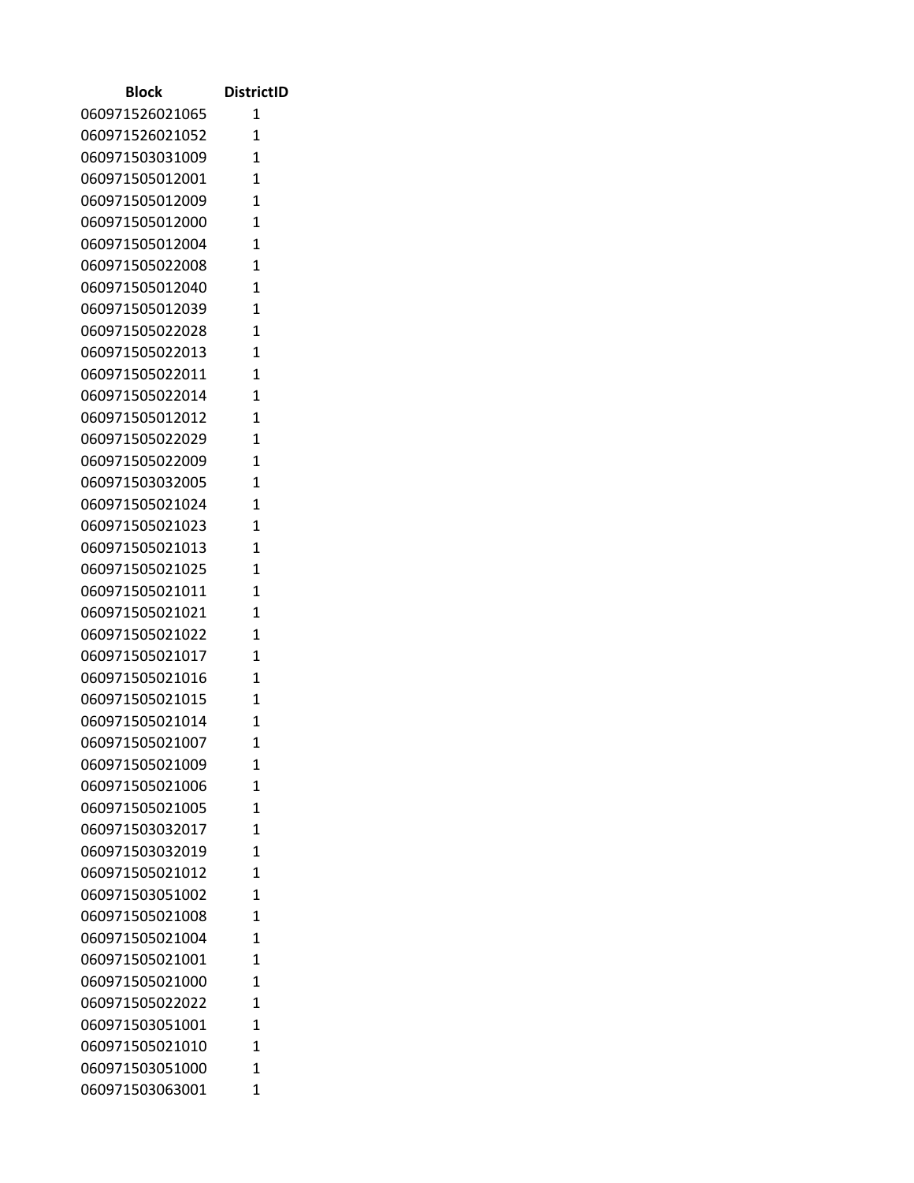| Block | DistrictID |
|---|---|
| 060971526021065 | 1 |
| 060971526021052 | 1 |
| 060971503031009 | 1 |
| 060971505012001 | 1 |
| 060971505012009 | 1 |
| 060971505012000 | 1 |
| 060971505012004 | 1 |
| 060971505022008 | 1 |
| 060971505012040 | 1 |
| 060971505012039 | 1 |
| 060971505022028 | 1 |
| 060971505022013 | 1 |
| 060971505022011 | 1 |
| 060971505022014 | 1 |
| 060971505012012 | 1 |
| 060971505022029 | 1 |
| 060971505022009 | 1 |
| 060971503032005 | 1 |
| 060971505021024 | 1 |
| 060971505021023 | 1 |
| 060971505021013 | 1 |
| 060971505021025 | 1 |
| 060971505021011 | 1 |
| 060971505021021 | 1 |
| 060971505021022 | 1 |
| 060971505021017 | 1 |
| 060971505021016 | 1 |
| 060971505021015 | 1 |
| 060971505021014 | 1 |
| 060971505021007 | 1 |
| 060971505021009 | 1 |
| 060971505021006 | 1 |
| 060971505021005 | 1 |
| 060971503032017 | 1 |
| 060971503032019 | 1 |
| 060971505021012 | 1 |
| 060971503051002 | 1 |
| 060971505021008 | 1 |
| 060971505021004 | 1 |
| 060971505021001 | 1 |
| 060971505021000 | 1 |
| 060971505022022 | 1 |
| 060971503051001 | 1 |
| 060971505021010 | 1 |
| 060971503051000 | 1 |
| 060971503063001 | 1 |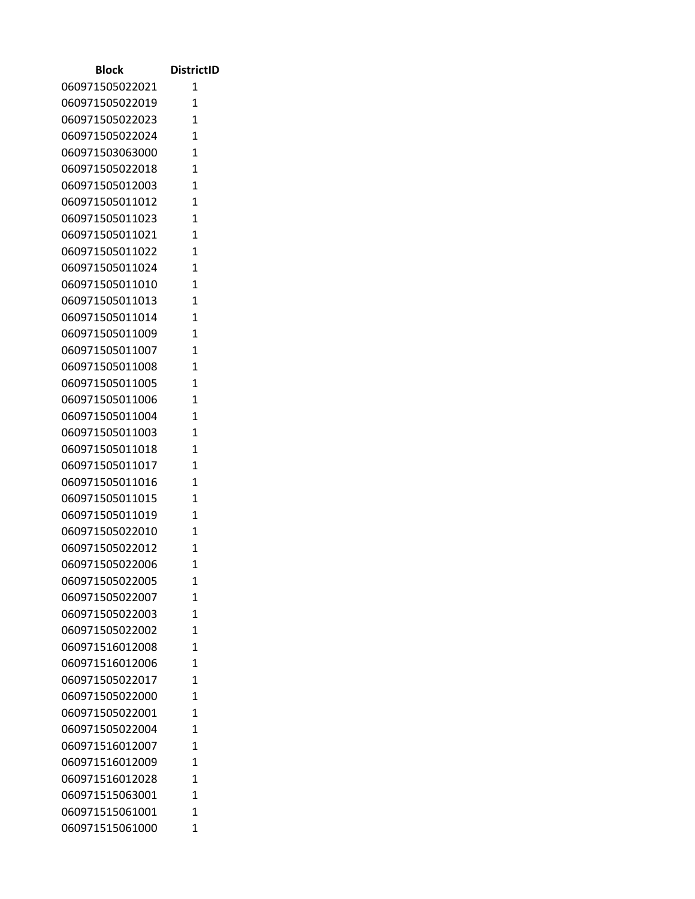| Block | DistrictID |
| --- | --- |
| 060971505022021 | 1 |
| 060971505022019 | 1 |
| 060971505022023 | 1 |
| 060971505022024 | 1 |
| 060971503063000 | 1 |
| 060971505022018 | 1 |
| 060971505012003 | 1 |
| 060971505011012 | 1 |
| 060971505011023 | 1 |
| 060971505011021 | 1 |
| 060971505011022 | 1 |
| 060971505011024 | 1 |
| 060971505011010 | 1 |
| 060971505011013 | 1 |
| 060971505011014 | 1 |
| 060971505011009 | 1 |
| 060971505011007 | 1 |
| 060971505011008 | 1 |
| 060971505011005 | 1 |
| 060971505011006 | 1 |
| 060971505011004 | 1 |
| 060971505011003 | 1 |
| 060971505011018 | 1 |
| 060971505011017 | 1 |
| 060971505011016 | 1 |
| 060971505011015 | 1 |
| 060971505011019 | 1 |
| 060971505022010 | 1 |
| 060971505022012 | 1 |
| 060971505022006 | 1 |
| 060971505022005 | 1 |
| 060971505022007 | 1 |
| 060971505022003 | 1 |
| 060971505022002 | 1 |
| 060971516012008 | 1 |
| 060971516012006 | 1 |
| 060971505022017 | 1 |
| 060971505022000 | 1 |
| 060971505022001 | 1 |
| 060971505022004 | 1 |
| 060971516012007 | 1 |
| 060971516012009 | 1 |
| 060971516012028 | 1 |
| 060971515063001 | 1 |
| 060971515061001 | 1 |
| 060971515061000 | 1 |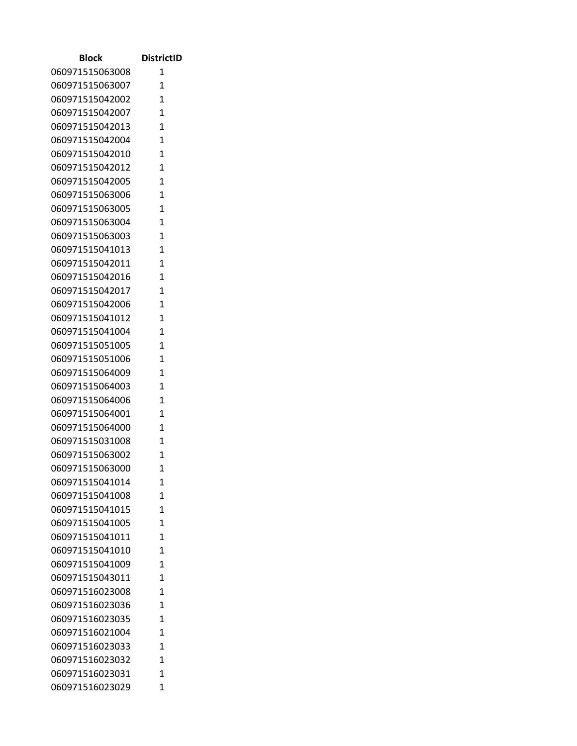| Block | DistrictID |
| --- | --- |
| 060971515063008 | 1 |
| 060971515063007 | 1 |
| 060971515042002 | 1 |
| 060971515042007 | 1 |
| 060971515042013 | 1 |
| 060971515042004 | 1 |
| 060971515042010 | 1 |
| 060971515042012 | 1 |
| 060971515042005 | 1 |
| 060971515063006 | 1 |
| 060971515063005 | 1 |
| 060971515063004 | 1 |
| 060971515063003 | 1 |
| 060971515041013 | 1 |
| 060971515042011 | 1 |
| 060971515042016 | 1 |
| 060971515042017 | 1 |
| 060971515042006 | 1 |
| 060971515041012 | 1 |
| 060971515041004 | 1 |
| 060971515051005 | 1 |
| 060971515051006 | 1 |
| 060971515064009 | 1 |
| 060971515064003 | 1 |
| 060971515064006 | 1 |
| 060971515064001 | 1 |
| 060971515064000 | 1 |
| 060971515031008 | 1 |
| 060971515063002 | 1 |
| 060971515063000 | 1 |
| 060971515041014 | 1 |
| 060971515041008 | 1 |
| 060971515041015 | 1 |
| 060971515041005 | 1 |
| 060971515041011 | 1 |
| 060971515041010 | 1 |
| 060971515041009 | 1 |
| 060971515043011 | 1 |
| 060971516023008 | 1 |
| 060971516023036 | 1 |
| 060971516023035 | 1 |
| 060971516021004 | 1 |
| 060971516023033 | 1 |
| 060971516023032 | 1 |
| 060971516023031 | 1 |
| 060971516023029 | 1 |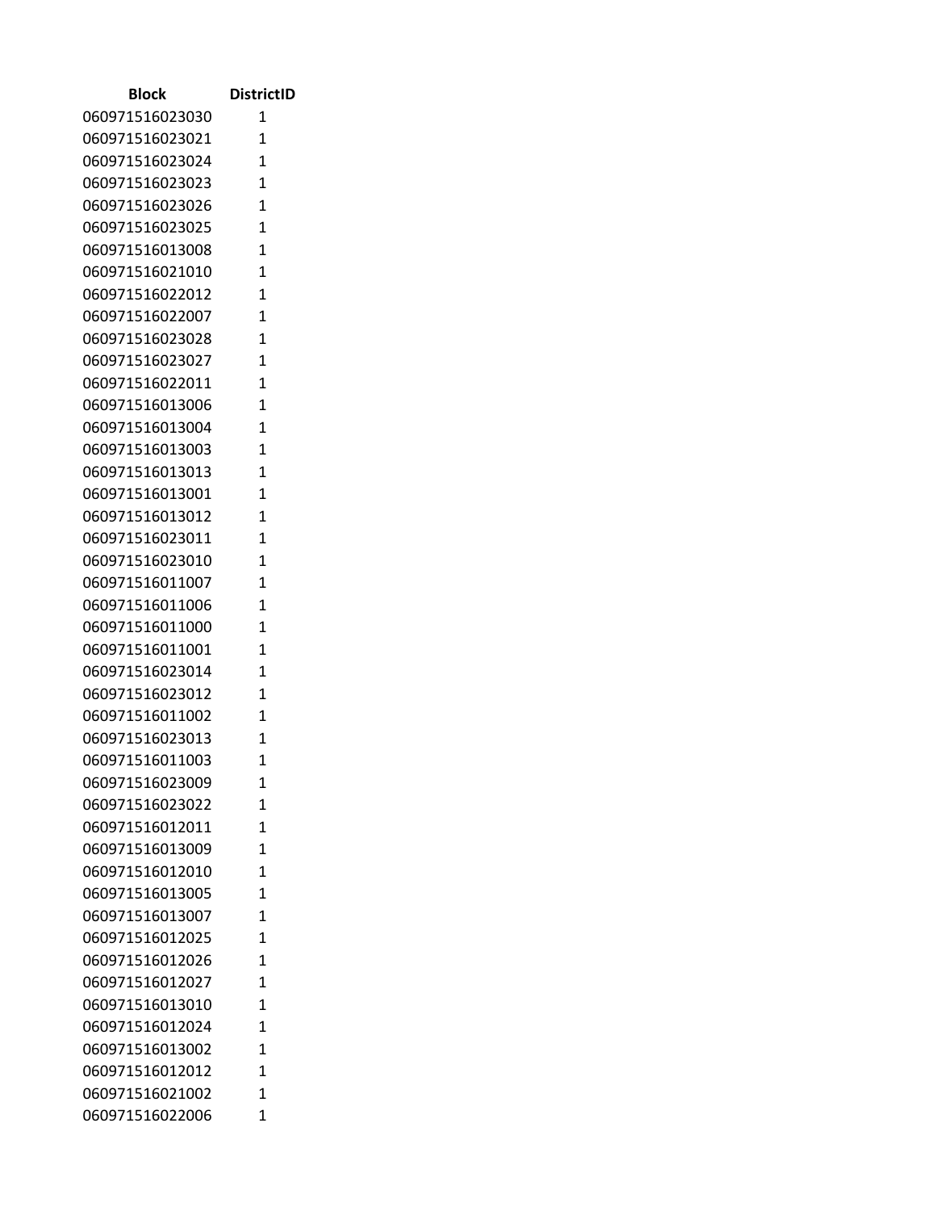| Block | DistrictID |
| --- | --- |
| 060971516023030 | 1 |
| 060971516023021 | 1 |
| 060971516023024 | 1 |
| 060971516023023 | 1 |
| 060971516023026 | 1 |
| 060971516023025 | 1 |
| 060971516013008 | 1 |
| 060971516021010 | 1 |
| 060971516022012 | 1 |
| 060971516022007 | 1 |
| 060971516023028 | 1 |
| 060971516023027 | 1 |
| 060971516022011 | 1 |
| 060971516013006 | 1 |
| 060971516013004 | 1 |
| 060971516013003 | 1 |
| 060971516013013 | 1 |
| 060971516013001 | 1 |
| 060971516013012 | 1 |
| 060971516023011 | 1 |
| 060971516023010 | 1 |
| 060971516011007 | 1 |
| 060971516011006 | 1 |
| 060971516011000 | 1 |
| 060971516011001 | 1 |
| 060971516023014 | 1 |
| 060971516023012 | 1 |
| 060971516011002 | 1 |
| 060971516023013 | 1 |
| 060971516011003 | 1 |
| 060971516023009 | 1 |
| 060971516023022 | 1 |
| 060971516012011 | 1 |
| 060971516013009 | 1 |
| 060971516012010 | 1 |
| 060971516013005 | 1 |
| 060971516013007 | 1 |
| 060971516012025 | 1 |
| 060971516012026 | 1 |
| 060971516012027 | 1 |
| 060971516013010 | 1 |
| 060971516012024 | 1 |
| 060971516013002 | 1 |
| 060971516012012 | 1 |
| 060971516021002 | 1 |
| 060971516022006 | 1 |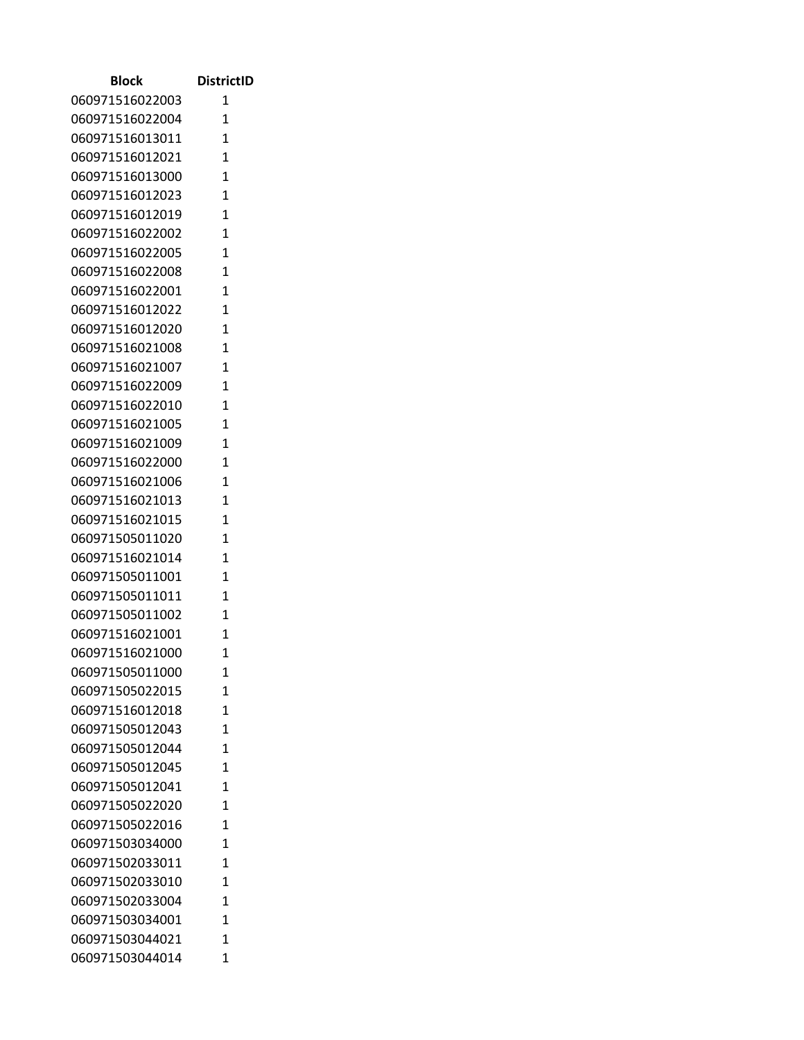| Block | DistrictID |
|---|---|
| 060971516022003 | 1 |
| 060971516022004 | 1 |
| 060971516013011 | 1 |
| 060971516012021 | 1 |
| 060971516013000 | 1 |
| 060971516012023 | 1 |
| 060971516012019 | 1 |
| 060971516022002 | 1 |
| 060971516022005 | 1 |
| 060971516022008 | 1 |
| 060971516022001 | 1 |
| 060971516012022 | 1 |
| 060971516012020 | 1 |
| 060971516021008 | 1 |
| 060971516021007 | 1 |
| 060971516022009 | 1 |
| 060971516022010 | 1 |
| 060971516021005 | 1 |
| 060971516021009 | 1 |
| 060971516022000 | 1 |
| 060971516021006 | 1 |
| 060971516021013 | 1 |
| 060971516021015 | 1 |
| 060971505011020 | 1 |
| 060971516021014 | 1 |
| 060971505011001 | 1 |
| 060971505011011 | 1 |
| 060971505011002 | 1 |
| 060971516021001 | 1 |
| 060971516021000 | 1 |
| 060971505011000 | 1 |
| 060971505022015 | 1 |
| 060971516012018 | 1 |
| 060971505012043 | 1 |
| 060971505012044 | 1 |
| 060971505012045 | 1 |
| 060971505012041 | 1 |
| 060971505022020 | 1 |
| 060971505022016 | 1 |
| 060971503034000 | 1 |
| 060971502033011 | 1 |
| 060971502033010 | 1 |
| 060971502033004 | 1 |
| 060971503034001 | 1 |
| 060971503044021 | 1 |
| 060971503044014 | 1 |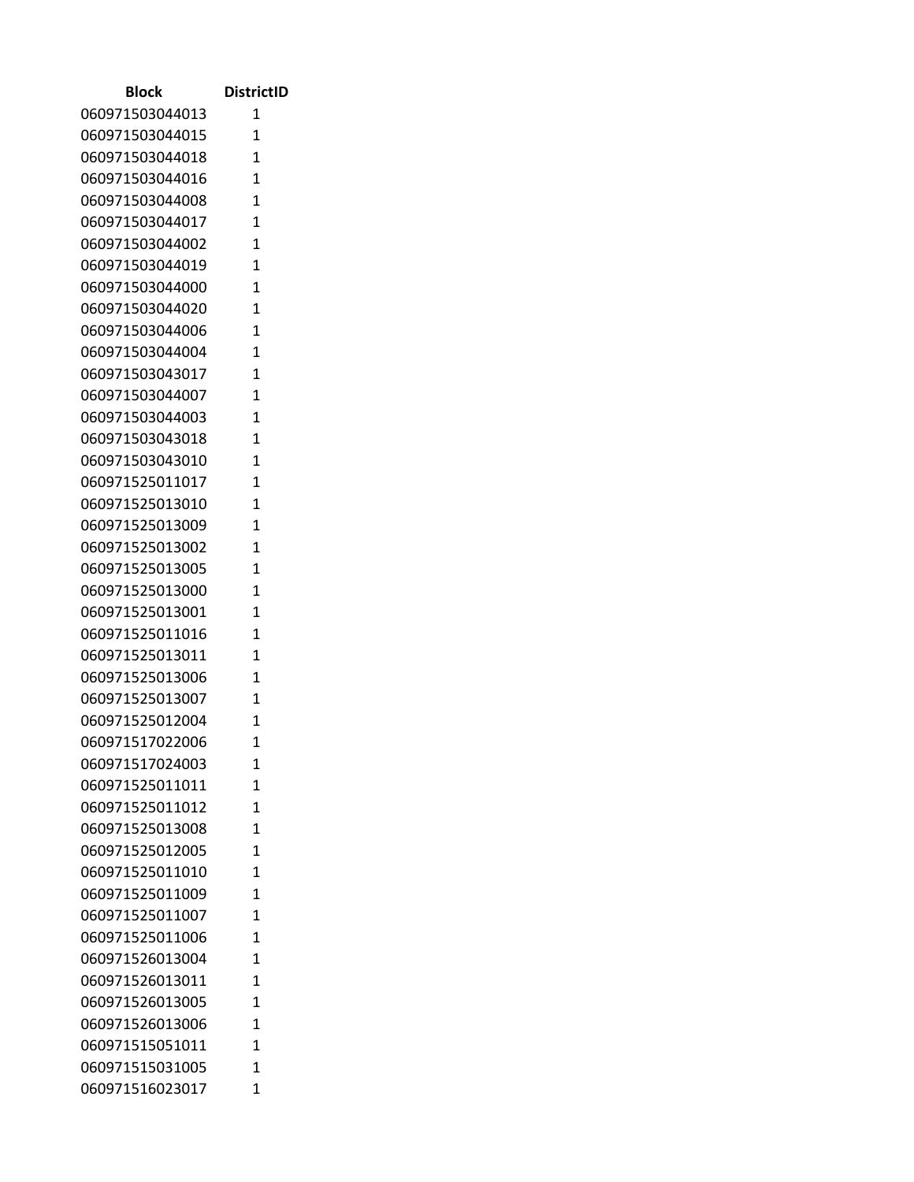| Block | DistrictID |
| --- | --- |
| 060971503044013 | 1 |
| 060971503044015 | 1 |
| 060971503044018 | 1 |
| 060971503044016 | 1 |
| 060971503044008 | 1 |
| 060971503044017 | 1 |
| 060971503044002 | 1 |
| 060971503044019 | 1 |
| 060971503044000 | 1 |
| 060971503044020 | 1 |
| 060971503044006 | 1 |
| 060971503044004 | 1 |
| 060971503043017 | 1 |
| 060971503044007 | 1 |
| 060971503044003 | 1 |
| 060971503043018 | 1 |
| 060971503043010 | 1 |
| 060971525011017 | 1 |
| 060971525013010 | 1 |
| 060971525013009 | 1 |
| 060971525013002 | 1 |
| 060971525013005 | 1 |
| 060971525013000 | 1 |
| 060971525013001 | 1 |
| 060971525011016 | 1 |
| 060971525013011 | 1 |
| 060971525013006 | 1 |
| 060971525013007 | 1 |
| 060971525012004 | 1 |
| 060971517022006 | 1 |
| 060971517024003 | 1 |
| 060971525011011 | 1 |
| 060971525011012 | 1 |
| 060971525013008 | 1 |
| 060971525012005 | 1 |
| 060971525011010 | 1 |
| 060971525011009 | 1 |
| 060971525011007 | 1 |
| 060971525011006 | 1 |
| 060971526013004 | 1 |
| 060971526013011 | 1 |
| 060971526013005 | 1 |
| 060971526013006 | 1 |
| 060971515051011 | 1 |
| 060971515031005 | 1 |
| 060971516023017 | 1 |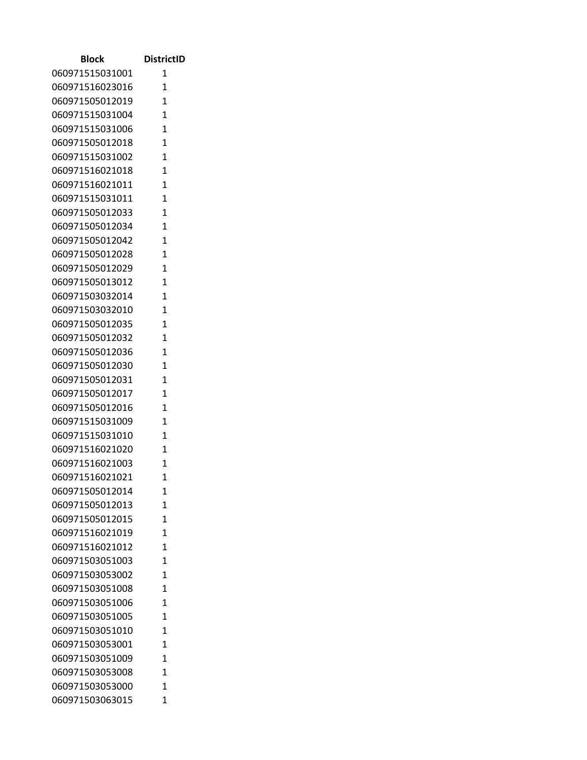| Block | DistrictID |
| --- | --- |
| 060971515031001 | 1 |
| 060971516023016 | 1 |
| 060971505012019 | 1 |
| 060971515031004 | 1 |
| 060971515031006 | 1 |
| 060971505012018 | 1 |
| 060971515031002 | 1 |
| 060971516021018 | 1 |
| 060971516021011 | 1 |
| 060971515031011 | 1 |
| 060971505012033 | 1 |
| 060971505012034 | 1 |
| 060971505012042 | 1 |
| 060971505012028 | 1 |
| 060971505012029 | 1 |
| 060971505013012 | 1 |
| 060971503032014 | 1 |
| 060971503032010 | 1 |
| 060971505012035 | 1 |
| 060971505012032 | 1 |
| 060971505012036 | 1 |
| 060971505012030 | 1 |
| 060971505012031 | 1 |
| 060971505012017 | 1 |
| 060971505012016 | 1 |
| 060971515031009 | 1 |
| 060971515031010 | 1 |
| 060971516021020 | 1 |
| 060971516021003 | 1 |
| 060971516021021 | 1 |
| 060971505012014 | 1 |
| 060971505012013 | 1 |
| 060971505012015 | 1 |
| 060971516021019 | 1 |
| 060971516021012 | 1 |
| 060971503051003 | 1 |
| 060971503053002 | 1 |
| 060971503051008 | 1 |
| 060971503051006 | 1 |
| 060971503051005 | 1 |
| 060971503051010 | 1 |
| 060971503053001 | 1 |
| 060971503051009 | 1 |
| 060971503053008 | 1 |
| 060971503053000 | 1 |
| 060971503063015 | 1 |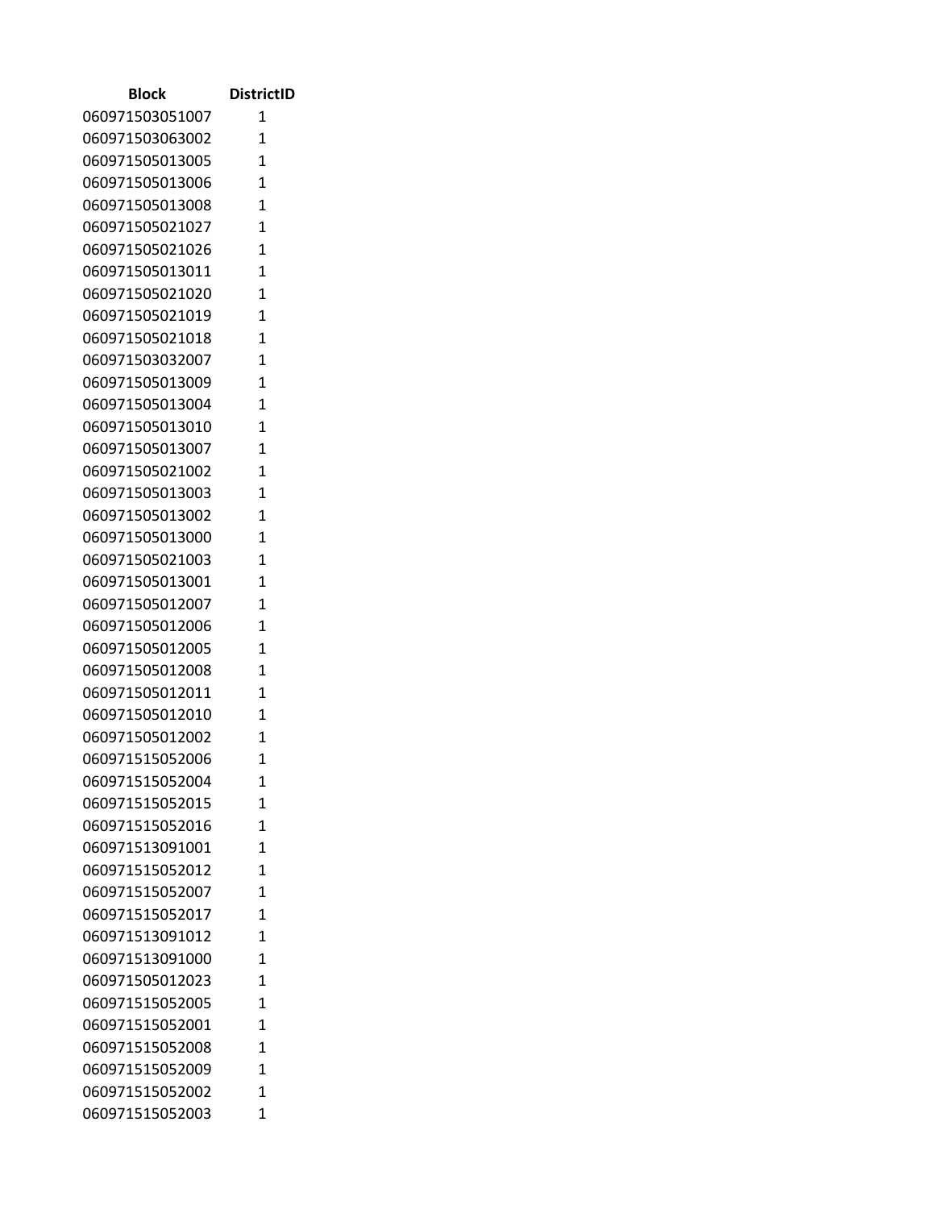| Block | DistrictID |
|---|---|
| 060971503051007 | 1 |
| 060971503063002 | 1 |
| 060971505013005 | 1 |
| 060971505013006 | 1 |
| 060971505013008 | 1 |
| 060971505021027 | 1 |
| 060971505021026 | 1 |
| 060971505013011 | 1 |
| 060971505021020 | 1 |
| 060971505021019 | 1 |
| 060971505021018 | 1 |
| 060971503032007 | 1 |
| 060971505013009 | 1 |
| 060971505013004 | 1 |
| 060971505013010 | 1 |
| 060971505013007 | 1 |
| 060971505021002 | 1 |
| 060971505013003 | 1 |
| 060971505013002 | 1 |
| 060971505013000 | 1 |
| 060971505021003 | 1 |
| 060971505013001 | 1 |
| 060971505012007 | 1 |
| 060971505012006 | 1 |
| 060971505012005 | 1 |
| 060971505012008 | 1 |
| 060971505012011 | 1 |
| 060971505012010 | 1 |
| 060971505012002 | 1 |
| 060971515052006 | 1 |
| 060971515052004 | 1 |
| 060971515052015 | 1 |
| 060971515052016 | 1 |
| 060971513091001 | 1 |
| 060971515052012 | 1 |
| 060971515052007 | 1 |
| 060971515052017 | 1 |
| 060971513091012 | 1 |
| 060971513091000 | 1 |
| 060971505012023 | 1 |
| 060971515052005 | 1 |
| 060971515052001 | 1 |
| 060971515052008 | 1 |
| 060971515052009 | 1 |
| 060971515052002 | 1 |
| 060971515052003 | 1 |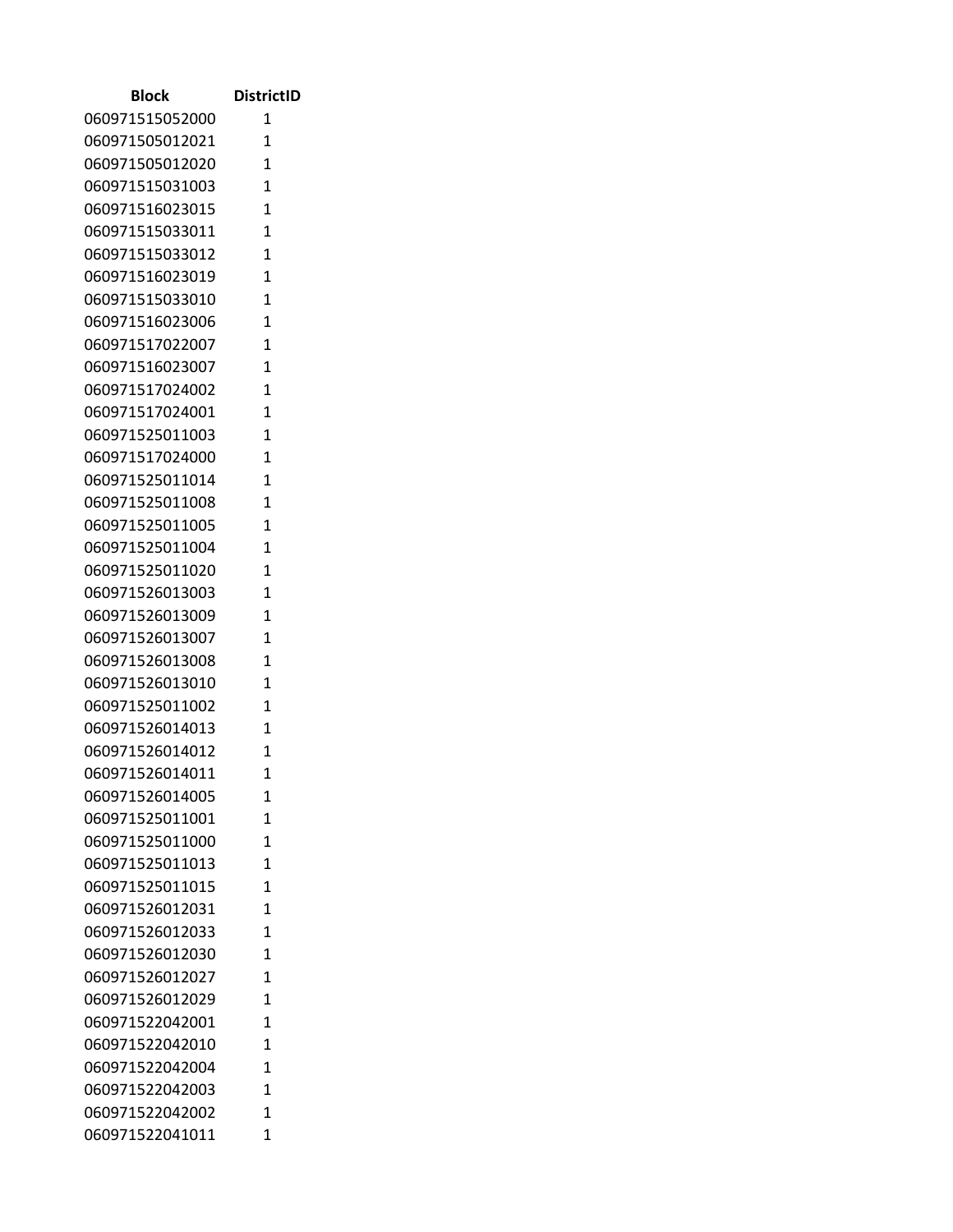| Block | DistrictID |
|---|---|
| 060971515052000 | 1 |
| 060971505012021 | 1 |
| 060971505012020 | 1 |
| 060971515031003 | 1 |
| 060971516023015 | 1 |
| 060971515033011 | 1 |
| 060971515033012 | 1 |
| 060971516023019 | 1 |
| 060971515033010 | 1 |
| 060971516023006 | 1 |
| 060971517022007 | 1 |
| 060971516023007 | 1 |
| 060971517024002 | 1 |
| 060971517024001 | 1 |
| 060971525011003 | 1 |
| 060971517024000 | 1 |
| 060971525011014 | 1 |
| 060971525011008 | 1 |
| 060971525011005 | 1 |
| 060971525011004 | 1 |
| 060971525011020 | 1 |
| 060971526013003 | 1 |
| 060971526013009 | 1 |
| 060971526013007 | 1 |
| 060971526013008 | 1 |
| 060971526013010 | 1 |
| 060971525011002 | 1 |
| 060971526014013 | 1 |
| 060971526014012 | 1 |
| 060971526014011 | 1 |
| 060971526014005 | 1 |
| 060971525011001 | 1 |
| 060971525011000 | 1 |
| 060971525011013 | 1 |
| 060971525011015 | 1 |
| 060971526012031 | 1 |
| 060971526012033 | 1 |
| 060971526012030 | 1 |
| 060971526012027 | 1 |
| 060971526012029 | 1 |
| 060971522042001 | 1 |
| 060971522042010 | 1 |
| 060971522042004 | 1 |
| 060971522042003 | 1 |
| 060971522042002 | 1 |
| 060971522041011 | 1 |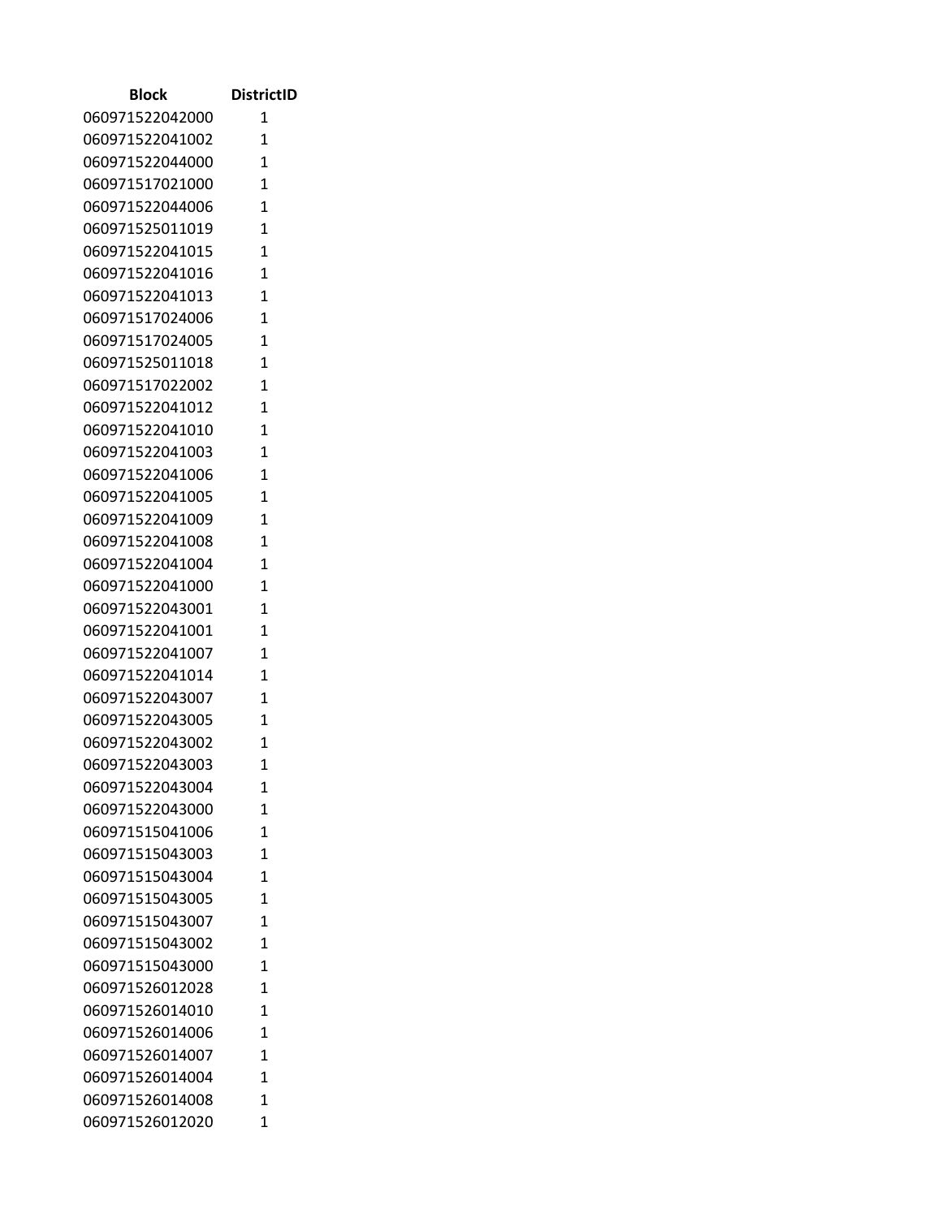| Block | DistrictID |
|---|---|
| 060971522042000 | 1 |
| 060971522041002 | 1 |
| 060971522044000 | 1 |
| 060971517021000 | 1 |
| 060971522044006 | 1 |
| 060971525011019 | 1 |
| 060971522041015 | 1 |
| 060971522041016 | 1 |
| 060971522041013 | 1 |
| 060971517024006 | 1 |
| 060971517024005 | 1 |
| 060971525011018 | 1 |
| 060971517022002 | 1 |
| 060971522041012 | 1 |
| 060971522041010 | 1 |
| 060971522041003 | 1 |
| 060971522041006 | 1 |
| 060971522041005 | 1 |
| 060971522041009 | 1 |
| 060971522041008 | 1 |
| 060971522041004 | 1 |
| 060971522041000 | 1 |
| 060971522043001 | 1 |
| 060971522041001 | 1 |
| 060971522041007 | 1 |
| 060971522041014 | 1 |
| 060971522043007 | 1 |
| 060971522043005 | 1 |
| 060971522043002 | 1 |
| 060971522043003 | 1 |
| 060971522043004 | 1 |
| 060971522043000 | 1 |
| 060971515041006 | 1 |
| 060971515043003 | 1 |
| 060971515043004 | 1 |
| 060971515043005 | 1 |
| 060971515043007 | 1 |
| 060971515043002 | 1 |
| 060971515043000 | 1 |
| 060971526012028 | 1 |
| 060971526014010 | 1 |
| 060971526014006 | 1 |
| 060971526014007 | 1 |
| 060971526014004 | 1 |
| 060971526014008 | 1 |
| 060971526012020 | 1 |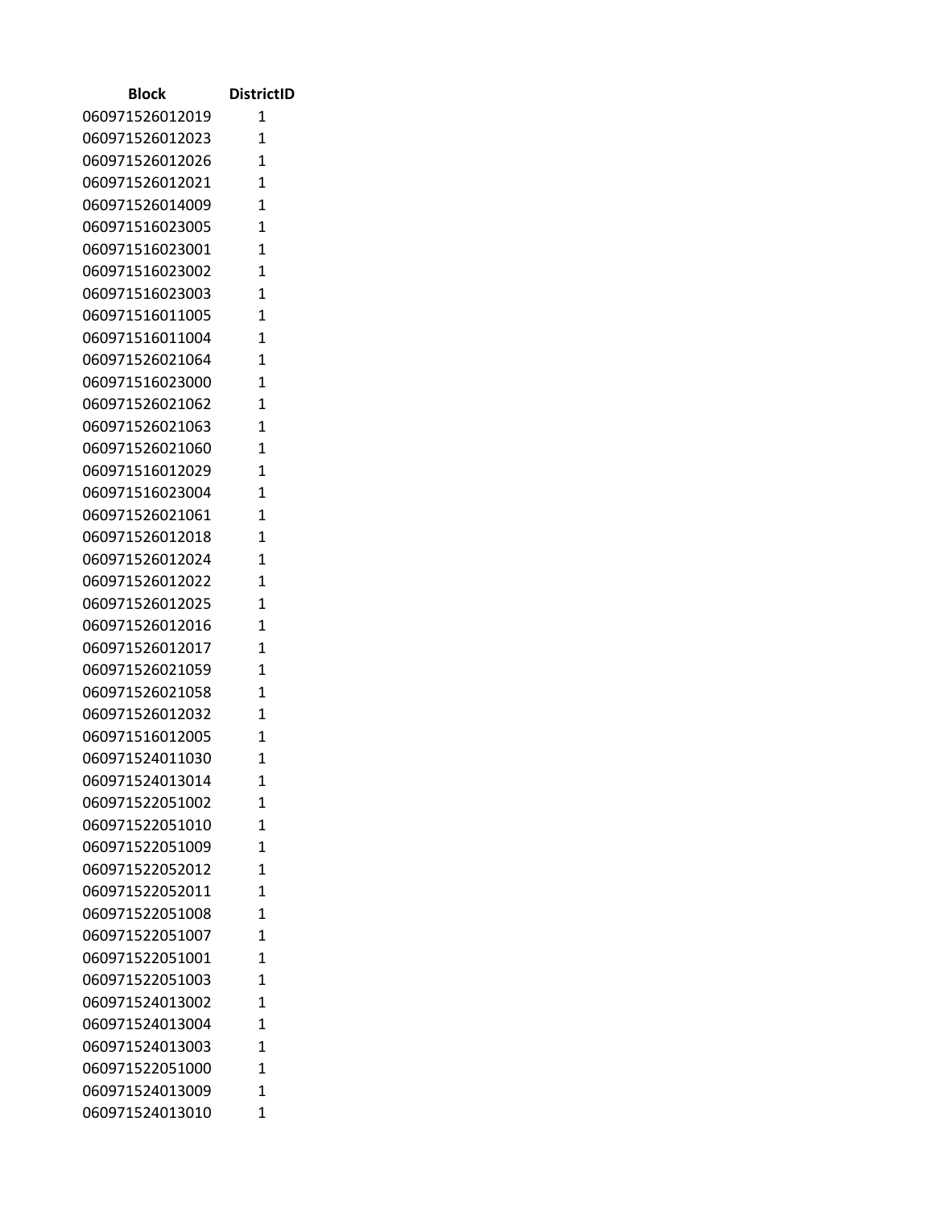| Block | DistrictID |
| --- | --- |
| 060971526012019 | 1 |
| 060971526012023 | 1 |
| 060971526012026 | 1 |
| 060971526012021 | 1 |
| 060971526014009 | 1 |
| 060971516023005 | 1 |
| 060971516023001 | 1 |
| 060971516023002 | 1 |
| 060971516023003 | 1 |
| 060971516011005 | 1 |
| 060971516011004 | 1 |
| 060971526021064 | 1 |
| 060971516023000 | 1 |
| 060971526021062 | 1 |
| 060971526021063 | 1 |
| 060971526021060 | 1 |
| 060971516012029 | 1 |
| 060971516023004 | 1 |
| 060971526021061 | 1 |
| 060971526012018 | 1 |
| 060971526012024 | 1 |
| 060971526012022 | 1 |
| 060971526012025 | 1 |
| 060971526012016 | 1 |
| 060971526012017 | 1 |
| 060971526021059 | 1 |
| 060971526021058 | 1 |
| 060971526012032 | 1 |
| 060971516012005 | 1 |
| 060971524011030 | 1 |
| 060971524013014 | 1 |
| 060971522051002 | 1 |
| 060971522051010 | 1 |
| 060971522051009 | 1 |
| 060971522052012 | 1 |
| 060971522052011 | 1 |
| 060971522051008 | 1 |
| 060971522051007 | 1 |
| 060971522051001 | 1 |
| 060971522051003 | 1 |
| 060971524013002 | 1 |
| 060971524013004 | 1 |
| 060971524013003 | 1 |
| 060971522051000 | 1 |
| 060971524013009 | 1 |
| 060971524013010 | 1 |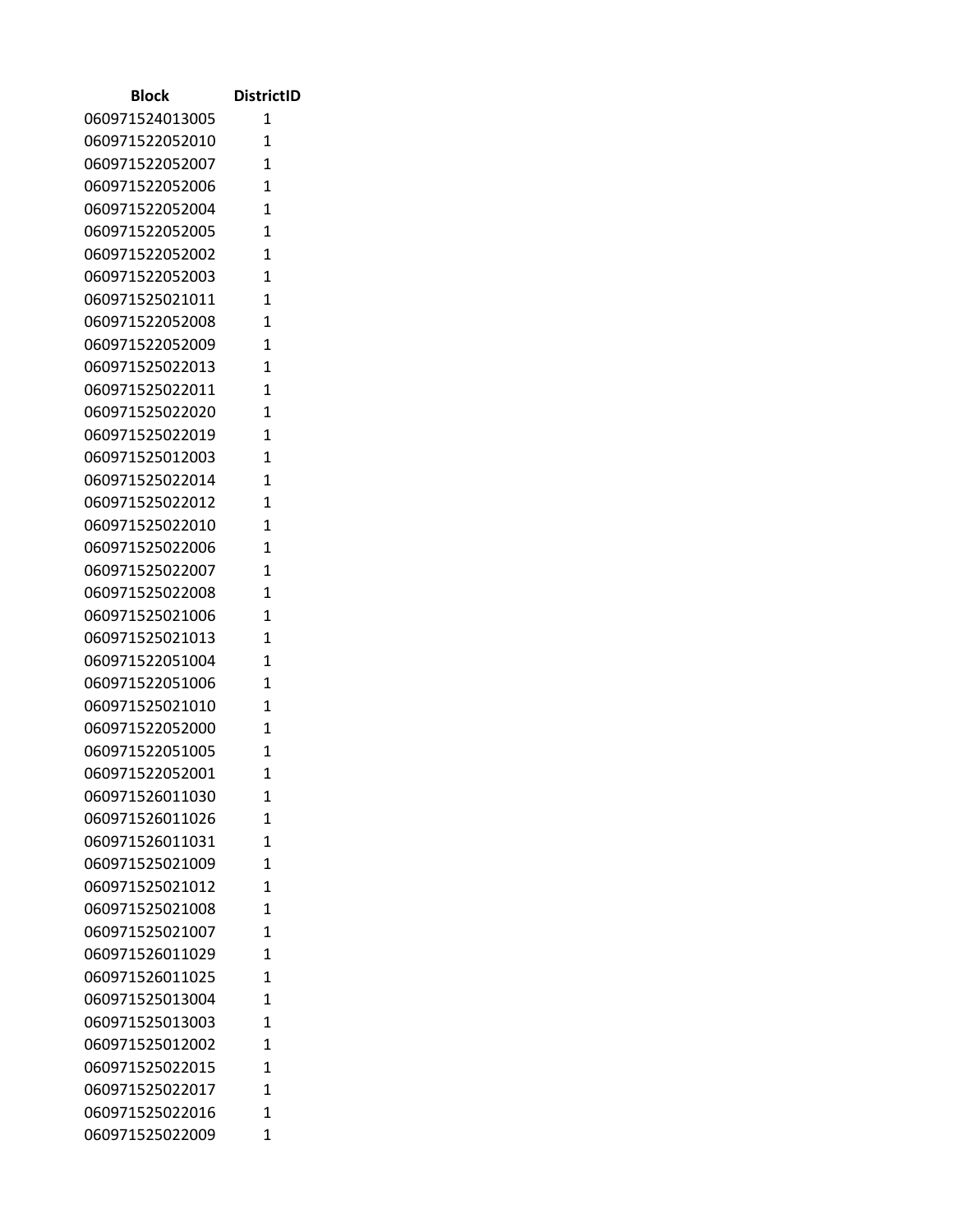| Block | DistrictID |
|---|---|
| 060971524013005 | 1 |
| 060971522052010 | 1 |
| 060971522052007 | 1 |
| 060971522052006 | 1 |
| 060971522052004 | 1 |
| 060971522052005 | 1 |
| 060971522052002 | 1 |
| 060971522052003 | 1 |
| 060971525021011 | 1 |
| 060971522052008 | 1 |
| 060971522052009 | 1 |
| 060971525022013 | 1 |
| 060971525022011 | 1 |
| 060971525022020 | 1 |
| 060971525022019 | 1 |
| 060971525012003 | 1 |
| 060971525022014 | 1 |
| 060971525022012 | 1 |
| 060971525022010 | 1 |
| 060971525022006 | 1 |
| 060971525022007 | 1 |
| 060971525022008 | 1 |
| 060971525021006 | 1 |
| 060971525021013 | 1 |
| 060971522051004 | 1 |
| 060971522051006 | 1 |
| 060971525021010 | 1 |
| 060971522052000 | 1 |
| 060971522051005 | 1 |
| 060971522052001 | 1 |
| 060971526011030 | 1 |
| 060971526011026 | 1 |
| 060971526011031 | 1 |
| 060971525021009 | 1 |
| 060971525021012 | 1 |
| 060971525021008 | 1 |
| 060971525021007 | 1 |
| 060971526011029 | 1 |
| 060971526011025 | 1 |
| 060971525013004 | 1 |
| 060971525013003 | 1 |
| 060971525012002 | 1 |
| 060971525022015 | 1 |
| 060971525022017 | 1 |
| 060971525022016 | 1 |
| 060971525022009 | 1 |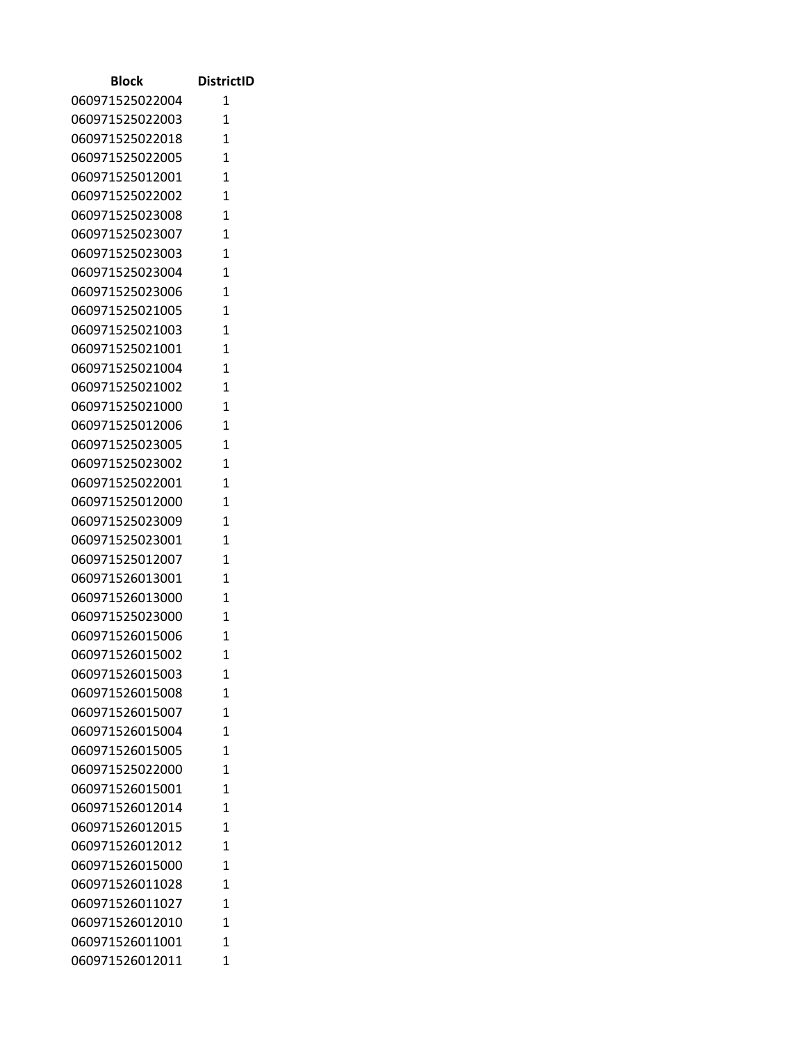| Block | DistrictID |
| --- | --- |
| 060971525022004 | 1 |
| 060971525022003 | 1 |
| 060971525022018 | 1 |
| 060971525022005 | 1 |
| 060971525012001 | 1 |
| 060971525022002 | 1 |
| 060971525023008 | 1 |
| 060971525023007 | 1 |
| 060971525023003 | 1 |
| 060971525023004 | 1 |
| 060971525023006 | 1 |
| 060971525021005 | 1 |
| 060971525021003 | 1 |
| 060971525021001 | 1 |
| 060971525021004 | 1 |
| 060971525021002 | 1 |
| 060971525021000 | 1 |
| 060971525012006 | 1 |
| 060971525023005 | 1 |
| 060971525023002 | 1 |
| 060971525022001 | 1 |
| 060971525012000 | 1 |
| 060971525023009 | 1 |
| 060971525023001 | 1 |
| 060971525012007 | 1 |
| 060971526013001 | 1 |
| 060971526013000 | 1 |
| 060971525023000 | 1 |
| 060971526015006 | 1 |
| 060971526015002 | 1 |
| 060971526015003 | 1 |
| 060971526015008 | 1 |
| 060971526015007 | 1 |
| 060971526015004 | 1 |
| 060971526015005 | 1 |
| 060971525022000 | 1 |
| 060971526015001 | 1 |
| 060971526012014 | 1 |
| 060971526012015 | 1 |
| 060971526012012 | 1 |
| 060971526015000 | 1 |
| 060971526011028 | 1 |
| 060971526011027 | 1 |
| 060971526012010 | 1 |
| 060971526011001 | 1 |
| 060971526012011 | 1 |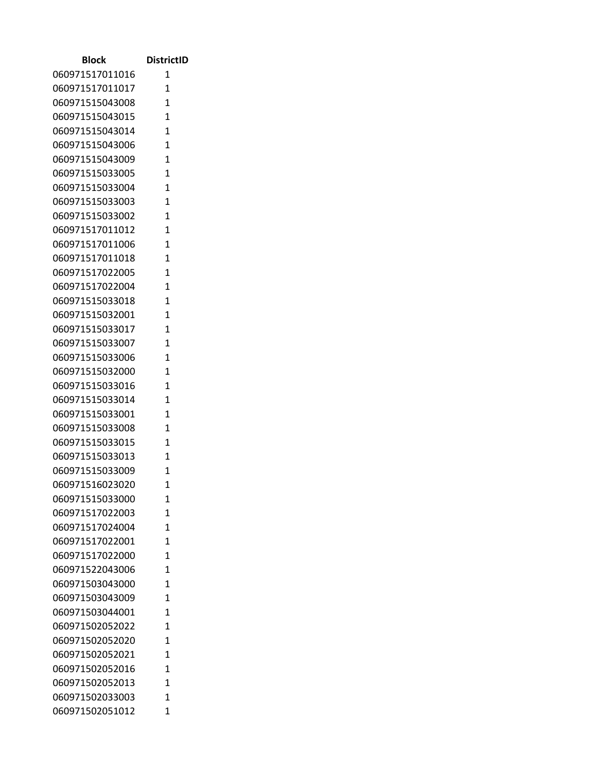| Block | DistrictID |
| --- | --- |
| 060971517011016 | 1 |
| 060971517011017 | 1 |
| 060971515043008 | 1 |
| 060971515043015 | 1 |
| 060971515043014 | 1 |
| 060971515043006 | 1 |
| 060971515043009 | 1 |
| 060971515033005 | 1 |
| 060971515033004 | 1 |
| 060971515033003 | 1 |
| 060971515033002 | 1 |
| 060971517011012 | 1 |
| 060971517011006 | 1 |
| 060971517011018 | 1 |
| 060971517022005 | 1 |
| 060971517022004 | 1 |
| 060971515033018 | 1 |
| 060971515032001 | 1 |
| 060971515033017 | 1 |
| 060971515033007 | 1 |
| 060971515033006 | 1 |
| 060971515032000 | 1 |
| 060971515033016 | 1 |
| 060971515033014 | 1 |
| 060971515033001 | 1 |
| 060971515033008 | 1 |
| 060971515033015 | 1 |
| 060971515033013 | 1 |
| 060971515033009 | 1 |
| 060971516023020 | 1 |
| 060971515033000 | 1 |
| 060971517022003 | 1 |
| 060971517024004 | 1 |
| 060971517022001 | 1 |
| 060971517022000 | 1 |
| 060971522043006 | 1 |
| 060971503043000 | 1 |
| 060971503043009 | 1 |
| 060971503044001 | 1 |
| 060971502052022 | 1 |
| 060971502052020 | 1 |
| 060971502052021 | 1 |
| 060971502052016 | 1 |
| 060971502052013 | 1 |
| 060971502033003 | 1 |
| 060971502051012 | 1 |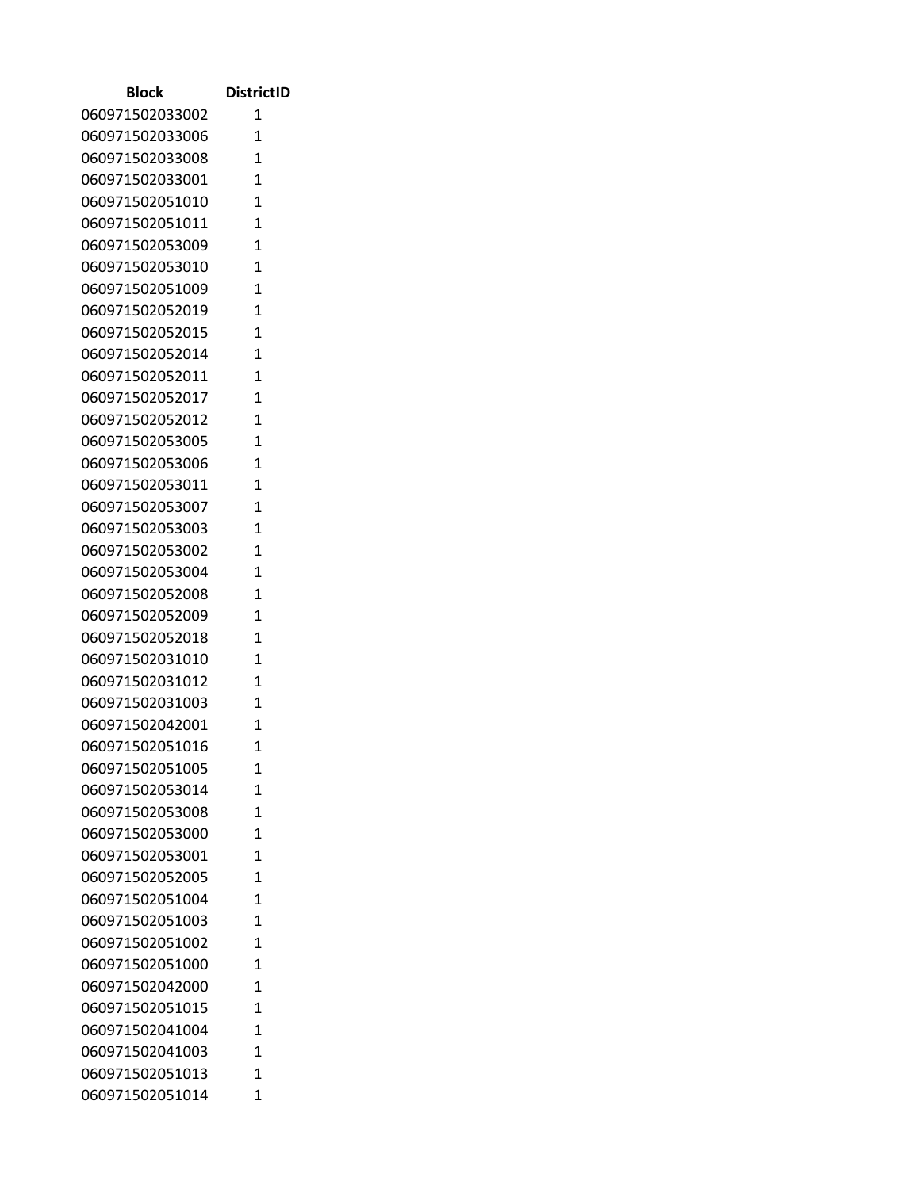| Block | DistrictID |
|---|---|
| 060971502033002 | 1 |
| 060971502033006 | 1 |
| 060971502033008 | 1 |
| 060971502033001 | 1 |
| 060971502051010 | 1 |
| 060971502051011 | 1 |
| 060971502053009 | 1 |
| 060971502053010 | 1 |
| 060971502051009 | 1 |
| 060971502052019 | 1 |
| 060971502052015 | 1 |
| 060971502052014 | 1 |
| 060971502052011 | 1 |
| 060971502052017 | 1 |
| 060971502052012 | 1 |
| 060971502053005 | 1 |
| 060971502053006 | 1 |
| 060971502053011 | 1 |
| 060971502053007 | 1 |
| 060971502053003 | 1 |
| 060971502053002 | 1 |
| 060971502053004 | 1 |
| 060971502052008 | 1 |
| 060971502052009 | 1 |
| 060971502052018 | 1 |
| 060971502031010 | 1 |
| 060971502031012 | 1 |
| 060971502031003 | 1 |
| 060971502042001 | 1 |
| 060971502051016 | 1 |
| 060971502051005 | 1 |
| 060971502053014 | 1 |
| 060971502053008 | 1 |
| 060971502053000 | 1 |
| 060971502053001 | 1 |
| 060971502052005 | 1 |
| 060971502051004 | 1 |
| 060971502051003 | 1 |
| 060971502051002 | 1 |
| 060971502051000 | 1 |
| 060971502042000 | 1 |
| 060971502051015 | 1 |
| 060971502041004 | 1 |
| 060971502041003 | 1 |
| 060971502051013 | 1 |
| 060971502051014 | 1 |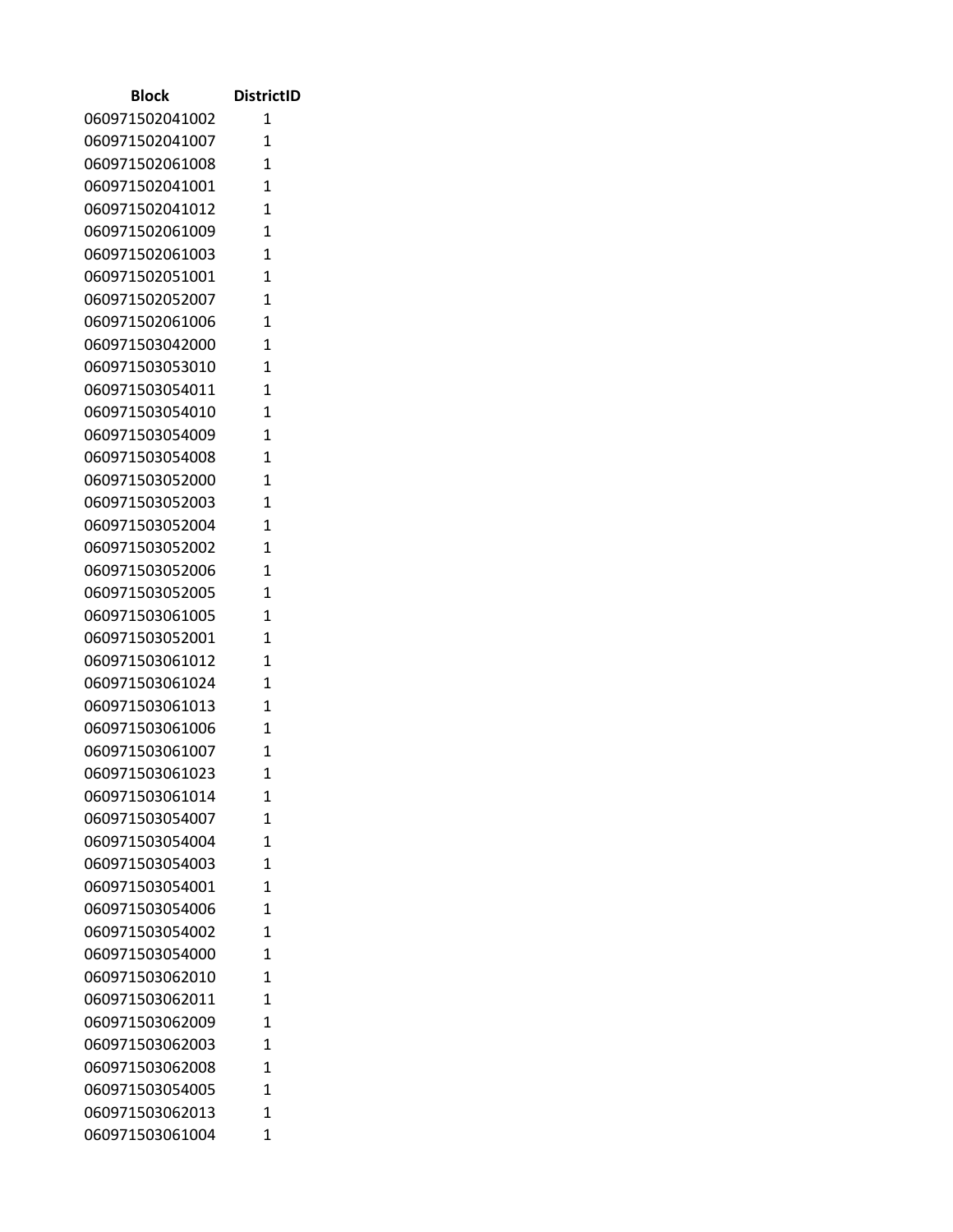| Block | DistrictID |
|---|---|
| 060971502041002 | 1 |
| 060971502041007 | 1 |
| 060971502061008 | 1 |
| 060971502041001 | 1 |
| 060971502041012 | 1 |
| 060971502061009 | 1 |
| 060971502061003 | 1 |
| 060971502051001 | 1 |
| 060971502052007 | 1 |
| 060971502061006 | 1 |
| 060971503042000 | 1 |
| 060971503053010 | 1 |
| 060971503054011 | 1 |
| 060971503054010 | 1 |
| 060971503054009 | 1 |
| 060971503054008 | 1 |
| 060971503052000 | 1 |
| 060971503052003 | 1 |
| 060971503052004 | 1 |
| 060971503052002 | 1 |
| 060971503052006 | 1 |
| 060971503052005 | 1 |
| 060971503061005 | 1 |
| 060971503052001 | 1 |
| 060971503061012 | 1 |
| 060971503061024 | 1 |
| 060971503061013 | 1 |
| 060971503061006 | 1 |
| 060971503061007 | 1 |
| 060971503061023 | 1 |
| 060971503061014 | 1 |
| 060971503054007 | 1 |
| 060971503054004 | 1 |
| 060971503054003 | 1 |
| 060971503054001 | 1 |
| 060971503054006 | 1 |
| 060971503054002 | 1 |
| 060971503054000 | 1 |
| 060971503062010 | 1 |
| 060971503062011 | 1 |
| 060971503062009 | 1 |
| 060971503062003 | 1 |
| 060971503062008 | 1 |
| 060971503054005 | 1 |
| 060971503062013 | 1 |
| 060971503061004 | 1 |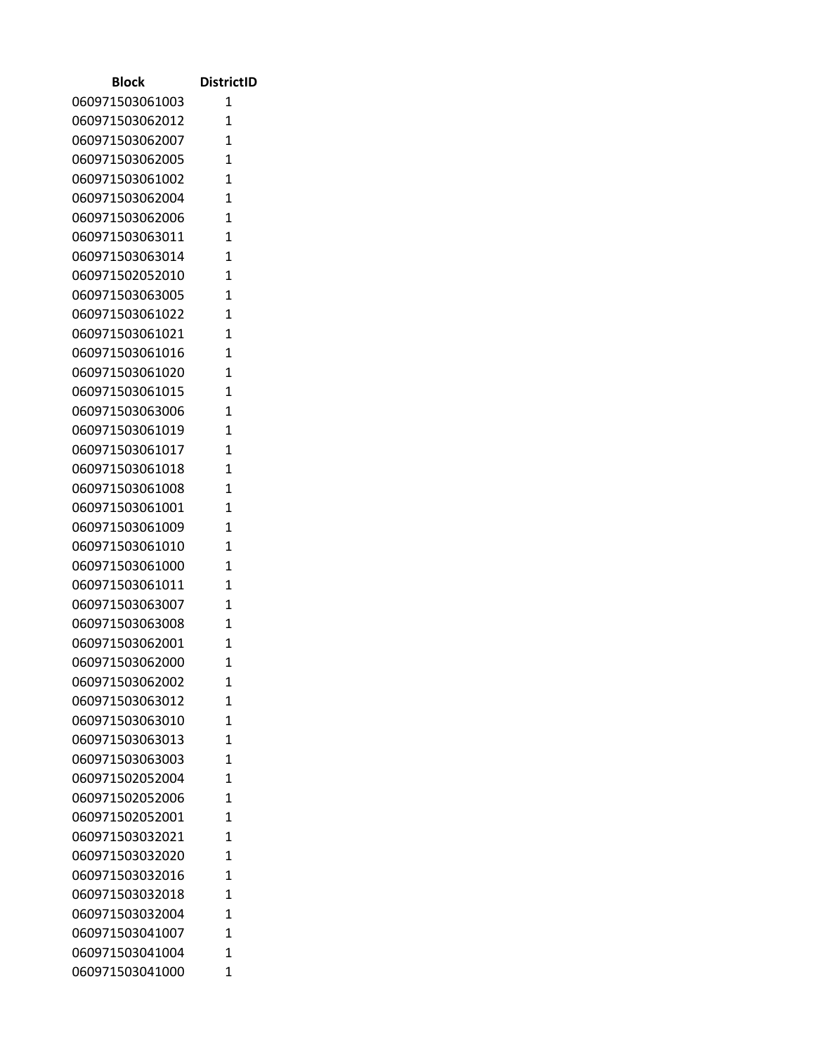| Block | DistrictID |
| --- | --- |
| 060971503061003 | 1 |
| 060971503062012 | 1 |
| 060971503062007 | 1 |
| 060971503062005 | 1 |
| 060971503061002 | 1 |
| 060971503062004 | 1 |
| 060971503062006 | 1 |
| 060971503063011 | 1 |
| 060971503063014 | 1 |
| 060971502052010 | 1 |
| 060971503063005 | 1 |
| 060971503061022 | 1 |
| 060971503061021 | 1 |
| 060971503061016 | 1 |
| 060971503061020 | 1 |
| 060971503061015 | 1 |
| 060971503063006 | 1 |
| 060971503061019 | 1 |
| 060971503061017 | 1 |
| 060971503061018 | 1 |
| 060971503061008 | 1 |
| 060971503061001 | 1 |
| 060971503061009 | 1 |
| 060971503061010 | 1 |
| 060971503061000 | 1 |
| 060971503061011 | 1 |
| 060971503063007 | 1 |
| 060971503063008 | 1 |
| 060971503062001 | 1 |
| 060971503062000 | 1 |
| 060971503062002 | 1 |
| 060971503063012 | 1 |
| 060971503063010 | 1 |
| 060971503063013 | 1 |
| 060971503063003 | 1 |
| 060971502052004 | 1 |
| 060971502052006 | 1 |
| 060971502052001 | 1 |
| 060971503032021 | 1 |
| 060971503032020 | 1 |
| 060971503032016 | 1 |
| 060971503032018 | 1 |
| 060971503032004 | 1 |
| 060971503041007 | 1 |
| 060971503041004 | 1 |
| 060971503041000 | 1 |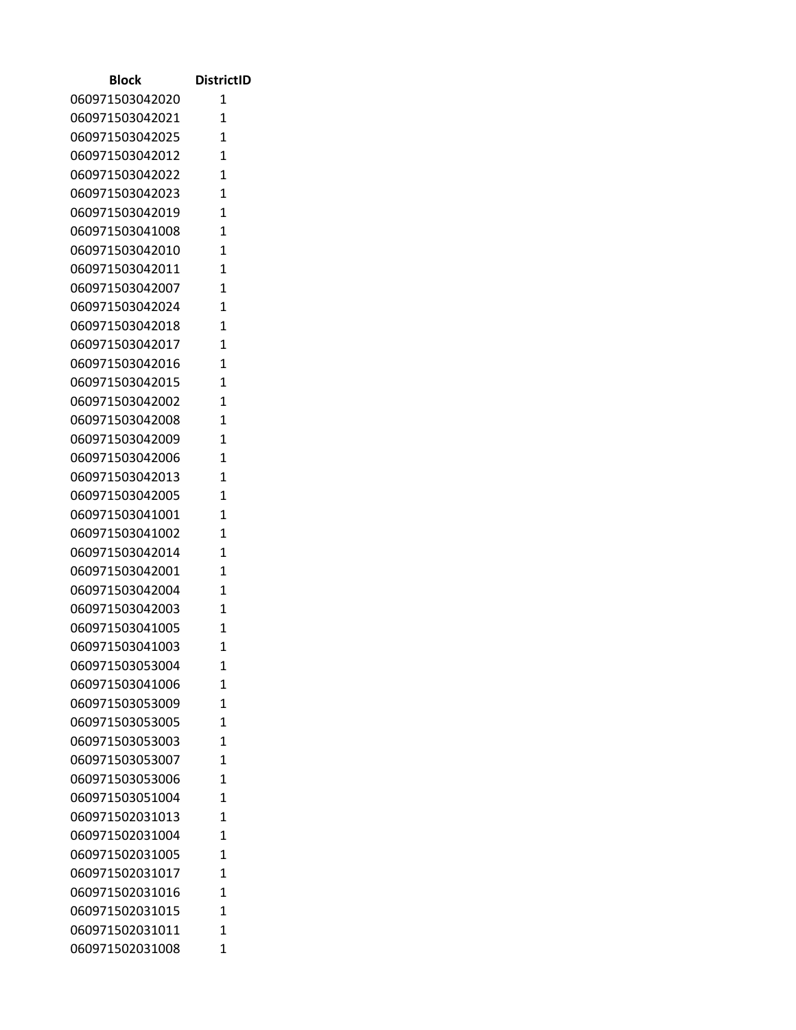| Block | DistrictID |
|---|---|
| 060971503042020 | 1 |
| 060971503042021 | 1 |
| 060971503042025 | 1 |
| 060971503042012 | 1 |
| 060971503042022 | 1 |
| 060971503042023 | 1 |
| 060971503042019 | 1 |
| 060971503041008 | 1 |
| 060971503042010 | 1 |
| 060971503042011 | 1 |
| 060971503042007 | 1 |
| 060971503042024 | 1 |
| 060971503042018 | 1 |
| 060971503042017 | 1 |
| 060971503042016 | 1 |
| 060971503042015 | 1 |
| 060971503042002 | 1 |
| 060971503042008 | 1 |
| 060971503042009 | 1 |
| 060971503042006 | 1 |
| 060971503042013 | 1 |
| 060971503042005 | 1 |
| 060971503041001 | 1 |
| 060971503041002 | 1 |
| 060971503042014 | 1 |
| 060971503042001 | 1 |
| 060971503042004 | 1 |
| 060971503042003 | 1 |
| 060971503041005 | 1 |
| 060971503041003 | 1 |
| 060971503053004 | 1 |
| 060971503041006 | 1 |
| 060971503053009 | 1 |
| 060971503053005 | 1 |
| 060971503053003 | 1 |
| 060971503053007 | 1 |
| 060971503053006 | 1 |
| 060971503051004 | 1 |
| 060971502031013 | 1 |
| 060971502031004 | 1 |
| 060971502031005 | 1 |
| 060971502031017 | 1 |
| 060971502031016 | 1 |
| 060971502031015 | 1 |
| 060971502031011 | 1 |
| 060971502031008 | 1 |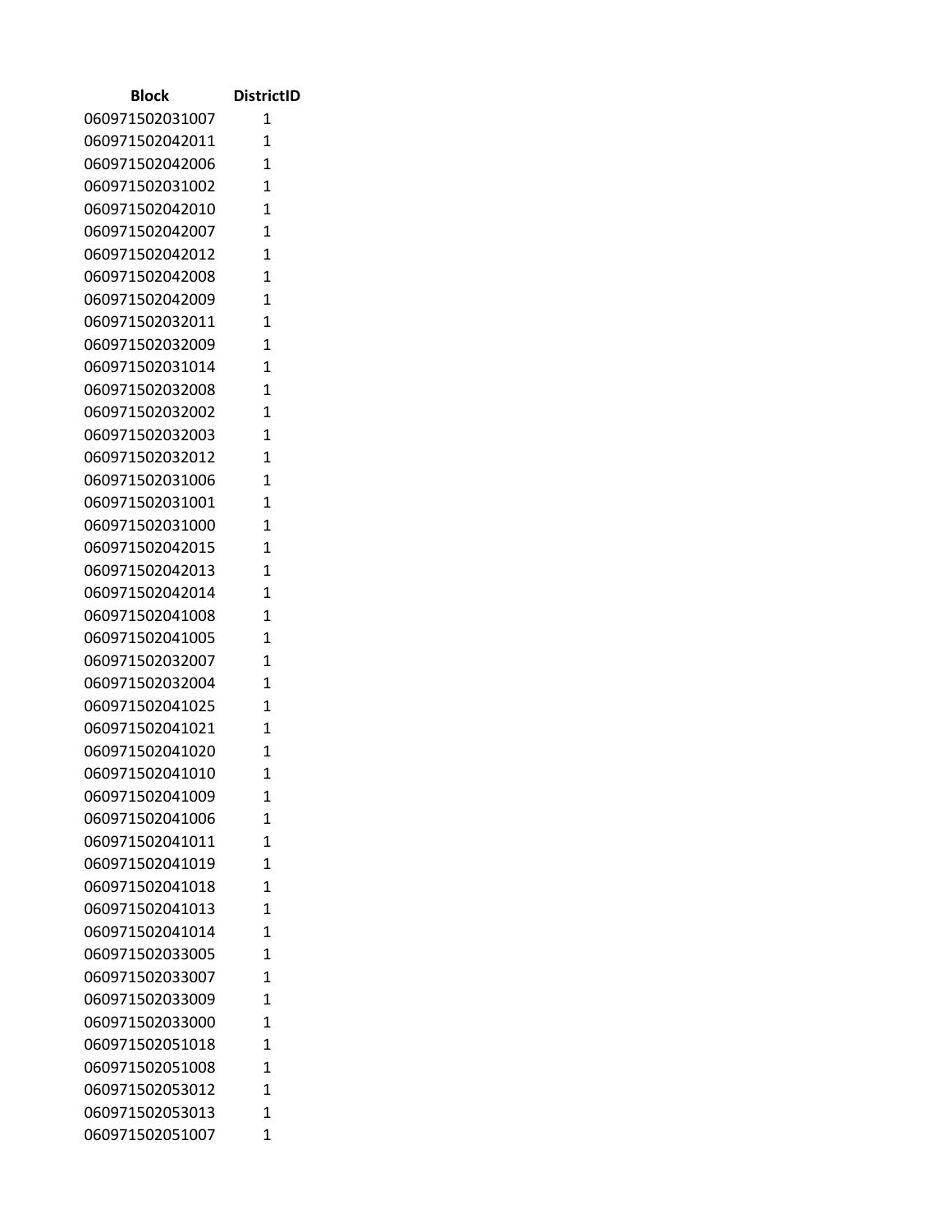| Block | DistrictID |
| --- | --- |
| 060971502031007 | 1 |
| 060971502042011 | 1 |
| 060971502042006 | 1 |
| 060971502031002 | 1 |
| 060971502042010 | 1 |
| 060971502042007 | 1 |
| 060971502042012 | 1 |
| 060971502042008 | 1 |
| 060971502042009 | 1 |
| 060971502032011 | 1 |
| 060971502032009 | 1 |
| 060971502031014 | 1 |
| 060971502032008 | 1 |
| 060971502032002 | 1 |
| 060971502032003 | 1 |
| 060971502032012 | 1 |
| 060971502031006 | 1 |
| 060971502031001 | 1 |
| 060971502031000 | 1 |
| 060971502042015 | 1 |
| 060971502042013 | 1 |
| 060971502042014 | 1 |
| 060971502041008 | 1 |
| 060971502041005 | 1 |
| 060971502032007 | 1 |
| 060971502032004 | 1 |
| 060971502041025 | 1 |
| 060971502041021 | 1 |
| 060971502041020 | 1 |
| 060971502041010 | 1 |
| 060971502041009 | 1 |
| 060971502041006 | 1 |
| 060971502041011 | 1 |
| 060971502041019 | 1 |
| 060971502041018 | 1 |
| 060971502041013 | 1 |
| 060971502041014 | 1 |
| 060971502033005 | 1 |
| 060971502033007 | 1 |
| 060971502033009 | 1 |
| 060971502033000 | 1 |
| 060971502051018 | 1 |
| 060971502051008 | 1 |
| 060971502053012 | 1 |
| 060971502053013 | 1 |
| 060971502051007 | 1 |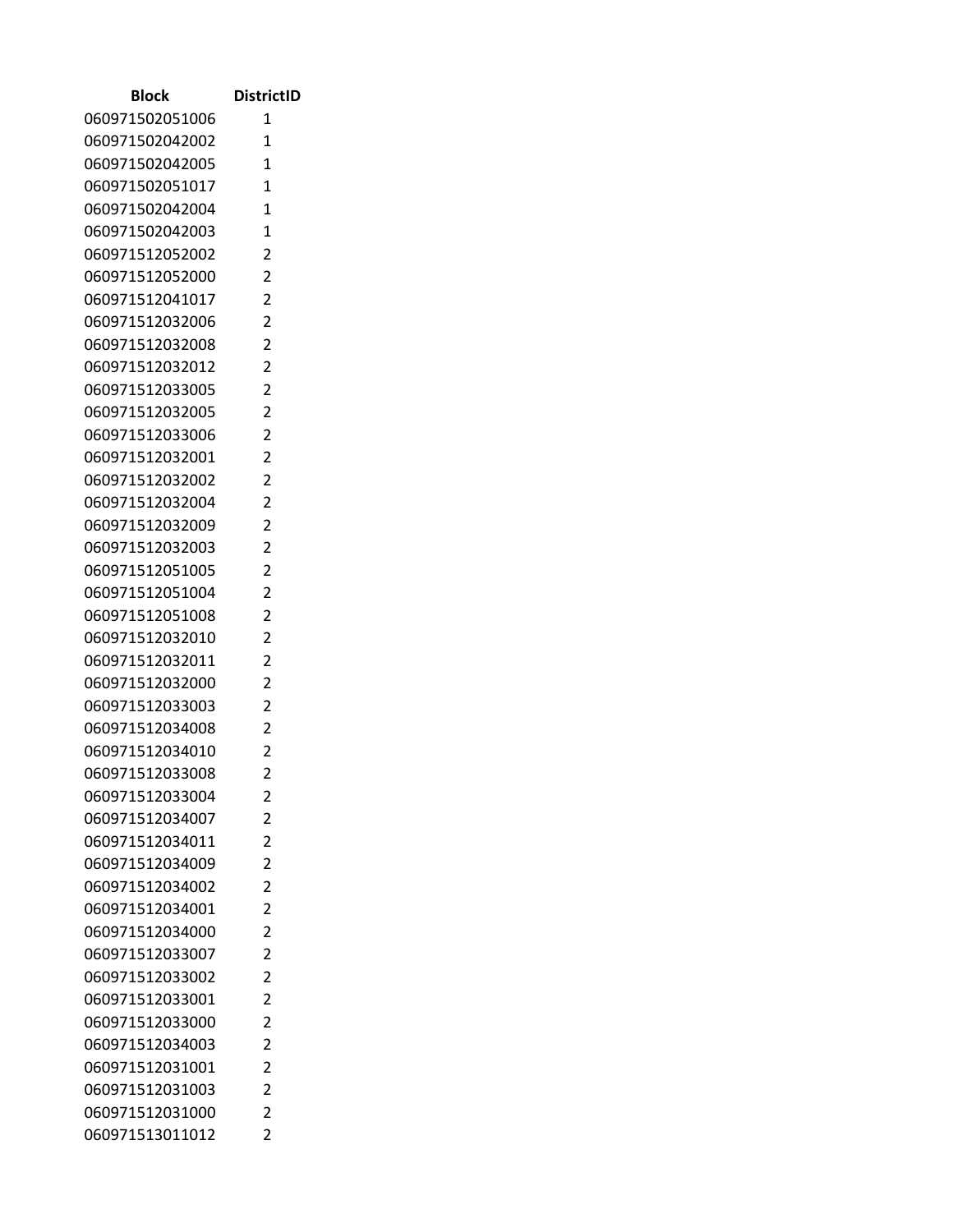| Block | DistrictID |
| --- | --- |
| 060971502051006 | 1 |
| 060971502042002 | 1 |
| 060971502042005 | 1 |
| 060971502051017 | 1 |
| 060971502042004 | 1 |
| 060971502042003 | 1 |
| 060971512052002 | 2 |
| 060971512052000 | 2 |
| 060971512041017 | 2 |
| 060971512032006 | 2 |
| 060971512032008 | 2 |
| 060971512032012 | 2 |
| 060971512033005 | 2 |
| 060971512032005 | 2 |
| 060971512033006 | 2 |
| 060971512032001 | 2 |
| 060971512032002 | 2 |
| 060971512032004 | 2 |
| 060971512032009 | 2 |
| 060971512032003 | 2 |
| 060971512051005 | 2 |
| 060971512051004 | 2 |
| 060971512051008 | 2 |
| 060971512032010 | 2 |
| 060971512032011 | 2 |
| 060971512032000 | 2 |
| 060971512033003 | 2 |
| 060971512034008 | 2 |
| 060971512034010 | 2 |
| 060971512033008 | 2 |
| 060971512033004 | 2 |
| 060971512034007 | 2 |
| 060971512034011 | 2 |
| 060971512034009 | 2 |
| 060971512034002 | 2 |
| 060971512034001 | 2 |
| 060971512034000 | 2 |
| 060971512033007 | 2 |
| 060971512033002 | 2 |
| 060971512033001 | 2 |
| 060971512033000 | 2 |
| 060971512034003 | 2 |
| 060971512031001 | 2 |
| 060971512031003 | 2 |
| 060971512031000 | 2 |
| 060971513011012 | 2 |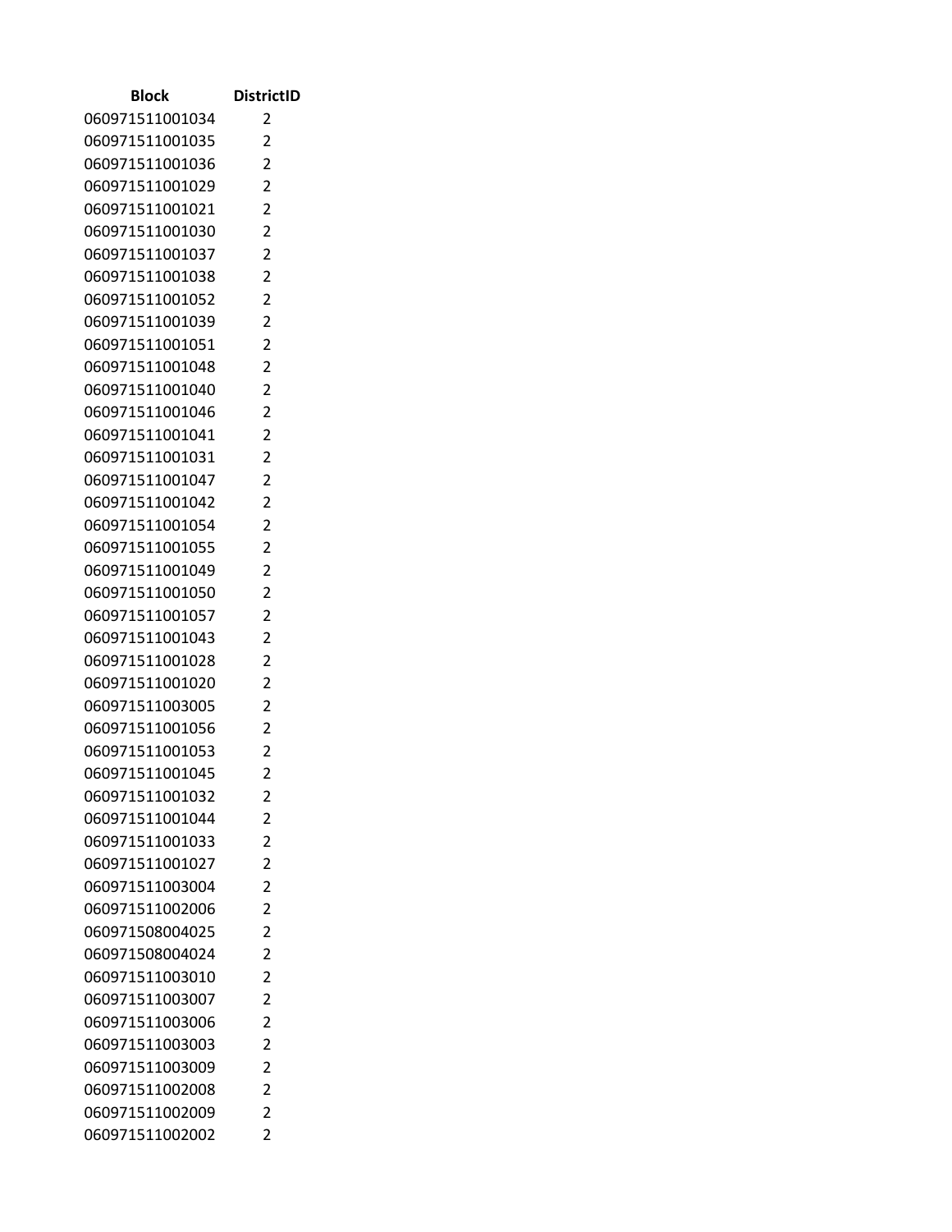| Block | DistrictID |
|---|---|
| 060971511001034 | 2 |
| 060971511001035 | 2 |
| 060971511001036 | 2 |
| 060971511001029 | 2 |
| 060971511001021 | 2 |
| 060971511001030 | 2 |
| 060971511001037 | 2 |
| 060971511001038 | 2 |
| 060971511001052 | 2 |
| 060971511001039 | 2 |
| 060971511001051 | 2 |
| 060971511001048 | 2 |
| 060971511001040 | 2 |
| 060971511001046 | 2 |
| 060971511001041 | 2 |
| 060971511001031 | 2 |
| 060971511001047 | 2 |
| 060971511001042 | 2 |
| 060971511001054 | 2 |
| 060971511001055 | 2 |
| 060971511001049 | 2 |
| 060971511001050 | 2 |
| 060971511001057 | 2 |
| 060971511001043 | 2 |
| 060971511001028 | 2 |
| 060971511001020 | 2 |
| 060971511003005 | 2 |
| 060971511001056 | 2 |
| 060971511001053 | 2 |
| 060971511001045 | 2 |
| 060971511001032 | 2 |
| 060971511001044 | 2 |
| 060971511001033 | 2 |
| 060971511001027 | 2 |
| 060971511003004 | 2 |
| 060971511002006 | 2 |
| 060971508004025 | 2 |
| 060971508004024 | 2 |
| 060971511003010 | 2 |
| 060971511003007 | 2 |
| 060971511003006 | 2 |
| 060971511003003 | 2 |
| 060971511003009 | 2 |
| 060971511002008 | 2 |
| 060971511002009 | 2 |
| 060971511002002 | 2 |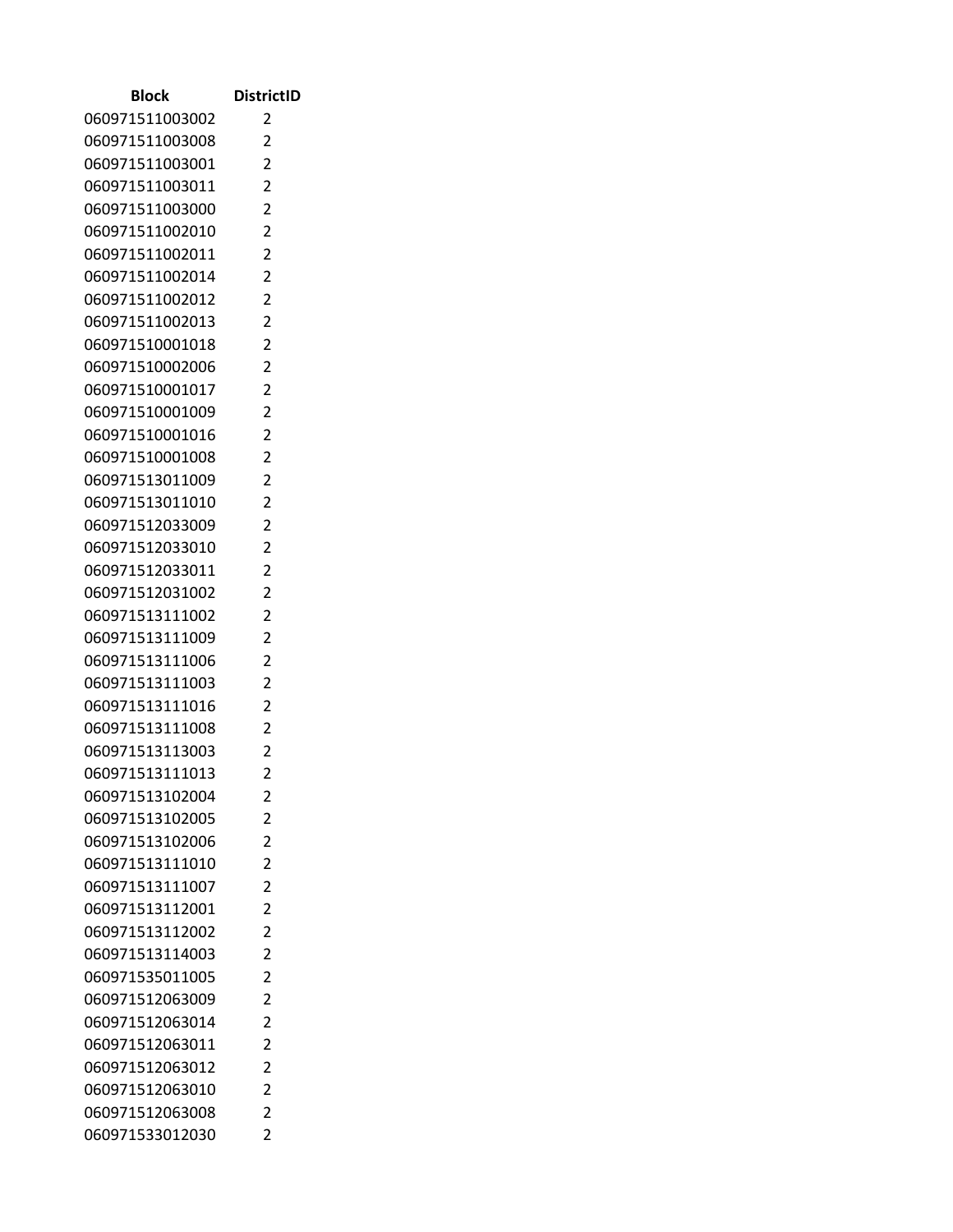| Block | DistrictID |
|---|---|
| 060971511003002 | 2 |
| 060971511003008 | 2 |
| 060971511003001 | 2 |
| 060971511003011 | 2 |
| 060971511003000 | 2 |
| 060971511002010 | 2 |
| 060971511002011 | 2 |
| 060971511002014 | 2 |
| 060971511002012 | 2 |
| 060971511002013 | 2 |
| 060971510001018 | 2 |
| 060971510002006 | 2 |
| 060971510001017 | 2 |
| 060971510001009 | 2 |
| 060971510001016 | 2 |
| 060971510001008 | 2 |
| 060971513011009 | 2 |
| 060971513011010 | 2 |
| 060971512033009 | 2 |
| 060971512033010 | 2 |
| 060971512033011 | 2 |
| 060971512031002 | 2 |
| 060971513111002 | 2 |
| 060971513111009 | 2 |
| 060971513111006 | 2 |
| 060971513111003 | 2 |
| 060971513111016 | 2 |
| 060971513111008 | 2 |
| 060971513113003 | 2 |
| 060971513111013 | 2 |
| 060971513102004 | 2 |
| 060971513102005 | 2 |
| 060971513102006 | 2 |
| 060971513111010 | 2 |
| 060971513111007 | 2 |
| 060971513112001 | 2 |
| 060971513112002 | 2 |
| 060971513114003 | 2 |
| 060971535011005 | 2 |
| 060971512063009 | 2 |
| 060971512063014 | 2 |
| 060971512063011 | 2 |
| 060971512063012 | 2 |
| 060971512063010 | 2 |
| 060971512063008 | 2 |
| 060971533012030 | 2 |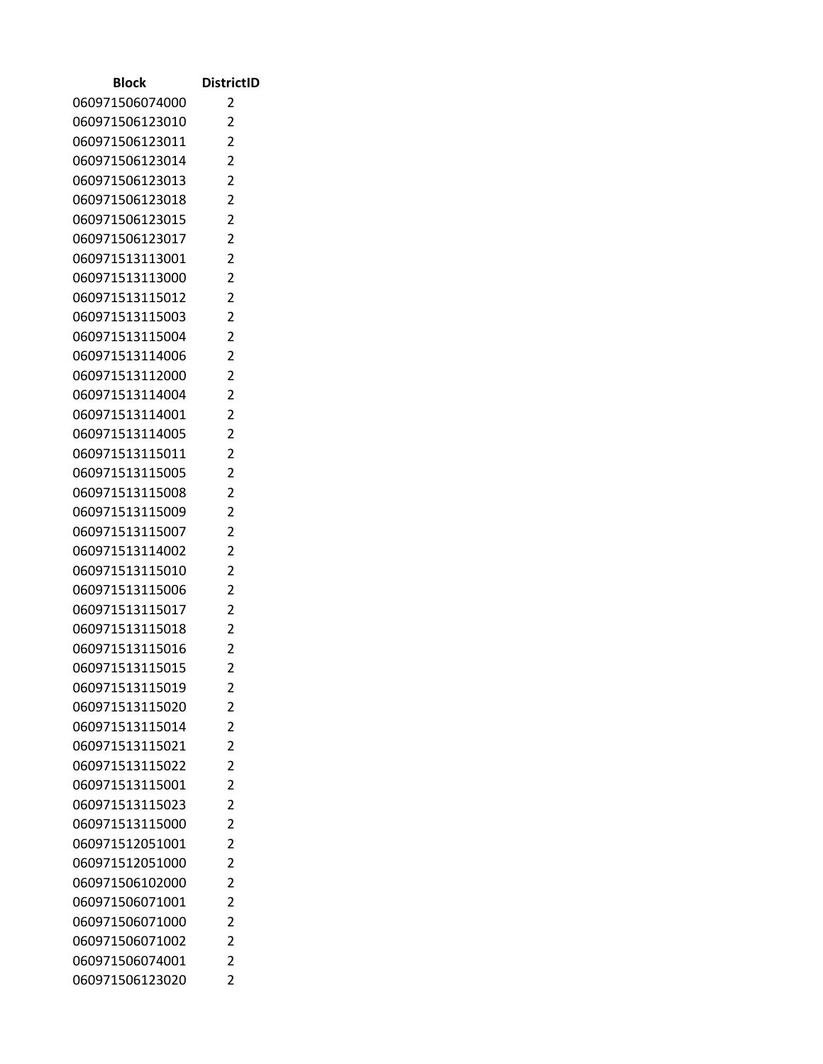| Block | DistrictID |
| --- | --- |
| 060971506074000 | 2 |
| 060971506123010 | 2 |
| 060971506123011 | 2 |
| 060971506123014 | 2 |
| 060971506123013 | 2 |
| 060971506123018 | 2 |
| 060971506123015 | 2 |
| 060971506123017 | 2 |
| 060971513113001 | 2 |
| 060971513113000 | 2 |
| 060971513115012 | 2 |
| 060971513115003 | 2 |
| 060971513115004 | 2 |
| 060971513114006 | 2 |
| 060971513112000 | 2 |
| 060971513114004 | 2 |
| 060971513114001 | 2 |
| 060971513114005 | 2 |
| 060971513115011 | 2 |
| 060971513115005 | 2 |
| 060971513115008 | 2 |
| 060971513115009 | 2 |
| 060971513115007 | 2 |
| 060971513114002 | 2 |
| 060971513115010 | 2 |
| 060971513115006 | 2 |
| 060971513115017 | 2 |
| 060971513115018 | 2 |
| 060971513115016 | 2 |
| 060971513115015 | 2 |
| 060971513115019 | 2 |
| 060971513115020 | 2 |
| 060971513115014 | 2 |
| 060971513115021 | 2 |
| 060971513115022 | 2 |
| 060971513115001 | 2 |
| 060971513115023 | 2 |
| 060971513115000 | 2 |
| 060971512051001 | 2 |
| 060971512051000 | 2 |
| 060971506102000 | 2 |
| 060971506071001 | 2 |
| 060971506071000 | 2 |
| 060971506071002 | 2 |
| 060971506074001 | 2 |
| 060971506123020 | 2 |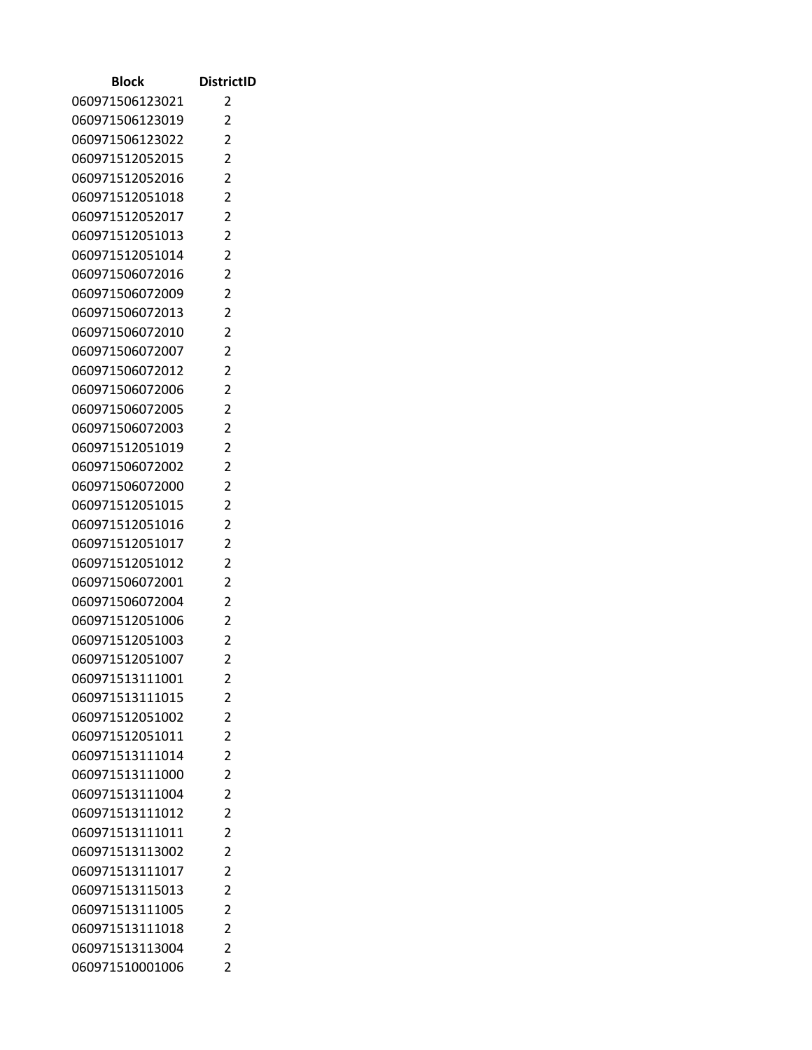| Block | DistrictID |
|---|---|
| 060971506123021 | 2 |
| 060971506123019 | 2 |
| 060971506123022 | 2 |
| 060971512052015 | 2 |
| 060971512052016 | 2 |
| 060971512051018 | 2 |
| 060971512052017 | 2 |
| 060971512051013 | 2 |
| 060971512051014 | 2 |
| 060971506072016 | 2 |
| 060971506072009 | 2 |
| 060971506072013 | 2 |
| 060971506072010 | 2 |
| 060971506072007 | 2 |
| 060971506072012 | 2 |
| 060971506072006 | 2 |
| 060971506072005 | 2 |
| 060971506072003 | 2 |
| 060971512051019 | 2 |
| 060971506072002 | 2 |
| 060971506072000 | 2 |
| 060971512051015 | 2 |
| 060971512051016 | 2 |
| 060971512051017 | 2 |
| 060971512051012 | 2 |
| 060971506072001 | 2 |
| 060971506072004 | 2 |
| 060971512051006 | 2 |
| 060971512051003 | 2 |
| 060971512051007 | 2 |
| 060971513111001 | 2 |
| 060971513111015 | 2 |
| 060971512051002 | 2 |
| 060971512051011 | 2 |
| 060971513111014 | 2 |
| 060971513111000 | 2 |
| 060971513111004 | 2 |
| 060971513111012 | 2 |
| 060971513111011 | 2 |
| 060971513113002 | 2 |
| 060971513111017 | 2 |
| 060971513115013 | 2 |
| 060971513111005 | 2 |
| 060971513111018 | 2 |
| 060971513113004 | 2 |
| 060971510001006 | 2 |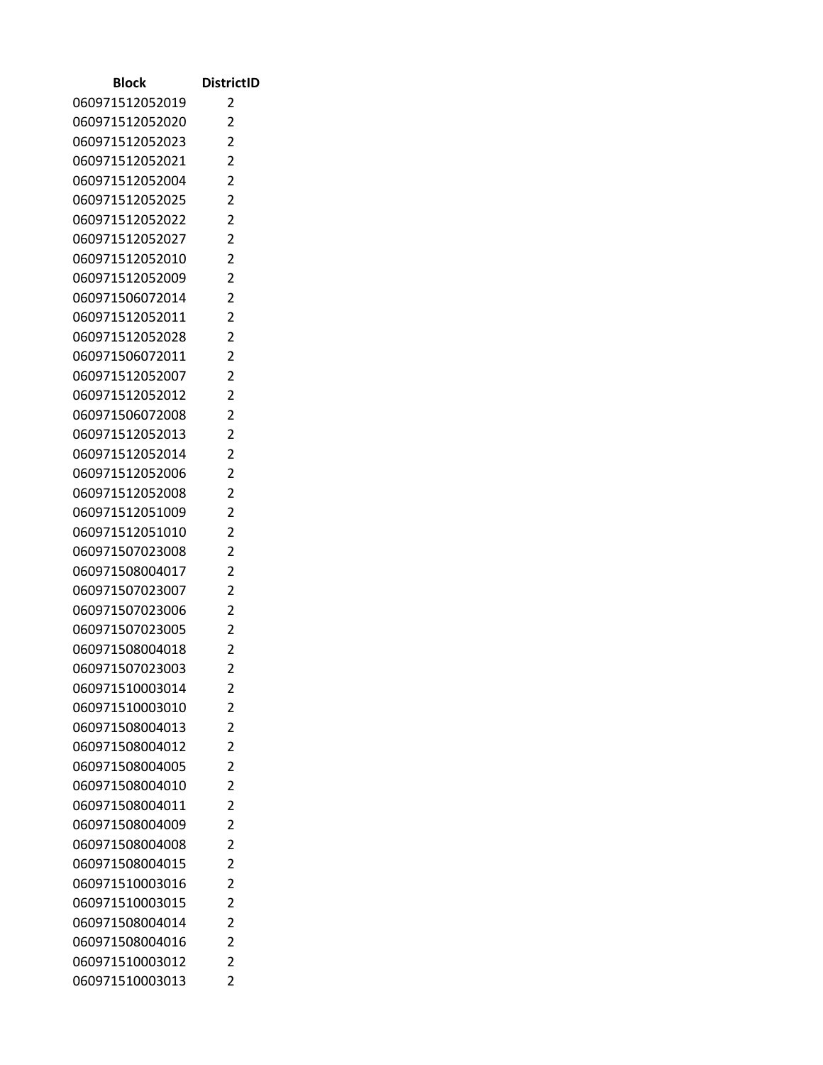| Block | DistrictID |
| --- | --- |
| 060971512052019 | 2 |
| 060971512052020 | 2 |
| 060971512052023 | 2 |
| 060971512052021 | 2 |
| 060971512052004 | 2 |
| 060971512052025 | 2 |
| 060971512052022 | 2 |
| 060971512052027 | 2 |
| 060971512052010 | 2 |
| 060971512052009 | 2 |
| 060971506072014 | 2 |
| 060971512052011 | 2 |
| 060971512052028 | 2 |
| 060971506072011 | 2 |
| 060971512052007 | 2 |
| 060971512052012 | 2 |
| 060971506072008 | 2 |
| 060971512052013 | 2 |
| 060971512052014 | 2 |
| 060971512052006 | 2 |
| 060971512052008 | 2 |
| 060971512051009 | 2 |
| 060971512051010 | 2 |
| 060971507023008 | 2 |
| 060971508004017 | 2 |
| 060971507023007 | 2 |
| 060971507023006 | 2 |
| 060971507023005 | 2 |
| 060971508004018 | 2 |
| 060971507023003 | 2 |
| 060971510003014 | 2 |
| 060971510003010 | 2 |
| 060971508004013 | 2 |
| 060971508004012 | 2 |
| 060971508004005 | 2 |
| 060971508004010 | 2 |
| 060971508004011 | 2 |
| 060971508004009 | 2 |
| 060971508004008 | 2 |
| 060971508004015 | 2 |
| 060971510003016 | 2 |
| 060971510003015 | 2 |
| 060971508004014 | 2 |
| 060971508004016 | 2 |
| 060971510003012 | 2 |
| 060971510003013 | 2 |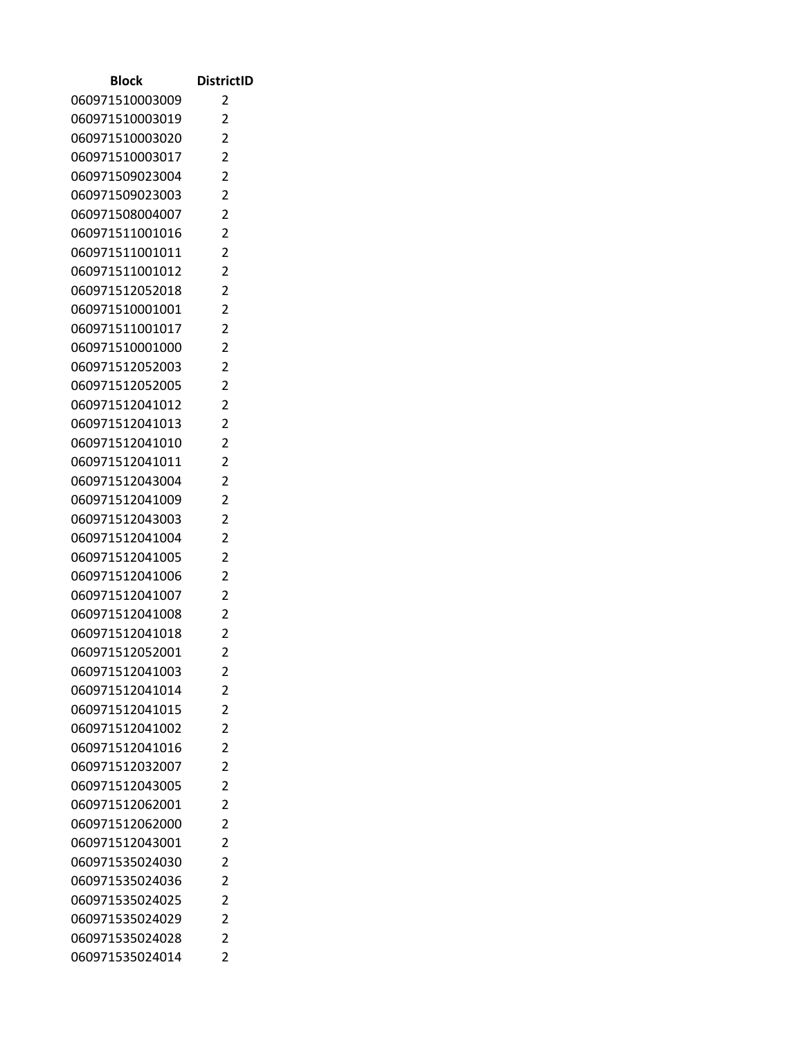| Block | DistrictID |
|---|---|
| 060971510003009 | 2 |
| 060971510003019 | 2 |
| 060971510003020 | 2 |
| 060971510003017 | 2 |
| 060971509023004 | 2 |
| 060971509023003 | 2 |
| 060971508004007 | 2 |
| 060971511001016 | 2 |
| 060971511001011 | 2 |
| 060971511001012 | 2 |
| 060971512052018 | 2 |
| 060971510001001 | 2 |
| 060971511001017 | 2 |
| 060971510001000 | 2 |
| 060971512052003 | 2 |
| 060971512052005 | 2 |
| 060971512041012 | 2 |
| 060971512041013 | 2 |
| 060971512041010 | 2 |
| 060971512041011 | 2 |
| 060971512043004 | 2 |
| 060971512041009 | 2 |
| 060971512043003 | 2 |
| 060971512041004 | 2 |
| 060971512041005 | 2 |
| 060971512041006 | 2 |
| 060971512041007 | 2 |
| 060971512041008 | 2 |
| 060971512041018 | 2 |
| 060971512052001 | 2 |
| 060971512041003 | 2 |
| 060971512041014 | 2 |
| 060971512041015 | 2 |
| 060971512041002 | 2 |
| 060971512041016 | 2 |
| 060971512032007 | 2 |
| 060971512043005 | 2 |
| 060971512062001 | 2 |
| 060971512062000 | 2 |
| 060971512043001 | 2 |
| 060971535024030 | 2 |
| 060971535024036 | 2 |
| 060971535024025 | 2 |
| 060971535024029 | 2 |
| 060971535024028 | 2 |
| 060971535024014 | 2 |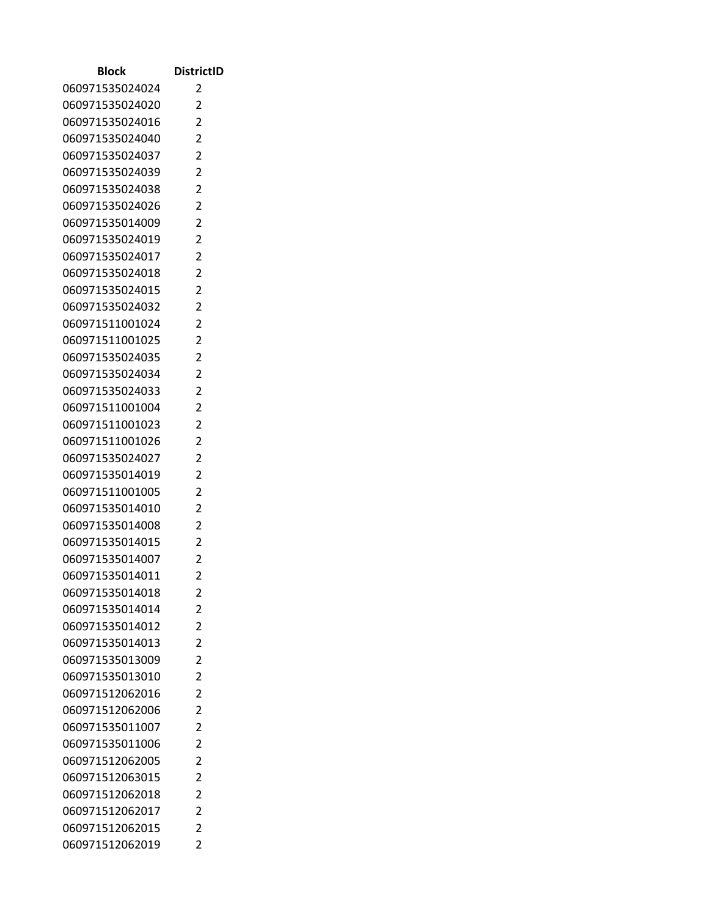| Block | DistrictID |
| --- | --- |
| 060971535024024 | 2 |
| 060971535024020 | 2 |
| 060971535024016 | 2 |
| 060971535024040 | 2 |
| 060971535024037 | 2 |
| 060971535024039 | 2 |
| 060971535024038 | 2 |
| 060971535024026 | 2 |
| 060971535014009 | 2 |
| 060971535024019 | 2 |
| 060971535024017 | 2 |
| 060971535024018 | 2 |
| 060971535024015 | 2 |
| 060971535024032 | 2 |
| 060971511001024 | 2 |
| 060971511001025 | 2 |
| 060971535024035 | 2 |
| 060971535024034 | 2 |
| 060971535024033 | 2 |
| 060971511001004 | 2 |
| 060971511001023 | 2 |
| 060971511001026 | 2 |
| 060971535024027 | 2 |
| 060971535014019 | 2 |
| 060971511001005 | 2 |
| 060971535014010 | 2 |
| 060971535014008 | 2 |
| 060971535014015 | 2 |
| 060971535014007 | 2 |
| 060971535014011 | 2 |
| 060971535014018 | 2 |
| 060971535014014 | 2 |
| 060971535014012 | 2 |
| 060971535014013 | 2 |
| 060971535013009 | 2 |
| 060971535013010 | 2 |
| 060971512062016 | 2 |
| 060971512062006 | 2 |
| 060971535011007 | 2 |
| 060971535011006 | 2 |
| 060971512062005 | 2 |
| 060971512063015 | 2 |
| 060971512062018 | 2 |
| 060971512062017 | 2 |
| 060971512062015 | 2 |
| 060971512062019 | 2 |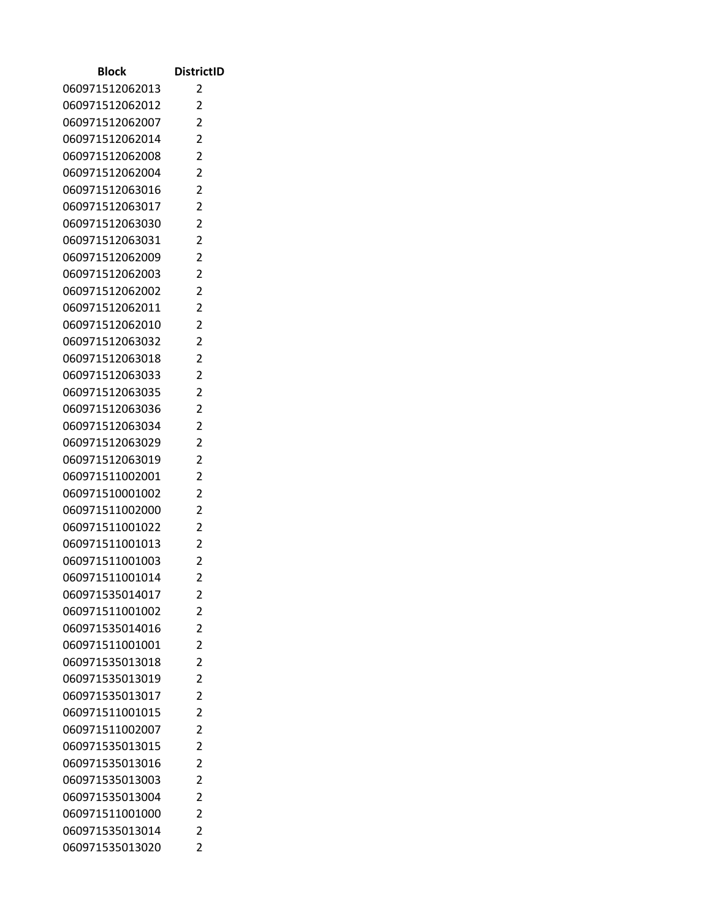| Block | DistrictID |
|---|---|
| 060971512062013 | 2 |
| 060971512062012 | 2 |
| 060971512062007 | 2 |
| 060971512062014 | 2 |
| 060971512062008 | 2 |
| 060971512062004 | 2 |
| 060971512063016 | 2 |
| 060971512063017 | 2 |
| 060971512063030 | 2 |
| 060971512063031 | 2 |
| 060971512062009 | 2 |
| 060971512062003 | 2 |
| 060971512062002 | 2 |
| 060971512062011 | 2 |
| 060971512062010 | 2 |
| 060971512063032 | 2 |
| 060971512063018 | 2 |
| 060971512063033 | 2 |
| 060971512063035 | 2 |
| 060971512063036 | 2 |
| 060971512063034 | 2 |
| 060971512063029 | 2 |
| 060971512063019 | 2 |
| 060971511002001 | 2 |
| 060971510001002 | 2 |
| 060971511002000 | 2 |
| 060971511001022 | 2 |
| 060971511001013 | 2 |
| 060971511001003 | 2 |
| 060971511001014 | 2 |
| 060971535014017 | 2 |
| 060971511001002 | 2 |
| 060971535014016 | 2 |
| 060971511001001 | 2 |
| 060971535013018 | 2 |
| 060971535013019 | 2 |
| 060971535013017 | 2 |
| 060971511001015 | 2 |
| 060971511002007 | 2 |
| 060971535013015 | 2 |
| 060971535013016 | 2 |
| 060971535013003 | 2 |
| 060971535013004 | 2 |
| 060971511001000 | 2 |
| 060971535013014 | 2 |
| 060971535013020 | 2 |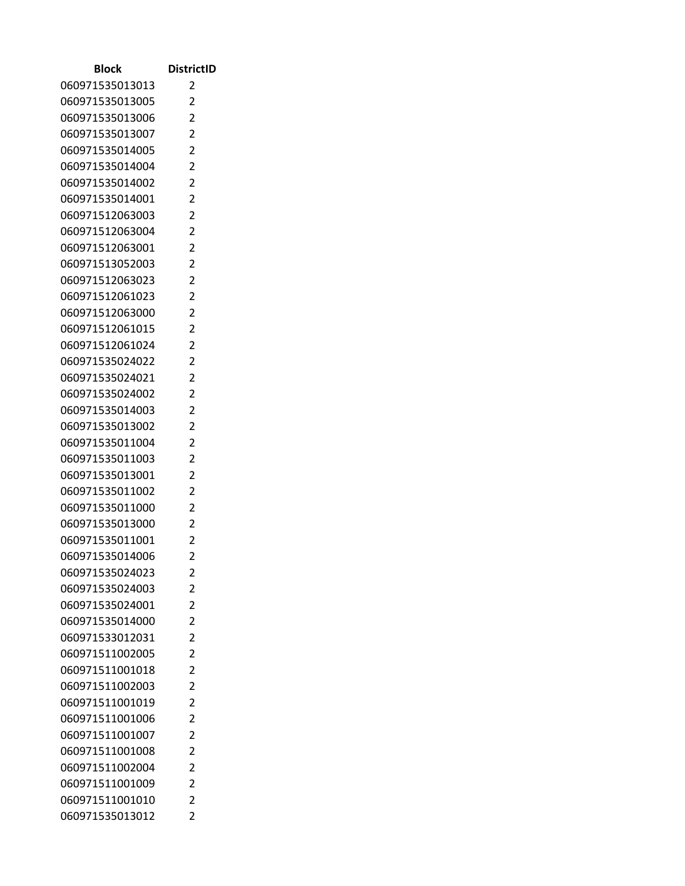| Block | DistrictID |
| --- | --- |
| 060971535013013 | 2 |
| 060971535013005 | 2 |
| 060971535013006 | 2 |
| 060971535013007 | 2 |
| 060971535014005 | 2 |
| 060971535014004 | 2 |
| 060971535014002 | 2 |
| 060971535014001 | 2 |
| 060971512063003 | 2 |
| 060971512063004 | 2 |
| 060971512063001 | 2 |
| 060971513052003 | 2 |
| 060971512063023 | 2 |
| 060971512061023 | 2 |
| 060971512063000 | 2 |
| 060971512061015 | 2 |
| 060971512061024 | 2 |
| 060971535024022 | 2 |
| 060971535024021 | 2 |
| 060971535024002 | 2 |
| 060971535014003 | 2 |
| 060971535013002 | 2 |
| 060971535011004 | 2 |
| 060971535011003 | 2 |
| 060971535013001 | 2 |
| 060971535011002 | 2 |
| 060971535011000 | 2 |
| 060971535013000 | 2 |
| 060971535011001 | 2 |
| 060971535014006 | 2 |
| 060971535024023 | 2 |
| 060971535024003 | 2 |
| 060971535024001 | 2 |
| 060971535014000 | 2 |
| 060971533012031 | 2 |
| 060971511002005 | 2 |
| 060971511001018 | 2 |
| 060971511002003 | 2 |
| 060971511001019 | 2 |
| 060971511001006 | 2 |
| 060971511001007 | 2 |
| 060971511001008 | 2 |
| 060971511002004 | 2 |
| 060971511001009 | 2 |
| 060971511001010 | 2 |
| 060971535013012 | 2 |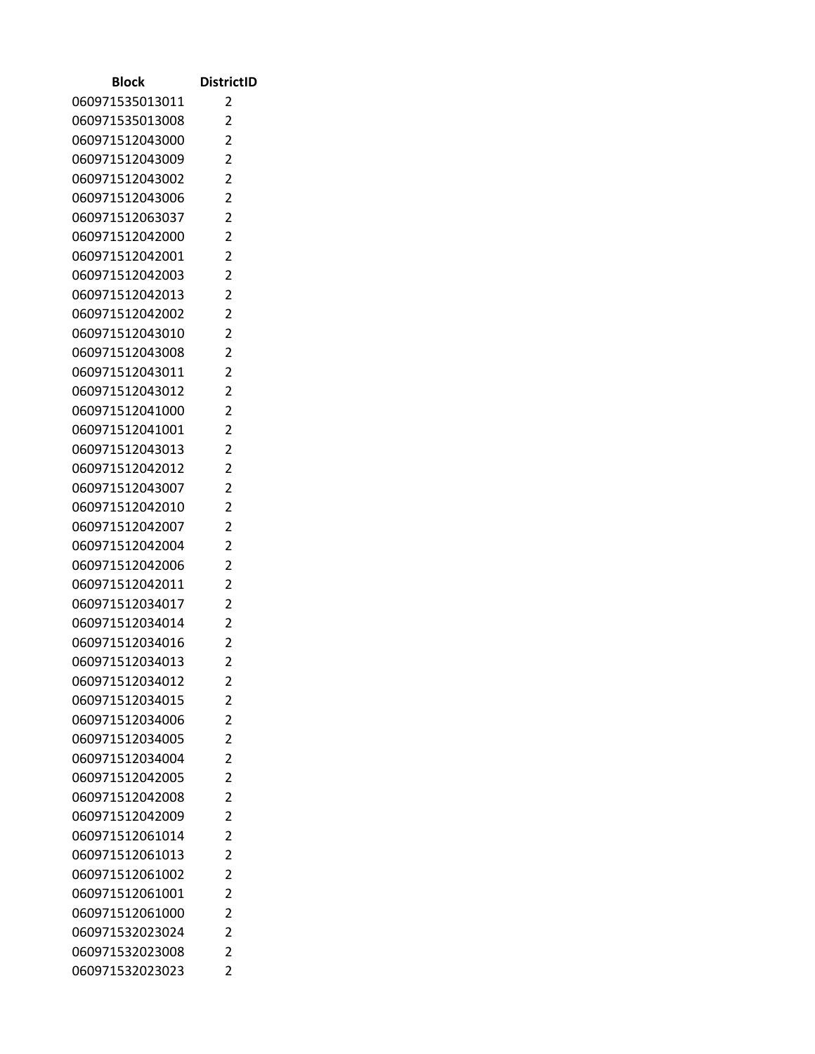| Block | DistrictID |
|---|---|
| 060971535013011 | 2 |
| 060971535013008 | 2 |
| 060971512043000 | 2 |
| 060971512043009 | 2 |
| 060971512043002 | 2 |
| 060971512043006 | 2 |
| 060971512063037 | 2 |
| 060971512042000 | 2 |
| 060971512042001 | 2 |
| 060971512042003 | 2 |
| 060971512042013 | 2 |
| 060971512042002 | 2 |
| 060971512043010 | 2 |
| 060971512043008 | 2 |
| 060971512043011 | 2 |
| 060971512043012 | 2 |
| 060971512041000 | 2 |
| 060971512041001 | 2 |
| 060971512043013 | 2 |
| 060971512042012 | 2 |
| 060971512043007 | 2 |
| 060971512042010 | 2 |
| 060971512042007 | 2 |
| 060971512042004 | 2 |
| 060971512042006 | 2 |
| 060971512042011 | 2 |
| 060971512034017 | 2 |
| 060971512034014 | 2 |
| 060971512034016 | 2 |
| 060971512034013 | 2 |
| 060971512034012 | 2 |
| 060971512034015 | 2 |
| 060971512034006 | 2 |
| 060971512034005 | 2 |
| 060971512034004 | 2 |
| 060971512042005 | 2 |
| 060971512042008 | 2 |
| 060971512042009 | 2 |
| 060971512061014 | 2 |
| 060971512061013 | 2 |
| 060971512061002 | 2 |
| 060971512061001 | 2 |
| 060971512061000 | 2 |
| 060971532023024 | 2 |
| 060971532023008 | 2 |
| 060971532023023 | 2 |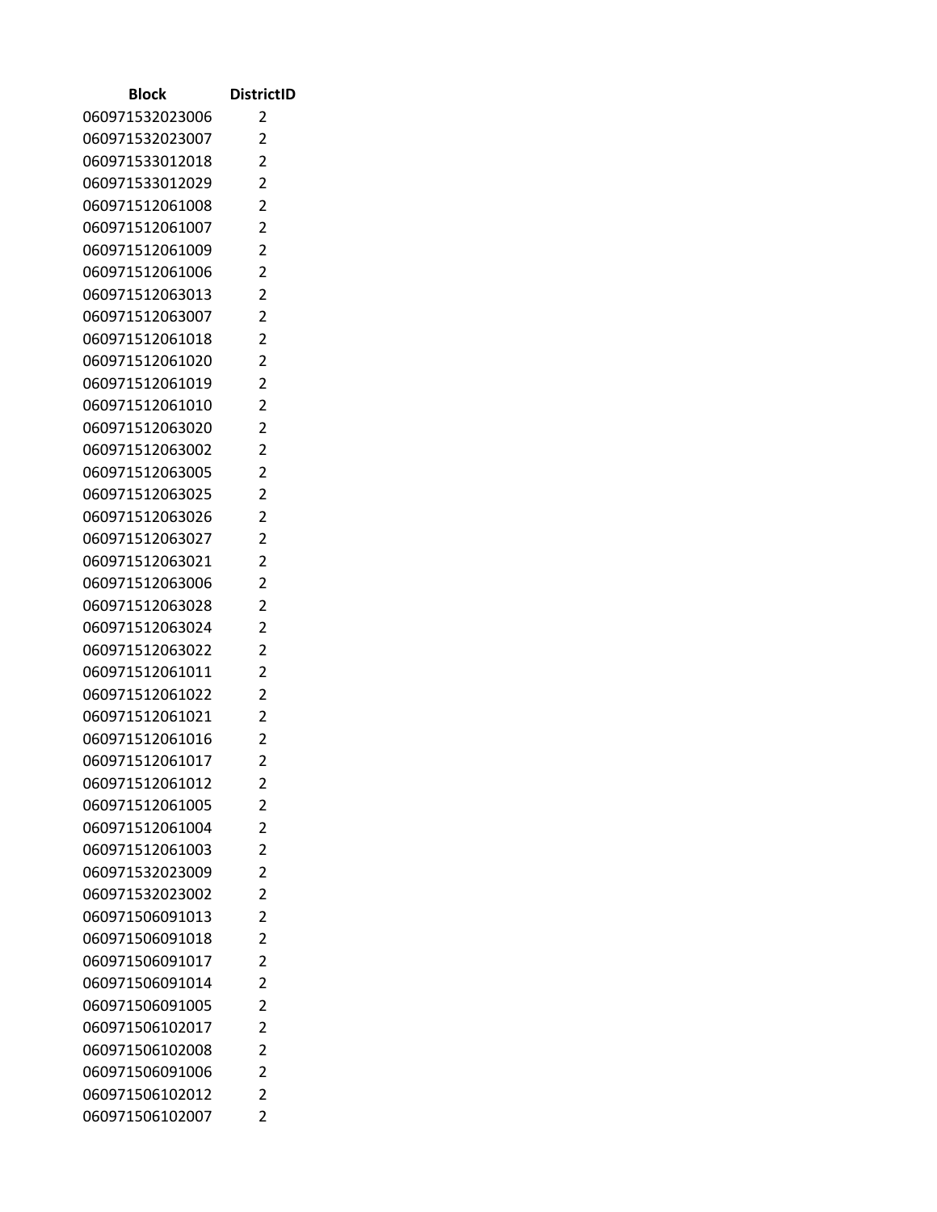| Block | DistrictID |
|---|---|
| 060971532023006 | 2 |
| 060971532023007 | 2 |
| 060971533012018 | 2 |
| 060971533012029 | 2 |
| 060971512061008 | 2 |
| 060971512061007 | 2 |
| 060971512061009 | 2 |
| 060971512061006 | 2 |
| 060971512063013 | 2 |
| 060971512063007 | 2 |
| 060971512061018 | 2 |
| 060971512061020 | 2 |
| 060971512061019 | 2 |
| 060971512061010 | 2 |
| 060971512063020 | 2 |
| 060971512063002 | 2 |
| 060971512063005 | 2 |
| 060971512063025 | 2 |
| 060971512063026 | 2 |
| 060971512063027 | 2 |
| 060971512063021 | 2 |
| 060971512063006 | 2 |
| 060971512063028 | 2 |
| 060971512063024 | 2 |
| 060971512063022 | 2 |
| 060971512061011 | 2 |
| 060971512061022 | 2 |
| 060971512061021 | 2 |
| 060971512061016 | 2 |
| 060971512061017 | 2 |
| 060971512061012 | 2 |
| 060971512061005 | 2 |
| 060971512061004 | 2 |
| 060971512061003 | 2 |
| 060971532023009 | 2 |
| 060971532023002 | 2 |
| 060971506091013 | 2 |
| 060971506091018 | 2 |
| 060971506091017 | 2 |
| 060971506091014 | 2 |
| 060971506091005 | 2 |
| 060971506102017 | 2 |
| 060971506102008 | 2 |
| 060971506091006 | 2 |
| 060971506102012 | 2 |
| 060971506102007 | 2 |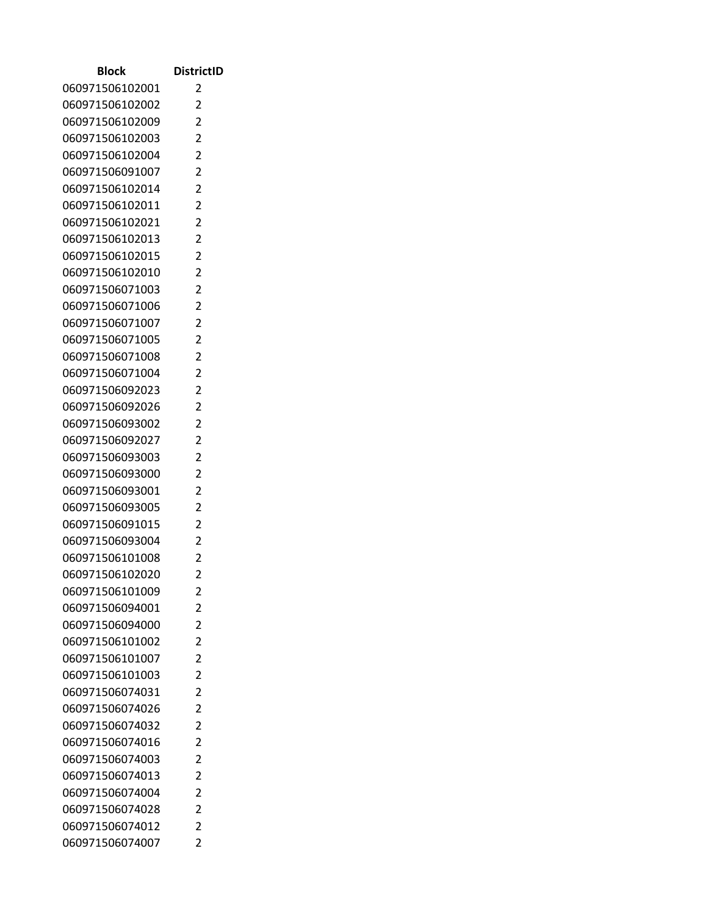| Block | DistrictID |
| --- | --- |
| 060971506102001 | 2 |
| 060971506102002 | 2 |
| 060971506102009 | 2 |
| 060971506102003 | 2 |
| 060971506102004 | 2 |
| 060971506091007 | 2 |
| 060971506102014 | 2 |
| 060971506102011 | 2 |
| 060971506102021 | 2 |
| 060971506102013 | 2 |
| 060971506102015 | 2 |
| 060971506102010 | 2 |
| 060971506071003 | 2 |
| 060971506071006 | 2 |
| 060971506071007 | 2 |
| 060971506071005 | 2 |
| 060971506071008 | 2 |
| 060971506071004 | 2 |
| 060971506092023 | 2 |
| 060971506092026 | 2 |
| 060971506093002 | 2 |
| 060971506092027 | 2 |
| 060971506093003 | 2 |
| 060971506093000 | 2 |
| 060971506093001 | 2 |
| 060971506093005 | 2 |
| 060971506091015 | 2 |
| 060971506093004 | 2 |
| 060971506101008 | 2 |
| 060971506102020 | 2 |
| 060971506101009 | 2 |
| 060971506094001 | 2 |
| 060971506094000 | 2 |
| 060971506101002 | 2 |
| 060971506101007 | 2 |
| 060971506101003 | 2 |
| 060971506074031 | 2 |
| 060971506074026 | 2 |
| 060971506074032 | 2 |
| 060971506074016 | 2 |
| 060971506074003 | 2 |
| 060971506074013 | 2 |
| 060971506074004 | 2 |
| 060971506074028 | 2 |
| 060971506074012 | 2 |
| 060971506074007 | 2 |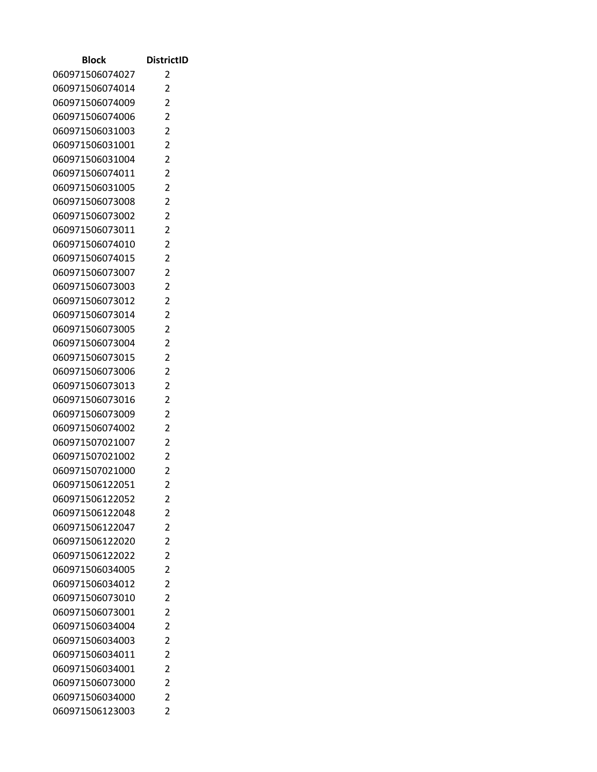| Block | DistrictID |
| --- | --- |
| 060971506074027 | 2 |
| 060971506074014 | 2 |
| 060971506074009 | 2 |
| 060971506074006 | 2 |
| 060971506031003 | 2 |
| 060971506031001 | 2 |
| 060971506031004 | 2 |
| 060971506074011 | 2 |
| 060971506031005 | 2 |
| 060971506073008 | 2 |
| 060971506073002 | 2 |
| 060971506073011 | 2 |
| 060971506074010 | 2 |
| 060971506074015 | 2 |
| 060971506073007 | 2 |
| 060971506073003 | 2 |
| 060971506073012 | 2 |
| 060971506073014 | 2 |
| 060971506073005 | 2 |
| 060971506073004 | 2 |
| 060971506073015 | 2 |
| 060971506073006 | 2 |
| 060971506073013 | 2 |
| 060971506073016 | 2 |
| 060971506073009 | 2 |
| 060971506074002 | 2 |
| 060971507021007 | 2 |
| 060971507021002 | 2 |
| 060971507021000 | 2 |
| 060971506122051 | 2 |
| 060971506122052 | 2 |
| 060971506122048 | 2 |
| 060971506122047 | 2 |
| 060971506122020 | 2 |
| 060971506122022 | 2 |
| 060971506034005 | 2 |
| 060971506034012 | 2 |
| 060971506073010 | 2 |
| 060971506073001 | 2 |
| 060971506034004 | 2 |
| 060971506034003 | 2 |
| 060971506034011 | 2 |
| 060971506034001 | 2 |
| 060971506073000 | 2 |
| 060971506034000 | 2 |
| 060971506123003 | 2 |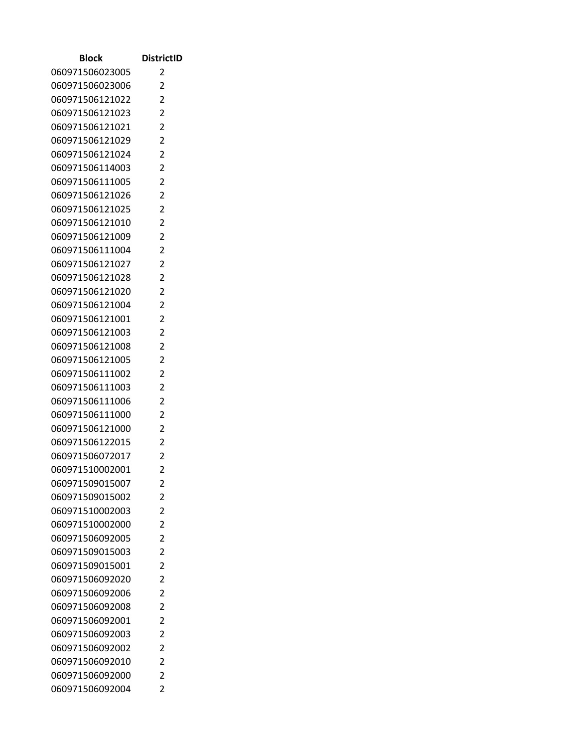| Block | DistrictID |
|---|---|
| 060971506023005 | 2 |
| 060971506023006 | 2 |
| 060971506121022 | 2 |
| 060971506121023 | 2 |
| 060971506121021 | 2 |
| 060971506121029 | 2 |
| 060971506121024 | 2 |
| 060971506114003 | 2 |
| 060971506111005 | 2 |
| 060971506121026 | 2 |
| 060971506121025 | 2 |
| 060971506121010 | 2 |
| 060971506121009 | 2 |
| 060971506111004 | 2 |
| 060971506121027 | 2 |
| 060971506121028 | 2 |
| 060971506121020 | 2 |
| 060971506121004 | 2 |
| 060971506121001 | 2 |
| 060971506121003 | 2 |
| 060971506121008 | 2 |
| 060971506121005 | 2 |
| 060971506111002 | 2 |
| 060971506111003 | 2 |
| 060971506111006 | 2 |
| 060971506111000 | 2 |
| 060971506121000 | 2 |
| 060971506122015 | 2 |
| 060971506072017 | 2 |
| 060971510002001 | 2 |
| 060971509015007 | 2 |
| 060971509015002 | 2 |
| 060971510002003 | 2 |
| 060971510002000 | 2 |
| 060971506092005 | 2 |
| 060971509015003 | 2 |
| 060971509015001 | 2 |
| 060971506092020 | 2 |
| 060971506092006 | 2 |
| 060971506092008 | 2 |
| 060971506092001 | 2 |
| 060971506092003 | 2 |
| 060971506092002 | 2 |
| 060971506092010 | 2 |
| 060971506092000 | 2 |
| 060971506092004 | 2 |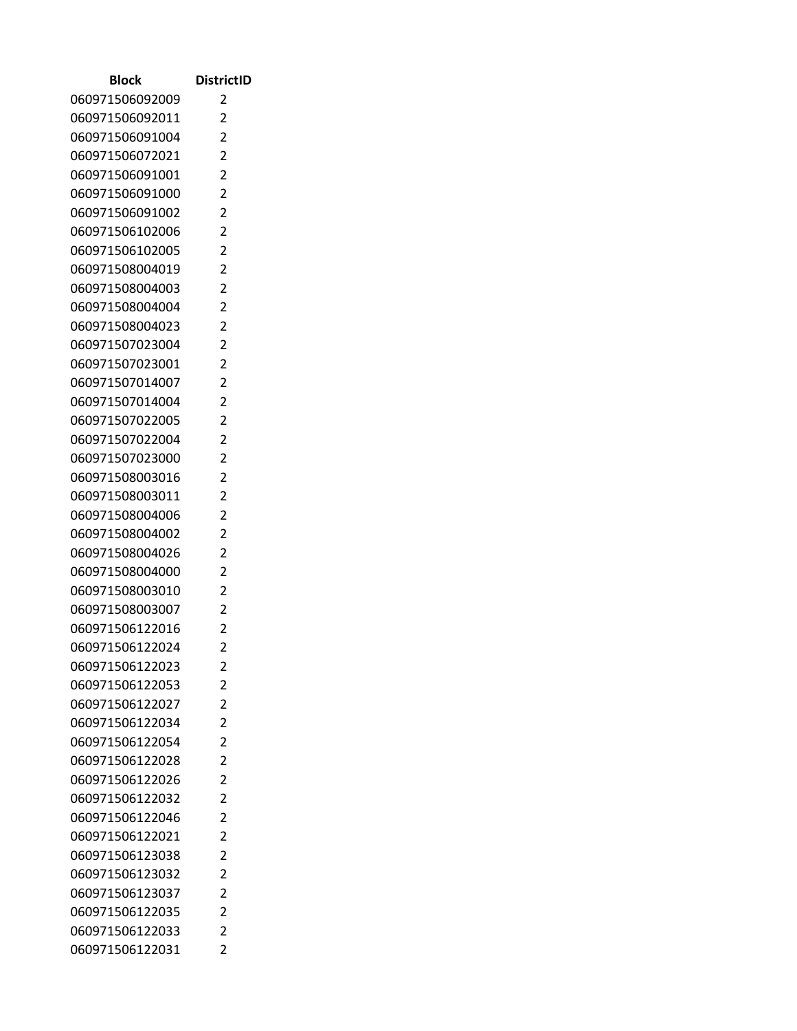| Block | DistrictID |
|---|---|
| 060971506092009 | 2 |
| 060971506092011 | 2 |
| 060971506091004 | 2 |
| 060971506072021 | 2 |
| 060971506091001 | 2 |
| 060971506091000 | 2 |
| 060971506091002 | 2 |
| 060971506102006 | 2 |
| 060971506102005 | 2 |
| 060971508004019 | 2 |
| 060971508004003 | 2 |
| 060971508004004 | 2 |
| 060971508004023 | 2 |
| 060971507023004 | 2 |
| 060971507023001 | 2 |
| 060971507014007 | 2 |
| 060971507014004 | 2 |
| 060971507022005 | 2 |
| 060971507022004 | 2 |
| 060971507023000 | 2 |
| 060971508003016 | 2 |
| 060971508003011 | 2 |
| 060971508004006 | 2 |
| 060971508004002 | 2 |
| 060971508004026 | 2 |
| 060971508004000 | 2 |
| 060971508003010 | 2 |
| 060971508003007 | 2 |
| 060971506122016 | 2 |
| 060971506122024 | 2 |
| 060971506122023 | 2 |
| 060971506122053 | 2 |
| 060971506122027 | 2 |
| 060971506122034 | 2 |
| 060971506122054 | 2 |
| 060971506122028 | 2 |
| 060971506122026 | 2 |
| 060971506122032 | 2 |
| 060971506122046 | 2 |
| 060971506122021 | 2 |
| 060971506123038 | 2 |
| 060971506123032 | 2 |
| 060971506123037 | 2 |
| 060971506122035 | 2 |
| 060971506122033 | 2 |
| 060971506122031 | 2 |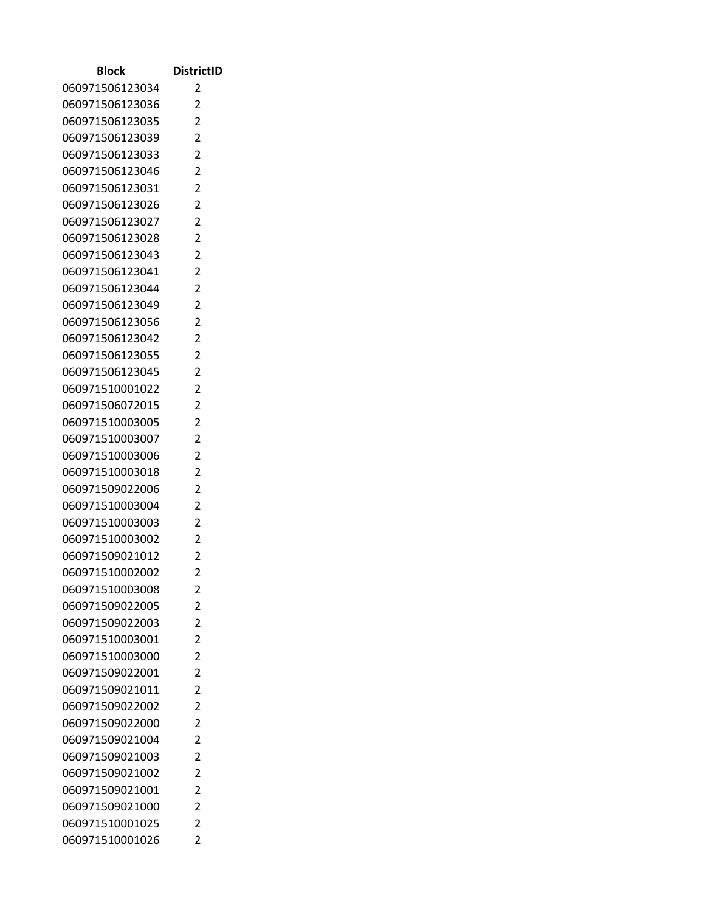| Block | DistrictID |
|---|---|
| 060971506123034 | 2 |
| 060971506123036 | 2 |
| 060971506123035 | 2 |
| 060971506123039 | 2 |
| 060971506123033 | 2 |
| 060971506123046 | 2 |
| 060971506123031 | 2 |
| 060971506123026 | 2 |
| 060971506123027 | 2 |
| 060971506123028 | 2 |
| 060971506123043 | 2 |
| 060971506123041 | 2 |
| 060971506123044 | 2 |
| 060971506123049 | 2 |
| 060971506123056 | 2 |
| 060971506123042 | 2 |
| 060971506123055 | 2 |
| 060971506123045 | 2 |
| 060971510001022 | 2 |
| 060971506072015 | 2 |
| 060971510003005 | 2 |
| 060971510003007 | 2 |
| 060971510003006 | 2 |
| 060971510003018 | 2 |
| 060971509022006 | 2 |
| 060971510003004 | 2 |
| 060971510003003 | 2 |
| 060971510003002 | 2 |
| 060971509021012 | 2 |
| 060971510002002 | 2 |
| 060971510003008 | 2 |
| 060971509022005 | 2 |
| 060971509022003 | 2 |
| 060971510003001 | 2 |
| 060971510003000 | 2 |
| 060971509022001 | 2 |
| 060971509021011 | 2 |
| 060971509022002 | 2 |
| 060971509022000 | 2 |
| 060971509021004 | 2 |
| 060971509021003 | 2 |
| 060971509021002 | 2 |
| 060971509021001 | 2 |
| 060971509021000 | 2 |
| 060971510001025 | 2 |
| 060971510001026 | 2 |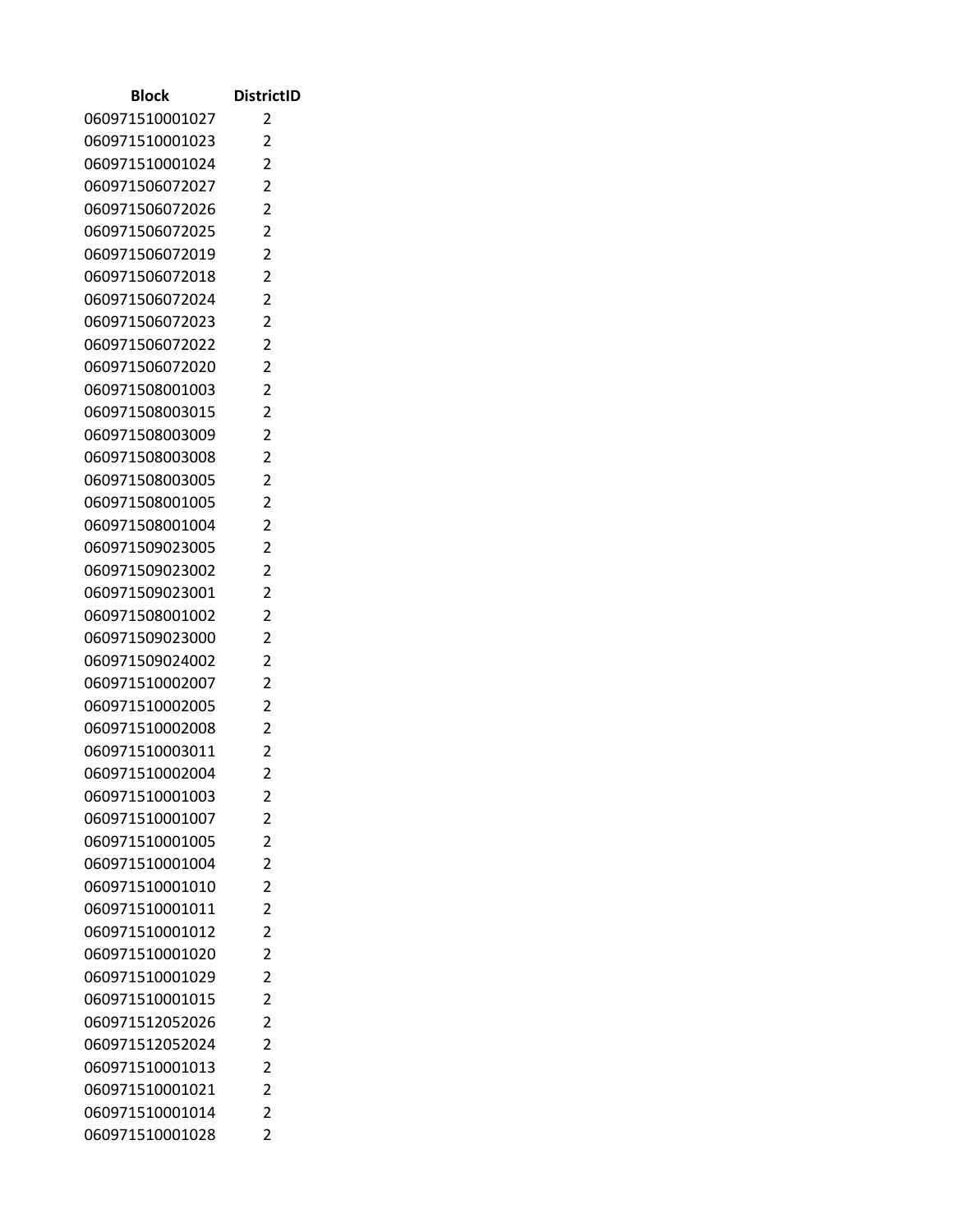| Block | DistrictID |
| --- | --- |
| 060971510001027 | 2 |
| 060971510001023 | 2 |
| 060971510001024 | 2 |
| 060971506072027 | 2 |
| 060971506072026 | 2 |
| 060971506072025 | 2 |
| 060971506072019 | 2 |
| 060971506072018 | 2 |
| 060971506072024 | 2 |
| 060971506072023 | 2 |
| 060971506072022 | 2 |
| 060971506072020 | 2 |
| 060971508001003 | 2 |
| 060971508003015 | 2 |
| 060971508003009 | 2 |
| 060971508003008 | 2 |
| 060971508003005 | 2 |
| 060971508001005 | 2 |
| 060971508001004 | 2 |
| 060971509023005 | 2 |
| 060971509023002 | 2 |
| 060971509023001 | 2 |
| 060971508001002 | 2 |
| 060971509023000 | 2 |
| 060971509024002 | 2 |
| 060971510002007 | 2 |
| 060971510002005 | 2 |
| 060971510002008 | 2 |
| 060971510003011 | 2 |
| 060971510002004 | 2 |
| 060971510001003 | 2 |
| 060971510001007 | 2 |
| 060971510001005 | 2 |
| 060971510001004 | 2 |
| 060971510001010 | 2 |
| 060971510001011 | 2 |
| 060971510001012 | 2 |
| 060971510001020 | 2 |
| 060971510001029 | 2 |
| 060971510001015 | 2 |
| 060971512052026 | 2 |
| 060971512052024 | 2 |
| 060971510001013 | 2 |
| 060971510001021 | 2 |
| 060971510001014 | 2 |
| 060971510001028 | 2 |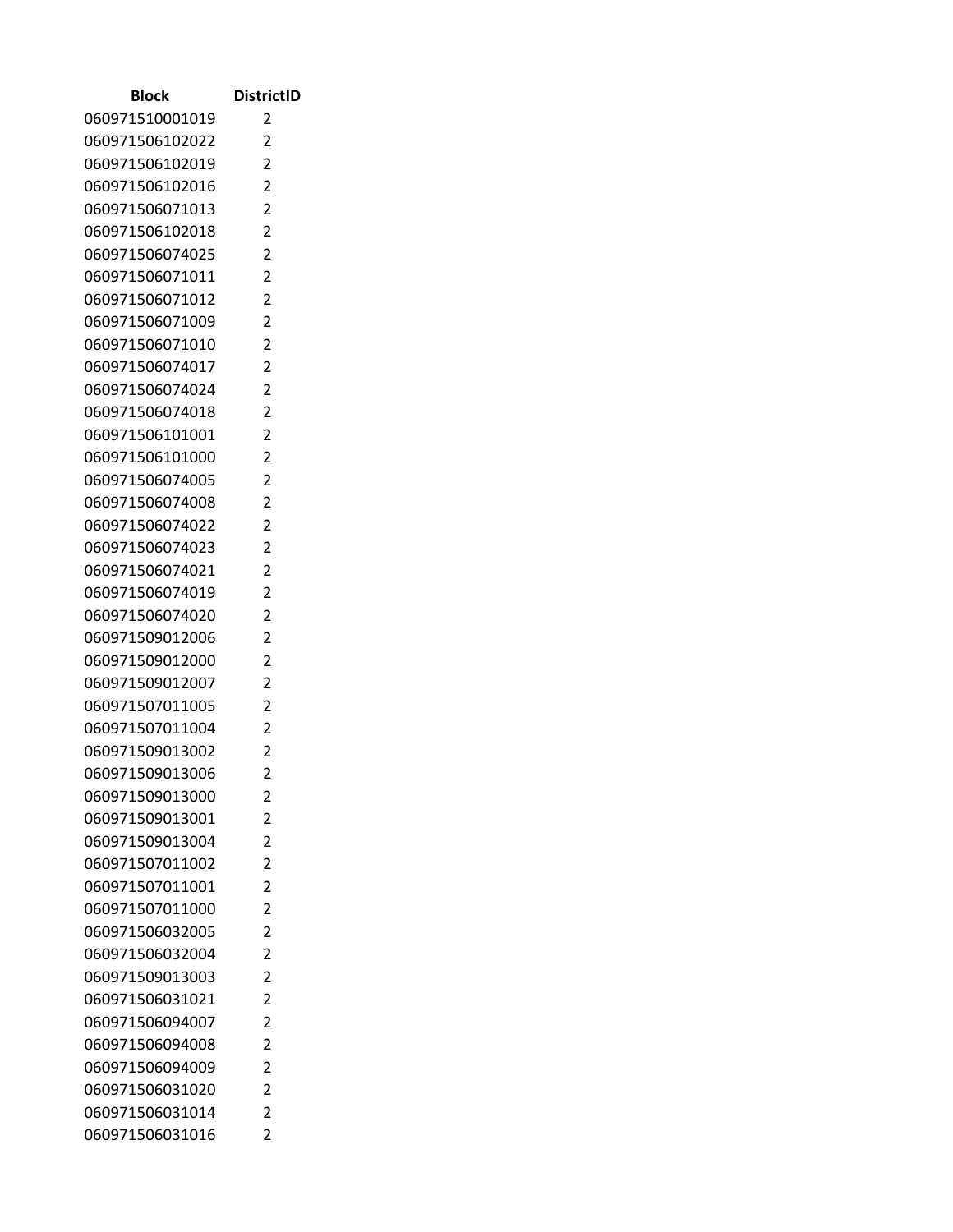| Block | DistrictID |
|---|---|
| 060971510001019 | 2 |
| 060971506102022 | 2 |
| 060971506102019 | 2 |
| 060971506102016 | 2 |
| 060971506071013 | 2 |
| 060971506102018 | 2 |
| 060971506074025 | 2 |
| 060971506071011 | 2 |
| 060971506071012 | 2 |
| 060971506071009 | 2 |
| 060971506071010 | 2 |
| 060971506074017 | 2 |
| 060971506074024 | 2 |
| 060971506074018 | 2 |
| 060971506101001 | 2 |
| 060971506101000 | 2 |
| 060971506074005 | 2 |
| 060971506074008 | 2 |
| 060971506074022 | 2 |
| 060971506074023 | 2 |
| 060971506074021 | 2 |
| 060971506074019 | 2 |
| 060971506074020 | 2 |
| 060971509012006 | 2 |
| 060971509012000 | 2 |
| 060971509012007 | 2 |
| 060971507011005 | 2 |
| 060971507011004 | 2 |
| 060971509013002 | 2 |
| 060971509013006 | 2 |
| 060971509013000 | 2 |
| 060971509013001 | 2 |
| 060971509013004 | 2 |
| 060971507011002 | 2 |
| 060971507011001 | 2 |
| 060971507011000 | 2 |
| 060971506032005 | 2 |
| 060971506032004 | 2 |
| 060971509013003 | 2 |
| 060971506031021 | 2 |
| 060971506094007 | 2 |
| 060971506094008 | 2 |
| 060971506094009 | 2 |
| 060971506031020 | 2 |
| 060971506031014 | 2 |
| 060971506031016 | 2 |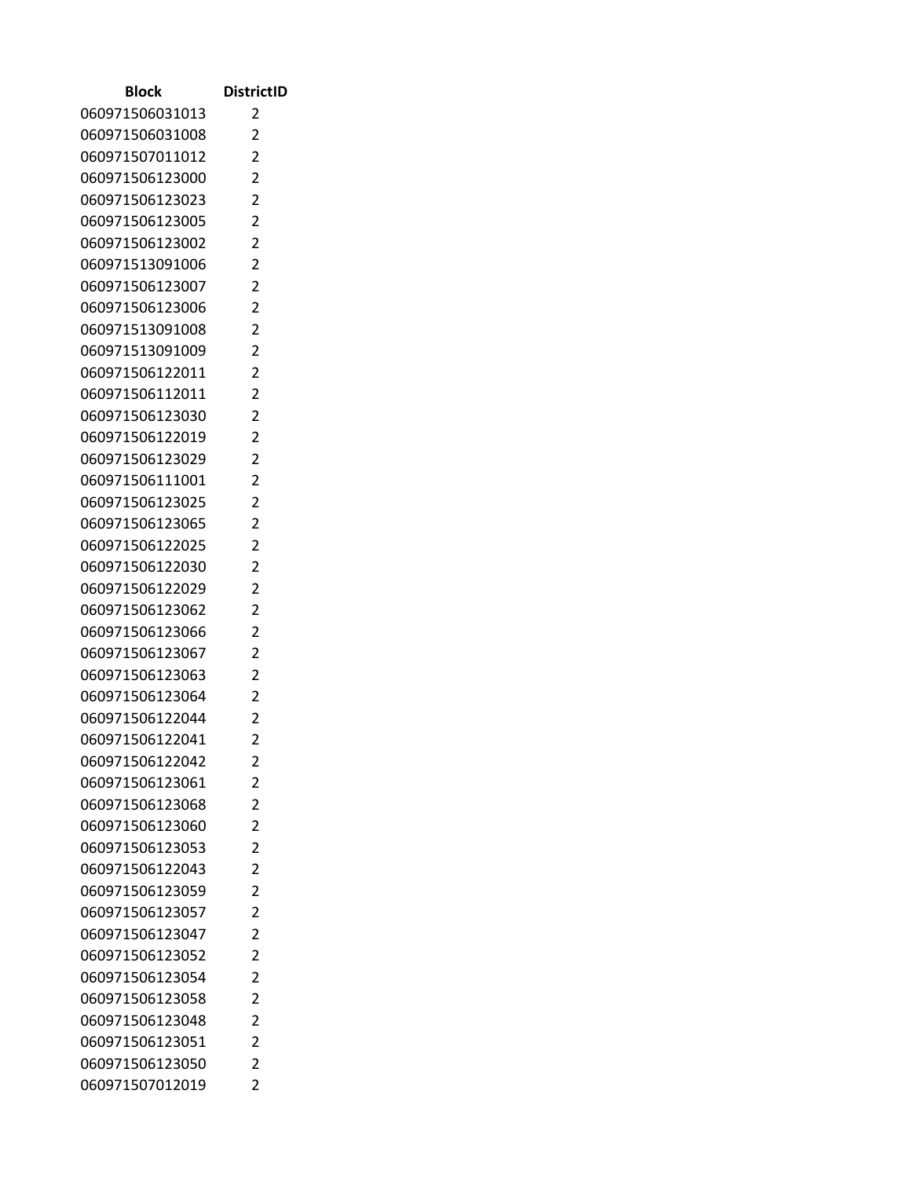| Block | DistrictID |
|---|---|
| 060971506031013 | 2 |
| 060971506031008 | 2 |
| 060971507011012 | 2 |
| 060971506123000 | 2 |
| 060971506123023 | 2 |
| 060971506123005 | 2 |
| 060971506123002 | 2 |
| 060971513091006 | 2 |
| 060971506123007 | 2 |
| 060971506123006 | 2 |
| 060971513091008 | 2 |
| 060971513091009 | 2 |
| 060971506122011 | 2 |
| 060971506112011 | 2 |
| 060971506123030 | 2 |
| 060971506122019 | 2 |
| 060971506123029 | 2 |
| 060971506111001 | 2 |
| 060971506123025 | 2 |
| 060971506123065 | 2 |
| 060971506122025 | 2 |
| 060971506122030 | 2 |
| 060971506122029 | 2 |
| 060971506123062 | 2 |
| 060971506123066 | 2 |
| 060971506123067 | 2 |
| 060971506123063 | 2 |
| 060971506123064 | 2 |
| 060971506122044 | 2 |
| 060971506122041 | 2 |
| 060971506122042 | 2 |
| 060971506123061 | 2 |
| 060971506123068 | 2 |
| 060971506123060 | 2 |
| 060971506123053 | 2 |
| 060971506122043 | 2 |
| 060971506123059 | 2 |
| 060971506123057 | 2 |
| 060971506123047 | 2 |
| 060971506123052 | 2 |
| 060971506123054 | 2 |
| 060971506123058 | 2 |
| 060971506123048 | 2 |
| 060971506123051 | 2 |
| 060971506123050 | 2 |
| 060971507012019 | 2 |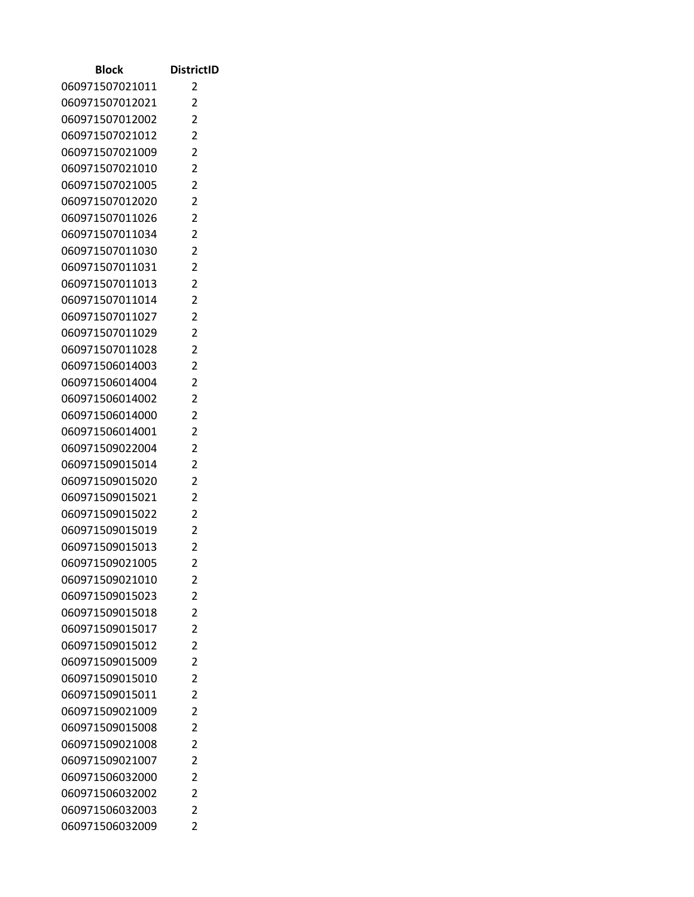| Block | DistrictID |
|---|---|
| 060971507021011 | 2 |
| 060971507012021 | 2 |
| 060971507012002 | 2 |
| 060971507021012 | 2 |
| 060971507021009 | 2 |
| 060971507021010 | 2 |
| 060971507021005 | 2 |
| 060971507012020 | 2 |
| 060971507011026 | 2 |
| 060971507011034 | 2 |
| 060971507011030 | 2 |
| 060971507011031 | 2 |
| 060971507011013 | 2 |
| 060971507011014 | 2 |
| 060971507011027 | 2 |
| 060971507011029 | 2 |
| 060971507011028 | 2 |
| 060971506014003 | 2 |
| 060971506014004 | 2 |
| 060971506014002 | 2 |
| 060971506014000 | 2 |
| 060971506014001 | 2 |
| 060971509022004 | 2 |
| 060971509015014 | 2 |
| 060971509015020 | 2 |
| 060971509015021 | 2 |
| 060971509015022 | 2 |
| 060971509015019 | 2 |
| 060971509015013 | 2 |
| 060971509021005 | 2 |
| 060971509021010 | 2 |
| 060971509015023 | 2 |
| 060971509015018 | 2 |
| 060971509015017 | 2 |
| 060971509015012 | 2 |
| 060971509015009 | 2 |
| 060971509015010 | 2 |
| 060971509015011 | 2 |
| 060971509021009 | 2 |
| 060971509015008 | 2 |
| 060971509021008 | 2 |
| 060971509021007 | 2 |
| 060971506032000 | 2 |
| 060971506032002 | 2 |
| 060971506032003 | 2 |
| 060971506032009 | 2 |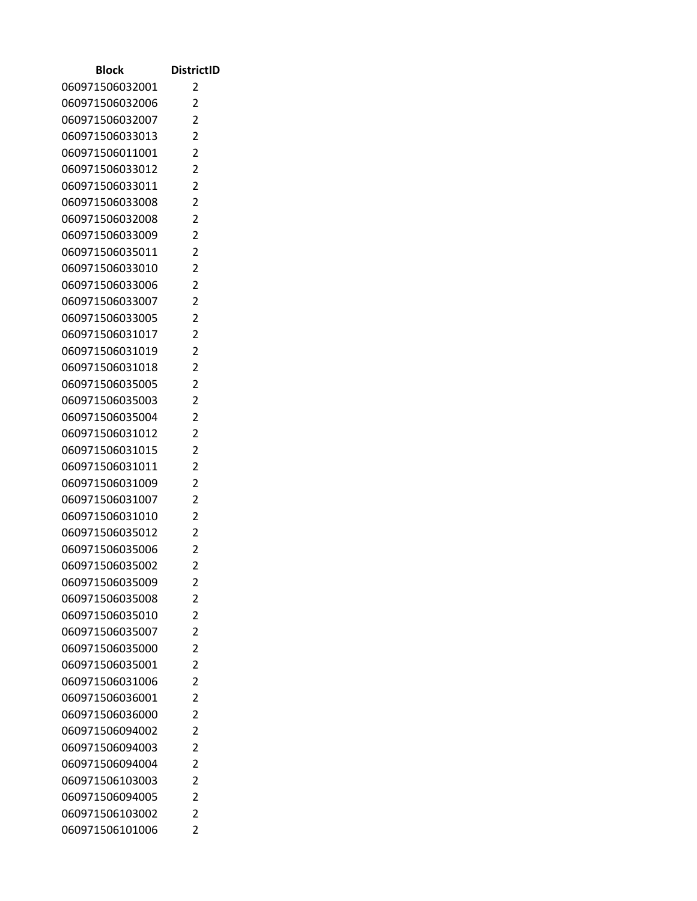| Block | DistrictID |
|---|---|
| 060971506032001 | 2 |
| 060971506032006 | 2 |
| 060971506032007 | 2 |
| 060971506033013 | 2 |
| 060971506011001 | 2 |
| 060971506033012 | 2 |
| 060971506033011 | 2 |
| 060971506033008 | 2 |
| 060971506032008 | 2 |
| 060971506033009 | 2 |
| 060971506035011 | 2 |
| 060971506033010 | 2 |
| 060971506033006 | 2 |
| 060971506033007 | 2 |
| 060971506033005 | 2 |
| 060971506031017 | 2 |
| 060971506031019 | 2 |
| 060971506031018 | 2 |
| 060971506035005 | 2 |
| 060971506035003 | 2 |
| 060971506035004 | 2 |
| 060971506031012 | 2 |
| 060971506031015 | 2 |
| 060971506031011 | 2 |
| 060971506031009 | 2 |
| 060971506031007 | 2 |
| 060971506031010 | 2 |
| 060971506035012 | 2 |
| 060971506035006 | 2 |
| 060971506035002 | 2 |
| 060971506035009 | 2 |
| 060971506035008 | 2 |
| 060971506035010 | 2 |
| 060971506035007 | 2 |
| 060971506035000 | 2 |
| 060971506035001 | 2 |
| 060971506031006 | 2 |
| 060971506036001 | 2 |
| 060971506036000 | 2 |
| 060971506094002 | 2 |
| 060971506094003 | 2 |
| 060971506094004 | 2 |
| 060971506103003 | 2 |
| 060971506094005 | 2 |
| 060971506103002 | 2 |
| 060971506101006 | 2 |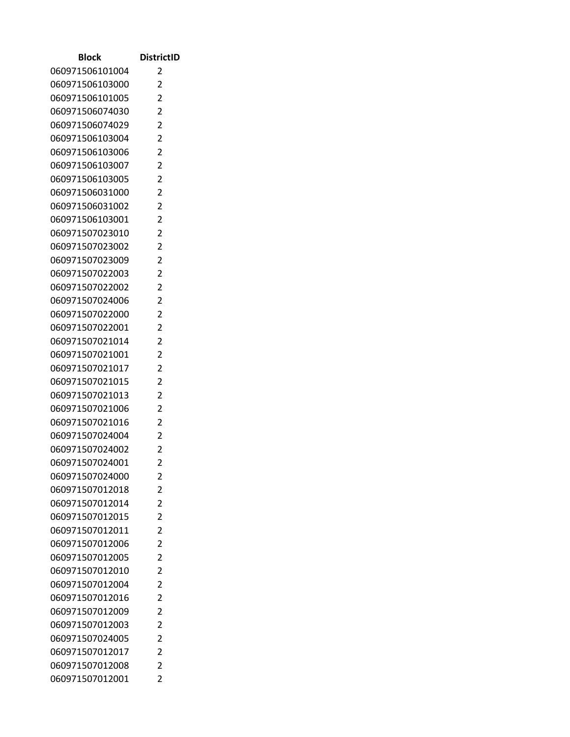| Block | DistrictID |
| --- | --- |
| 060971506101004 | 2 |
| 060971506103000 | 2 |
| 060971506101005 | 2 |
| 060971506074030 | 2 |
| 060971506074029 | 2 |
| 060971506103004 | 2 |
| 060971506103006 | 2 |
| 060971506103007 | 2 |
| 060971506103005 | 2 |
| 060971506031000 | 2 |
| 060971506031002 | 2 |
| 060971506103001 | 2 |
| 060971507023010 | 2 |
| 060971507023002 | 2 |
| 060971507023009 | 2 |
| 060971507022003 | 2 |
| 060971507022002 | 2 |
| 060971507024006 | 2 |
| 060971507022000 | 2 |
| 060971507022001 | 2 |
| 060971507021014 | 2 |
| 060971507021001 | 2 |
| 060971507021017 | 2 |
| 060971507021015 | 2 |
| 060971507021013 | 2 |
| 060971507021006 | 2 |
| 060971507021016 | 2 |
| 060971507024004 | 2 |
| 060971507024002 | 2 |
| 060971507024001 | 2 |
| 060971507024000 | 2 |
| 060971507012018 | 2 |
| 060971507012014 | 2 |
| 060971507012015 | 2 |
| 060971507012011 | 2 |
| 060971507012006 | 2 |
| 060971507012005 | 2 |
| 060971507012010 | 2 |
| 060971507012004 | 2 |
| 060971507012016 | 2 |
| 060971507012009 | 2 |
| 060971507012003 | 2 |
| 060971507024005 | 2 |
| 060971507012017 | 2 |
| 060971507012008 | 2 |
| 060971507012001 | 2 |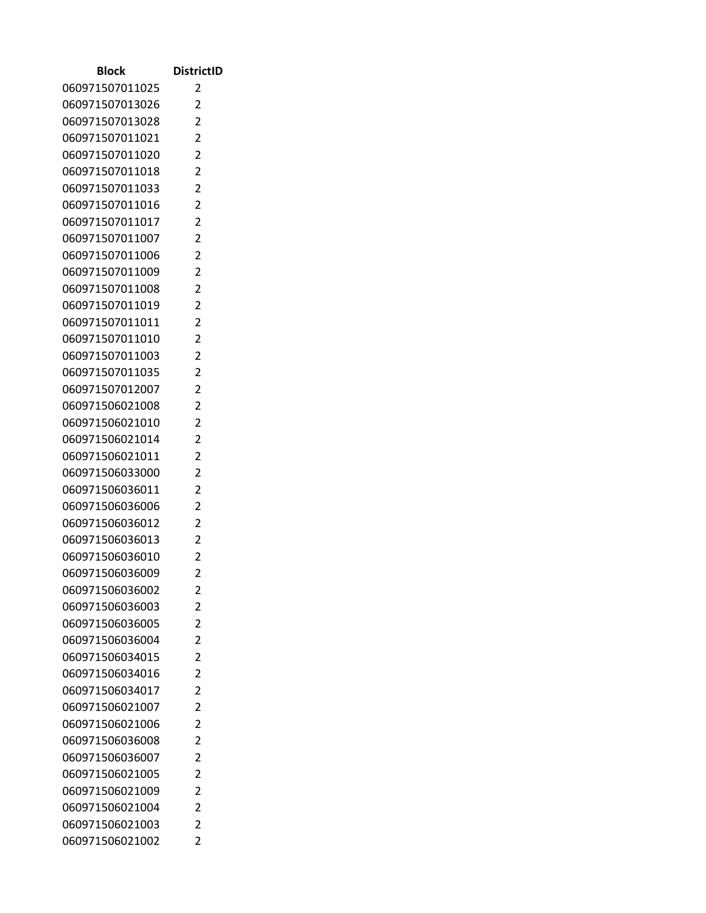| Block | DistrictID |
|---|---|
| 060971507011025 | 2 |
| 060971507013026 | 2 |
| 060971507013028 | 2 |
| 060971507011021 | 2 |
| 060971507011020 | 2 |
| 060971507011018 | 2 |
| 060971507011033 | 2 |
| 060971507011016 | 2 |
| 060971507011017 | 2 |
| 060971507011007 | 2 |
| 060971507011006 | 2 |
| 060971507011009 | 2 |
| 060971507011008 | 2 |
| 060971507011019 | 2 |
| 060971507011011 | 2 |
| 060971507011010 | 2 |
| 060971507011003 | 2 |
| 060971507011035 | 2 |
| 060971507012007 | 2 |
| 060971506021008 | 2 |
| 060971506021010 | 2 |
| 060971506021014 | 2 |
| 060971506021011 | 2 |
| 060971506033000 | 2 |
| 060971506036011 | 2 |
| 060971506036006 | 2 |
| 060971506036012 | 2 |
| 060971506036013 | 2 |
| 060971506036010 | 2 |
| 060971506036009 | 2 |
| 060971506036002 | 2 |
| 060971506036003 | 2 |
| 060971506036005 | 2 |
| 060971506036004 | 2 |
| 060971506034015 | 2 |
| 060971506034016 | 2 |
| 060971506034017 | 2 |
| 060971506021007 | 2 |
| 060971506021006 | 2 |
| 060971506036008 | 2 |
| 060971506036007 | 2 |
| 060971506021005 | 2 |
| 060971506021009 | 2 |
| 060971506021004 | 2 |
| 060971506021003 | 2 |
| 060971506021002 | 2 |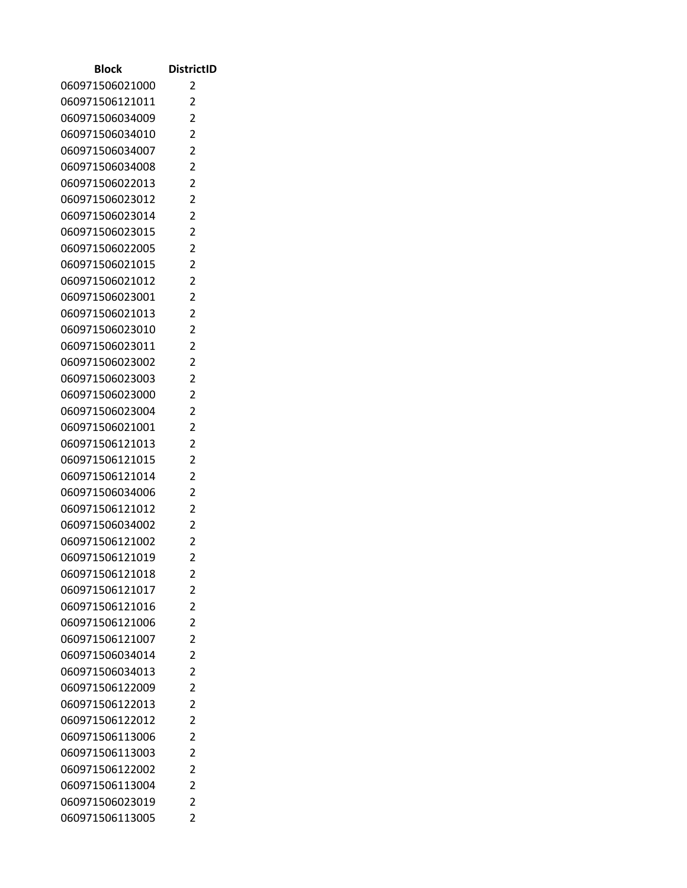| Block | DistrictID |
|---|---|
| 060971506021000 | 2 |
| 060971506121011 | 2 |
| 060971506034009 | 2 |
| 060971506034010 | 2 |
| 060971506034007 | 2 |
| 060971506034008 | 2 |
| 060971506022013 | 2 |
| 060971506023012 | 2 |
| 060971506023014 | 2 |
| 060971506023015 | 2 |
| 060971506022005 | 2 |
| 060971506021015 | 2 |
| 060971506021012 | 2 |
| 060971506023001 | 2 |
| 060971506021013 | 2 |
| 060971506023010 | 2 |
| 060971506023011 | 2 |
| 060971506023002 | 2 |
| 060971506023003 | 2 |
| 060971506023000 | 2 |
| 060971506023004 | 2 |
| 060971506021001 | 2 |
| 060971506121013 | 2 |
| 060971506121015 | 2 |
| 060971506121014 | 2 |
| 060971506034006 | 2 |
| 060971506121012 | 2 |
| 060971506034002 | 2 |
| 060971506121002 | 2 |
| 060971506121019 | 2 |
| 060971506121018 | 2 |
| 060971506121017 | 2 |
| 060971506121016 | 2 |
| 060971506121006 | 2 |
| 060971506121007 | 2 |
| 060971506034014 | 2 |
| 060971506034013 | 2 |
| 060971506122009 | 2 |
| 060971506122013 | 2 |
| 060971506122012 | 2 |
| 060971506113006 | 2 |
| 060971506113003 | 2 |
| 060971506122002 | 2 |
| 060971506113004 | 2 |
| 060971506023019 | 2 |
| 060971506113005 | 2 |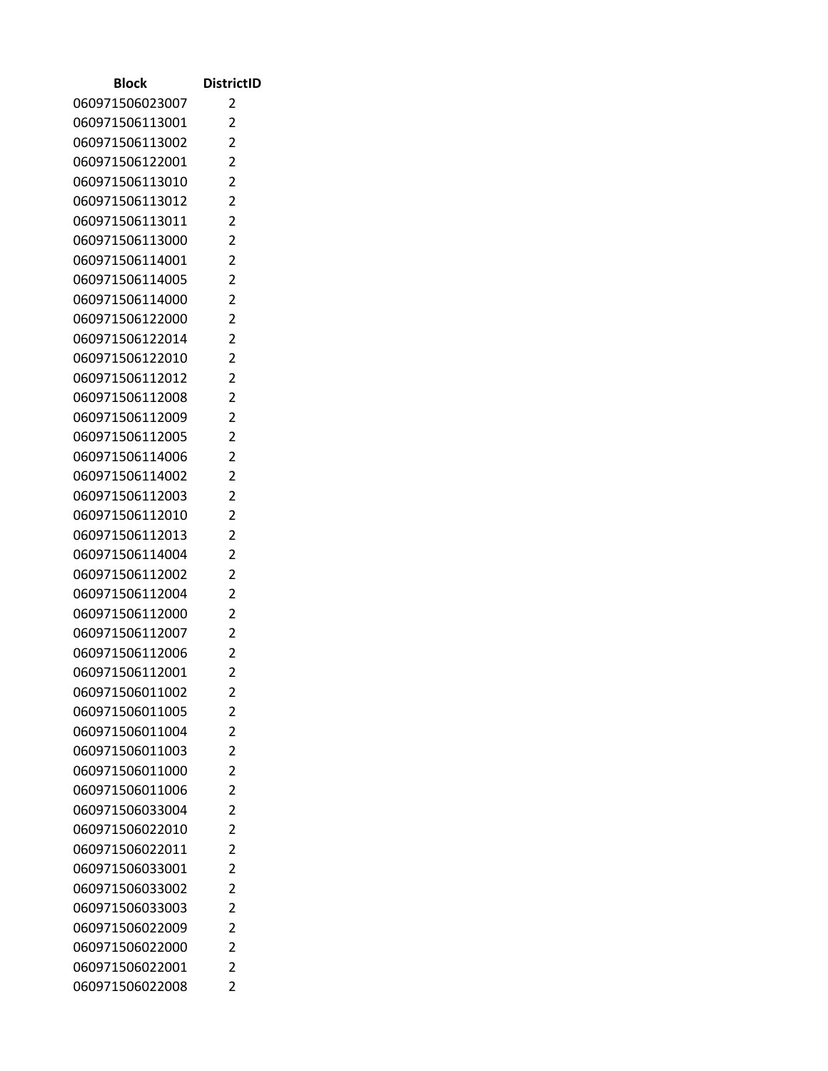| Block | DistrictID |
| --- | --- |
| 060971506023007 | 2 |
| 060971506113001 | 2 |
| 060971506113002 | 2 |
| 060971506122001 | 2 |
| 060971506113010 | 2 |
| 060971506113012 | 2 |
| 060971506113011 | 2 |
| 060971506113000 | 2 |
| 060971506114001 | 2 |
| 060971506114005 | 2 |
| 060971506114000 | 2 |
| 060971506122000 | 2 |
| 060971506122014 | 2 |
| 060971506122010 | 2 |
| 060971506112012 | 2 |
| 060971506112008 | 2 |
| 060971506112009 | 2 |
| 060971506112005 | 2 |
| 060971506114006 | 2 |
| 060971506114002 | 2 |
| 060971506112003 | 2 |
| 060971506112010 | 2 |
| 060971506112013 | 2 |
| 060971506114004 | 2 |
| 060971506112002 | 2 |
| 060971506112004 | 2 |
| 060971506112000 | 2 |
| 060971506112007 | 2 |
| 060971506112006 | 2 |
| 060971506112001 | 2 |
| 060971506011002 | 2 |
| 060971506011005 | 2 |
| 060971506011004 | 2 |
| 060971506011003 | 2 |
| 060971506011000 | 2 |
| 060971506011006 | 2 |
| 060971506033004 | 2 |
| 060971506022010 | 2 |
| 060971506022011 | 2 |
| 060971506033001 | 2 |
| 060971506033002 | 2 |
| 060971506033003 | 2 |
| 060971506022009 | 2 |
| 060971506022000 | 2 |
| 060971506022001 | 2 |
| 060971506022008 | 2 |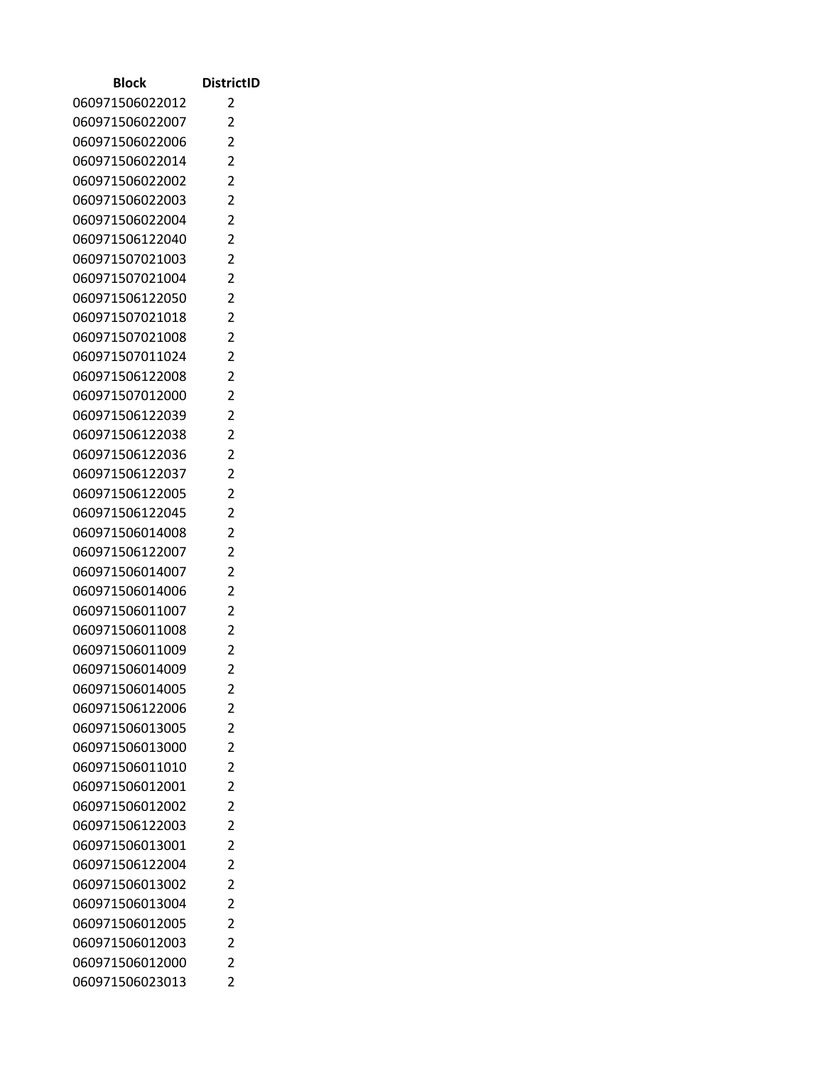| Block | DistrictID |
| --- | --- |
| 060971506022012 | 2 |
| 060971506022007 | 2 |
| 060971506022006 | 2 |
| 060971506022014 | 2 |
| 060971506022002 | 2 |
| 060971506022003 | 2 |
| 060971506022004 | 2 |
| 060971506122040 | 2 |
| 060971507021003 | 2 |
| 060971507021004 | 2 |
| 060971506122050 | 2 |
| 060971507021018 | 2 |
| 060971507021008 | 2 |
| 060971507011024 | 2 |
| 060971506122008 | 2 |
| 060971507012000 | 2 |
| 060971506122039 | 2 |
| 060971506122038 | 2 |
| 060971506122036 | 2 |
| 060971506122037 | 2 |
| 060971506122005 | 2 |
| 060971506122045 | 2 |
| 060971506014008 | 2 |
| 060971506122007 | 2 |
| 060971506014007 | 2 |
| 060971506014006 | 2 |
| 060971506011007 | 2 |
| 060971506011008 | 2 |
| 060971506011009 | 2 |
| 060971506014009 | 2 |
| 060971506014005 | 2 |
| 060971506122006 | 2 |
| 060971506013005 | 2 |
| 060971506013000 | 2 |
| 060971506011010 | 2 |
| 060971506012001 | 2 |
| 060971506012002 | 2 |
| 060971506122003 | 2 |
| 060971506013001 | 2 |
| 060971506122004 | 2 |
| 060971506013002 | 2 |
| 060971506013004 | 2 |
| 060971506012005 | 2 |
| 060971506012003 | 2 |
| 060971506012000 | 2 |
| 060971506023013 | 2 |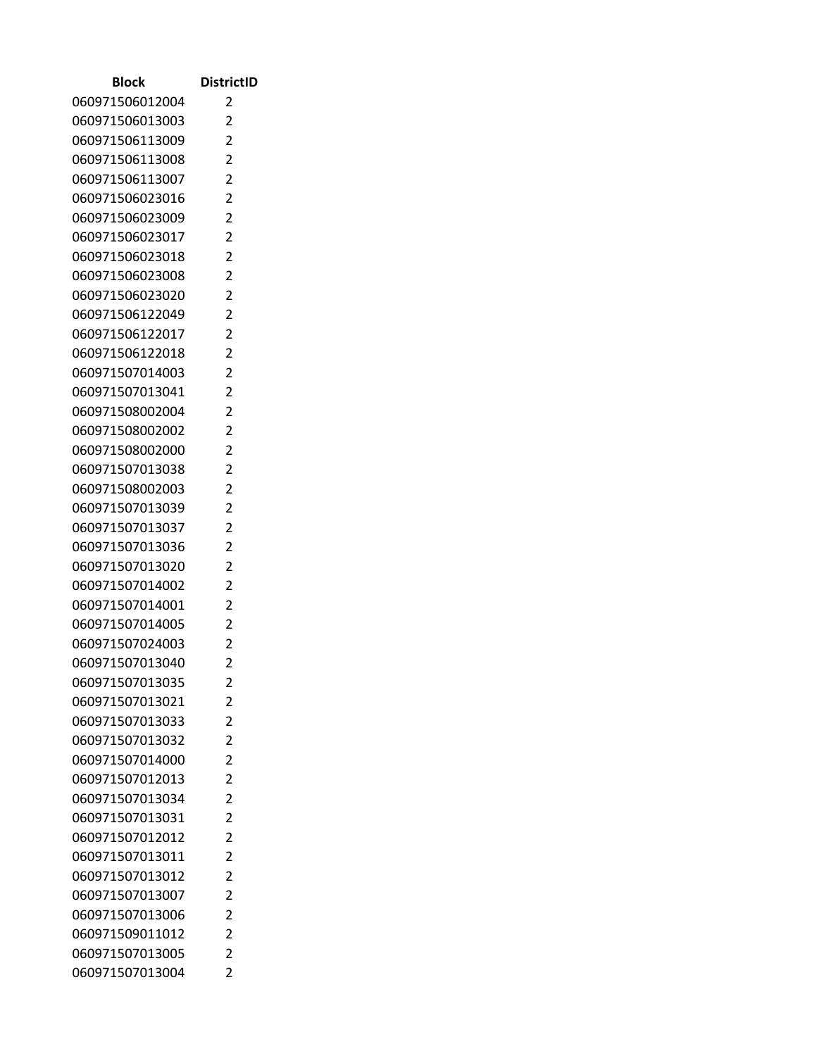| Block | DistrictID |
|---|---|
| 060971506012004 | 2 |
| 060971506013003 | 2 |
| 060971506113009 | 2 |
| 060971506113008 | 2 |
| 060971506113007 | 2 |
| 060971506023016 | 2 |
| 060971506023009 | 2 |
| 060971506023017 | 2 |
| 060971506023018 | 2 |
| 060971506023008 | 2 |
| 060971506023020 | 2 |
| 060971506122049 | 2 |
| 060971506122017 | 2 |
| 060971506122018 | 2 |
| 060971507014003 | 2 |
| 060971507013041 | 2 |
| 060971508002004 | 2 |
| 060971508002002 | 2 |
| 060971508002000 | 2 |
| 060971507013038 | 2 |
| 060971508002003 | 2 |
| 060971507013039 | 2 |
| 060971507013037 | 2 |
| 060971507013036 | 2 |
| 060971507013020 | 2 |
| 060971507014002 | 2 |
| 060971507014001 | 2 |
| 060971507014005 | 2 |
| 060971507024003 | 2 |
| 060971507013040 | 2 |
| 060971507013035 | 2 |
| 060971507013021 | 2 |
| 060971507013033 | 2 |
| 060971507013032 | 2 |
| 060971507014000 | 2 |
| 060971507012013 | 2 |
| 060971507013034 | 2 |
| 060971507013031 | 2 |
| 060971507012012 | 2 |
| 060971507013011 | 2 |
| 060971507013012 | 2 |
| 060971507013007 | 2 |
| 060971507013006 | 2 |
| 060971509011012 | 2 |
| 060971507013005 | 2 |
| 060971507013004 | 2 |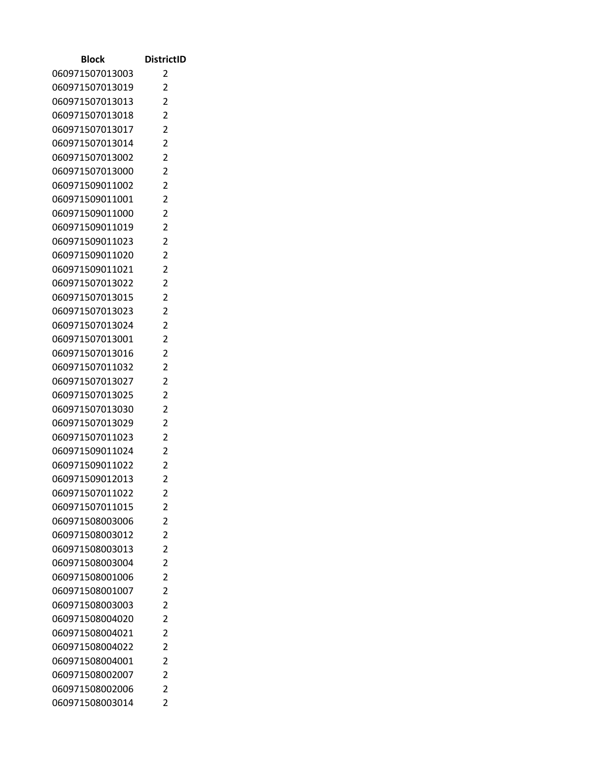| Block | DistrictID |
| --- | --- |
| 060971507013003 | 2 |
| 060971507013019 | 2 |
| 060971507013013 | 2 |
| 060971507013018 | 2 |
| 060971507013017 | 2 |
| 060971507013014 | 2 |
| 060971507013002 | 2 |
| 060971507013000 | 2 |
| 060971509011002 | 2 |
| 060971509011001 | 2 |
| 060971509011000 | 2 |
| 060971509011019 | 2 |
| 060971509011023 | 2 |
| 060971509011020 | 2 |
| 060971509011021 | 2 |
| 060971507013022 | 2 |
| 060971507013015 | 2 |
| 060971507013023 | 2 |
| 060971507013024 | 2 |
| 060971507013001 | 2 |
| 060971507013016 | 2 |
| 060971507011032 | 2 |
| 060971507013027 | 2 |
| 060971507013025 | 2 |
| 060971507013030 | 2 |
| 060971507013029 | 2 |
| 060971507011023 | 2 |
| 060971509011024 | 2 |
| 060971509011022 | 2 |
| 060971509012013 | 2 |
| 060971507011022 | 2 |
| 060971507011015 | 2 |
| 060971508003006 | 2 |
| 060971508003012 | 2 |
| 060971508003013 | 2 |
| 060971508003004 | 2 |
| 060971508001006 | 2 |
| 060971508001007 | 2 |
| 060971508003003 | 2 |
| 060971508004020 | 2 |
| 060971508004021 | 2 |
| 060971508004022 | 2 |
| 060971508004001 | 2 |
| 060971508002007 | 2 |
| 060971508002006 | 2 |
| 060971508003014 | 2 |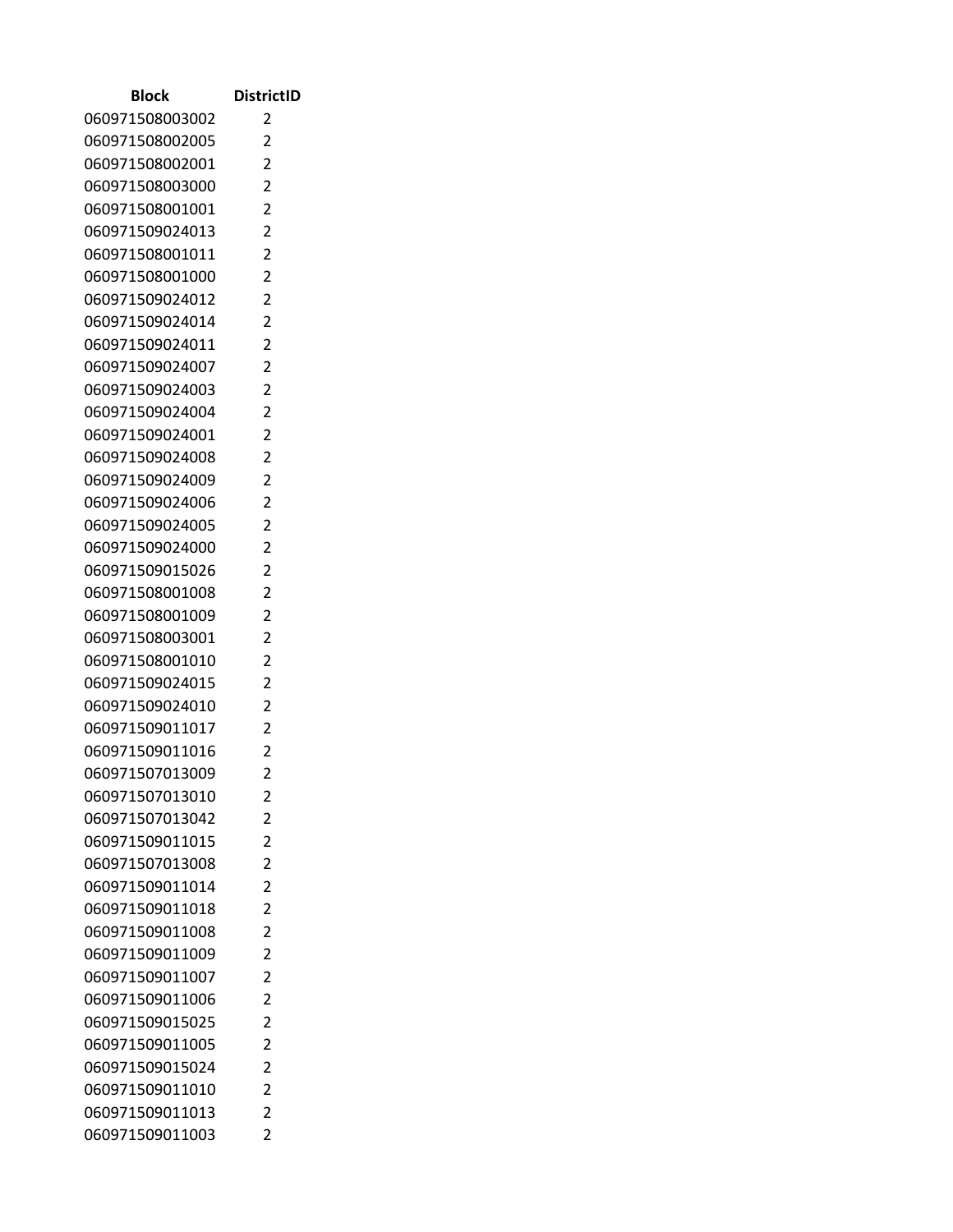| Block | DistrictID |
| --- | --- |
| 060971508003002 | 2 |
| 060971508002005 | 2 |
| 060971508002001 | 2 |
| 060971508003000 | 2 |
| 060971508001001 | 2 |
| 060971509024013 | 2 |
| 060971508001011 | 2 |
| 060971508001000 | 2 |
| 060971509024012 | 2 |
| 060971509024014 | 2 |
| 060971509024011 | 2 |
| 060971509024007 | 2 |
| 060971509024003 | 2 |
| 060971509024004 | 2 |
| 060971509024001 | 2 |
| 060971509024008 | 2 |
| 060971509024009 | 2 |
| 060971509024006 | 2 |
| 060971509024005 | 2 |
| 060971509024000 | 2 |
| 060971509015026 | 2 |
| 060971508001008 | 2 |
| 060971508001009 | 2 |
| 060971508003001 | 2 |
| 060971508001010 | 2 |
| 060971509024015 | 2 |
| 060971509024010 | 2 |
| 060971509011017 | 2 |
| 060971509011016 | 2 |
| 060971507013009 | 2 |
| 060971507013010 | 2 |
| 060971507013042 | 2 |
| 060971509011015 | 2 |
| 060971507013008 | 2 |
| 060971509011014 | 2 |
| 060971509011018 | 2 |
| 060971509011008 | 2 |
| 060971509011009 | 2 |
| 060971509011007 | 2 |
| 060971509011006 | 2 |
| 060971509015025 | 2 |
| 060971509011005 | 2 |
| 060971509015024 | 2 |
| 060971509011010 | 2 |
| 060971509011013 | 2 |
| 060971509011003 | 2 |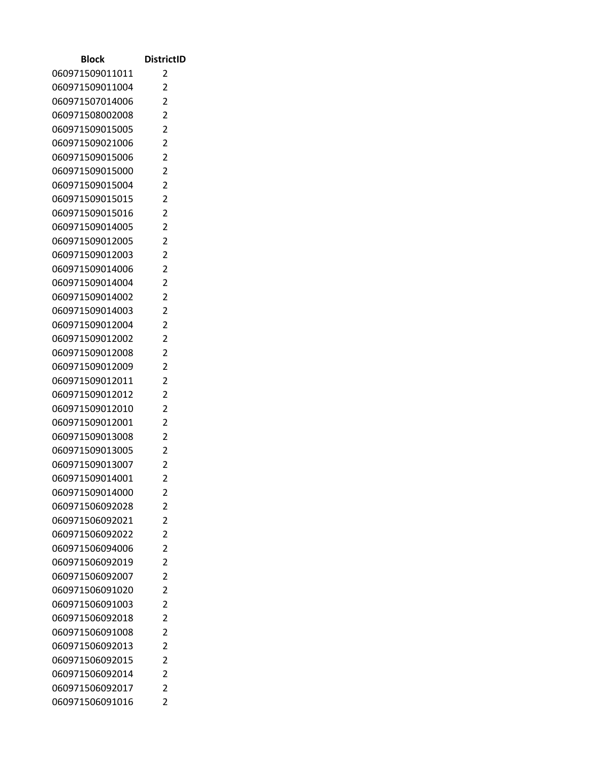| Block | DistrictID |
| --- | --- |
| 060971509011011 | 2 |
| 060971509011004 | 2 |
| 060971507014006 | 2 |
| 060971508002008 | 2 |
| 060971509015005 | 2 |
| 060971509021006 | 2 |
| 060971509015006 | 2 |
| 060971509015000 | 2 |
| 060971509015004 | 2 |
| 060971509015015 | 2 |
| 060971509015016 | 2 |
| 060971509014005 | 2 |
| 060971509012005 | 2 |
| 060971509012003 | 2 |
| 060971509014006 | 2 |
| 060971509014004 | 2 |
| 060971509014002 | 2 |
| 060971509014003 | 2 |
| 060971509012004 | 2 |
| 060971509012002 | 2 |
| 060971509012008 | 2 |
| 060971509012009 | 2 |
| 060971509012011 | 2 |
| 060971509012012 | 2 |
| 060971509012010 | 2 |
| 060971509012001 | 2 |
| 060971509013008 | 2 |
| 060971509013005 | 2 |
| 060971509013007 | 2 |
| 060971509014001 | 2 |
| 060971509014000 | 2 |
| 060971506092028 | 2 |
| 060971506092021 | 2 |
| 060971506092022 | 2 |
| 060971506094006 | 2 |
| 060971506092019 | 2 |
| 060971506092007 | 2 |
| 060971506091020 | 2 |
| 060971506091003 | 2 |
| 060971506092018 | 2 |
| 060971506091008 | 2 |
| 060971506092013 | 2 |
| 060971506092015 | 2 |
| 060971506092014 | 2 |
| 060971506092017 | 2 |
| 060971506091016 | 2 |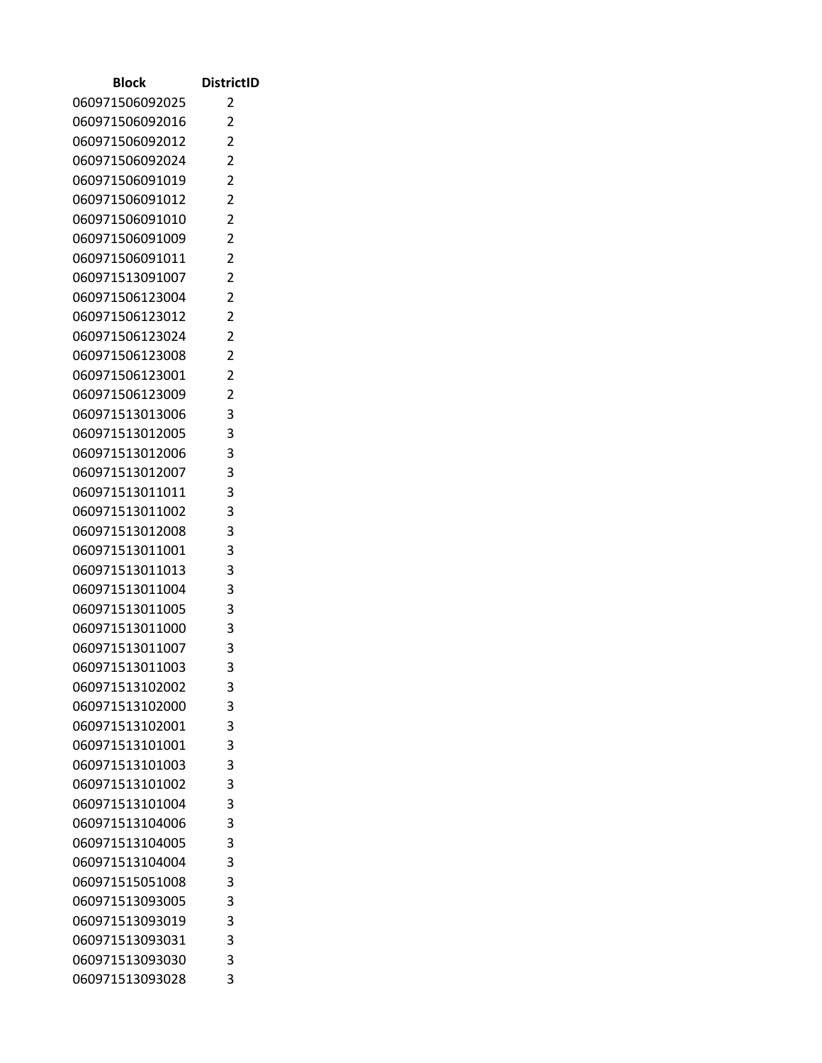| Block | DistrictID |
|---|---|
| 060971506092025 | 2 |
| 060971506092016 | 2 |
| 060971506092012 | 2 |
| 060971506092024 | 2 |
| 060971506091019 | 2 |
| 060971506091012 | 2 |
| 060971506091010 | 2 |
| 060971506091009 | 2 |
| 060971506091011 | 2 |
| 060971513091007 | 2 |
| 060971506123004 | 2 |
| 060971506123012 | 2 |
| 060971506123024 | 2 |
| 060971506123008 | 2 |
| 060971506123001 | 2 |
| 060971506123009 | 2 |
| 060971513013006 | 3 |
| 060971513012005 | 3 |
| 060971513012006 | 3 |
| 060971513012007 | 3 |
| 060971513011011 | 3 |
| 060971513011002 | 3 |
| 060971513012008 | 3 |
| 060971513011001 | 3 |
| 060971513011013 | 3 |
| 060971513011004 | 3 |
| 060971513011005 | 3 |
| 060971513011000 | 3 |
| 060971513011007 | 3 |
| 060971513011003 | 3 |
| 060971513102002 | 3 |
| 060971513102000 | 3 |
| 060971513102001 | 3 |
| 060971513101001 | 3 |
| 060971513101003 | 3 |
| 060971513101002 | 3 |
| 060971513101004 | 3 |
| 060971513104006 | 3 |
| 060971513104005 | 3 |
| 060971513104004 | 3 |
| 060971515051008 | 3 |
| 060971513093005 | 3 |
| 060971513093019 | 3 |
| 060971513093031 | 3 |
| 060971513093030 | 3 |
| 060971513093028 | 3 |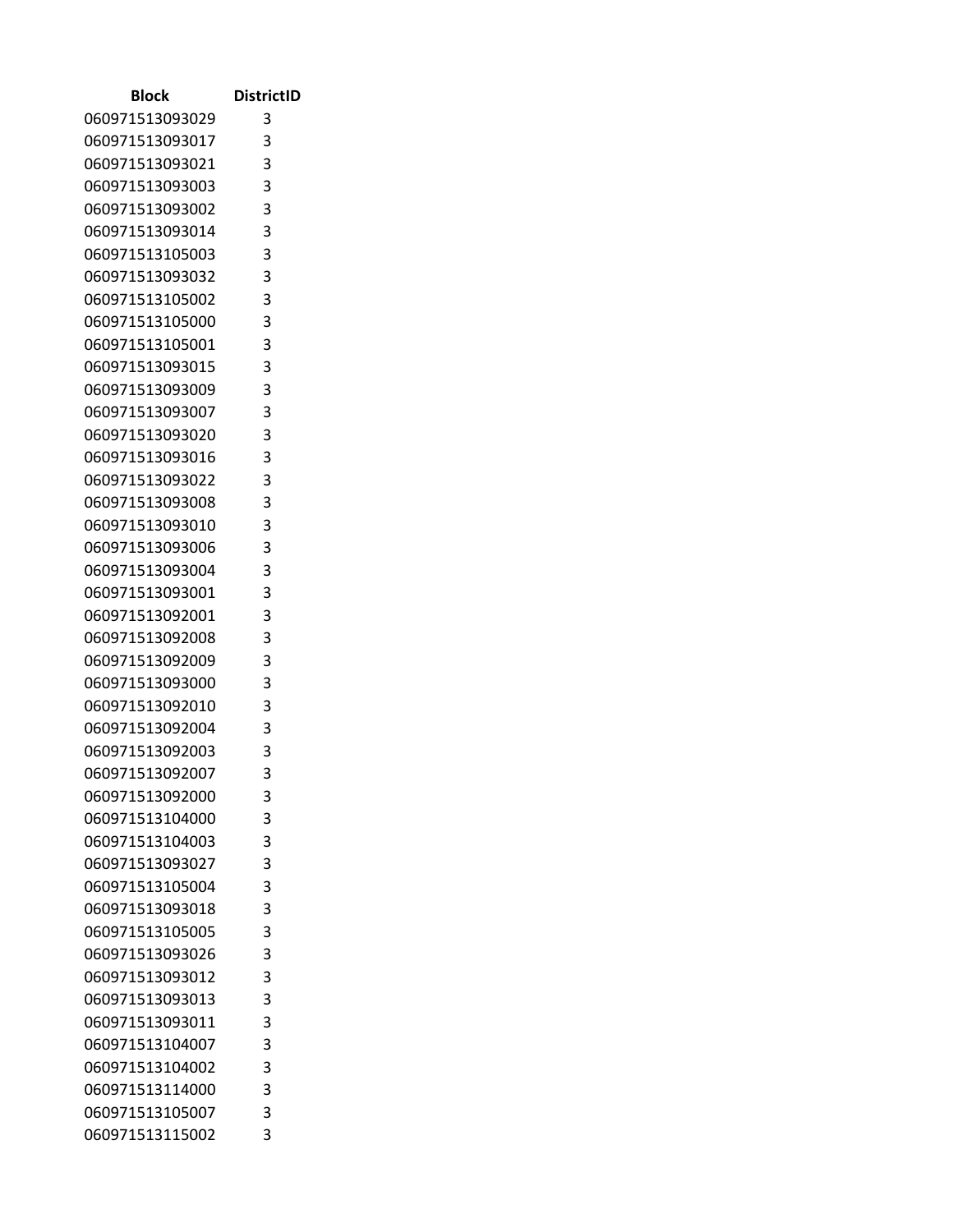| Block | DistrictID |
| --- | --- |
| 060971513093029 | 3 |
| 060971513093017 | 3 |
| 060971513093021 | 3 |
| 060971513093003 | 3 |
| 060971513093002 | 3 |
| 060971513093014 | 3 |
| 060971513105003 | 3 |
| 060971513093032 | 3 |
| 060971513105002 | 3 |
| 060971513105000 | 3 |
| 060971513105001 | 3 |
| 060971513093015 | 3 |
| 060971513093009 | 3 |
| 060971513093007 | 3 |
| 060971513093020 | 3 |
| 060971513093016 | 3 |
| 060971513093022 | 3 |
| 060971513093008 | 3 |
| 060971513093010 | 3 |
| 060971513093006 | 3 |
| 060971513093004 | 3 |
| 060971513093001 | 3 |
| 060971513092001 | 3 |
| 060971513092008 | 3 |
| 060971513092009 | 3 |
| 060971513093000 | 3 |
| 060971513092010 | 3 |
| 060971513092004 | 3 |
| 060971513092003 | 3 |
| 060971513092007 | 3 |
| 060971513092000 | 3 |
| 060971513104000 | 3 |
| 060971513104003 | 3 |
| 060971513093027 | 3 |
| 060971513105004 | 3 |
| 060971513093018 | 3 |
| 060971513105005 | 3 |
| 060971513093026 | 3 |
| 060971513093012 | 3 |
| 060971513093013 | 3 |
| 060971513093011 | 3 |
| 060971513104007 | 3 |
| 060971513104002 | 3 |
| 060971513114000 | 3 |
| 060971513105007 | 3 |
| 060971513115002 | 3 |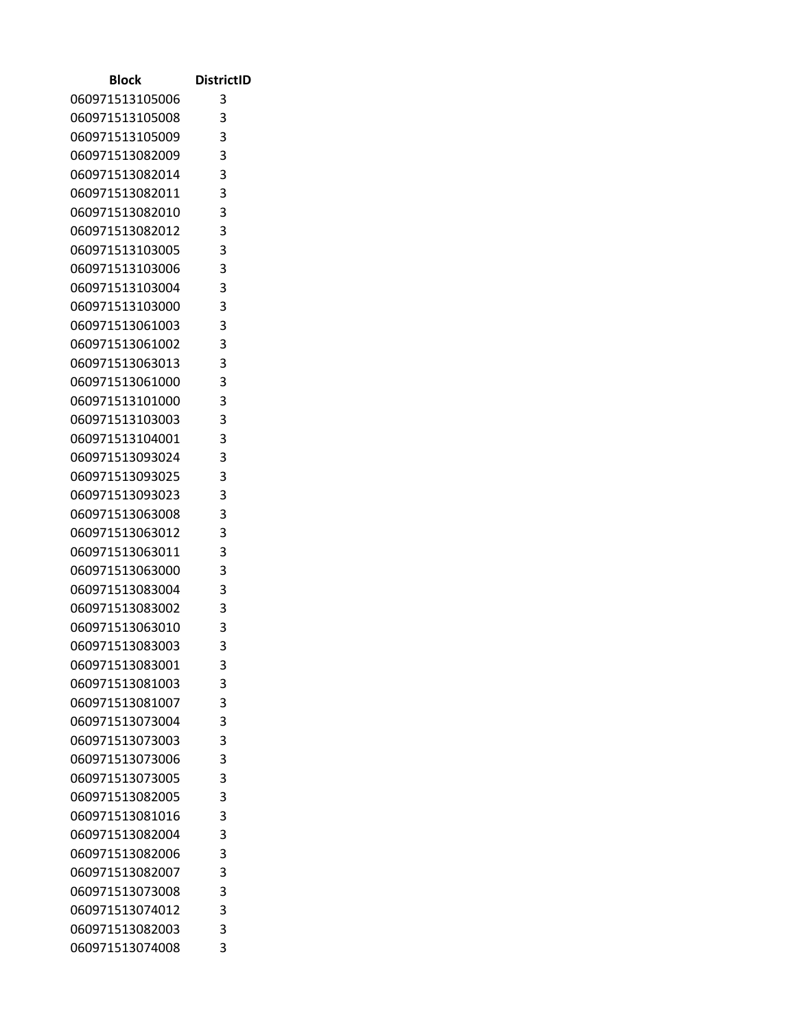| Block | DistrictID |
|---|---|
| 060971513105006 | 3 |
| 060971513105008 | 3 |
| 060971513105009 | 3 |
| 060971513082009 | 3 |
| 060971513082014 | 3 |
| 060971513082011 | 3 |
| 060971513082010 | 3 |
| 060971513082012 | 3 |
| 060971513103005 | 3 |
| 060971513103006 | 3 |
| 060971513103004 | 3 |
| 060971513103000 | 3 |
| 060971513061003 | 3 |
| 060971513061002 | 3 |
| 060971513063013 | 3 |
| 060971513061000 | 3 |
| 060971513101000 | 3 |
| 060971513103003 | 3 |
| 060971513104001 | 3 |
| 060971513093024 | 3 |
| 060971513093025 | 3 |
| 060971513093023 | 3 |
| 060971513063008 | 3 |
| 060971513063012 | 3 |
| 060971513063011 | 3 |
| 060971513063000 | 3 |
| 060971513083004 | 3 |
| 060971513083002 | 3 |
| 060971513063010 | 3 |
| 060971513083003 | 3 |
| 060971513083001 | 3 |
| 060971513081003 | 3 |
| 060971513081007 | 3 |
| 060971513073004 | 3 |
| 060971513073003 | 3 |
| 060971513073006 | 3 |
| 060971513073005 | 3 |
| 060971513082005 | 3 |
| 060971513081016 | 3 |
| 060971513082004 | 3 |
| 060971513082006 | 3 |
| 060971513082007 | 3 |
| 060971513073008 | 3 |
| 060971513074012 | 3 |
| 060971513082003 | 3 |
| 060971513074008 | 3 |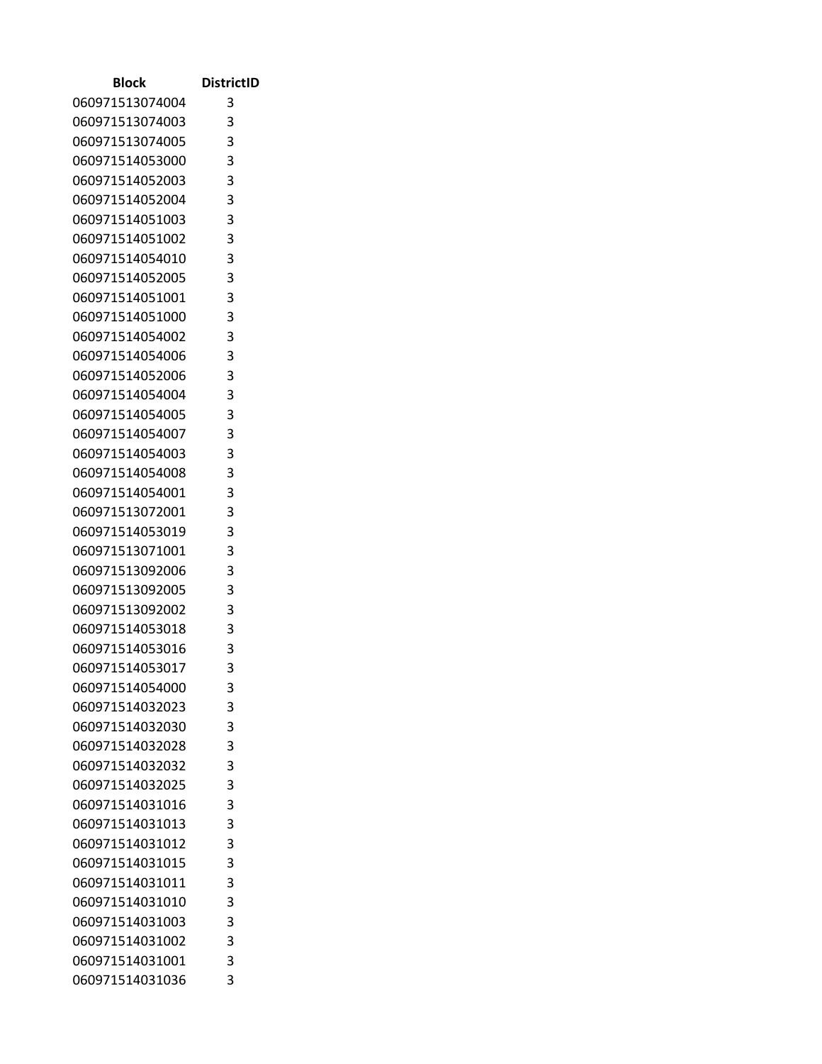| Block | DistrictID |
|---|---|
| 060971513074004 | 3 |
| 060971513074003 | 3 |
| 060971513074005 | 3 |
| 060971514053000 | 3 |
| 060971514052003 | 3 |
| 060971514052004 | 3 |
| 060971514051003 | 3 |
| 060971514051002 | 3 |
| 060971514054010 | 3 |
| 060971514052005 | 3 |
| 060971514051001 | 3 |
| 060971514051000 | 3 |
| 060971514054002 | 3 |
| 060971514054006 | 3 |
| 060971514052006 | 3 |
| 060971514054004 | 3 |
| 060971514054005 | 3 |
| 060971514054007 | 3 |
| 060971514054003 | 3 |
| 060971514054008 | 3 |
| 060971514054001 | 3 |
| 060971513072001 | 3 |
| 060971514053019 | 3 |
| 060971513071001 | 3 |
| 060971513092006 | 3 |
| 060971513092005 | 3 |
| 060971513092002 | 3 |
| 060971514053018 | 3 |
| 060971514053016 | 3 |
| 060971514053017 | 3 |
| 060971514054000 | 3 |
| 060971514032023 | 3 |
| 060971514032030 | 3 |
| 060971514032028 | 3 |
| 060971514032032 | 3 |
| 060971514032025 | 3 |
| 060971514031016 | 3 |
| 060971514031013 | 3 |
| 060971514031012 | 3 |
| 060971514031015 | 3 |
| 060971514031011 | 3 |
| 060971514031010 | 3 |
| 060971514031003 | 3 |
| 060971514031002 | 3 |
| 060971514031001 | 3 |
| 060971514031036 | 3 |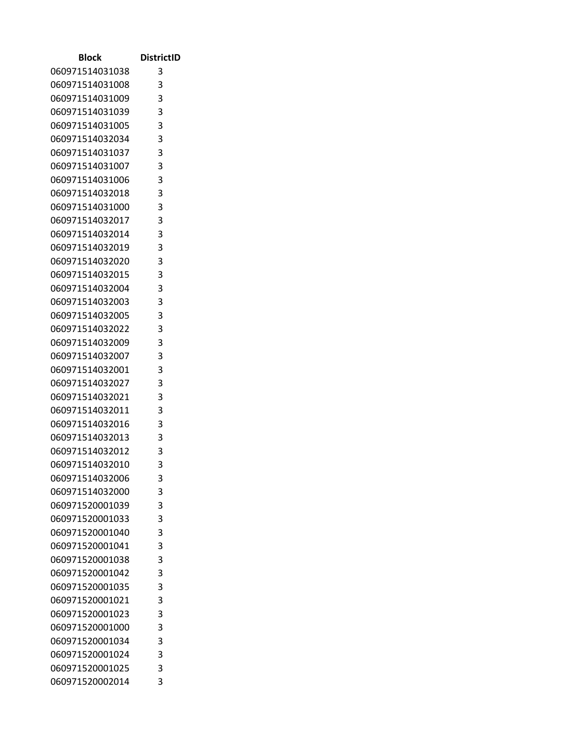| Block | DistrictID |
| --- | --- |
| 060971514031038 | 3 |
| 060971514031008 | 3 |
| 060971514031009 | 3 |
| 060971514031039 | 3 |
| 060971514031005 | 3 |
| 060971514032034 | 3 |
| 060971514031037 | 3 |
| 060971514031007 | 3 |
| 060971514031006 | 3 |
| 060971514032018 | 3 |
| 060971514031000 | 3 |
| 060971514032017 | 3 |
| 060971514032014 | 3 |
| 060971514032019 | 3 |
| 060971514032020 | 3 |
| 060971514032015 | 3 |
| 060971514032004 | 3 |
| 060971514032003 | 3 |
| 060971514032005 | 3 |
| 060971514032022 | 3 |
| 060971514032009 | 3 |
| 060971514032007 | 3 |
| 060971514032001 | 3 |
| 060971514032027 | 3 |
| 060971514032021 | 3 |
| 060971514032011 | 3 |
| 060971514032016 | 3 |
| 060971514032013 | 3 |
| 060971514032012 | 3 |
| 060971514032010 | 3 |
| 060971514032006 | 3 |
| 060971514032000 | 3 |
| 060971520001039 | 3 |
| 060971520001033 | 3 |
| 060971520001040 | 3 |
| 060971520001041 | 3 |
| 060971520001038 | 3 |
| 060971520001042 | 3 |
| 060971520001035 | 3 |
| 060971520001021 | 3 |
| 060971520001023 | 3 |
| 060971520001000 | 3 |
| 060971520001034 | 3 |
| 060971520001024 | 3 |
| 060971520001025 | 3 |
| 060971520002014 | 3 |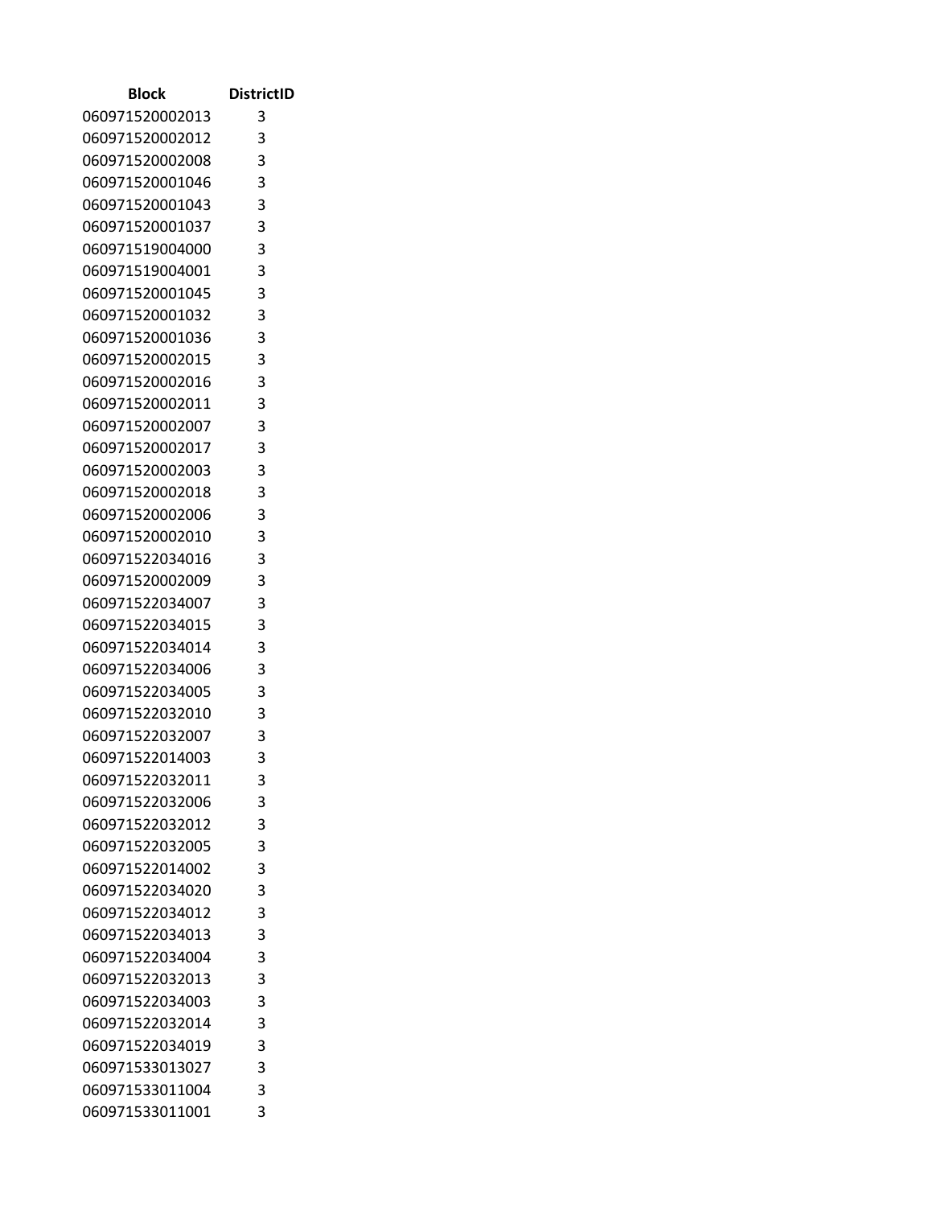| Block | DistrictID |
| --- | --- |
| 060971520002013 | 3 |
| 060971520002012 | 3 |
| 060971520002008 | 3 |
| 060971520001046 | 3 |
| 060971520001043 | 3 |
| 060971520001037 | 3 |
| 060971519004000 | 3 |
| 060971519004001 | 3 |
| 060971520001045 | 3 |
| 060971520001032 | 3 |
| 060971520001036 | 3 |
| 060971520002015 | 3 |
| 060971520002016 | 3 |
| 060971520002011 | 3 |
| 060971520002007 | 3 |
| 060971520002017 | 3 |
| 060971520002003 | 3 |
| 060971520002018 | 3 |
| 060971520002006 | 3 |
| 060971520002010 | 3 |
| 060971522034016 | 3 |
| 060971520002009 | 3 |
| 060971522034007 | 3 |
| 060971522034015 | 3 |
| 060971522034014 | 3 |
| 060971522034006 | 3 |
| 060971522034005 | 3 |
| 060971522032010 | 3 |
| 060971522032007 | 3 |
| 060971522014003 | 3 |
| 060971522032011 | 3 |
| 060971522032006 | 3 |
| 060971522032012 | 3 |
| 060971522032005 | 3 |
| 060971522014002 | 3 |
| 060971522034020 | 3 |
| 060971522034012 | 3 |
| 060971522034013 | 3 |
| 060971522034004 | 3 |
| 060971522032013 | 3 |
| 060971522034003 | 3 |
| 060971522032014 | 3 |
| 060971522034019 | 3 |
| 060971533013027 | 3 |
| 060971533011004 | 3 |
| 060971533011001 | 3 |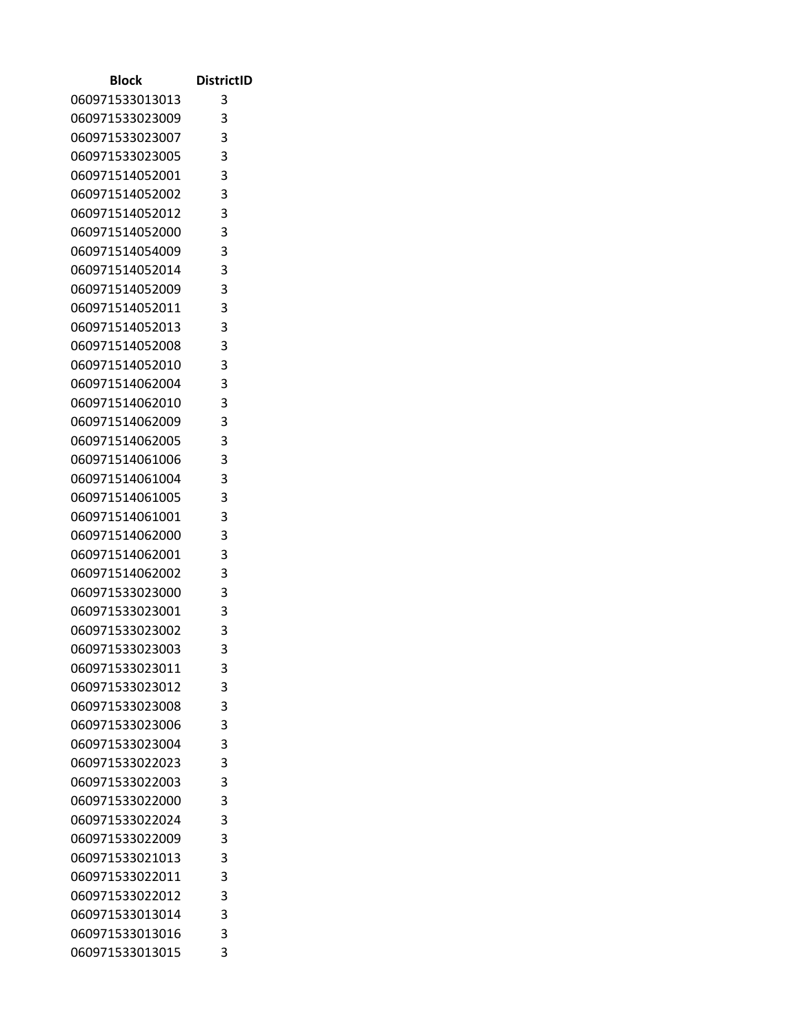| Block | DistrictID |
| --- | --- |
| 060971533013013 | 3 |
| 060971533023009 | 3 |
| 060971533023007 | 3 |
| 060971533023005 | 3 |
| 060971514052001 | 3 |
| 060971514052002 | 3 |
| 060971514052012 | 3 |
| 060971514052000 | 3 |
| 060971514054009 | 3 |
| 060971514052014 | 3 |
| 060971514052009 | 3 |
| 060971514052011 | 3 |
| 060971514052013 | 3 |
| 060971514052008 | 3 |
| 060971514052010 | 3 |
| 060971514062004 | 3 |
| 060971514062010 | 3 |
| 060971514062009 | 3 |
| 060971514062005 | 3 |
| 060971514061006 | 3 |
| 060971514061004 | 3 |
| 060971514061005 | 3 |
| 060971514061001 | 3 |
| 060971514062000 | 3 |
| 060971514062001 | 3 |
| 060971514062002 | 3 |
| 060971533023000 | 3 |
| 060971533023001 | 3 |
| 060971533023002 | 3 |
| 060971533023003 | 3 |
| 060971533023011 | 3 |
| 060971533023012 | 3 |
| 060971533023008 | 3 |
| 060971533023006 | 3 |
| 060971533023004 | 3 |
| 060971533022023 | 3 |
| 060971533022003 | 3 |
| 060971533022000 | 3 |
| 060971533022024 | 3 |
| 060971533022009 | 3 |
| 060971533021013 | 3 |
| 060971533022011 | 3 |
| 060971533022012 | 3 |
| 060971533013014 | 3 |
| 060971533013016 | 3 |
| 060971533013015 | 3 |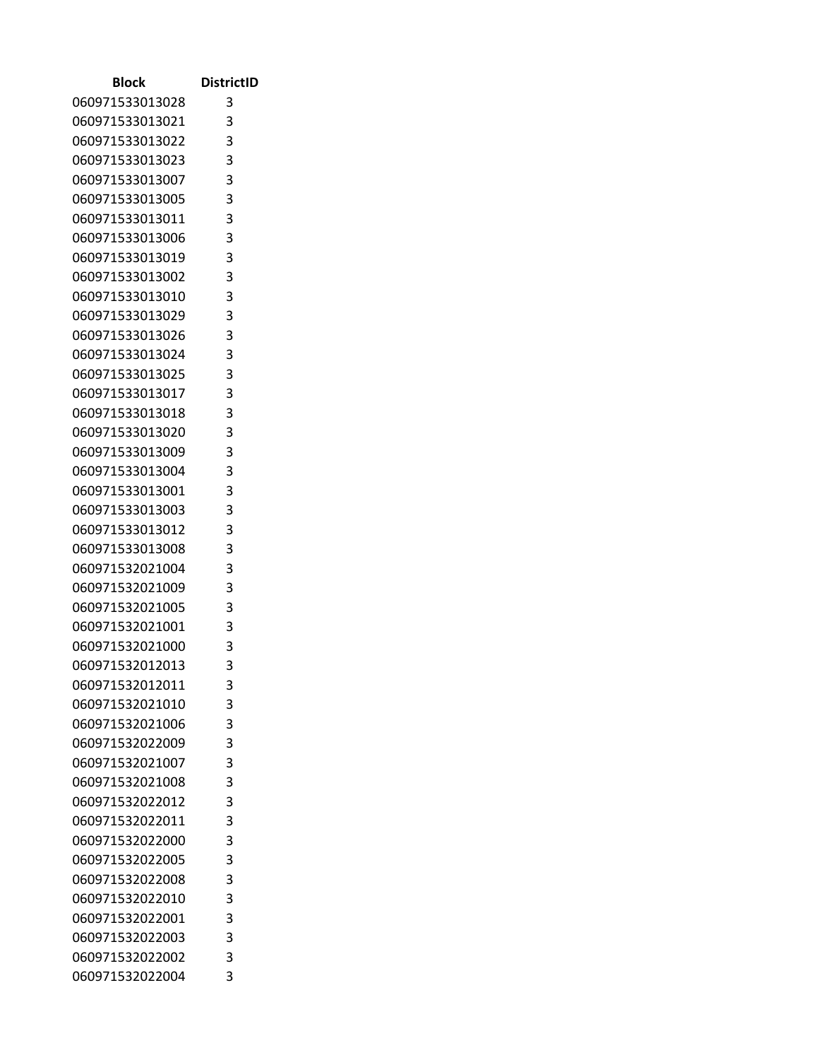| Block | DistrictID |
| --- | --- |
| 060971533013028 | 3 |
| 060971533013021 | 3 |
| 060971533013022 | 3 |
| 060971533013023 | 3 |
| 060971533013007 | 3 |
| 060971533013005 | 3 |
| 060971533013011 | 3 |
| 060971533013006 | 3 |
| 060971533013019 | 3 |
| 060971533013002 | 3 |
| 060971533013010 | 3 |
| 060971533013029 | 3 |
| 060971533013026 | 3 |
| 060971533013024 | 3 |
| 060971533013025 | 3 |
| 060971533013017 | 3 |
| 060971533013018 | 3 |
| 060971533013020 | 3 |
| 060971533013009 | 3 |
| 060971533013004 | 3 |
| 060971533013001 | 3 |
| 060971533013003 | 3 |
| 060971533013012 | 3 |
| 060971533013008 | 3 |
| 060971532021004 | 3 |
| 060971532021009 | 3 |
| 060971532021005 | 3 |
| 060971532021001 | 3 |
| 060971532021000 | 3 |
| 060971532012013 | 3 |
| 060971532012011 | 3 |
| 060971532021010 | 3 |
| 060971532021006 | 3 |
| 060971532022009 | 3 |
| 060971532021007 | 3 |
| 060971532021008 | 3 |
| 060971532022012 | 3 |
| 060971532022011 | 3 |
| 060971532022000 | 3 |
| 060971532022005 | 3 |
| 060971532022008 | 3 |
| 060971532022010 | 3 |
| 060971532022001 | 3 |
| 060971532022003 | 3 |
| 060971532022002 | 3 |
| 060971532022004 | 3 |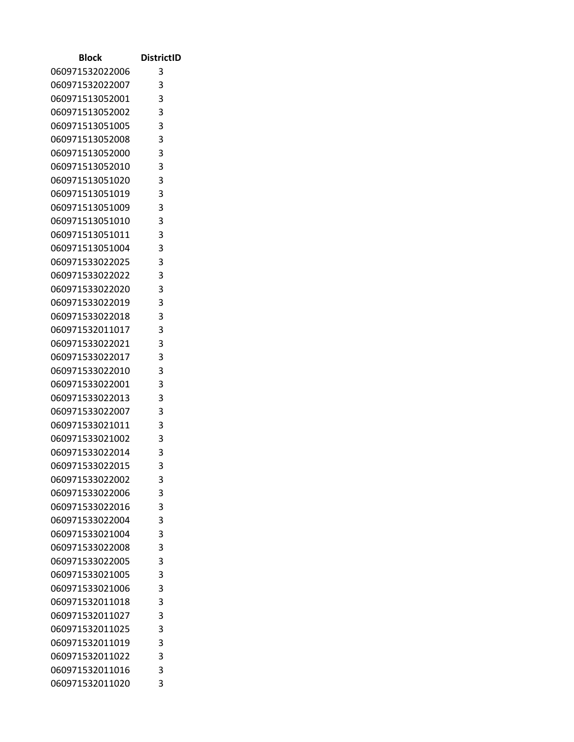| Block | DistrictID |
|---|---|
| 060971532022006 | 3 |
| 060971532022007 | 3 |
| 060971513052001 | 3 |
| 060971513052002 | 3 |
| 060971513051005 | 3 |
| 060971513052008 | 3 |
| 060971513052000 | 3 |
| 060971513052010 | 3 |
| 060971513051020 | 3 |
| 060971513051019 | 3 |
| 060971513051009 | 3 |
| 060971513051010 | 3 |
| 060971513051011 | 3 |
| 060971513051004 | 3 |
| 060971533022025 | 3 |
| 060971533022022 | 3 |
| 060971533022020 | 3 |
| 060971533022019 | 3 |
| 060971533022018 | 3 |
| 060971532011017 | 3 |
| 060971533022021 | 3 |
| 060971533022017 | 3 |
| 060971533022010 | 3 |
| 060971533022001 | 3 |
| 060971533022013 | 3 |
| 060971533022007 | 3 |
| 060971533021011 | 3 |
| 060971533021002 | 3 |
| 060971533022014 | 3 |
| 060971533022015 | 3 |
| 060971533022002 | 3 |
| 060971533022006 | 3 |
| 060971533022016 | 3 |
| 060971533022004 | 3 |
| 060971533021004 | 3 |
| 060971533022008 | 3 |
| 060971533022005 | 3 |
| 060971533021005 | 3 |
| 060971533021006 | 3 |
| 060971532011018 | 3 |
| 060971532011027 | 3 |
| 060971532011025 | 3 |
| 060971532011019 | 3 |
| 060971532011022 | 3 |
| 060971532011016 | 3 |
| 060971532011020 | 3 |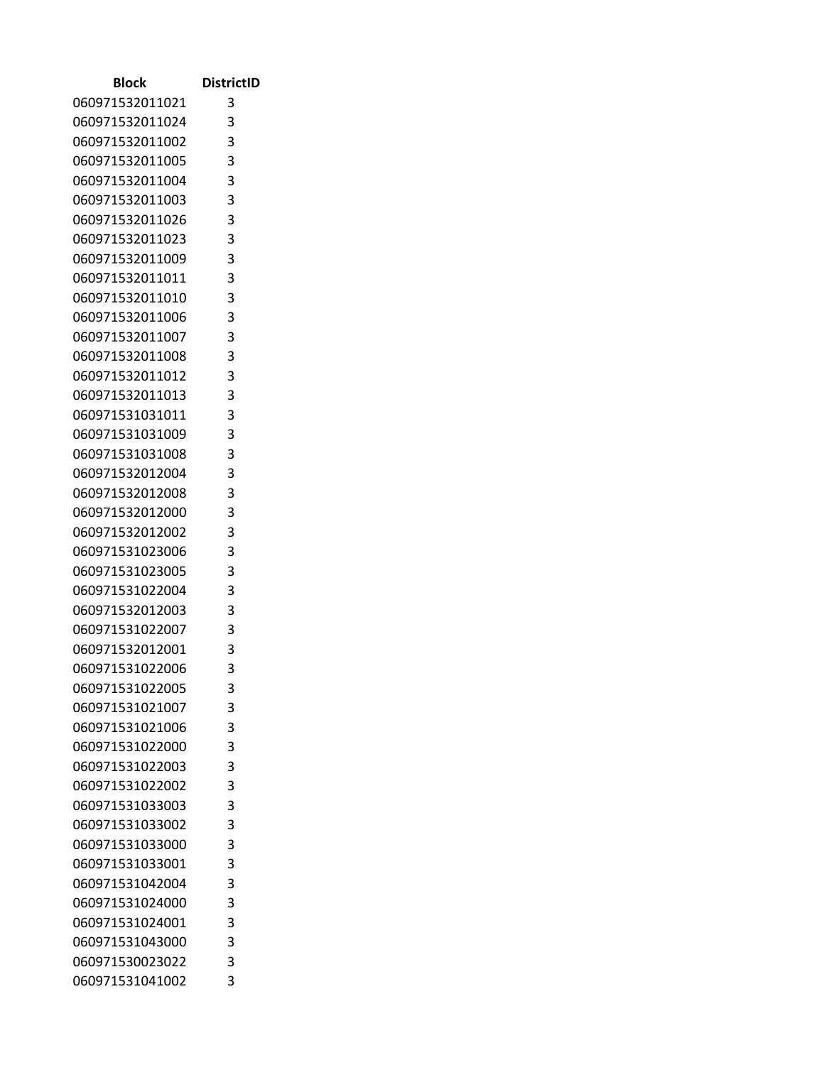| Block | DistrictID |
|---|---|
| 060971532011021 | 3 |
| 060971532011024 | 3 |
| 060971532011002 | 3 |
| 060971532011005 | 3 |
| 060971532011004 | 3 |
| 060971532011003 | 3 |
| 060971532011026 | 3 |
| 060971532011023 | 3 |
| 060971532011009 | 3 |
| 060971532011011 | 3 |
| 060971532011010 | 3 |
| 060971532011006 | 3 |
| 060971532011007 | 3 |
| 060971532011008 | 3 |
| 060971532011012 | 3 |
| 060971532011013 | 3 |
| 060971531031011 | 3 |
| 060971531031009 | 3 |
| 060971531031008 | 3 |
| 060971532012004 | 3 |
| 060971532012008 | 3 |
| 060971532012000 | 3 |
| 060971532012002 | 3 |
| 060971531023006 | 3 |
| 060971531023005 | 3 |
| 060971531022004 | 3 |
| 060971532012003 | 3 |
| 060971531022007 | 3 |
| 060971532012001 | 3 |
| 060971531022006 | 3 |
| 060971531022005 | 3 |
| 060971531021007 | 3 |
| 060971531021006 | 3 |
| 060971531022000 | 3 |
| 060971531022003 | 3 |
| 060971531022002 | 3 |
| 060971531033003 | 3 |
| 060971531033002 | 3 |
| 060971531033000 | 3 |
| 060971531033001 | 3 |
| 060971531042004 | 3 |
| 060971531024000 | 3 |
| 060971531024001 | 3 |
| 060971531043000 | 3 |
| 060971530023022 | 3 |
| 060971531041002 | 3 |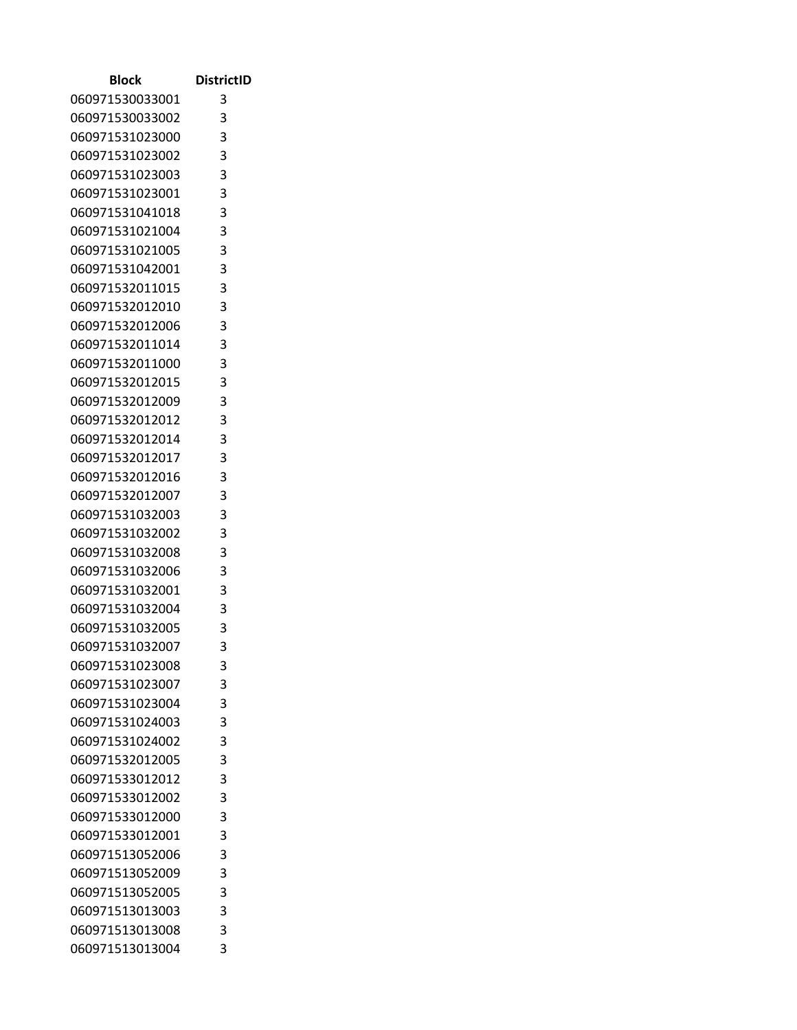| Block | DistrictID |
| --- | --- |
| 060971530033001 | 3 |
| 060971530033002 | 3 |
| 060971531023000 | 3 |
| 060971531023002 | 3 |
| 060971531023003 | 3 |
| 060971531023001 | 3 |
| 060971531041018 | 3 |
| 060971531021004 | 3 |
| 060971531021005 | 3 |
| 060971531042001 | 3 |
| 060971532011015 | 3 |
| 060971532012010 | 3 |
| 060971532012006 | 3 |
| 060971532011014 | 3 |
| 060971532011000 | 3 |
| 060971532012015 | 3 |
| 060971532012009 | 3 |
| 060971532012012 | 3 |
| 060971532012014 | 3 |
| 060971532012017 | 3 |
| 060971532012016 | 3 |
| 060971532012007 | 3 |
| 060971531032003 | 3 |
| 060971531032002 | 3 |
| 060971531032008 | 3 |
| 060971531032006 | 3 |
| 060971531032001 | 3 |
| 060971531032004 | 3 |
| 060971531032005 | 3 |
| 060971531032007 | 3 |
| 060971531023008 | 3 |
| 060971531023007 | 3 |
| 060971531023004 | 3 |
| 060971531024003 | 3 |
| 060971531024002 | 3 |
| 060971532012005 | 3 |
| 060971533012012 | 3 |
| 060971533012002 | 3 |
| 060971533012000 | 3 |
| 060971533012001 | 3 |
| 060971513052006 | 3 |
| 060971513052009 | 3 |
| 060971513052005 | 3 |
| 060971513013003 | 3 |
| 060971513013008 | 3 |
| 060971513013004 | 3 |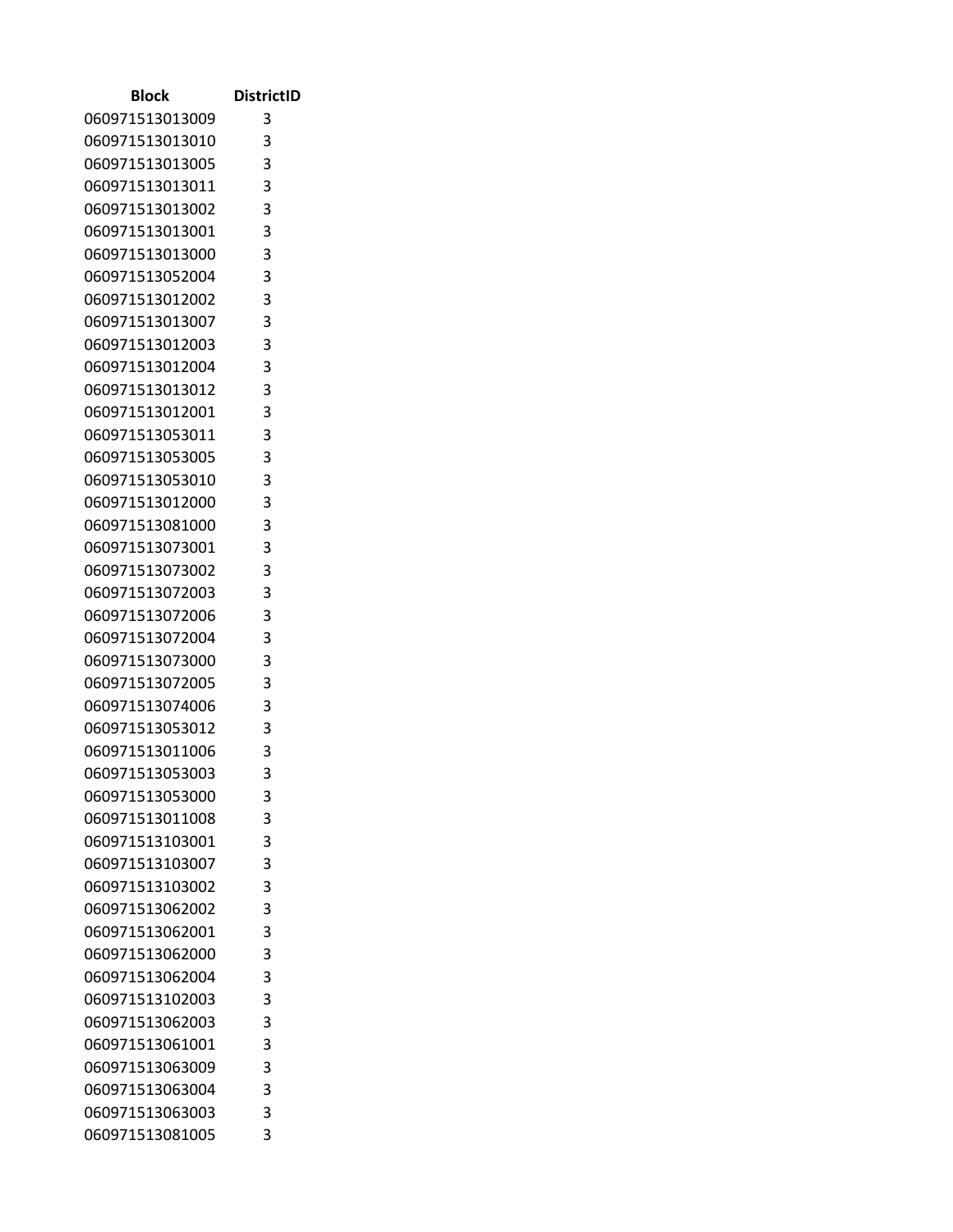| Block | DistrictID |
| --- | --- |
| 060971513013009 | 3 |
| 060971513013010 | 3 |
| 060971513013005 | 3 |
| 060971513013011 | 3 |
| 060971513013002 | 3 |
| 060971513013001 | 3 |
| 060971513013000 | 3 |
| 060971513052004 | 3 |
| 060971513012002 | 3 |
| 060971513013007 | 3 |
| 060971513012003 | 3 |
| 060971513012004 | 3 |
| 060971513013012 | 3 |
| 060971513012001 | 3 |
| 060971513053011 | 3 |
| 060971513053005 | 3 |
| 060971513053010 | 3 |
| 060971513012000 | 3 |
| 060971513081000 | 3 |
| 060971513073001 | 3 |
| 060971513073002 | 3 |
| 060971513072003 | 3 |
| 060971513072006 | 3 |
| 060971513072004 | 3 |
| 060971513073000 | 3 |
| 060971513072005 | 3 |
| 060971513074006 | 3 |
| 060971513053012 | 3 |
| 060971513011006 | 3 |
| 060971513053003 | 3 |
| 060971513053000 | 3 |
| 060971513011008 | 3 |
| 060971513103001 | 3 |
| 060971513103007 | 3 |
| 060971513103002 | 3 |
| 060971513062002 | 3 |
| 060971513062001 | 3 |
| 060971513062000 | 3 |
| 060971513062004 | 3 |
| 060971513102003 | 3 |
| 060971513062003 | 3 |
| 060971513061001 | 3 |
| 060971513063009 | 3 |
| 060971513063004 | 3 |
| 060971513063003 | 3 |
| 060971513081005 | 3 |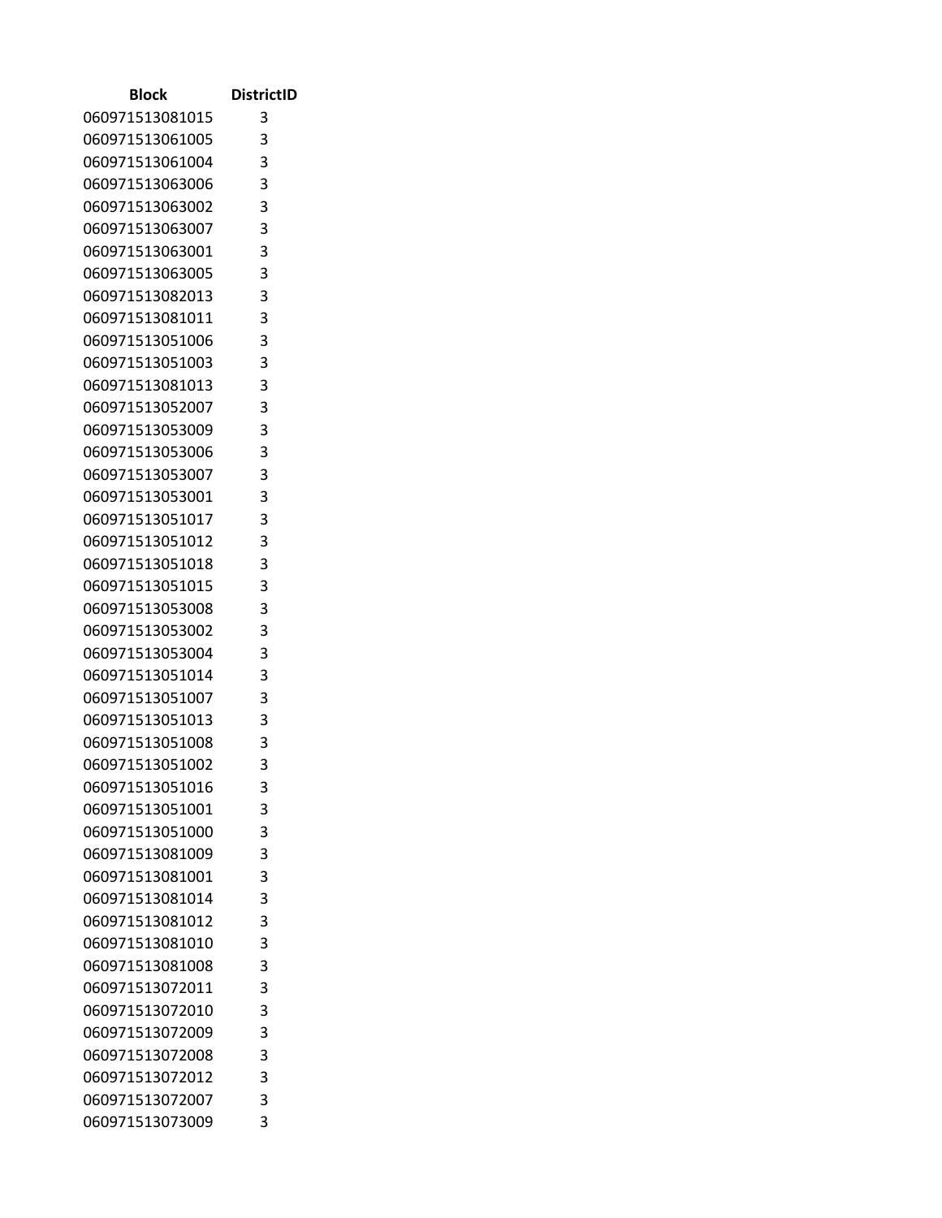| Block | DistrictID |
|---|---|
| 060971513081015 | 3 |
| 060971513061005 | 3 |
| 060971513061004 | 3 |
| 060971513063006 | 3 |
| 060971513063002 | 3 |
| 060971513063007 | 3 |
| 060971513063001 | 3 |
| 060971513063005 | 3 |
| 060971513082013 | 3 |
| 060971513081011 | 3 |
| 060971513051006 | 3 |
| 060971513051003 | 3 |
| 060971513081013 | 3 |
| 060971513052007 | 3 |
| 060971513053009 | 3 |
| 060971513053006 | 3 |
| 060971513053007 | 3 |
| 060971513053001 | 3 |
| 060971513051017 | 3 |
| 060971513051012 | 3 |
| 060971513051018 | 3 |
| 060971513051015 | 3 |
| 060971513053008 | 3 |
| 060971513053002 | 3 |
| 060971513053004 | 3 |
| 060971513051014 | 3 |
| 060971513051007 | 3 |
| 060971513051013 | 3 |
| 060971513051008 | 3 |
| 060971513051002 | 3 |
| 060971513051016 | 3 |
| 060971513051001 | 3 |
| 060971513051000 | 3 |
| 060971513081009 | 3 |
| 060971513081001 | 3 |
| 060971513081014 | 3 |
| 060971513081012 | 3 |
| 060971513081010 | 3 |
| 060971513081008 | 3 |
| 060971513072011 | 3 |
| 060971513072010 | 3 |
| 060971513072009 | 3 |
| 060971513072008 | 3 |
| 060971513072012 | 3 |
| 060971513072007 | 3 |
| 060971513073009 | 3 |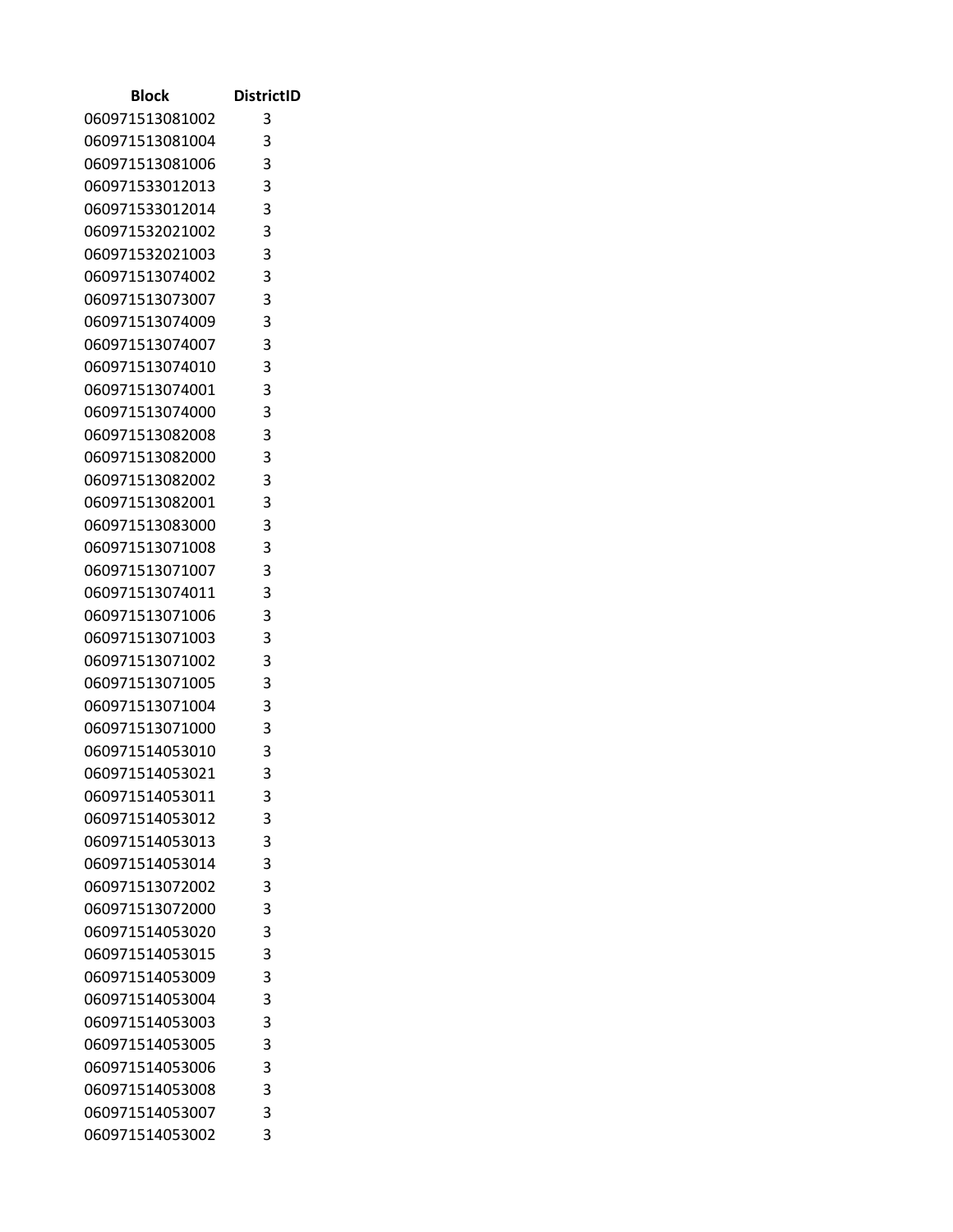| Block | DistrictID |
|---|---|
| 060971513081002 | 3 |
| 060971513081004 | 3 |
| 060971513081006 | 3 |
| 060971533012013 | 3 |
| 060971533012014 | 3 |
| 060971532021002 | 3 |
| 060971532021003 | 3 |
| 060971513074002 | 3 |
| 060971513073007 | 3 |
| 060971513074009 | 3 |
| 060971513074007 | 3 |
| 060971513074010 | 3 |
| 060971513074001 | 3 |
| 060971513074000 | 3 |
| 060971513082008 | 3 |
| 060971513082000 | 3 |
| 060971513082002 | 3 |
| 060971513082001 | 3 |
| 060971513083000 | 3 |
| 060971513071008 | 3 |
| 060971513071007 | 3 |
| 060971513074011 | 3 |
| 060971513071006 | 3 |
| 060971513071003 | 3 |
| 060971513071002 | 3 |
| 060971513071005 | 3 |
| 060971513071004 | 3 |
| 060971513071000 | 3 |
| 060971514053010 | 3 |
| 060971514053021 | 3 |
| 060971514053011 | 3 |
| 060971514053012 | 3 |
| 060971514053013 | 3 |
| 060971514053014 | 3 |
| 060971513072002 | 3 |
| 060971513072000 | 3 |
| 060971514053020 | 3 |
| 060971514053015 | 3 |
| 060971514053009 | 3 |
| 060971514053004 | 3 |
| 060971514053003 | 3 |
| 060971514053005 | 3 |
| 060971514053006 | 3 |
| 060971514053008 | 3 |
| 060971514053007 | 3 |
| 060971514053002 | 3 |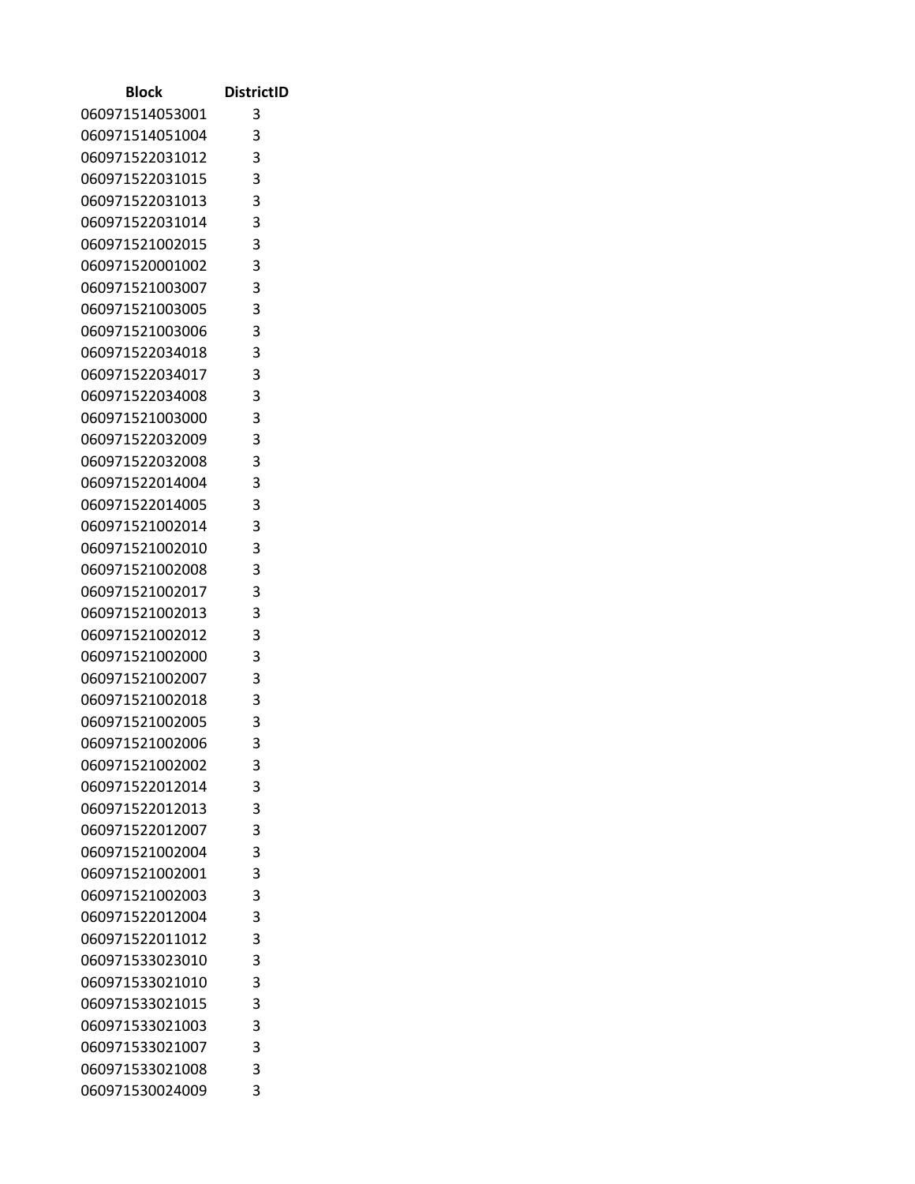| Block | DistrictID |
| --- | --- |
| 060971514053001 | 3 |
| 060971514051004 | 3 |
| 060971522031012 | 3 |
| 060971522031015 | 3 |
| 060971522031013 | 3 |
| 060971522031014 | 3 |
| 060971521002015 | 3 |
| 060971520001002 | 3 |
| 060971521003007 | 3 |
| 060971521003005 | 3 |
| 060971521003006 | 3 |
| 060971522034018 | 3 |
| 060971522034017 | 3 |
| 060971522034008 | 3 |
| 060971521003000 | 3 |
| 060971522032009 | 3 |
| 060971522032008 | 3 |
| 060971522014004 | 3 |
| 060971522014005 | 3 |
| 060971521002014 | 3 |
| 060971521002010 | 3 |
| 060971521002008 | 3 |
| 060971521002017 | 3 |
| 060971521002013 | 3 |
| 060971521002012 | 3 |
| 060971521002000 | 3 |
| 060971521002007 | 3 |
| 060971521002018 | 3 |
| 060971521002005 | 3 |
| 060971521002006 | 3 |
| 060971521002002 | 3 |
| 060971522012014 | 3 |
| 060971522012013 | 3 |
| 060971522012007 | 3 |
| 060971521002004 | 3 |
| 060971521002001 | 3 |
| 060971521002003 | 3 |
| 060971522012004 | 3 |
| 060971522011012 | 3 |
| 060971533023010 | 3 |
| 060971533021010 | 3 |
| 060971533021015 | 3 |
| 060971533021003 | 3 |
| 060971533021007 | 3 |
| 060971533021008 | 3 |
| 060971530024009 | 3 |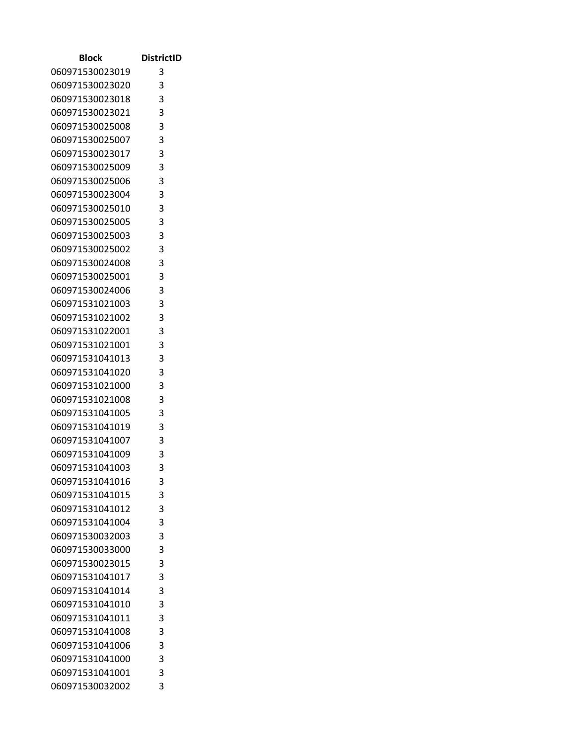| Block | DistrictID |
| --- | --- |
| 060971530023019 | 3 |
| 060971530023020 | 3 |
| 060971530023018 | 3 |
| 060971530023021 | 3 |
| 060971530025008 | 3 |
| 060971530025007 | 3 |
| 060971530023017 | 3 |
| 060971530025009 | 3 |
| 060971530025006 | 3 |
| 060971530023004 | 3 |
| 060971530025010 | 3 |
| 060971530025005 | 3 |
| 060971530025003 | 3 |
| 060971530025002 | 3 |
| 060971530024008 | 3 |
| 060971530025001 | 3 |
| 060971530024006 | 3 |
| 060971531021003 | 3 |
| 060971531021002 | 3 |
| 060971531022001 | 3 |
| 060971531021001 | 3 |
| 060971531041013 | 3 |
| 060971531041020 | 3 |
| 060971531021000 | 3 |
| 060971531021008 | 3 |
| 060971531041005 | 3 |
| 060971531041019 | 3 |
| 060971531041007 | 3 |
| 060971531041009 | 3 |
| 060971531041003 | 3 |
| 060971531041016 | 3 |
| 060971531041015 | 3 |
| 060971531041012 | 3 |
| 060971531041004 | 3 |
| 060971530032003 | 3 |
| 060971530033000 | 3 |
| 060971530023015 | 3 |
| 060971531041017 | 3 |
| 060971531041014 | 3 |
| 060971531041010 | 3 |
| 060971531041011 | 3 |
| 060971531041008 | 3 |
| 060971531041006 | 3 |
| 060971531041000 | 3 |
| 060971531041001 | 3 |
| 060971530032002 | 3 |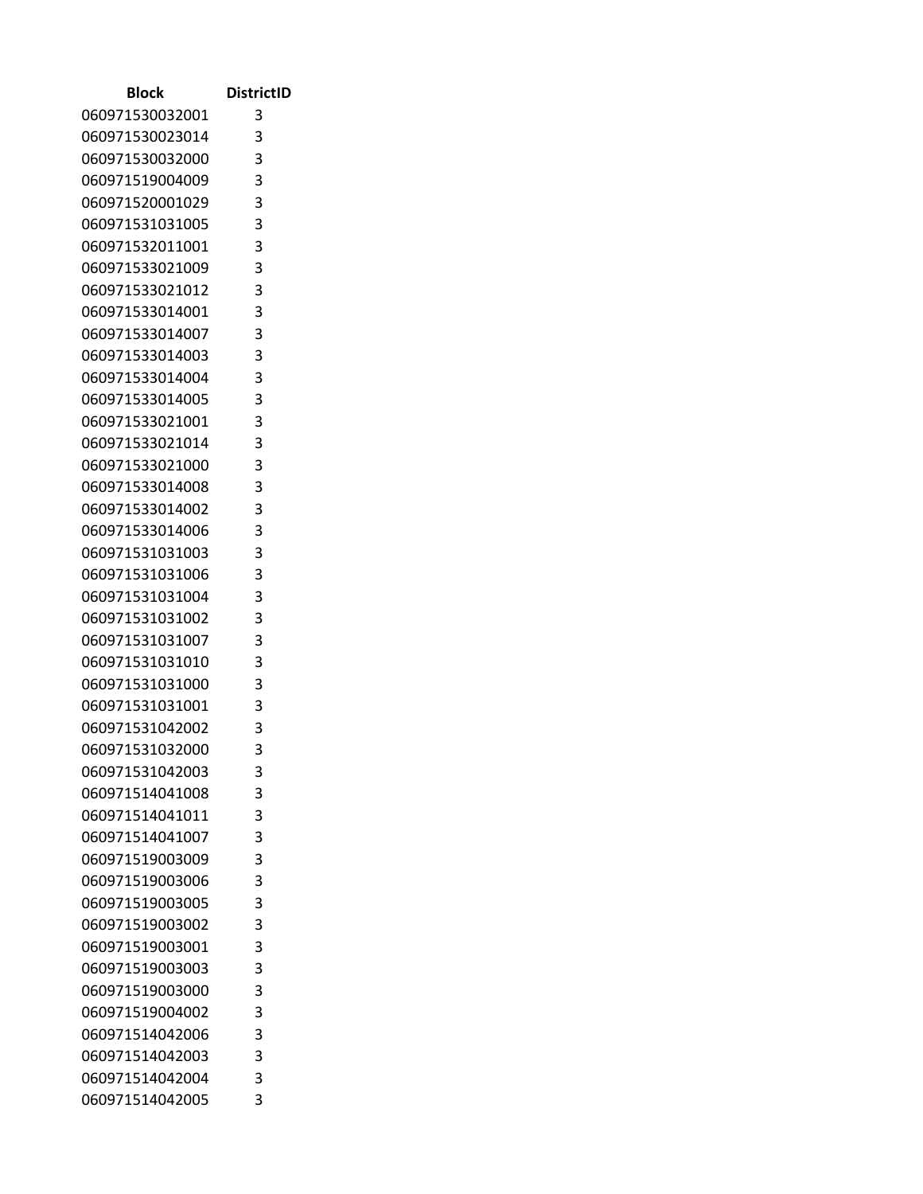| Block | DistrictID |
|---|---|
| 060971530032001 | 3 |
| 060971530023014 | 3 |
| 060971530032000 | 3 |
| 060971519004009 | 3 |
| 060971520001029 | 3 |
| 060971531031005 | 3 |
| 060971532011001 | 3 |
| 060971533021009 | 3 |
| 060971533021012 | 3 |
| 060971533014001 | 3 |
| 060971533014007 | 3 |
| 060971533014003 | 3 |
| 060971533014004 | 3 |
| 060971533014005 | 3 |
| 060971533021001 | 3 |
| 060971533021014 | 3 |
| 060971533021000 | 3 |
| 060971533014008 | 3 |
| 060971533014002 | 3 |
| 060971533014006 | 3 |
| 060971531031003 | 3 |
| 060971531031006 | 3 |
| 060971531031004 | 3 |
| 060971531031002 | 3 |
| 060971531031007 | 3 |
| 060971531031010 | 3 |
| 060971531031000 | 3 |
| 060971531031001 | 3 |
| 060971531042002 | 3 |
| 060971531032000 | 3 |
| 060971531042003 | 3 |
| 060971514041008 | 3 |
| 060971514041011 | 3 |
| 060971514041007 | 3 |
| 060971519003009 | 3 |
| 060971519003006 | 3 |
| 060971519003005 | 3 |
| 060971519003002 | 3 |
| 060971519003001 | 3 |
| 060971519003003 | 3 |
| 060971519003000 | 3 |
| 060971519004002 | 3 |
| 060971514042006 | 3 |
| 060971514042003 | 3 |
| 060971514042004 | 3 |
| 060971514042005 | 3 |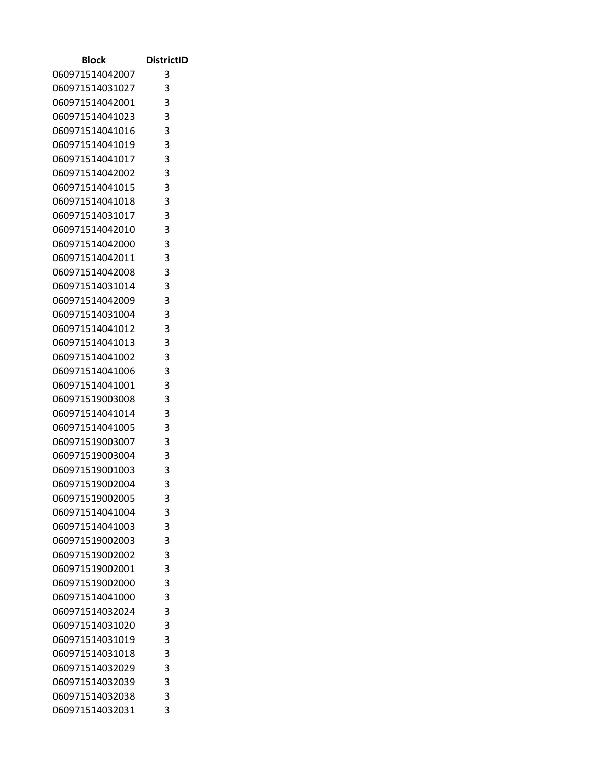| Block | DistrictID |
| --- | --- |
| 060971514042007 | 3 |
| 060971514031027 | 3 |
| 060971514042001 | 3 |
| 060971514041023 | 3 |
| 060971514041016 | 3 |
| 060971514041019 | 3 |
| 060971514041017 | 3 |
| 060971514042002 | 3 |
| 060971514041015 | 3 |
| 060971514041018 | 3 |
| 060971514031017 | 3 |
| 060971514042010 | 3 |
| 060971514042000 | 3 |
| 060971514042011 | 3 |
| 060971514042008 | 3 |
| 060971514031014 | 3 |
| 060971514042009 | 3 |
| 060971514031004 | 3 |
| 060971514041012 | 3 |
| 060971514041013 | 3 |
| 060971514041002 | 3 |
| 060971514041006 | 3 |
| 060971514041001 | 3 |
| 060971519003008 | 3 |
| 060971514041014 | 3 |
| 060971514041005 | 3 |
| 060971519003007 | 3 |
| 060971519003004 | 3 |
| 060971519001003 | 3 |
| 060971519002004 | 3 |
| 060971519002005 | 3 |
| 060971514041004 | 3 |
| 060971514041003 | 3 |
| 060971519002003 | 3 |
| 060971519002002 | 3 |
| 060971519002001 | 3 |
| 060971519002000 | 3 |
| 060971514041000 | 3 |
| 060971514032024 | 3 |
| 060971514031020 | 3 |
| 060971514031019 | 3 |
| 060971514031018 | 3 |
| 060971514032029 | 3 |
| 060971514032039 | 3 |
| 060971514032038 | 3 |
| 060971514032031 | 3 |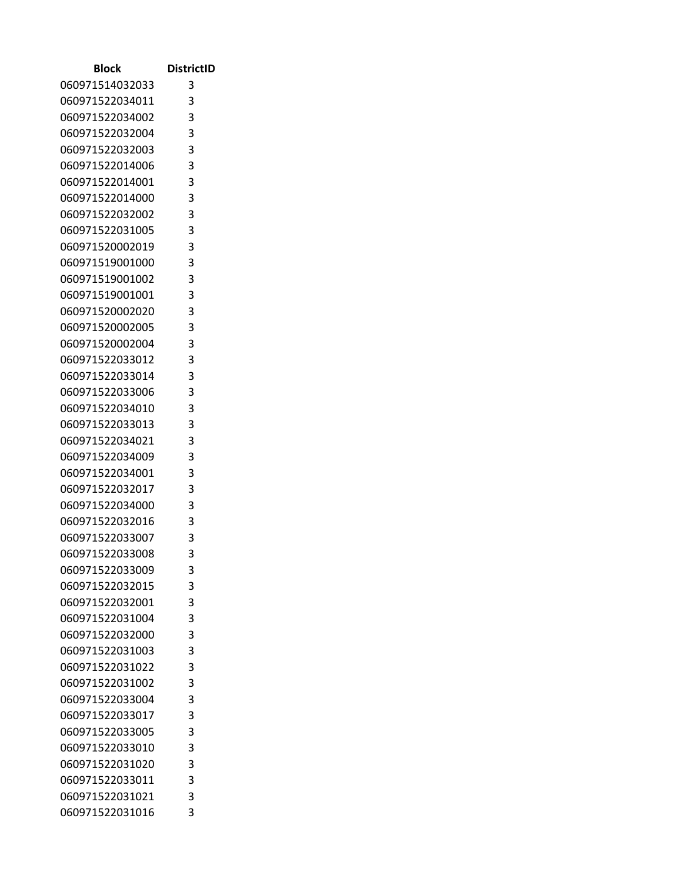| Block | DistrictID |
| --- | --- |
| 060971514032033 | 3 |
| 060971522034011 | 3 |
| 060971522034002 | 3 |
| 060971522032004 | 3 |
| 060971522032003 | 3 |
| 060971522014006 | 3 |
| 060971522014001 | 3 |
| 060971522014000 | 3 |
| 060971522032002 | 3 |
| 060971522031005 | 3 |
| 060971520002019 | 3 |
| 060971519001000 | 3 |
| 060971519001002 | 3 |
| 060971519001001 | 3 |
| 060971520002020 | 3 |
| 060971520002005 | 3 |
| 060971520002004 | 3 |
| 060971522033012 | 3 |
| 060971522033014 | 3 |
| 060971522033006 | 3 |
| 060971522034010 | 3 |
| 060971522033013 | 3 |
| 060971522034021 | 3 |
| 060971522034009 | 3 |
| 060971522034001 | 3 |
| 060971522032017 | 3 |
| 060971522034000 | 3 |
| 060971522032016 | 3 |
| 060971522033007 | 3 |
| 060971522033008 | 3 |
| 060971522033009 | 3 |
| 060971522032015 | 3 |
| 060971522032001 | 3 |
| 060971522031004 | 3 |
| 060971522032000 | 3 |
| 060971522031003 | 3 |
| 060971522031022 | 3 |
| 060971522031002 | 3 |
| 060971522033004 | 3 |
| 060971522033017 | 3 |
| 060971522033005 | 3 |
| 060971522033010 | 3 |
| 060971522031020 | 3 |
| 060971522033011 | 3 |
| 060971522031021 | 3 |
| 060971522031016 | 3 |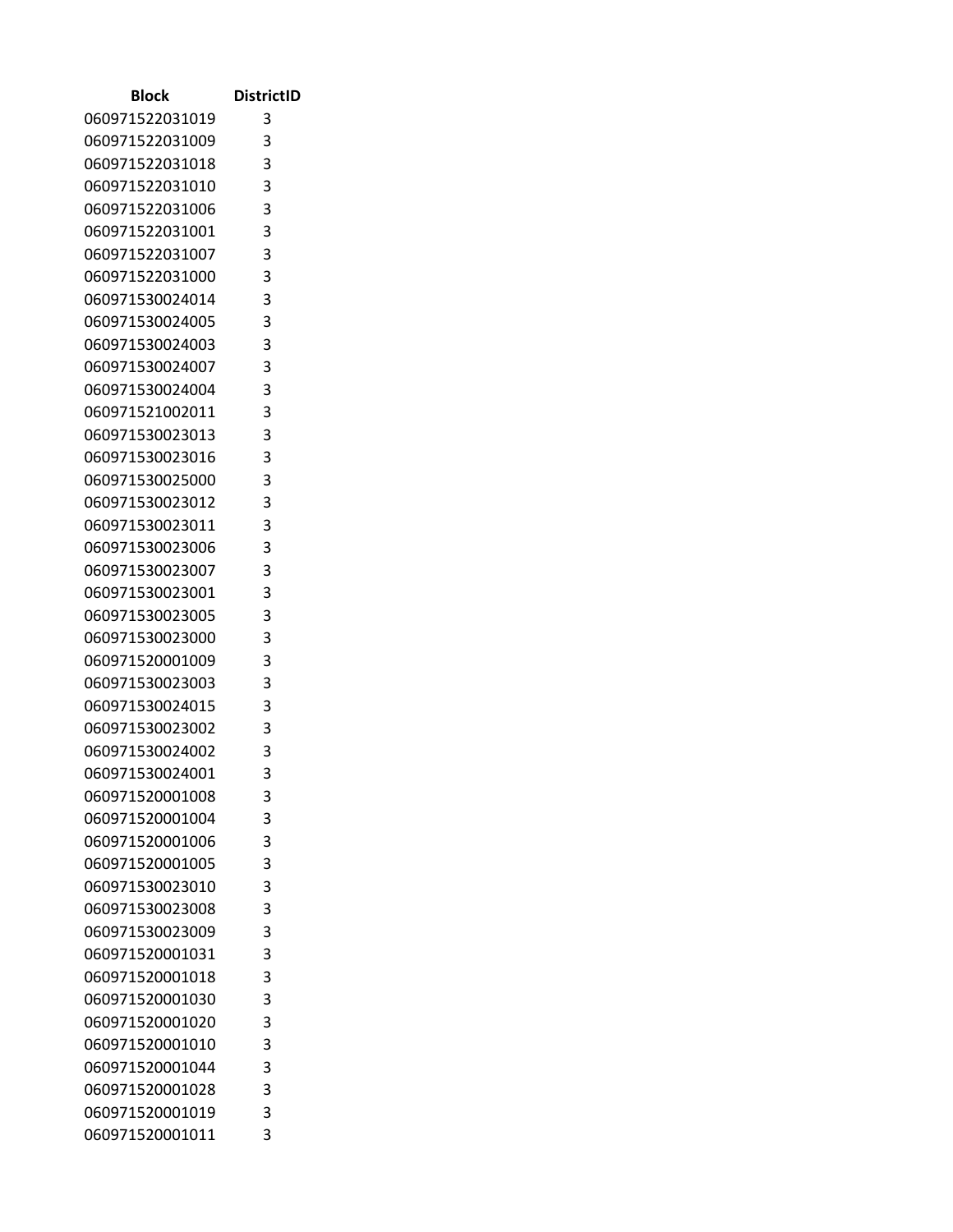| Block | DistrictID |
|---|---|
| 060971522031019 | 3 |
| 060971522031009 | 3 |
| 060971522031018 | 3 |
| 060971522031010 | 3 |
| 060971522031006 | 3 |
| 060971522031001 | 3 |
| 060971522031007 | 3 |
| 060971522031000 | 3 |
| 060971530024014 | 3 |
| 060971530024005 | 3 |
| 060971530024003 | 3 |
| 060971530024007 | 3 |
| 060971530024004 | 3 |
| 060971521002011 | 3 |
| 060971530023013 | 3 |
| 060971530023016 | 3 |
| 060971530025000 | 3 |
| 060971530023012 | 3 |
| 060971530023011 | 3 |
| 060971530023006 | 3 |
| 060971530023007 | 3 |
| 060971530023001 | 3 |
| 060971530023005 | 3 |
| 060971530023000 | 3 |
| 060971520001009 | 3 |
| 060971530023003 | 3 |
| 060971530024015 | 3 |
| 060971530023002 | 3 |
| 060971530024002 | 3 |
| 060971530024001 | 3 |
| 060971520001008 | 3 |
| 060971520001004 | 3 |
| 060971520001006 | 3 |
| 060971520001005 | 3 |
| 060971530023010 | 3 |
| 060971530023008 | 3 |
| 060971530023009 | 3 |
| 060971520001031 | 3 |
| 060971520001018 | 3 |
| 060971520001030 | 3 |
| 060971520001020 | 3 |
| 060971520001010 | 3 |
| 060971520001044 | 3 |
| 060971520001028 | 3 |
| 060971520001019 | 3 |
| 060971520001011 | 3 |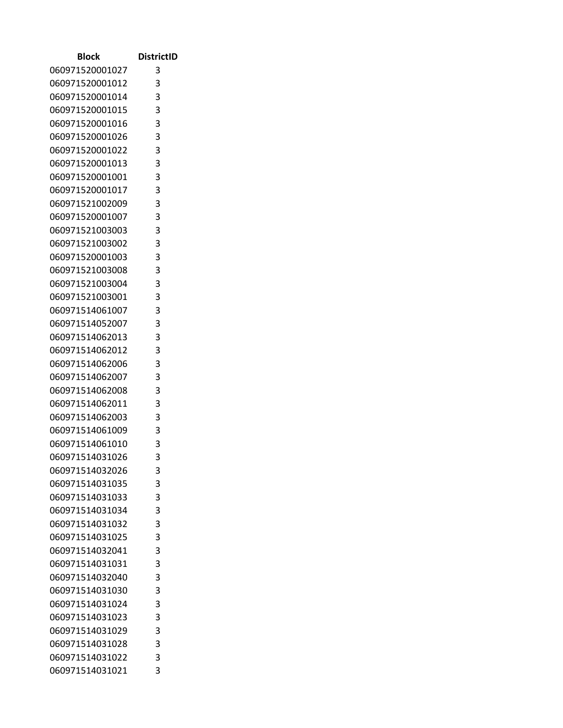| Block | DistrictID |
| --- | --- |
| 060971520001027 | 3 |
| 060971520001012 | 3 |
| 060971520001014 | 3 |
| 060971520001015 | 3 |
| 060971520001016 | 3 |
| 060971520001026 | 3 |
| 060971520001022 | 3 |
| 060971520001013 | 3 |
| 060971520001001 | 3 |
| 060971520001017 | 3 |
| 060971521002009 | 3 |
| 060971520001007 | 3 |
| 060971521003003 | 3 |
| 060971521003002 | 3 |
| 060971520001003 | 3 |
| 060971521003008 | 3 |
| 060971521003004 | 3 |
| 060971521003001 | 3 |
| 060971514061007 | 3 |
| 060971514052007 | 3 |
| 060971514062013 | 3 |
| 060971514062012 | 3 |
| 060971514062006 | 3 |
| 060971514062007 | 3 |
| 060971514062008 | 3 |
| 060971514062011 | 3 |
| 060971514062003 | 3 |
| 060971514061009 | 3 |
| 060971514061010 | 3 |
| 060971514031026 | 3 |
| 060971514032026 | 3 |
| 060971514031035 | 3 |
| 060971514031033 | 3 |
| 060971514031034 | 3 |
| 060971514031032 | 3 |
| 060971514031025 | 3 |
| 060971514032041 | 3 |
| 060971514031031 | 3 |
| 060971514032040 | 3 |
| 060971514031030 | 3 |
| 060971514031024 | 3 |
| 060971514031023 | 3 |
| 060971514031029 | 3 |
| 060971514031028 | 3 |
| 060971514031022 | 3 |
| 060971514031021 | 3 |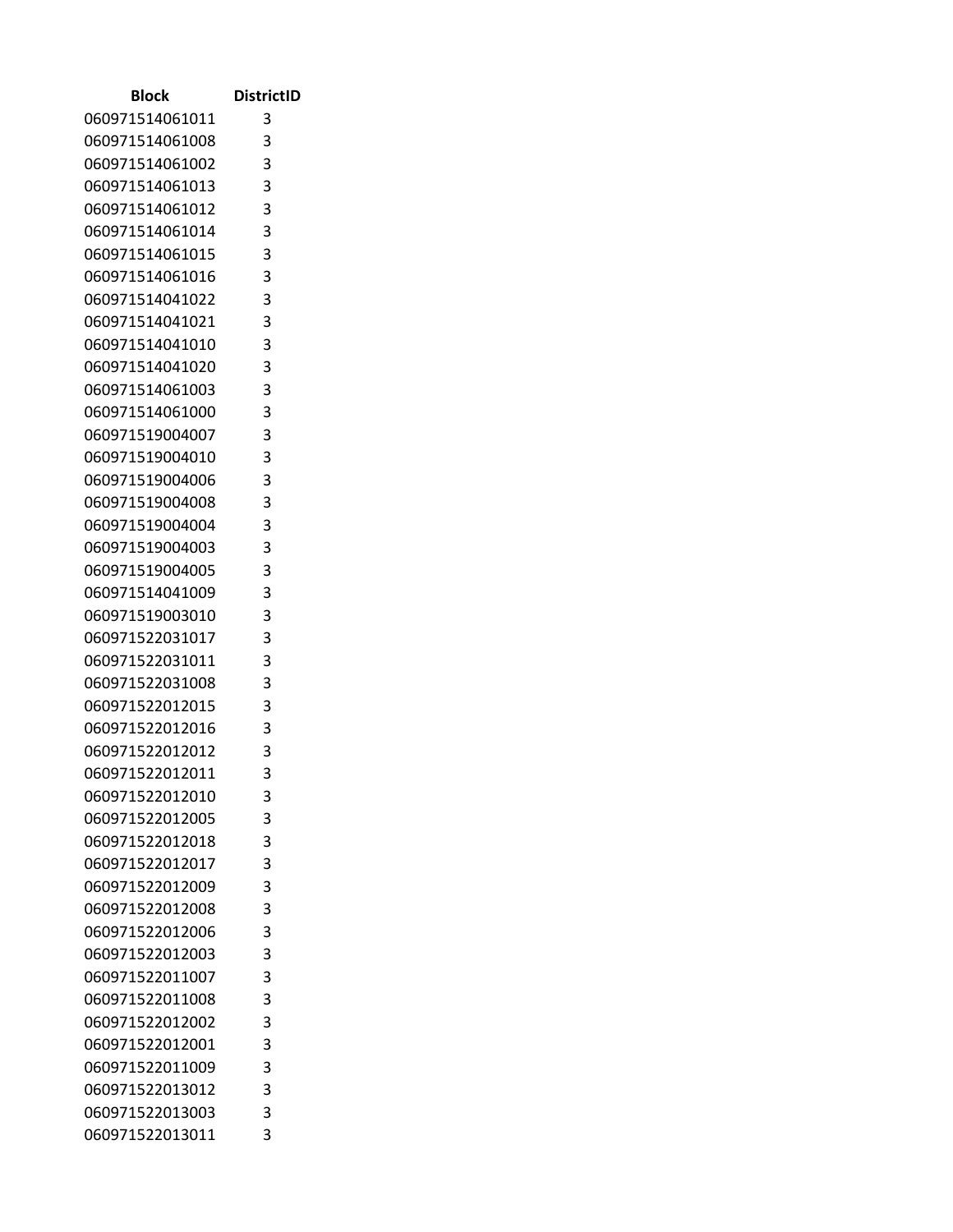| Block | DistrictID |
|---|---|
| 060971514061011 | 3 |
| 060971514061008 | 3 |
| 060971514061002 | 3 |
| 060971514061013 | 3 |
| 060971514061012 | 3 |
| 060971514061014 | 3 |
| 060971514061015 | 3 |
| 060971514061016 | 3 |
| 060971514041022 | 3 |
| 060971514041021 | 3 |
| 060971514041010 | 3 |
| 060971514041020 | 3 |
| 060971514061003 | 3 |
| 060971514061000 | 3 |
| 060971519004007 | 3 |
| 060971519004010 | 3 |
| 060971519004006 | 3 |
| 060971519004008 | 3 |
| 060971519004004 | 3 |
| 060971519004003 | 3 |
| 060971519004005 | 3 |
| 060971514041009 | 3 |
| 060971519003010 | 3 |
| 060971522031017 | 3 |
| 060971522031011 | 3 |
| 060971522031008 | 3 |
| 060971522012015 | 3 |
| 060971522012016 | 3 |
| 060971522012012 | 3 |
| 060971522012011 | 3 |
| 060971522012010 | 3 |
| 060971522012005 | 3 |
| 060971522012018 | 3 |
| 060971522012017 | 3 |
| 060971522012009 | 3 |
| 060971522012008 | 3 |
| 060971522012006 | 3 |
| 060971522012003 | 3 |
| 060971522011007 | 3 |
| 060971522011008 | 3 |
| 060971522012002 | 3 |
| 060971522012001 | 3 |
| 060971522011009 | 3 |
| 060971522013012 | 3 |
| 060971522013003 | 3 |
| 060971522013011 | 3 |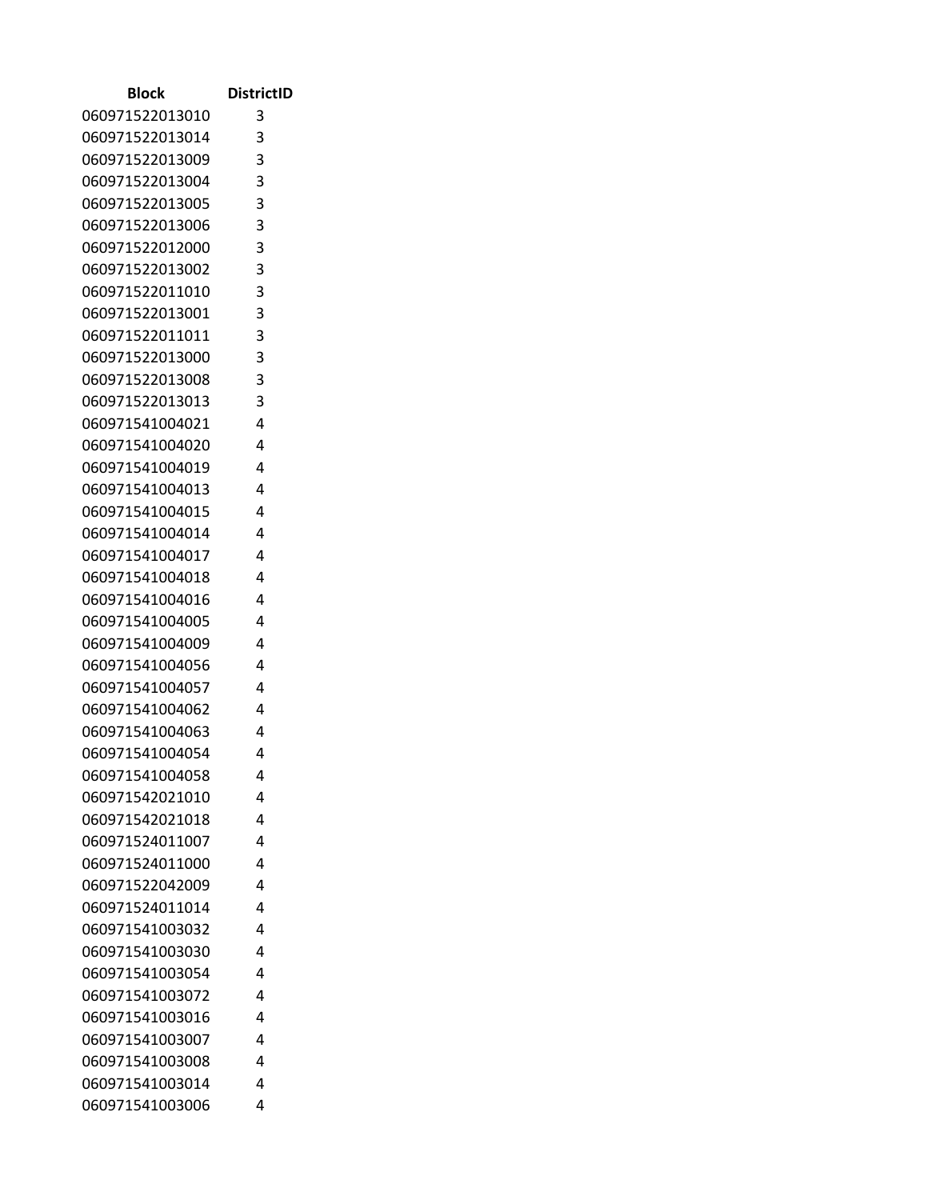| Block | DistrictID |
|---|---|
| 060971522013010 | 3 |
| 060971522013014 | 3 |
| 060971522013009 | 3 |
| 060971522013004 | 3 |
| 060971522013005 | 3 |
| 060971522013006 | 3 |
| 060971522012000 | 3 |
| 060971522013002 | 3 |
| 060971522011010 | 3 |
| 060971522013001 | 3 |
| 060971522011011 | 3 |
| 060971522013000 | 3 |
| 060971522013008 | 3 |
| 060971522013013 | 3 |
| 060971541004021 | 4 |
| 060971541004020 | 4 |
| 060971541004019 | 4 |
| 060971541004013 | 4 |
| 060971541004015 | 4 |
| 060971541004014 | 4 |
| 060971541004017 | 4 |
| 060971541004018 | 4 |
| 060971541004016 | 4 |
| 060971541004005 | 4 |
| 060971541004009 | 4 |
| 060971541004056 | 4 |
| 060971541004057 | 4 |
| 060971541004062 | 4 |
| 060971541004063 | 4 |
| 060971541004054 | 4 |
| 060971541004058 | 4 |
| 060971542021010 | 4 |
| 060971542021018 | 4 |
| 060971524011007 | 4 |
| 060971524011000 | 4 |
| 060971522042009 | 4 |
| 060971524011014 | 4 |
| 060971541003032 | 4 |
| 060971541003030 | 4 |
| 060971541003054 | 4 |
| 060971541003072 | 4 |
| 060971541003016 | 4 |
| 060971541003007 | 4 |
| 060971541003008 | 4 |
| 060971541003014 | 4 |
| 060971541003006 | 4 |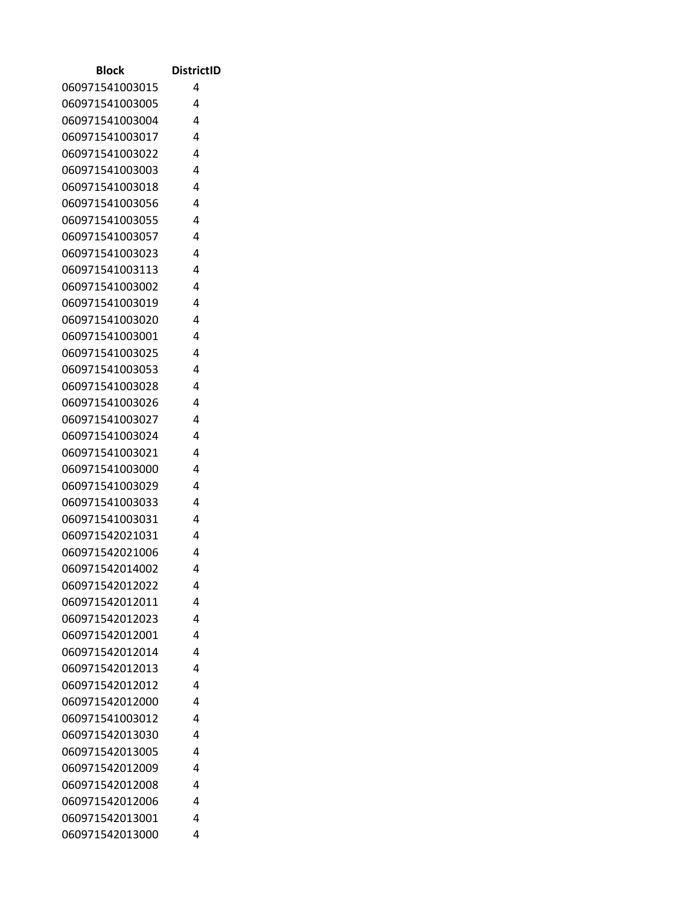| Block | DistrictID |
|---|---|
| 060971541003015 | 4 |
| 060971541003005 | 4 |
| 060971541003004 | 4 |
| 060971541003017 | 4 |
| 060971541003022 | 4 |
| 060971541003003 | 4 |
| 060971541003018 | 4 |
| 060971541003056 | 4 |
| 060971541003055 | 4 |
| 060971541003057 | 4 |
| 060971541003023 | 4 |
| 060971541003113 | 4 |
| 060971541003002 | 4 |
| 060971541003019 | 4 |
| 060971541003020 | 4 |
| 060971541003001 | 4 |
| 060971541003025 | 4 |
| 060971541003053 | 4 |
| 060971541003028 | 4 |
| 060971541003026 | 4 |
| 060971541003027 | 4 |
| 060971541003024 | 4 |
| 060971541003021 | 4 |
| 060971541003000 | 4 |
| 060971541003029 | 4 |
| 060971541003033 | 4 |
| 060971541003031 | 4 |
| 060971542021031 | 4 |
| 060971542021006 | 4 |
| 060971542014002 | 4 |
| 060971542012022 | 4 |
| 060971542012011 | 4 |
| 060971542012023 | 4 |
| 060971542012001 | 4 |
| 060971542012014 | 4 |
| 060971542012013 | 4 |
| 060971542012012 | 4 |
| 060971542012000 | 4 |
| 060971541003012 | 4 |
| 060971542013030 | 4 |
| 060971542013005 | 4 |
| 060971542012009 | 4 |
| 060971542012008 | 4 |
| 060971542012006 | 4 |
| 060971542013001 | 4 |
| 060971542013000 | 4 |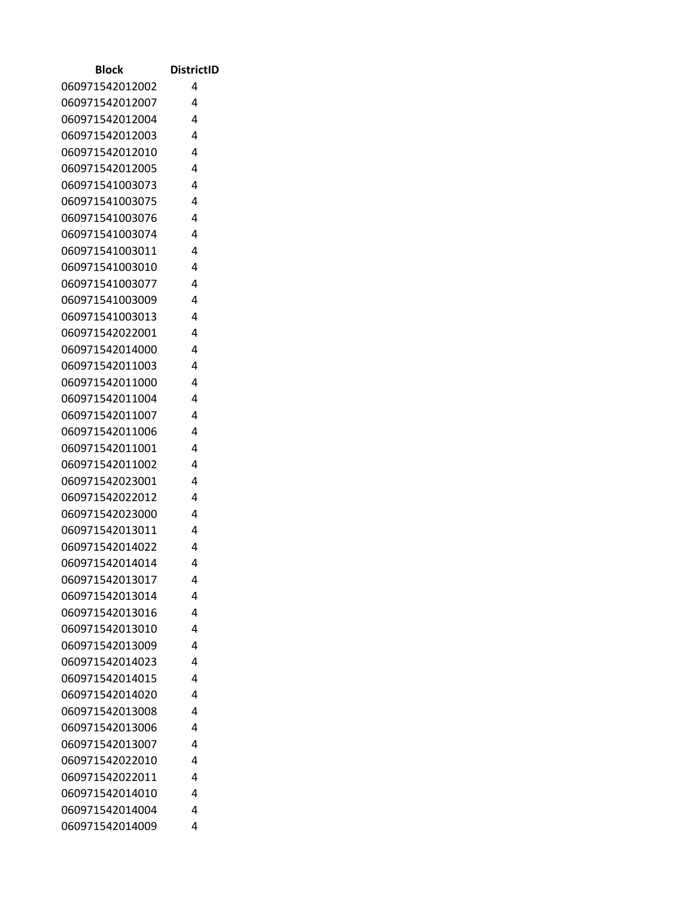| Block | DistrictID |
| --- | --- |
| 060971542012002 | 4 |
| 060971542012007 | 4 |
| 060971542012004 | 4 |
| 060971542012003 | 4 |
| 060971542012010 | 4 |
| 060971542012005 | 4 |
| 060971541003073 | 4 |
| 060971541003075 | 4 |
| 060971541003076 | 4 |
| 060971541003074 | 4 |
| 060971541003011 | 4 |
| 060971541003010 | 4 |
| 060971541003077 | 4 |
| 060971541003009 | 4 |
| 060971541003013 | 4 |
| 060971542022001 | 4 |
| 060971542014000 | 4 |
| 060971542011003 | 4 |
| 060971542011000 | 4 |
| 060971542011004 | 4 |
| 060971542011007 | 4 |
| 060971542011006 | 4 |
| 060971542011001 | 4 |
| 060971542011002 | 4 |
| 060971542023001 | 4 |
| 060971542022012 | 4 |
| 060971542023000 | 4 |
| 060971542013011 | 4 |
| 060971542014022 | 4 |
| 060971542014014 | 4 |
| 060971542013017 | 4 |
| 060971542013014 | 4 |
| 060971542013016 | 4 |
| 060971542013010 | 4 |
| 060971542013009 | 4 |
| 060971542014023 | 4 |
| 060971542014015 | 4 |
| 060971542014020 | 4 |
| 060971542013008 | 4 |
| 060971542013006 | 4 |
| 060971542013007 | 4 |
| 060971542022010 | 4 |
| 060971542022011 | 4 |
| 060971542014010 | 4 |
| 060971542014004 | 4 |
| 060971542014009 | 4 |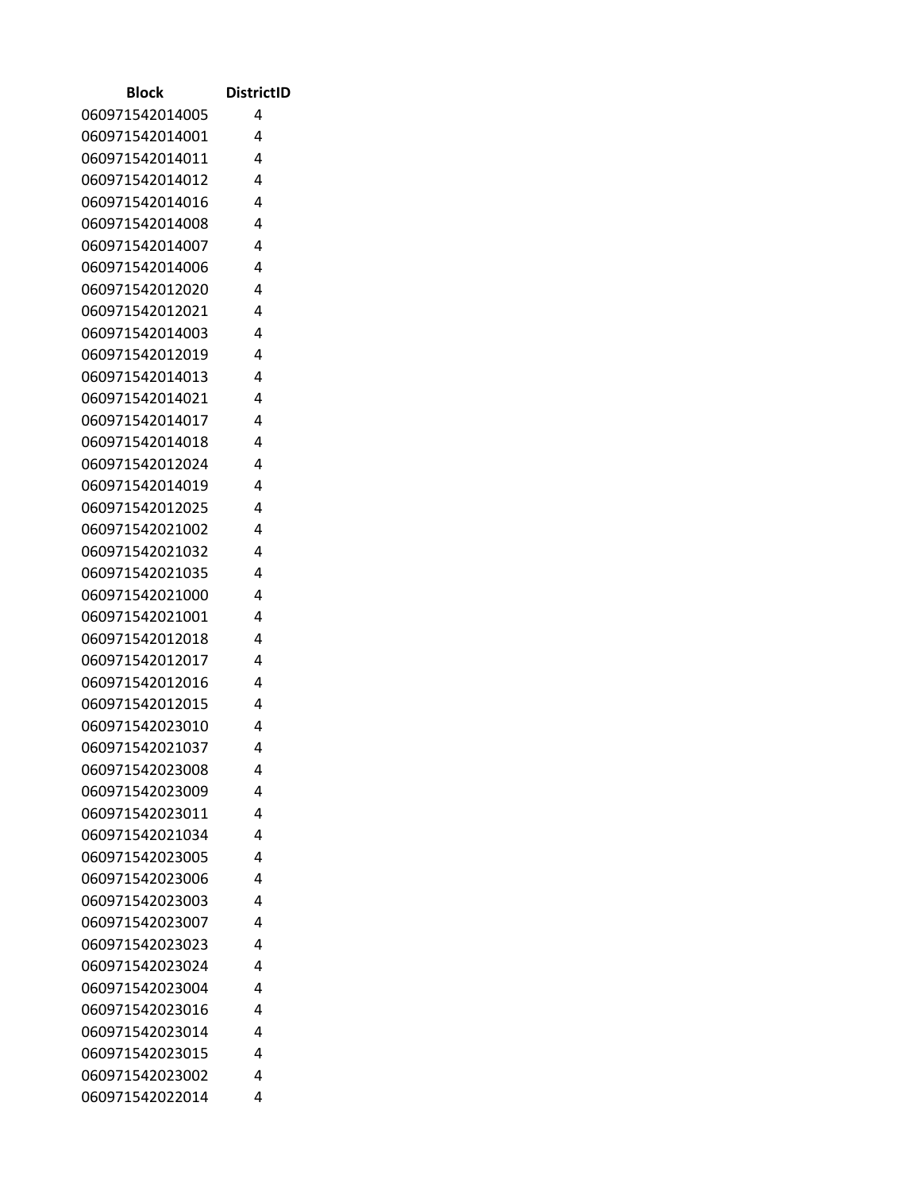| Block | DistrictID |
|---|---|
| 060971542014005 | 4 |
| 060971542014001 | 4 |
| 060971542014011 | 4 |
| 060971542014012 | 4 |
| 060971542014016 | 4 |
| 060971542014008 | 4 |
| 060971542014007 | 4 |
| 060971542014006 | 4 |
| 060971542012020 | 4 |
| 060971542012021 | 4 |
| 060971542014003 | 4 |
| 060971542012019 | 4 |
| 060971542014013 | 4 |
| 060971542014021 | 4 |
| 060971542014017 | 4 |
| 060971542014018 | 4 |
| 060971542012024 | 4 |
| 060971542014019 | 4 |
| 060971542012025 | 4 |
| 060971542021002 | 4 |
| 060971542021032 | 4 |
| 060971542021035 | 4 |
| 060971542021000 | 4 |
| 060971542021001 | 4 |
| 060971542012018 | 4 |
| 060971542012017 | 4 |
| 060971542012016 | 4 |
| 060971542012015 | 4 |
| 060971542023010 | 4 |
| 060971542021037 | 4 |
| 060971542023008 | 4 |
| 060971542023009 | 4 |
| 060971542023011 | 4 |
| 060971542021034 | 4 |
| 060971542023005 | 4 |
| 060971542023006 | 4 |
| 060971542023003 | 4 |
| 060971542023007 | 4 |
| 060971542023023 | 4 |
| 060971542023024 | 4 |
| 060971542023004 | 4 |
| 060971542023016 | 4 |
| 060971542023014 | 4 |
| 060971542023015 | 4 |
| 060971542023002 | 4 |
| 060971542022014 | 4 |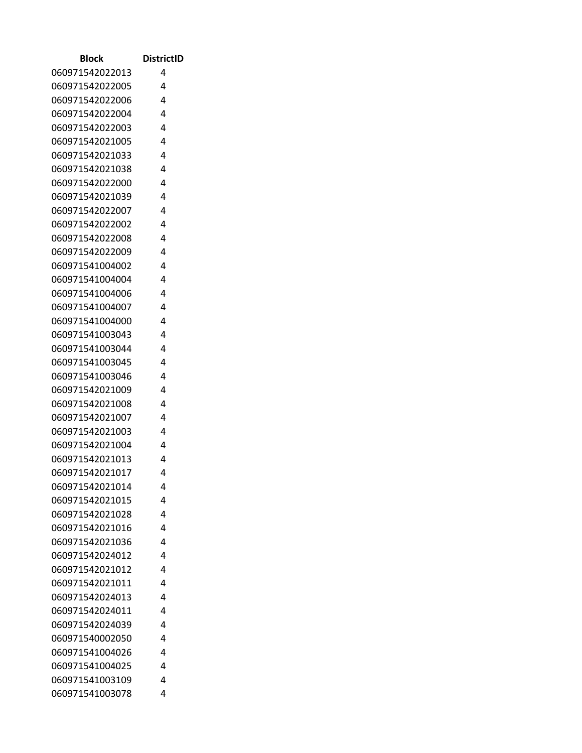| Block | DistrictID |
| --- | --- |
| 060971542022013 | 4 |
| 060971542022005 | 4 |
| 060971542022006 | 4 |
| 060971542022004 | 4 |
| 060971542022003 | 4 |
| 060971542021005 | 4 |
| 060971542021033 | 4 |
| 060971542021038 | 4 |
| 060971542022000 | 4 |
| 060971542021039 | 4 |
| 060971542022007 | 4 |
| 060971542022002 | 4 |
| 060971542022008 | 4 |
| 060971542022009 | 4 |
| 060971541004002 | 4 |
| 060971541004004 | 4 |
| 060971541004006 | 4 |
| 060971541004007 | 4 |
| 060971541004000 | 4 |
| 060971541003043 | 4 |
| 060971541003044 | 4 |
| 060971541003045 | 4 |
| 060971541003046 | 4 |
| 060971542021009 | 4 |
| 060971542021008 | 4 |
| 060971542021007 | 4 |
| 060971542021003 | 4 |
| 060971542021004 | 4 |
| 060971542021013 | 4 |
| 060971542021017 | 4 |
| 060971542021014 | 4 |
| 060971542021015 | 4 |
| 060971542021028 | 4 |
| 060971542021016 | 4 |
| 060971542021036 | 4 |
| 060971542024012 | 4 |
| 060971542021012 | 4 |
| 060971542021011 | 4 |
| 060971542024013 | 4 |
| 060971542024011 | 4 |
| 060971542024039 | 4 |
| 060971540002050 | 4 |
| 060971541004026 | 4 |
| 060971541004025 | 4 |
| 060971541003109 | 4 |
| 060971541003078 | 4 |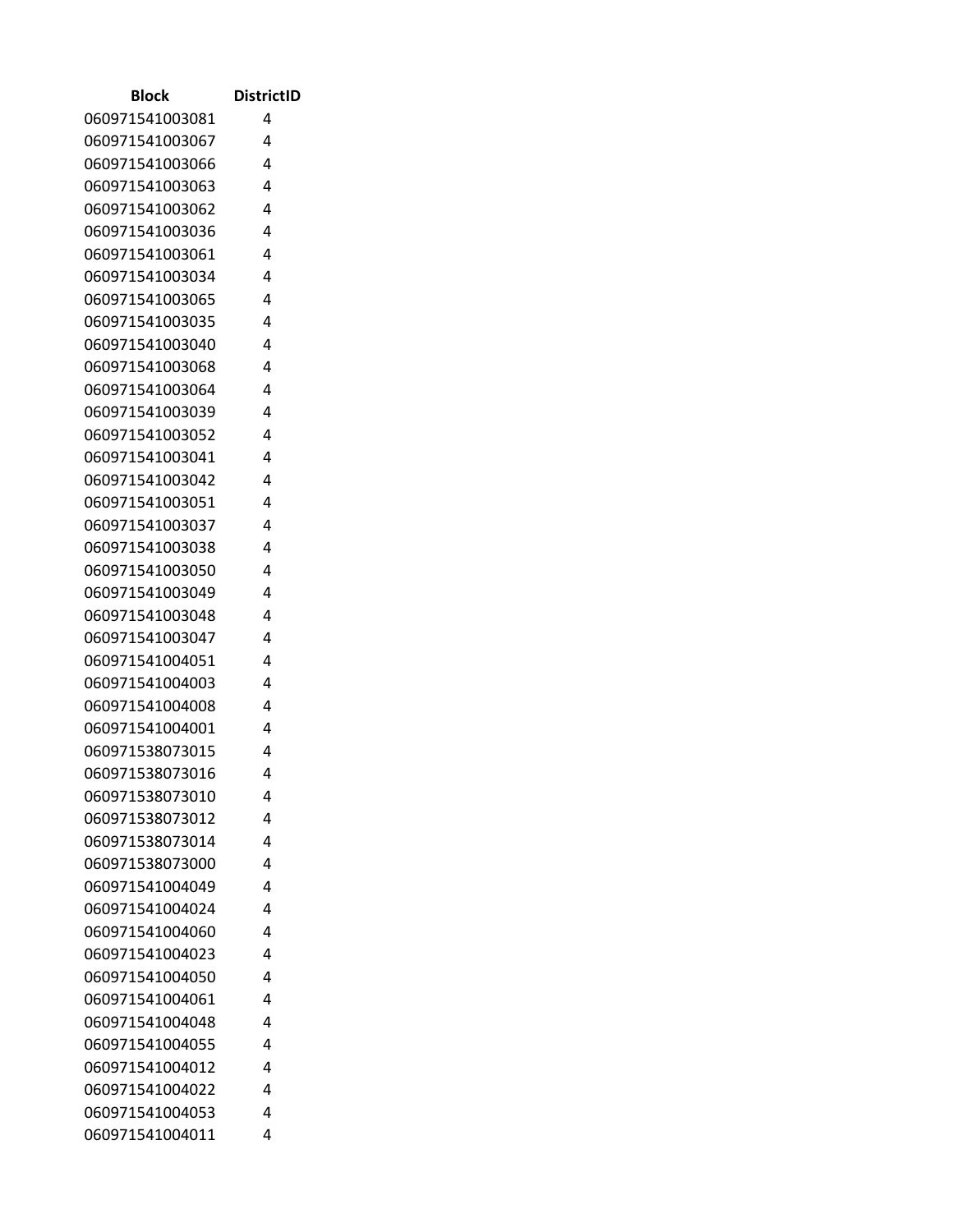| Block | DistrictID |
|---|---|
| 060971541003081 | 4 |
| 060971541003067 | 4 |
| 060971541003066 | 4 |
| 060971541003063 | 4 |
| 060971541003062 | 4 |
| 060971541003036 | 4 |
| 060971541003061 | 4 |
| 060971541003034 | 4 |
| 060971541003065 | 4 |
| 060971541003035 | 4 |
| 060971541003040 | 4 |
| 060971541003068 | 4 |
| 060971541003064 | 4 |
| 060971541003039 | 4 |
| 060971541003052 | 4 |
| 060971541003041 | 4 |
| 060971541003042 | 4 |
| 060971541003051 | 4 |
| 060971541003037 | 4 |
| 060971541003038 | 4 |
| 060971541003050 | 4 |
| 060971541003049 | 4 |
| 060971541003048 | 4 |
| 060971541003047 | 4 |
| 060971541004051 | 4 |
| 060971541004003 | 4 |
| 060971541004008 | 4 |
| 060971541004001 | 4 |
| 060971538073015 | 4 |
| 060971538073016 | 4 |
| 060971538073010 | 4 |
| 060971538073012 | 4 |
| 060971538073014 | 4 |
| 060971538073000 | 4 |
| 060971541004049 | 4 |
| 060971541004024 | 4 |
| 060971541004060 | 4 |
| 060971541004023 | 4 |
| 060971541004050 | 4 |
| 060971541004061 | 4 |
| 060971541004048 | 4 |
| 060971541004055 | 4 |
| 060971541004012 | 4 |
| 060971541004022 | 4 |
| 060971541004053 | 4 |
| 060971541004011 | 4 |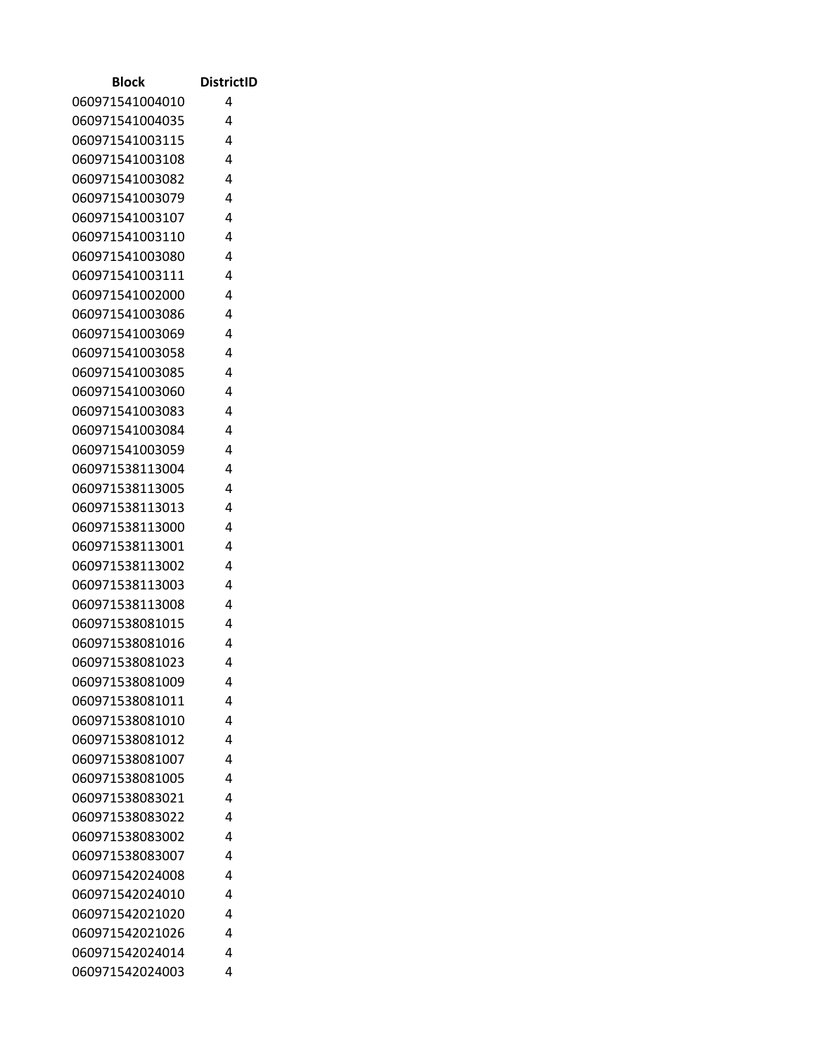| Block | DistrictID |
|---|---|
| 060971541004010 | 4 |
| 060971541004035 | 4 |
| 060971541003115 | 4 |
| 060971541003108 | 4 |
| 060971541003082 | 4 |
| 060971541003079 | 4 |
| 060971541003107 | 4 |
| 060971541003110 | 4 |
| 060971541003080 | 4 |
| 060971541003111 | 4 |
| 060971541002000 | 4 |
| 060971541003086 | 4 |
| 060971541003069 | 4 |
| 060971541003058 | 4 |
| 060971541003085 | 4 |
| 060971541003060 | 4 |
| 060971541003083 | 4 |
| 060971541003084 | 4 |
| 060971541003059 | 4 |
| 060971538113004 | 4 |
| 060971538113005 | 4 |
| 060971538113013 | 4 |
| 060971538113000 | 4 |
| 060971538113001 | 4 |
| 060971538113002 | 4 |
| 060971538113003 | 4 |
| 060971538113008 | 4 |
| 060971538081015 | 4 |
| 060971538081016 | 4 |
| 060971538081023 | 4 |
| 060971538081009 | 4 |
| 060971538081011 | 4 |
| 060971538081010 | 4 |
| 060971538081012 | 4 |
| 060971538081007 | 4 |
| 060971538081005 | 4 |
| 060971538083021 | 4 |
| 060971538083022 | 4 |
| 060971538083002 | 4 |
| 060971538083007 | 4 |
| 060971542024008 | 4 |
| 060971542024010 | 4 |
| 060971542021020 | 4 |
| 060971542021026 | 4 |
| 060971542024014 | 4 |
| 060971542024003 | 4 |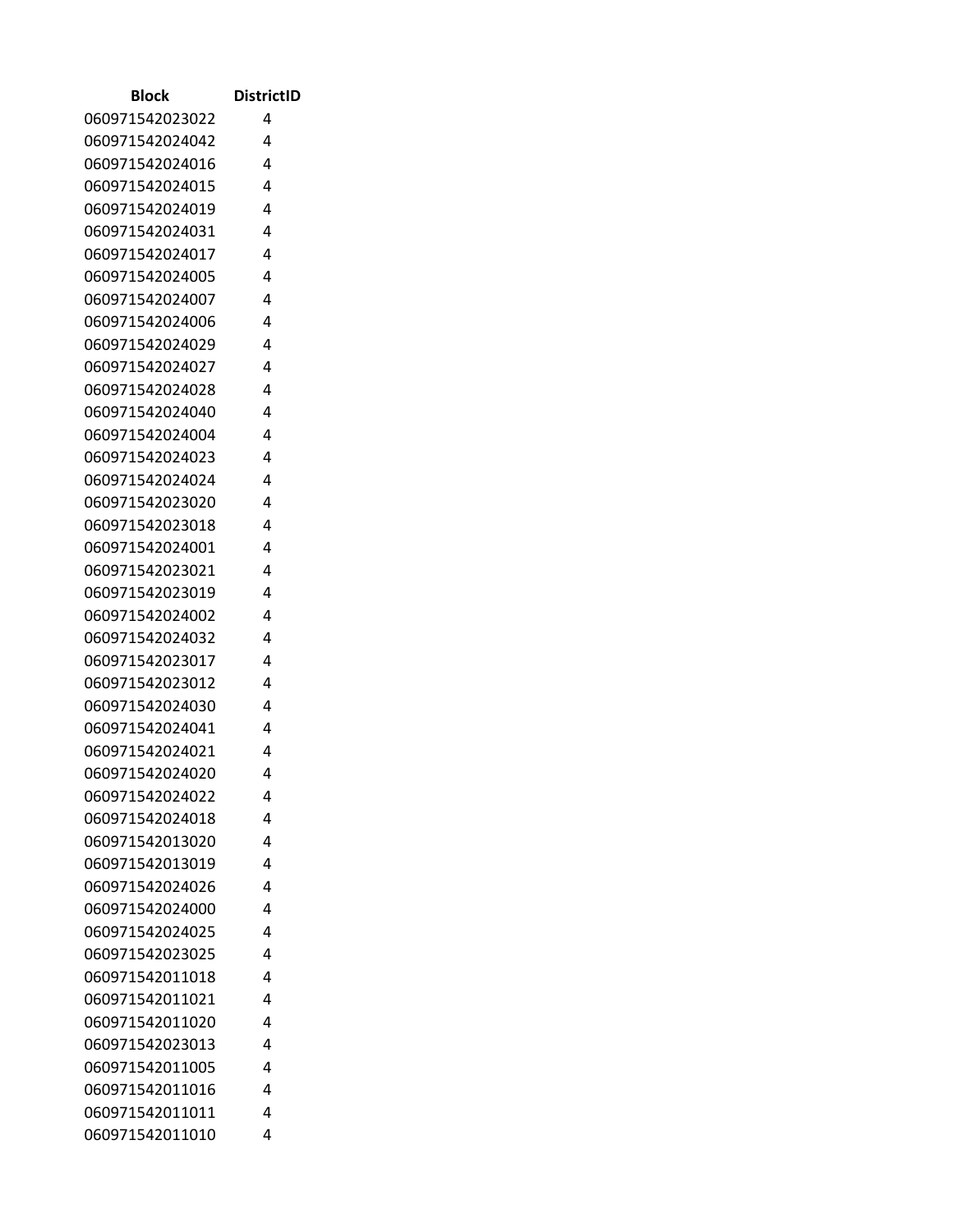| Block | DistrictID |
| --- | --- |
| 060971542023022 | 4 |
| 060971542024042 | 4 |
| 060971542024016 | 4 |
| 060971542024015 | 4 |
| 060971542024019 | 4 |
| 060971542024031 | 4 |
| 060971542024017 | 4 |
| 060971542024005 | 4 |
| 060971542024007 | 4 |
| 060971542024006 | 4 |
| 060971542024029 | 4 |
| 060971542024027 | 4 |
| 060971542024028 | 4 |
| 060971542024040 | 4 |
| 060971542024004 | 4 |
| 060971542024023 | 4 |
| 060971542024024 | 4 |
| 060971542023020 | 4 |
| 060971542023018 | 4 |
| 060971542024001 | 4 |
| 060971542023021 | 4 |
| 060971542023019 | 4 |
| 060971542024002 | 4 |
| 060971542024032 | 4 |
| 060971542023017 | 4 |
| 060971542023012 | 4 |
| 060971542024030 | 4 |
| 060971542024041 | 4 |
| 060971542024021 | 4 |
| 060971542024020 | 4 |
| 060971542024022 | 4 |
| 060971542024018 | 4 |
| 060971542013020 | 4 |
| 060971542013019 | 4 |
| 060971542024026 | 4 |
| 060971542024000 | 4 |
| 060971542024025 | 4 |
| 060971542023025 | 4 |
| 060971542011018 | 4 |
| 060971542011021 | 4 |
| 060971542011020 | 4 |
| 060971542023013 | 4 |
| 060971542011005 | 4 |
| 060971542011016 | 4 |
| 060971542011011 | 4 |
| 060971542011010 | 4 |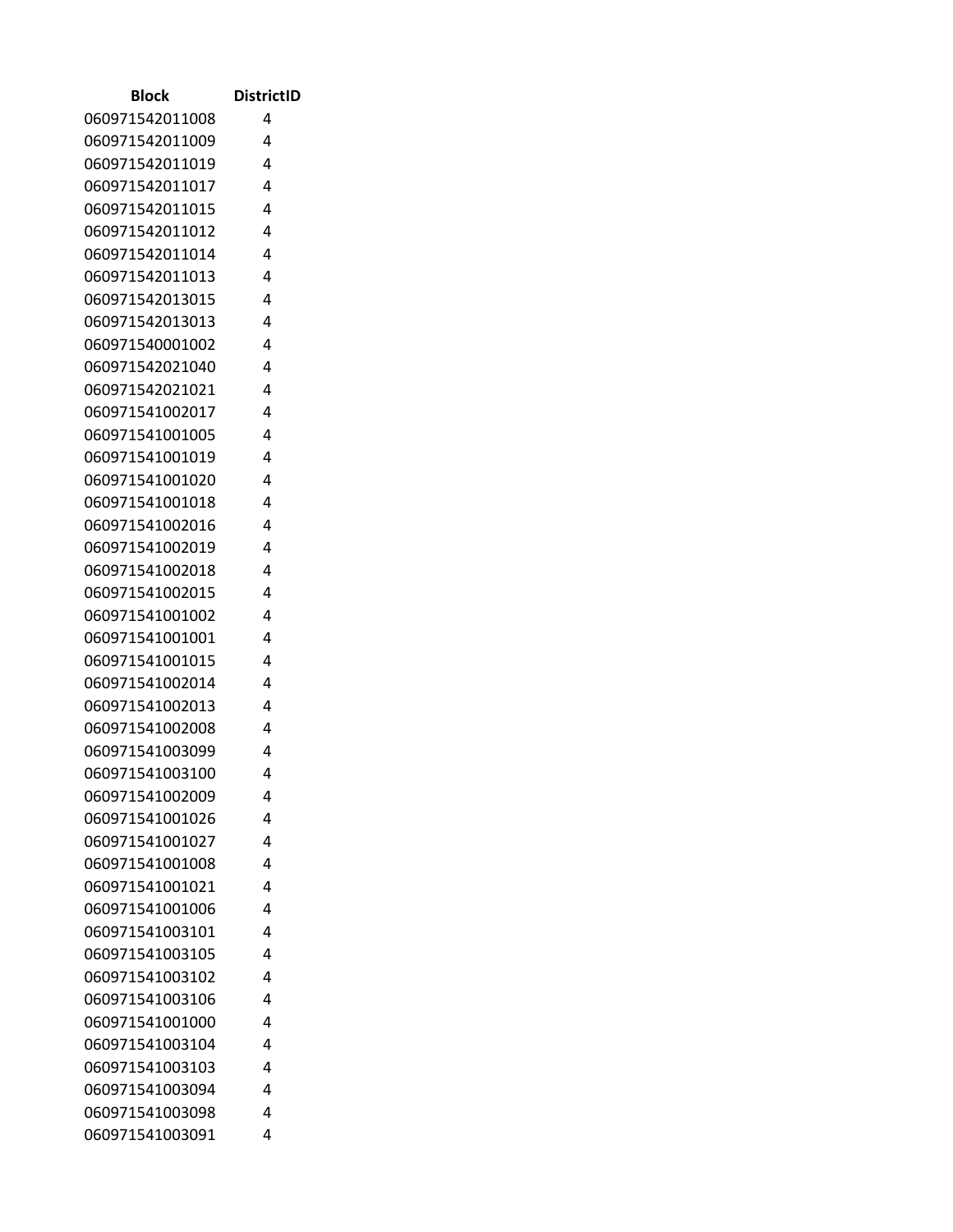| Block | DistrictID |
|---|---|
| 060971542011008 | 4 |
| 060971542011009 | 4 |
| 060971542011019 | 4 |
| 060971542011017 | 4 |
| 060971542011015 | 4 |
| 060971542011012 | 4 |
| 060971542011014 | 4 |
| 060971542011013 | 4 |
| 060971542013015 | 4 |
| 060971542013013 | 4 |
| 060971540001002 | 4 |
| 060971542021040 | 4 |
| 060971542021021 | 4 |
| 060971541002017 | 4 |
| 060971541001005 | 4 |
| 060971541001019 | 4 |
| 060971541001020 | 4 |
| 060971541001018 | 4 |
| 060971541002016 | 4 |
| 060971541002019 | 4 |
| 060971541002018 | 4 |
| 060971541002015 | 4 |
| 060971541001002 | 4 |
| 060971541001001 | 4 |
| 060971541001015 | 4 |
| 060971541002014 | 4 |
| 060971541002013 | 4 |
| 060971541002008 | 4 |
| 060971541003099 | 4 |
| 060971541003100 | 4 |
| 060971541002009 | 4 |
| 060971541001026 | 4 |
| 060971541001027 | 4 |
| 060971541001008 | 4 |
| 060971541001021 | 4 |
| 060971541001006 | 4 |
| 060971541003101 | 4 |
| 060971541003105 | 4 |
| 060971541003102 | 4 |
| 060971541003106 | 4 |
| 060971541001000 | 4 |
| 060971541003104 | 4 |
| 060971541003103 | 4 |
| 060971541003094 | 4 |
| 060971541003098 | 4 |
| 060971541003091 | 4 |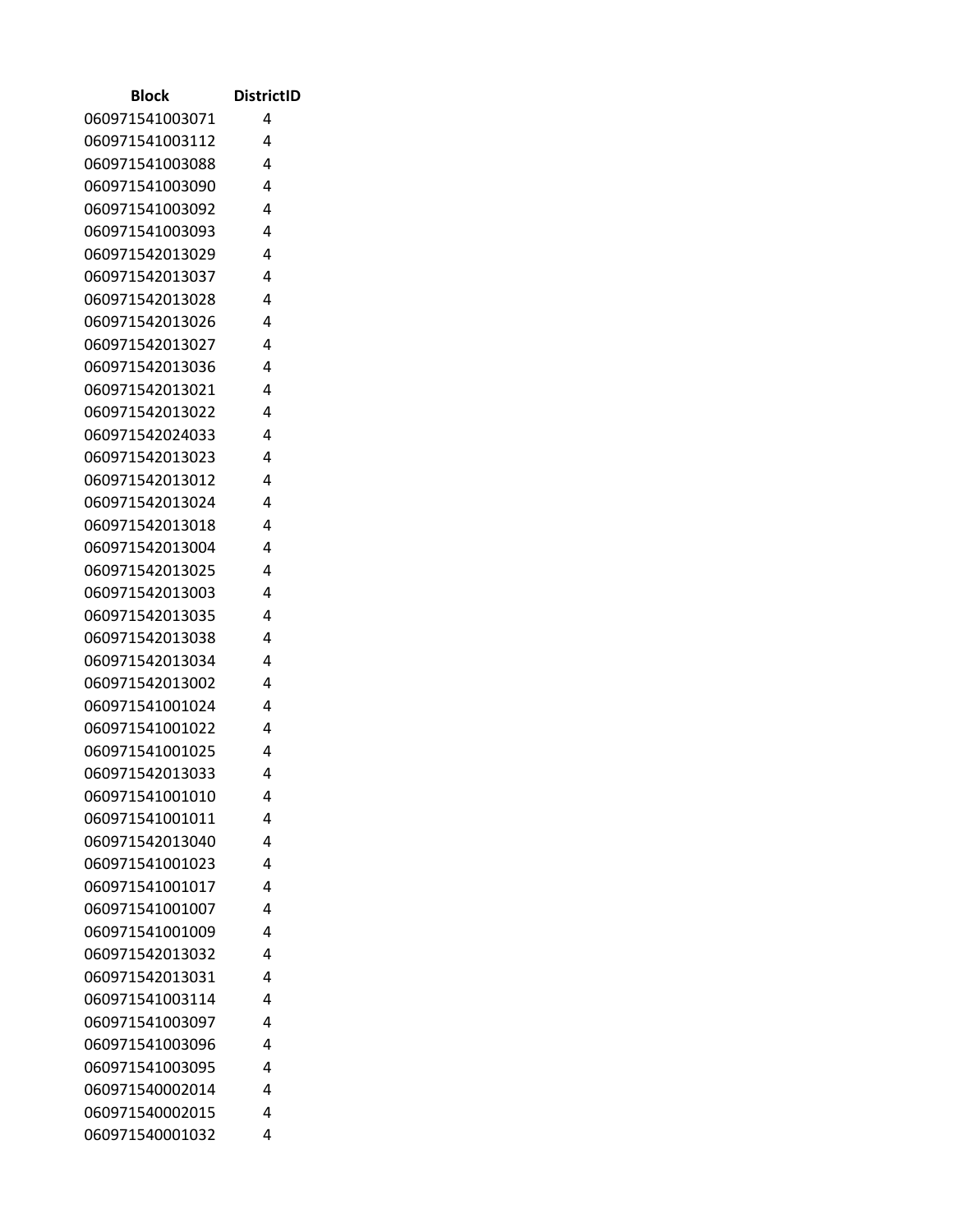| Block | DistrictID |
| --- | --- |
| 060971541003071 | 4 |
| 060971541003112 | 4 |
| 060971541003088 | 4 |
| 060971541003090 | 4 |
| 060971541003092 | 4 |
| 060971541003093 | 4 |
| 060971542013029 | 4 |
| 060971542013037 | 4 |
| 060971542013028 | 4 |
| 060971542013026 | 4 |
| 060971542013027 | 4 |
| 060971542013036 | 4 |
| 060971542013021 | 4 |
| 060971542013022 | 4 |
| 060971542024033 | 4 |
| 060971542013023 | 4 |
| 060971542013012 | 4 |
| 060971542013024 | 4 |
| 060971542013018 | 4 |
| 060971542013004 | 4 |
| 060971542013025 | 4 |
| 060971542013003 | 4 |
| 060971542013035 | 4 |
| 060971542013038 | 4 |
| 060971542013034 | 4 |
| 060971542013002 | 4 |
| 060971541001024 | 4 |
| 060971541001022 | 4 |
| 060971541001025 | 4 |
| 060971542013033 | 4 |
| 060971541001010 | 4 |
| 060971541001011 | 4 |
| 060971542013040 | 4 |
| 060971541001023 | 4 |
| 060971541001017 | 4 |
| 060971541001007 | 4 |
| 060971541001009 | 4 |
| 060971542013032 | 4 |
| 060971542013031 | 4 |
| 060971541003114 | 4 |
| 060971541003097 | 4 |
| 060971541003096 | 4 |
| 060971541003095 | 4 |
| 060971540002014 | 4 |
| 060971540002015 | 4 |
| 060971540001032 | 4 |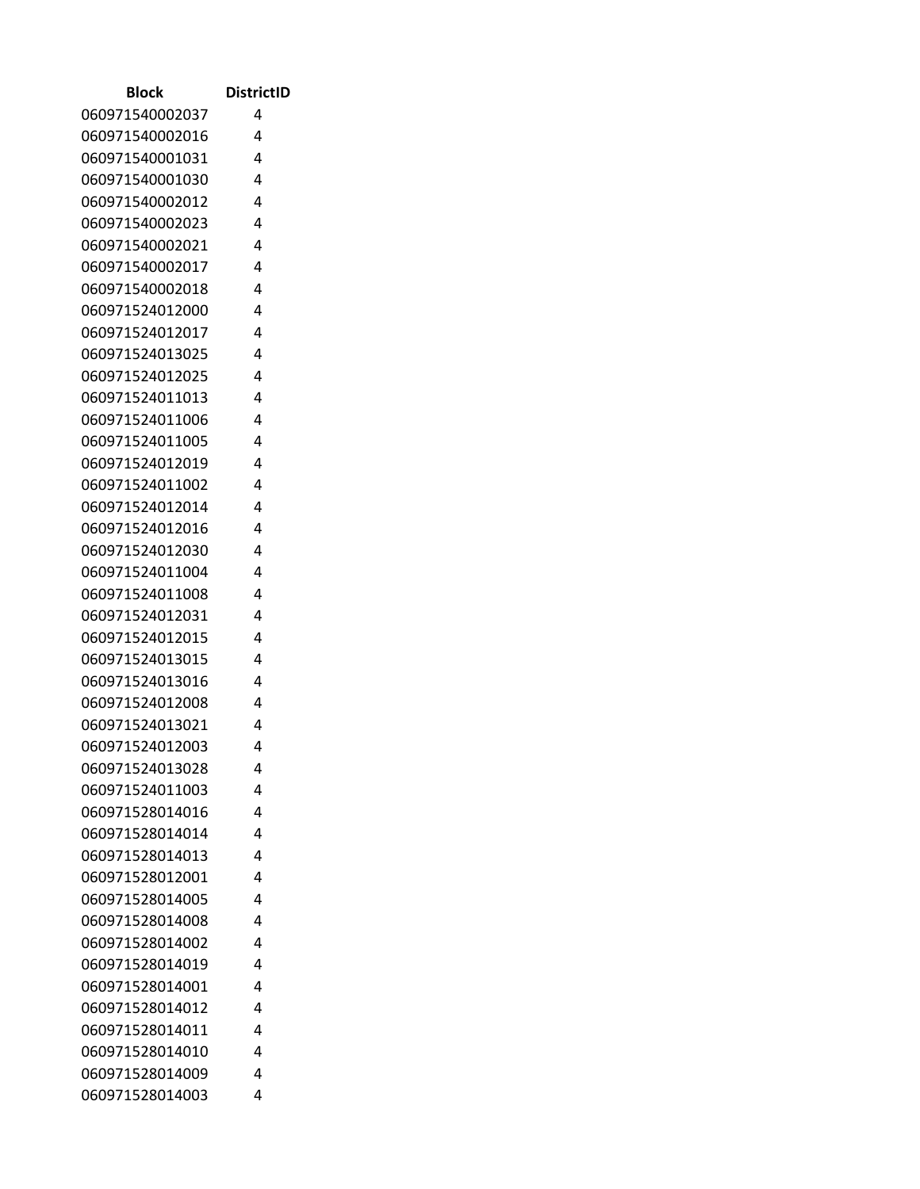| Block | DistrictID |
|---|---|
| 060971540002037 | 4 |
| 060971540002016 | 4 |
| 060971540001031 | 4 |
| 060971540001030 | 4 |
| 060971540002012 | 4 |
| 060971540002023 | 4 |
| 060971540002021 | 4 |
| 060971540002017 | 4 |
| 060971540002018 | 4 |
| 060971524012000 | 4 |
| 060971524012017 | 4 |
| 060971524013025 | 4 |
| 060971524012025 | 4 |
| 060971524011013 | 4 |
| 060971524011006 | 4 |
| 060971524011005 | 4 |
| 060971524012019 | 4 |
| 060971524011002 | 4 |
| 060971524012014 | 4 |
| 060971524012016 | 4 |
| 060971524012030 | 4 |
| 060971524011004 | 4 |
| 060971524011008 | 4 |
| 060971524012031 | 4 |
| 060971524012015 | 4 |
| 060971524013015 | 4 |
| 060971524013016 | 4 |
| 060971524012008 | 4 |
| 060971524013021 | 4 |
| 060971524012003 | 4 |
| 060971524013028 | 4 |
| 060971524011003 | 4 |
| 060971528014016 | 4 |
| 060971528014014 | 4 |
| 060971528014013 | 4 |
| 060971528012001 | 4 |
| 060971528014005 | 4 |
| 060971528014008 | 4 |
| 060971528014002 | 4 |
| 060971528014019 | 4 |
| 060971528014001 | 4 |
| 060971528014012 | 4 |
| 060971528014011 | 4 |
| 060971528014010 | 4 |
| 060971528014009 | 4 |
| 060971528014003 | 4 |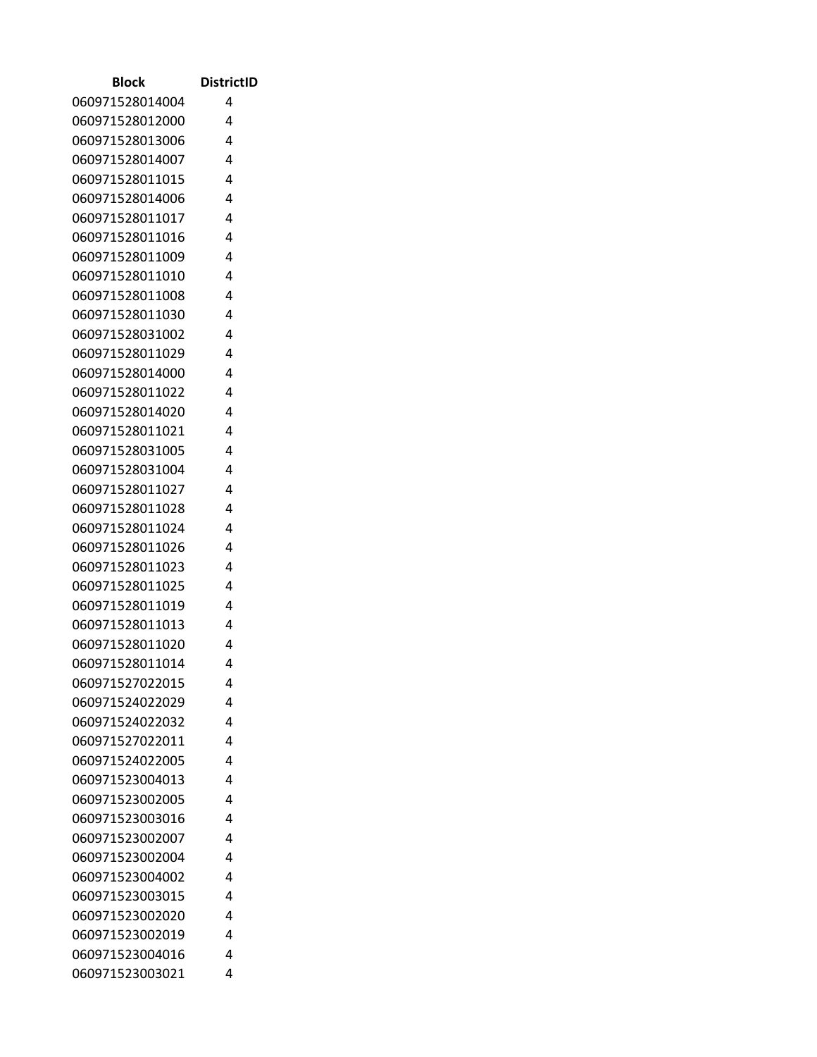| Block | DistrictID |
|---|---|
| 060971528014004 | 4 |
| 060971528012000 | 4 |
| 060971528013006 | 4 |
| 060971528014007 | 4 |
| 060971528011015 | 4 |
| 060971528014006 | 4 |
| 060971528011017 | 4 |
| 060971528011016 | 4 |
| 060971528011009 | 4 |
| 060971528011010 | 4 |
| 060971528011008 | 4 |
| 060971528011030 | 4 |
| 060971528031002 | 4 |
| 060971528011029 | 4 |
| 060971528014000 | 4 |
| 060971528011022 | 4 |
| 060971528014020 | 4 |
| 060971528011021 | 4 |
| 060971528031005 | 4 |
| 060971528031004 | 4 |
| 060971528011027 | 4 |
| 060971528011028 | 4 |
| 060971528011024 | 4 |
| 060971528011026 | 4 |
| 060971528011023 | 4 |
| 060971528011025 | 4 |
| 060971528011019 | 4 |
| 060971528011013 | 4 |
| 060971528011020 | 4 |
| 060971528011014 | 4 |
| 060971527022015 | 4 |
| 060971524022029 | 4 |
| 060971524022032 | 4 |
| 060971527022011 | 4 |
| 060971524022005 | 4 |
| 060971523004013 | 4 |
| 060971523002005 | 4 |
| 060971523003016 | 4 |
| 060971523002007 | 4 |
| 060971523002004 | 4 |
| 060971523004002 | 4 |
| 060971523003015 | 4 |
| 060971523002020 | 4 |
| 060971523002019 | 4 |
| 060971523004016 | 4 |
| 060971523003021 | 4 |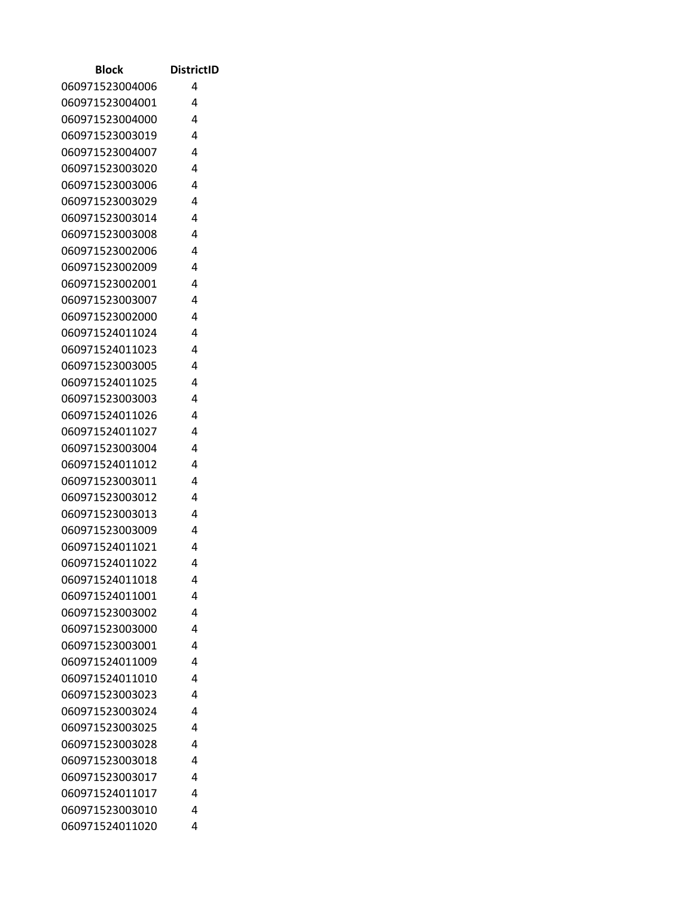| Block | DistrictID |
| --- | --- |
| 060971523004006 | 4 |
| 060971523004001 | 4 |
| 060971523004000 | 4 |
| 060971523003019 | 4 |
| 060971523004007 | 4 |
| 060971523003020 | 4 |
| 060971523003006 | 4 |
| 060971523003029 | 4 |
| 060971523003014 | 4 |
| 060971523003008 | 4 |
| 060971523002006 | 4 |
| 060971523002009 | 4 |
| 060971523002001 | 4 |
| 060971523003007 | 4 |
| 060971523002000 | 4 |
| 060971524011024 | 4 |
| 060971524011023 | 4 |
| 060971523003005 | 4 |
| 060971524011025 | 4 |
| 060971523003003 | 4 |
| 060971524011026 | 4 |
| 060971524011027 | 4 |
| 060971523003004 | 4 |
| 060971524011012 | 4 |
| 060971523003011 | 4 |
| 060971523003012 | 4 |
| 060971523003013 | 4 |
| 060971523003009 | 4 |
| 060971524011021 | 4 |
| 060971524011022 | 4 |
| 060971524011018 | 4 |
| 060971524011001 | 4 |
| 060971523003002 | 4 |
| 060971523003000 | 4 |
| 060971523003001 | 4 |
| 060971524011009 | 4 |
| 060971524011010 | 4 |
| 060971523003023 | 4 |
| 060971523003024 | 4 |
| 060971523003025 | 4 |
| 060971523003028 | 4 |
| 060971523003018 | 4 |
| 060971523003017 | 4 |
| 060971524011017 | 4 |
| 060971523003010 | 4 |
| 060971524011020 | 4 |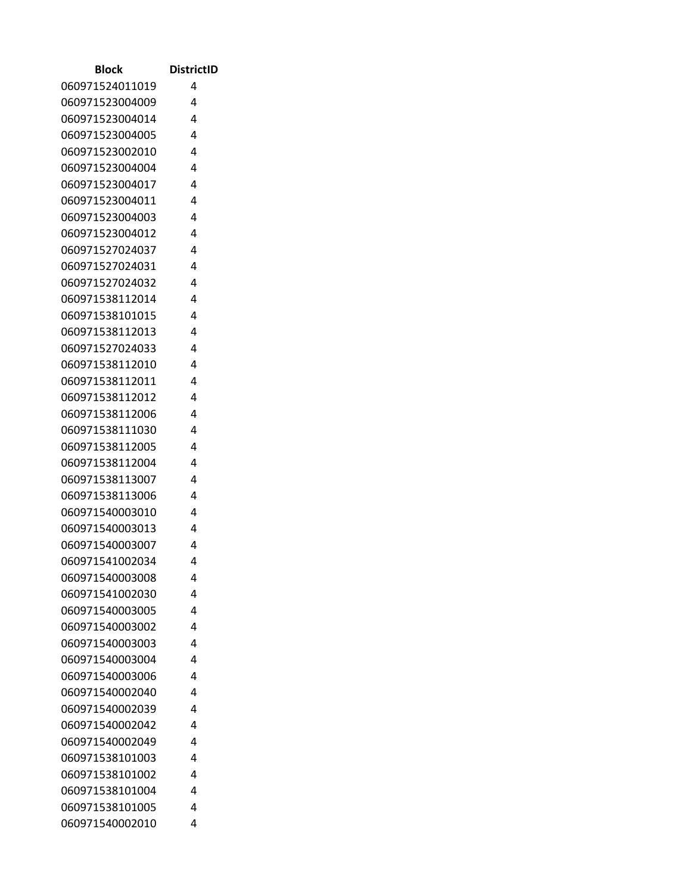| Block | DistrictID |
| --- | --- |
| 060971524011019 | 4 |
| 060971523004009 | 4 |
| 060971523004014 | 4 |
| 060971523004005 | 4 |
| 060971523002010 | 4 |
| 060971523004004 | 4 |
| 060971523004017 | 4 |
| 060971523004011 | 4 |
| 060971523004003 | 4 |
| 060971523004012 | 4 |
| 060971527024037 | 4 |
| 060971527024031 | 4 |
| 060971527024032 | 4 |
| 060971538112014 | 4 |
| 060971538101015 | 4 |
| 060971538112013 | 4 |
| 060971527024033 | 4 |
| 060971538112010 | 4 |
| 060971538112011 | 4 |
| 060971538112012 | 4 |
| 060971538112006 | 4 |
| 060971538111030 | 4 |
| 060971538112005 | 4 |
| 060971538112004 | 4 |
| 060971538113007 | 4 |
| 060971538113006 | 4 |
| 060971540003010 | 4 |
| 060971540003013 | 4 |
| 060971540003007 | 4 |
| 060971541002034 | 4 |
| 060971540003008 | 4 |
| 060971541002030 | 4 |
| 060971540003005 | 4 |
| 060971540003002 | 4 |
| 060971540003003 | 4 |
| 060971540003004 | 4 |
| 060971540003006 | 4 |
| 060971540002040 | 4 |
| 060971540002039 | 4 |
| 060971540002042 | 4 |
| 060971540002049 | 4 |
| 060971538101003 | 4 |
| 060971538101002 | 4 |
| 060971538101004 | 4 |
| 060971538101005 | 4 |
| 060971540002010 | 4 |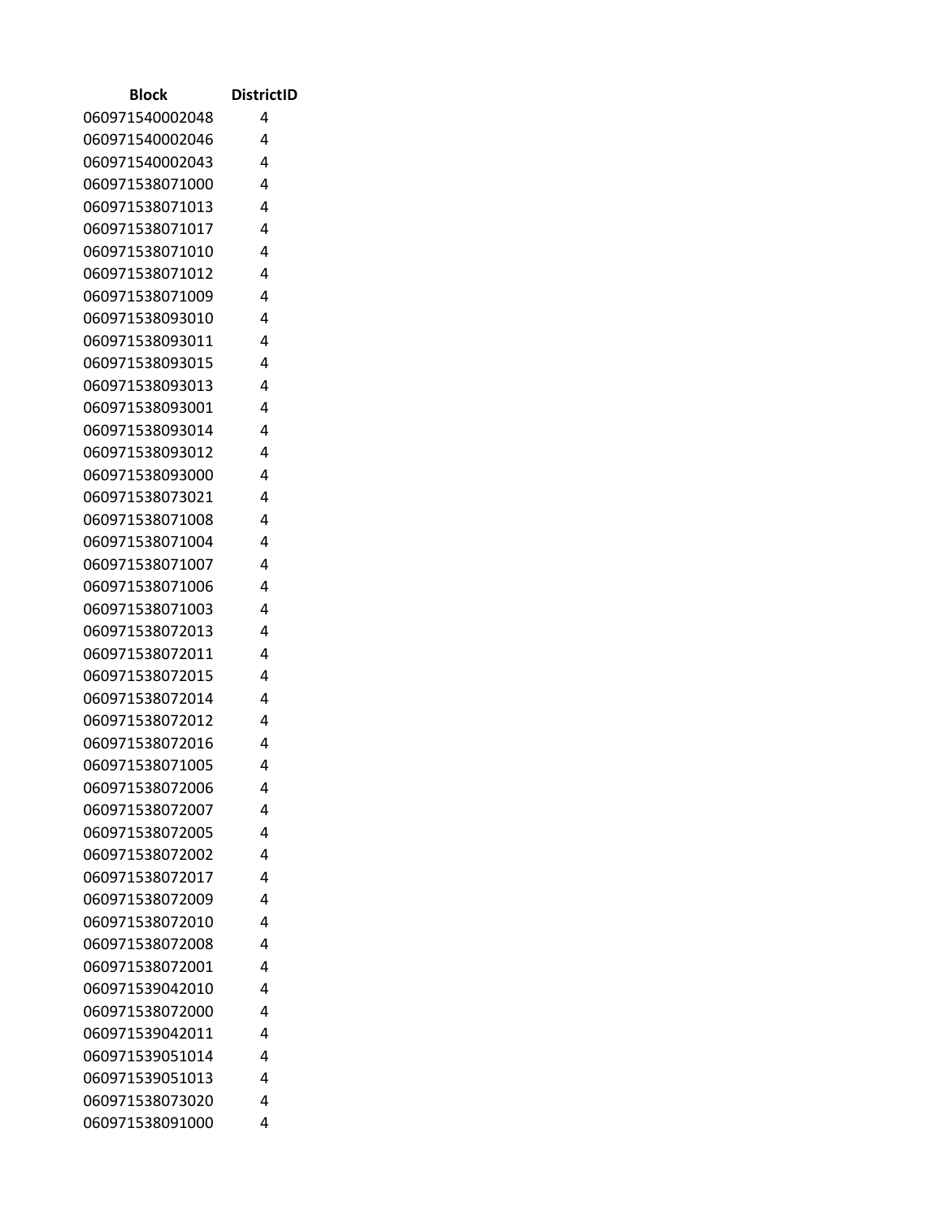| Block | DistrictID |
| --- | --- |
| 060971540002048 | 4 |
| 060971540002046 | 4 |
| 060971540002043 | 4 |
| 060971538071000 | 4 |
| 060971538071013 | 4 |
| 060971538071017 | 4 |
| 060971538071010 | 4 |
| 060971538071012 | 4 |
| 060971538071009 | 4 |
| 060971538093010 | 4 |
| 060971538093011 | 4 |
| 060971538093015 | 4 |
| 060971538093013 | 4 |
| 060971538093001 | 4 |
| 060971538093014 | 4 |
| 060971538093012 | 4 |
| 060971538093000 | 4 |
| 060971538073021 | 4 |
| 060971538071008 | 4 |
| 060971538071004 | 4 |
| 060971538071007 | 4 |
| 060971538071006 | 4 |
| 060971538071003 | 4 |
| 060971538072013 | 4 |
| 060971538072011 | 4 |
| 060971538072015 | 4 |
| 060971538072014 | 4 |
| 060971538072012 | 4 |
| 060971538072016 | 4 |
| 060971538071005 | 4 |
| 060971538072006 | 4 |
| 060971538072007 | 4 |
| 060971538072005 | 4 |
| 060971538072002 | 4 |
| 060971538072017 | 4 |
| 060971538072009 | 4 |
| 060971538072010 | 4 |
| 060971538072008 | 4 |
| 060971538072001 | 4 |
| 060971539042010 | 4 |
| 060971538072000 | 4 |
| 060971539042011 | 4 |
| 060971539051014 | 4 |
| 060971539051013 | 4 |
| 060971538073020 | 4 |
| 060971538091000 | 4 |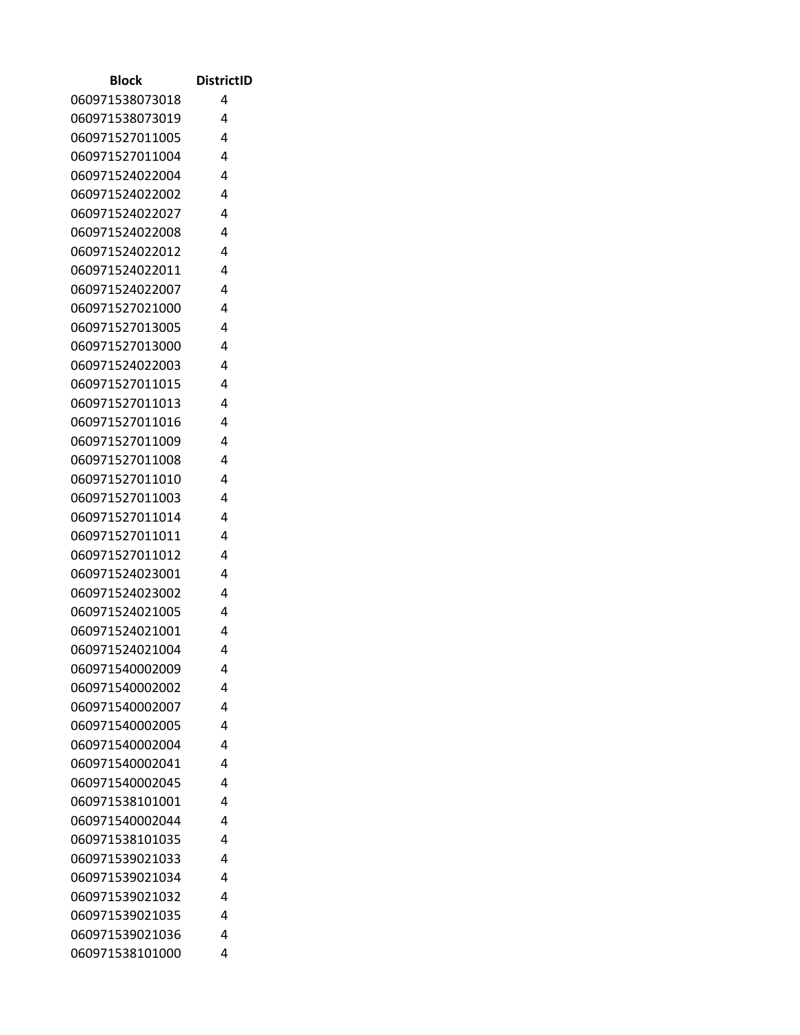| Block | DistrictID |
| --- | --- |
| 060971538073018 | 4 |
| 060971538073019 | 4 |
| 060971527011005 | 4 |
| 060971527011004 | 4 |
| 060971524022004 | 4 |
| 060971524022002 | 4 |
| 060971524022027 | 4 |
| 060971524022008 | 4 |
| 060971524022012 | 4 |
| 060971524022011 | 4 |
| 060971524022007 | 4 |
| 060971527021000 | 4 |
| 060971527013005 | 4 |
| 060971527013000 | 4 |
| 060971524022003 | 4 |
| 060971527011015 | 4 |
| 060971527011013 | 4 |
| 060971527011016 | 4 |
| 060971527011009 | 4 |
| 060971527011008 | 4 |
| 060971527011010 | 4 |
| 060971527011003 | 4 |
| 060971527011014 | 4 |
| 060971527011011 | 4 |
| 060971527011012 | 4 |
| 060971524023001 | 4 |
| 060971524023002 | 4 |
| 060971524021005 | 4 |
| 060971524021001 | 4 |
| 060971524021004 | 4 |
| 060971540002009 | 4 |
| 060971540002002 | 4 |
| 060971540002007 | 4 |
| 060971540002005 | 4 |
| 060971540002004 | 4 |
| 060971540002041 | 4 |
| 060971540002045 | 4 |
| 060971538101001 | 4 |
| 060971540002044 | 4 |
| 060971538101035 | 4 |
| 060971539021033 | 4 |
| 060971539021034 | 4 |
| 060971539021032 | 4 |
| 060971539021035 | 4 |
| 060971539021036 | 4 |
| 060971538101000 | 4 |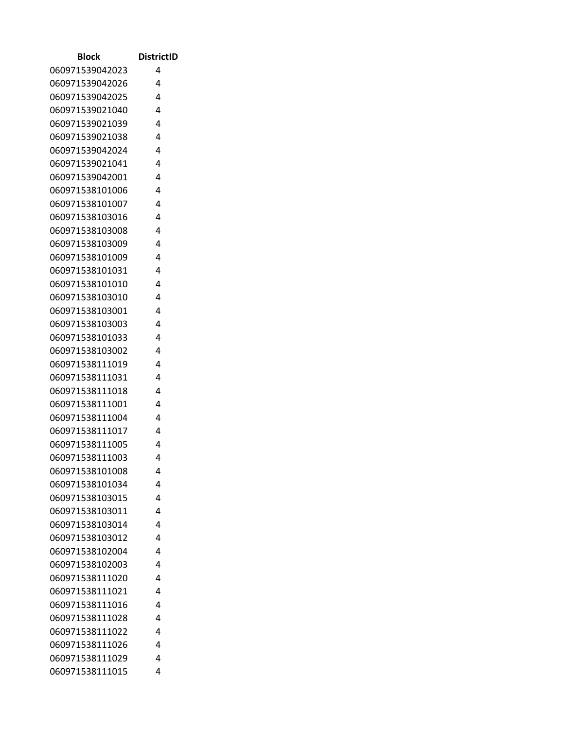| Block | DistrictID |
| --- | --- |
| 060971539042023 | 4 |
| 060971539042026 | 4 |
| 060971539042025 | 4 |
| 060971539021040 | 4 |
| 060971539021039 | 4 |
| 060971539021038 | 4 |
| 060971539042024 | 4 |
| 060971539021041 | 4 |
| 060971539042001 | 4 |
| 060971538101006 | 4 |
| 060971538101007 | 4 |
| 060971538103016 | 4 |
| 060971538103008 | 4 |
| 060971538103009 | 4 |
| 060971538101009 | 4 |
| 060971538101031 | 4 |
| 060971538101010 | 4 |
| 060971538103010 | 4 |
| 060971538103001 | 4 |
| 060971538103003 | 4 |
| 060971538101033 | 4 |
| 060971538103002 | 4 |
| 060971538111019 | 4 |
| 060971538111031 | 4 |
| 060971538111018 | 4 |
| 060971538111001 | 4 |
| 060971538111004 | 4 |
| 060971538111017 | 4 |
| 060971538111005 | 4 |
| 060971538111003 | 4 |
| 060971538101008 | 4 |
| 060971538101034 | 4 |
| 060971538103015 | 4 |
| 060971538103011 | 4 |
| 060971538103014 | 4 |
| 060971538103012 | 4 |
| 060971538102004 | 4 |
| 060971538102003 | 4 |
| 060971538111020 | 4 |
| 060971538111021 | 4 |
| 060971538111016 | 4 |
| 060971538111028 | 4 |
| 060971538111022 | 4 |
| 060971538111026 | 4 |
| 060971538111029 | 4 |
| 060971538111015 | 4 |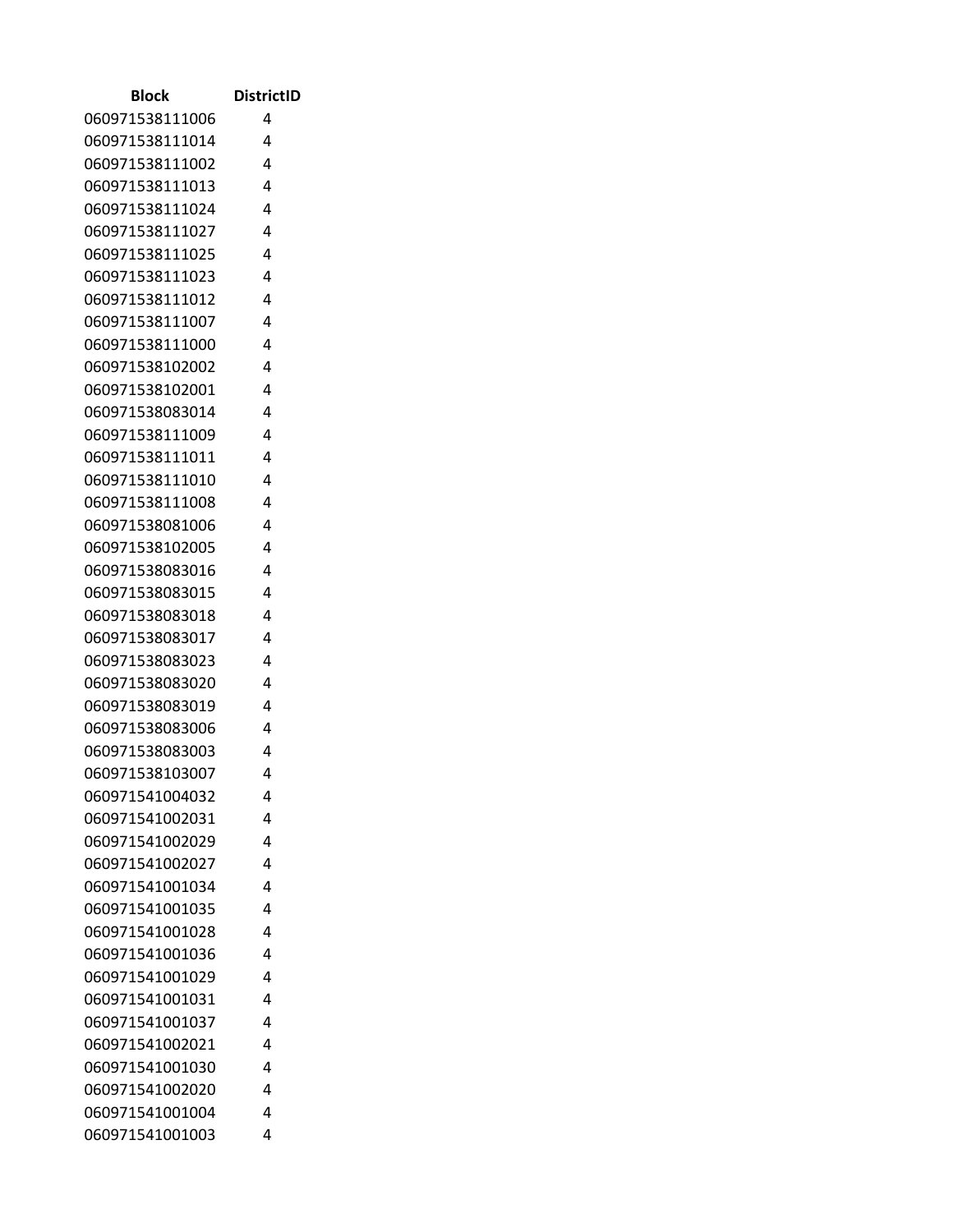| Block | DistrictID |
|---|---|
| 060971538111006 | 4 |
| 060971538111014 | 4 |
| 060971538111002 | 4 |
| 060971538111013 | 4 |
| 060971538111024 | 4 |
| 060971538111027 | 4 |
| 060971538111025 | 4 |
| 060971538111023 | 4 |
| 060971538111012 | 4 |
| 060971538111007 | 4 |
| 060971538111000 | 4 |
| 060971538102002 | 4 |
| 060971538102001 | 4 |
| 060971538083014 | 4 |
| 060971538111009 | 4 |
| 060971538111011 | 4 |
| 060971538111010 | 4 |
| 060971538111008 | 4 |
| 060971538081006 | 4 |
| 060971538102005 | 4 |
| 060971538083016 | 4 |
| 060971538083015 | 4 |
| 060971538083018 | 4 |
| 060971538083017 | 4 |
| 060971538083023 | 4 |
| 060971538083020 | 4 |
| 060971538083019 | 4 |
| 060971538083006 | 4 |
| 060971538083003 | 4 |
| 060971538103007 | 4 |
| 060971541004032 | 4 |
| 060971541002031 | 4 |
| 060971541002029 | 4 |
| 060971541002027 | 4 |
| 060971541001034 | 4 |
| 060971541001035 | 4 |
| 060971541001028 | 4 |
| 060971541001036 | 4 |
| 060971541001029 | 4 |
| 060971541001031 | 4 |
| 060971541001037 | 4 |
| 060971541002021 | 4 |
| 060971541001030 | 4 |
| 060971541002020 | 4 |
| 060971541001004 | 4 |
| 060971541001003 | 4 |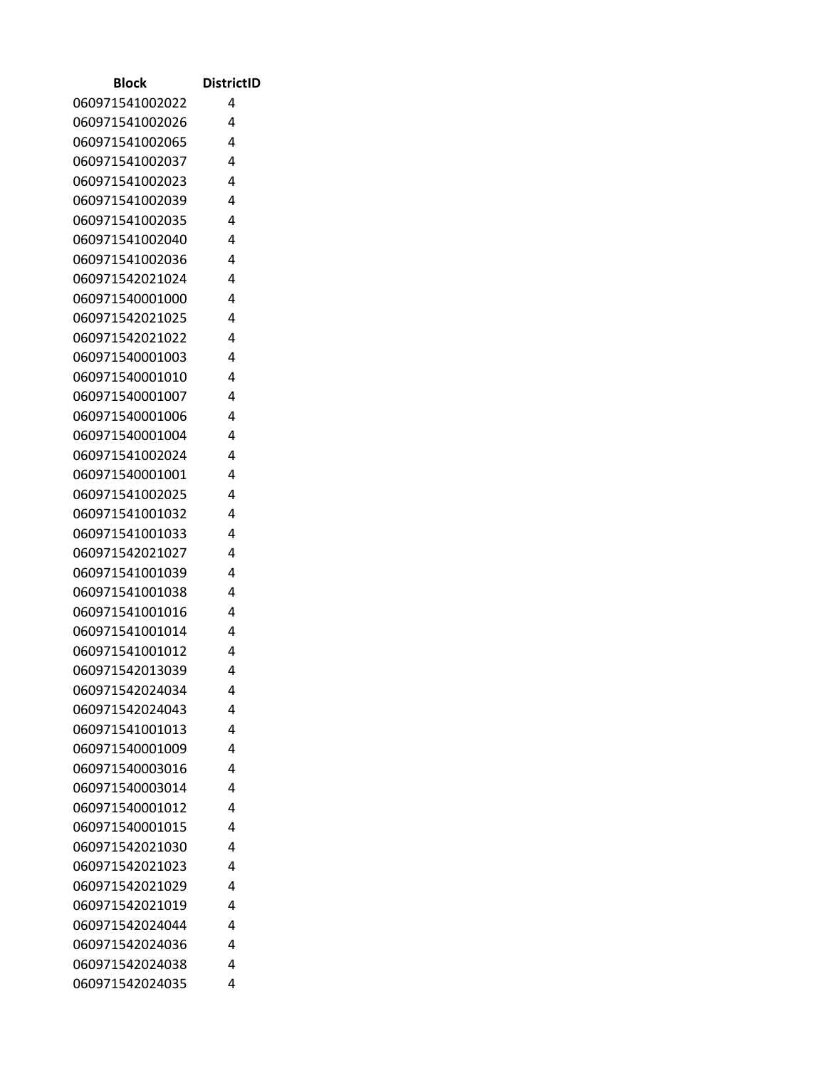| Block | DistrictID |
| --- | --- |
| 060971541002022 | 4 |
| 060971541002026 | 4 |
| 060971541002065 | 4 |
| 060971541002037 | 4 |
| 060971541002023 | 4 |
| 060971541002039 | 4 |
| 060971541002035 | 4 |
| 060971541002040 | 4 |
| 060971541002036 | 4 |
| 060971542021024 | 4 |
| 060971540001000 | 4 |
| 060971542021025 | 4 |
| 060971542021022 | 4 |
| 060971540001003 | 4 |
| 060971540001010 | 4 |
| 060971540001007 | 4 |
| 060971540001006 | 4 |
| 060971540001004 | 4 |
| 060971541002024 | 4 |
| 060971540001001 | 4 |
| 060971541002025 | 4 |
| 060971541001032 | 4 |
| 060971541001033 | 4 |
| 060971542021027 | 4 |
| 060971541001039 | 4 |
| 060971541001038 | 4 |
| 060971541001016 | 4 |
| 060971541001014 | 4 |
| 060971541001012 | 4 |
| 060971542013039 | 4 |
| 060971542024034 | 4 |
| 060971542024043 | 4 |
| 060971541001013 | 4 |
| 060971540001009 | 4 |
| 060971540003016 | 4 |
| 060971540003014 | 4 |
| 060971540001012 | 4 |
| 060971540001015 | 4 |
| 060971542021030 | 4 |
| 060971542021023 | 4 |
| 060971542021029 | 4 |
| 060971542021019 | 4 |
| 060971542024044 | 4 |
| 060971542024036 | 4 |
| 060971542024038 | 4 |
| 060971542024035 | 4 |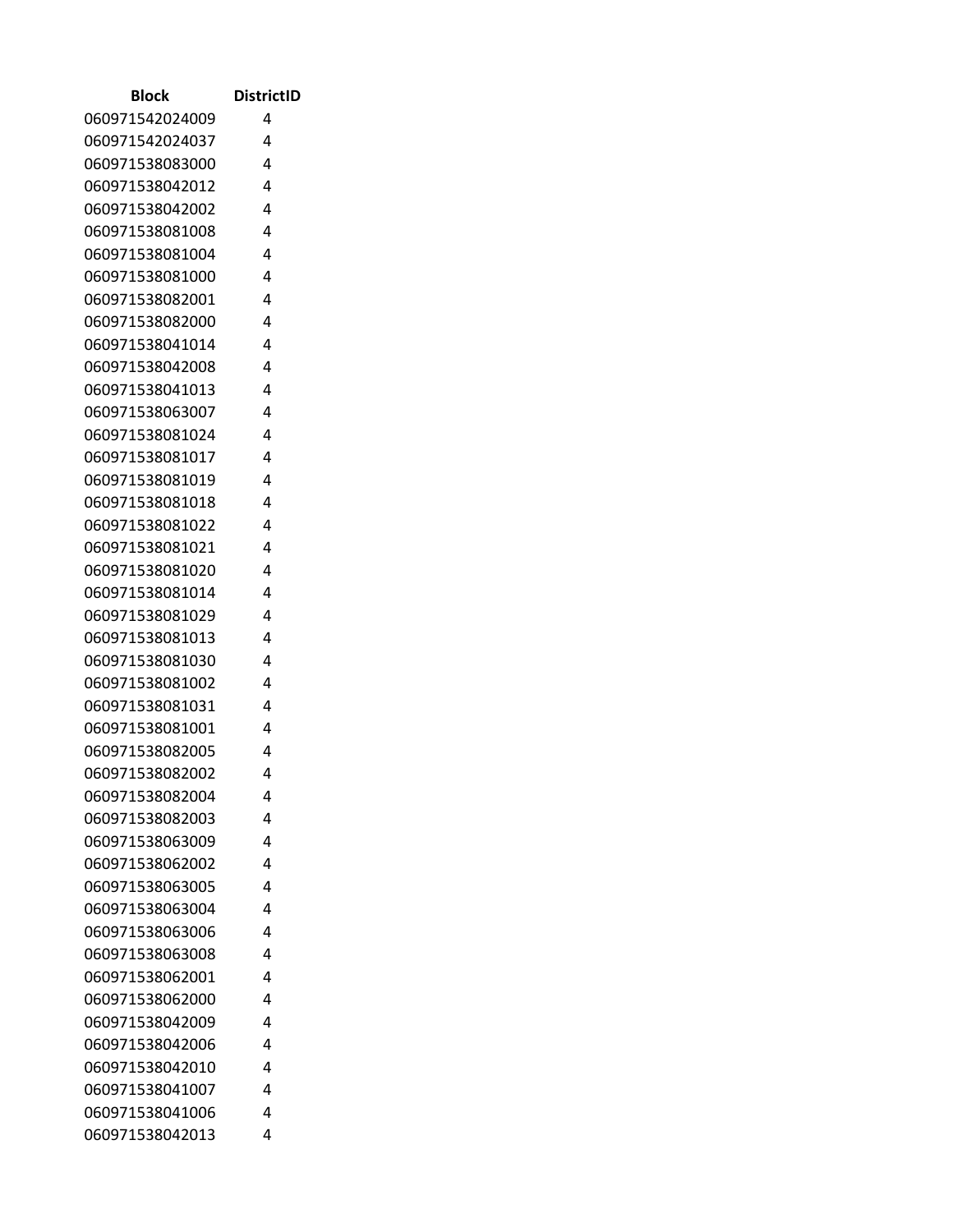| Block | DistrictID |
|---|---|
| 060971542024009 | 4 |
| 060971542024037 | 4 |
| 060971538083000 | 4 |
| 060971538042012 | 4 |
| 060971538042002 | 4 |
| 060971538081008 | 4 |
| 060971538081004 | 4 |
| 060971538081000 | 4 |
| 060971538082001 | 4 |
| 060971538082000 | 4 |
| 060971538041014 | 4 |
| 060971538042008 | 4 |
| 060971538041013 | 4 |
| 060971538063007 | 4 |
| 060971538081024 | 4 |
| 060971538081017 | 4 |
| 060971538081019 | 4 |
| 060971538081018 | 4 |
| 060971538081022 | 4 |
| 060971538081021 | 4 |
| 060971538081020 | 4 |
| 060971538081014 | 4 |
| 060971538081029 | 4 |
| 060971538081013 | 4 |
| 060971538081030 | 4 |
| 060971538081002 | 4 |
| 060971538081031 | 4 |
| 060971538081001 | 4 |
| 060971538082005 | 4 |
| 060971538082002 | 4 |
| 060971538082004 | 4 |
| 060971538082003 | 4 |
| 060971538063009 | 4 |
| 060971538062002 | 4 |
| 060971538063005 | 4 |
| 060971538063004 | 4 |
| 060971538063006 | 4 |
| 060971538063008 | 4 |
| 060971538062001 | 4 |
| 060971538062000 | 4 |
| 060971538042009 | 4 |
| 060971538042006 | 4 |
| 060971538042010 | 4 |
| 060971538041007 | 4 |
| 060971538041006 | 4 |
| 060971538042013 | 4 |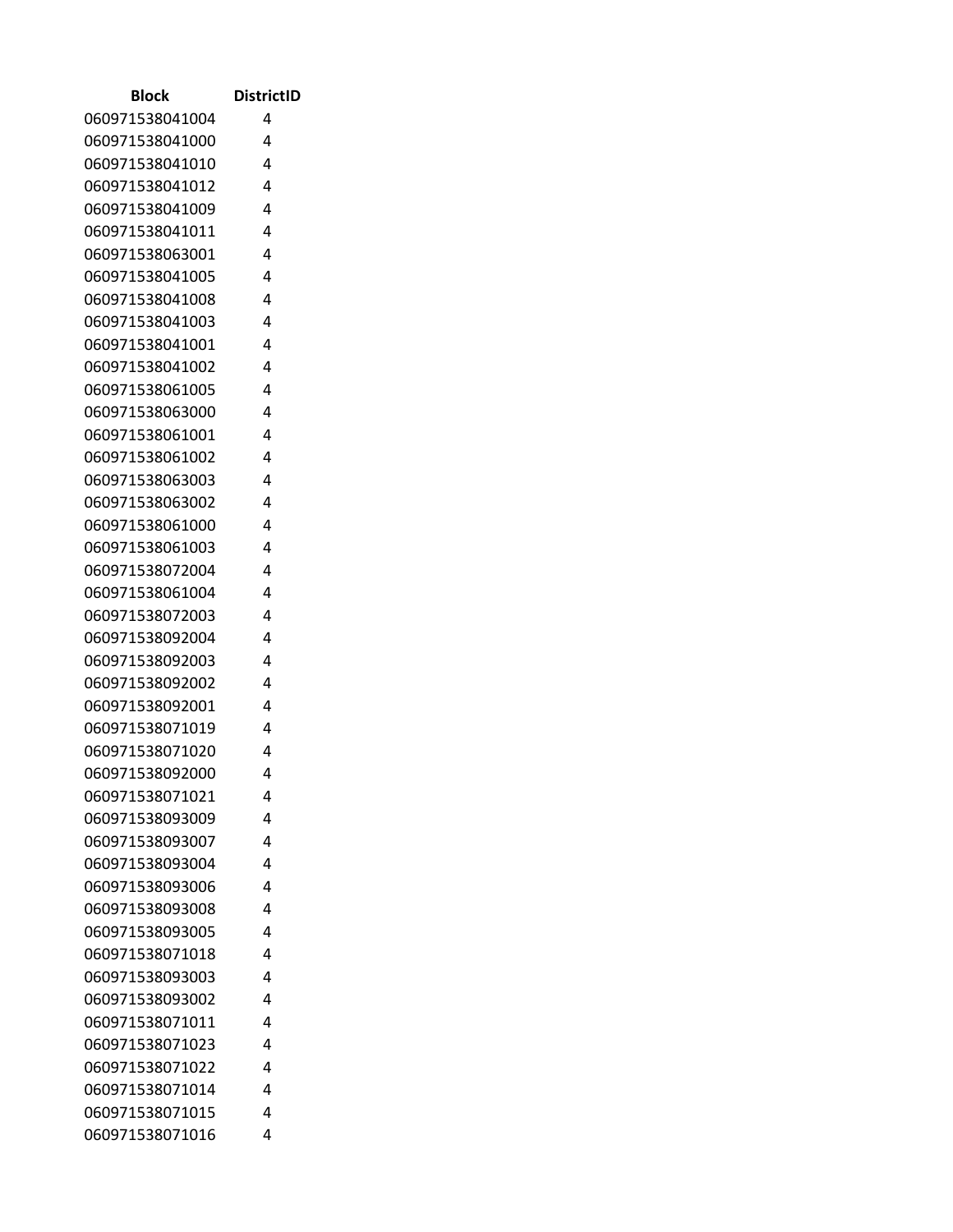| Block | DistrictID |
|---|---|
| 060971538041004 | 4 |
| 060971538041000 | 4 |
| 060971538041010 | 4 |
| 060971538041012 | 4 |
| 060971538041009 | 4 |
| 060971538041011 | 4 |
| 060971538063001 | 4 |
| 060971538041005 | 4 |
| 060971538041008 | 4 |
| 060971538041003 | 4 |
| 060971538041001 | 4 |
| 060971538041002 | 4 |
| 060971538061005 | 4 |
| 060971538063000 | 4 |
| 060971538061001 | 4 |
| 060971538061002 | 4 |
| 060971538063003 | 4 |
| 060971538063002 | 4 |
| 060971538061000 | 4 |
| 060971538061003 | 4 |
| 060971538072004 | 4 |
| 060971538061004 | 4 |
| 060971538072003 | 4 |
| 060971538092004 | 4 |
| 060971538092003 | 4 |
| 060971538092002 | 4 |
| 060971538092001 | 4 |
| 060971538071019 | 4 |
| 060971538071020 | 4 |
| 060971538092000 | 4 |
| 060971538071021 | 4 |
| 060971538093009 | 4 |
| 060971538093007 | 4 |
| 060971538093004 | 4 |
| 060971538093006 | 4 |
| 060971538093008 | 4 |
| 060971538093005 | 4 |
| 060971538071018 | 4 |
| 060971538093003 | 4 |
| 060971538093002 | 4 |
| 060971538071011 | 4 |
| 060971538071023 | 4 |
| 060971538071022 | 4 |
| 060971538071014 | 4 |
| 060971538071015 | 4 |
| 060971538071016 | 4 |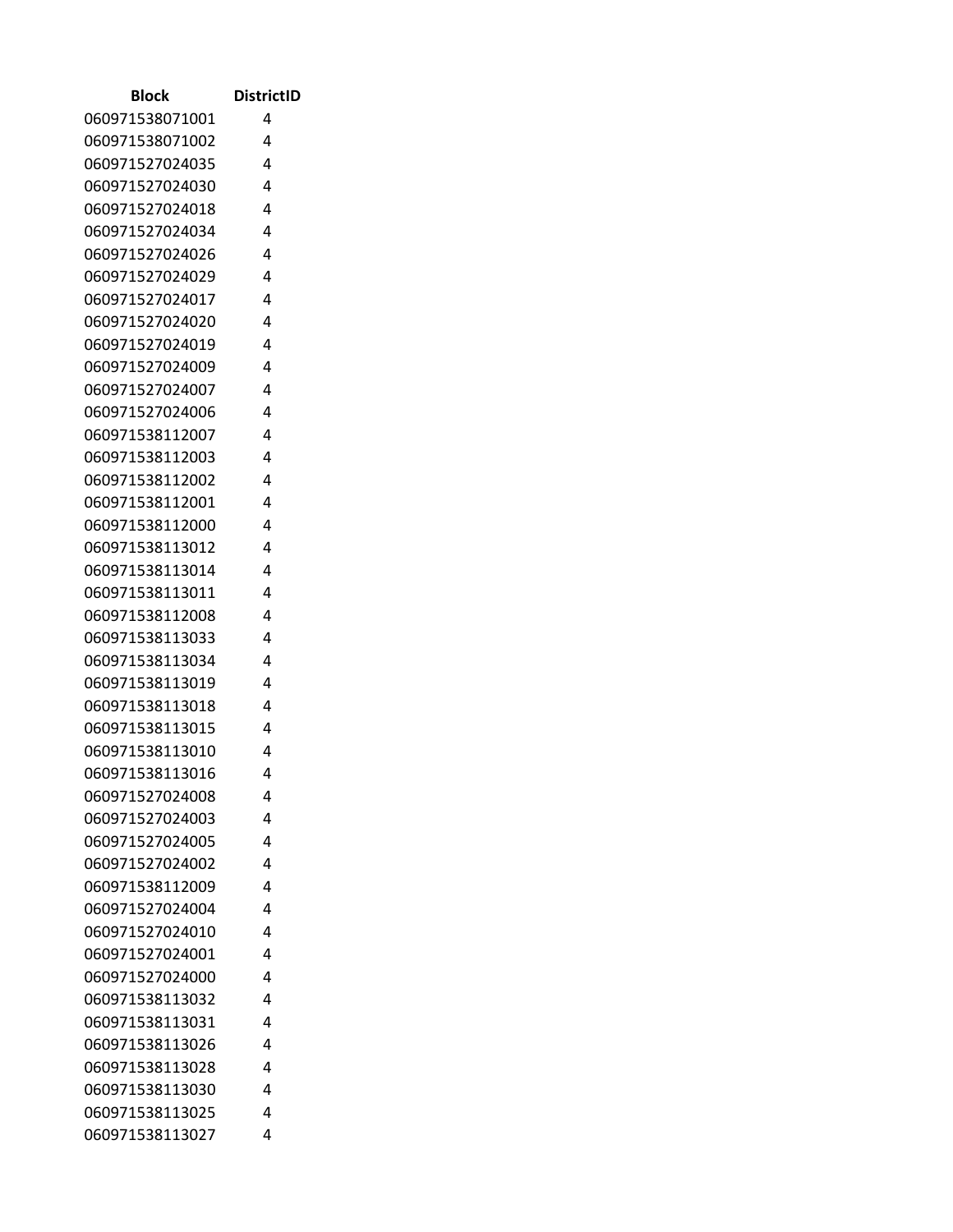| Block | DistrictID |
|---|---|
| 060971538071001 | 4 |
| 060971538071002 | 4 |
| 060971527024035 | 4 |
| 060971527024030 | 4 |
| 060971527024018 | 4 |
| 060971527024034 | 4 |
| 060971527024026 | 4 |
| 060971527024029 | 4 |
| 060971527024017 | 4 |
| 060971527024020 | 4 |
| 060971527024019 | 4 |
| 060971527024009 | 4 |
| 060971527024007 | 4 |
| 060971527024006 | 4 |
| 060971538112007 | 4 |
| 060971538112003 | 4 |
| 060971538112002 | 4 |
| 060971538112001 | 4 |
| 060971538112000 | 4 |
| 060971538113012 | 4 |
| 060971538113014 | 4 |
| 060971538113011 | 4 |
| 060971538112008 | 4 |
| 060971538113033 | 4 |
| 060971538113034 | 4 |
| 060971538113019 | 4 |
| 060971538113018 | 4 |
| 060971538113015 | 4 |
| 060971538113010 | 4 |
| 060971538113016 | 4 |
| 060971527024008 | 4 |
| 060971527024003 | 4 |
| 060971527024005 | 4 |
| 060971527024002 | 4 |
| 060971538112009 | 4 |
| 060971527024004 | 4 |
| 060971527024010 | 4 |
| 060971527024001 | 4 |
| 060971527024000 | 4 |
| 060971538113032 | 4 |
| 060971538113031 | 4 |
| 060971538113026 | 4 |
| 060971538113028 | 4 |
| 060971538113030 | 4 |
| 060971538113025 | 4 |
| 060971538113027 | 4 |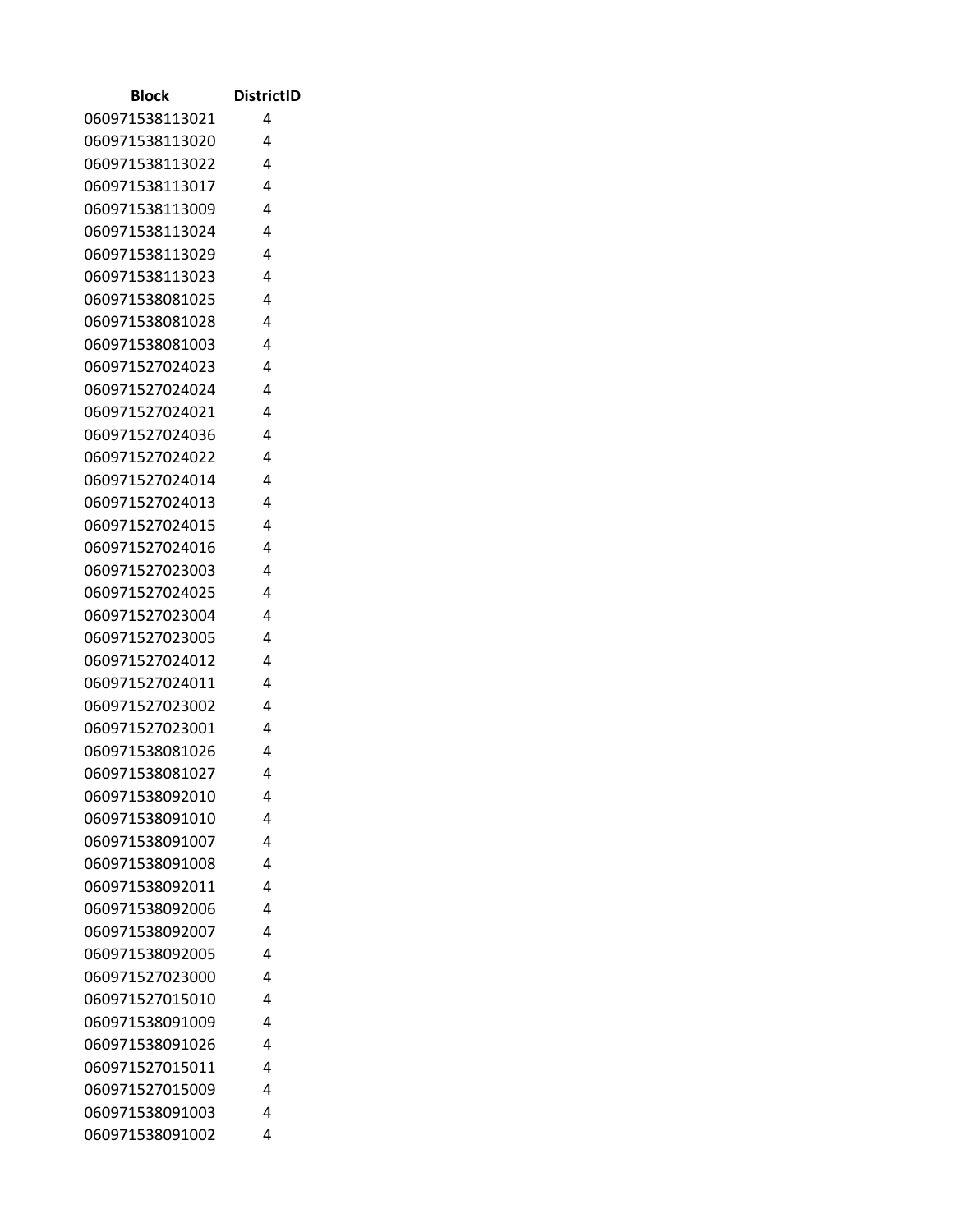| Block | DistrictID |
| --- | --- |
| 060971538113021 | 4 |
| 060971538113020 | 4 |
| 060971538113022 | 4 |
| 060971538113017 | 4 |
| 060971538113009 | 4 |
| 060971538113024 | 4 |
| 060971538113029 | 4 |
| 060971538113023 | 4 |
| 060971538081025 | 4 |
| 060971538081028 | 4 |
| 060971538081003 | 4 |
| 060971527024023 | 4 |
| 060971527024024 | 4 |
| 060971527024021 | 4 |
| 060971527024036 | 4 |
| 060971527024022 | 4 |
| 060971527024014 | 4 |
| 060971527024013 | 4 |
| 060971527024015 | 4 |
| 060971527024016 | 4 |
| 060971527023003 | 4 |
| 060971527024025 | 4 |
| 060971527023004 | 4 |
| 060971527023005 | 4 |
| 060971527024012 | 4 |
| 060971527024011 | 4 |
| 060971527023002 | 4 |
| 060971527023001 | 4 |
| 060971538081026 | 4 |
| 060971538081027 | 4 |
| 060971538092010 | 4 |
| 060971538091010 | 4 |
| 060971538091007 | 4 |
| 060971538091008 | 4 |
| 060971538092011 | 4 |
| 060971538092006 | 4 |
| 060971538092007 | 4 |
| 060971538092005 | 4 |
| 060971527023000 | 4 |
| 060971527015010 | 4 |
| 060971538091009 | 4 |
| 060971538091026 | 4 |
| 060971527015011 | 4 |
| 060971527015009 | 4 |
| 060971538091003 | 4 |
| 060971538091002 | 4 |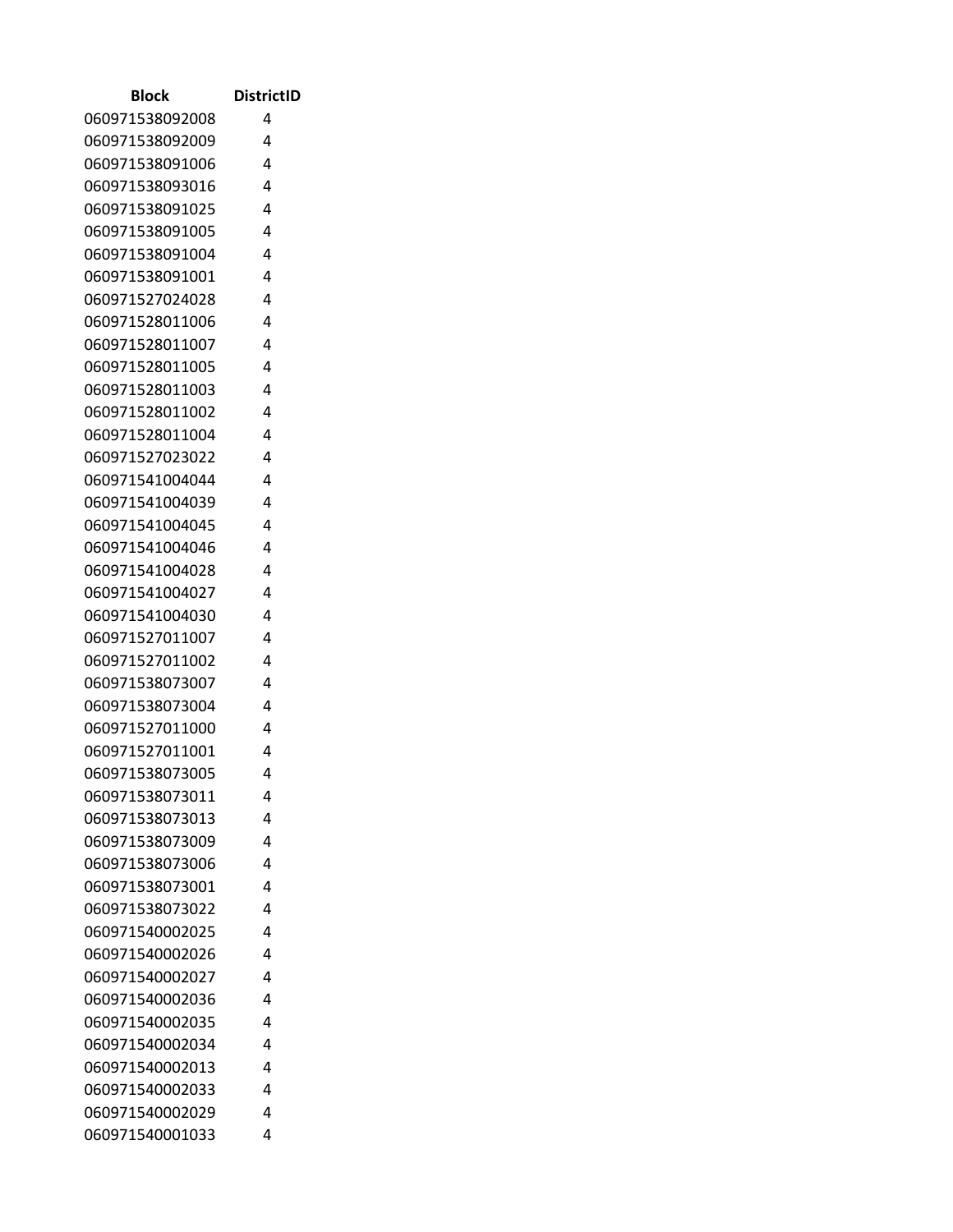| Block | DistrictID |
|---|---|
| 060971538092008 | 4 |
| 060971538092009 | 4 |
| 060971538091006 | 4 |
| 060971538093016 | 4 |
| 060971538091025 | 4 |
| 060971538091005 | 4 |
| 060971538091004 | 4 |
| 060971538091001 | 4 |
| 060971527024028 | 4 |
| 060971528011006 | 4 |
| 060971528011007 | 4 |
| 060971528011005 | 4 |
| 060971528011003 | 4 |
| 060971528011002 | 4 |
| 060971528011004 | 4 |
| 060971527023022 | 4 |
| 060971541004044 | 4 |
| 060971541004039 | 4 |
| 060971541004045 | 4 |
| 060971541004046 | 4 |
| 060971541004028 | 4 |
| 060971541004027 | 4 |
| 060971541004030 | 4 |
| 060971527011007 | 4 |
| 060971527011002 | 4 |
| 060971538073007 | 4 |
| 060971538073004 | 4 |
| 060971527011000 | 4 |
| 060971527011001 | 4 |
| 060971538073005 | 4 |
| 060971538073011 | 4 |
| 060971538073013 | 4 |
| 060971538073009 | 4 |
| 060971538073006 | 4 |
| 060971538073001 | 4 |
| 060971538073022 | 4 |
| 060971540002025 | 4 |
| 060971540002026 | 4 |
| 060971540002027 | 4 |
| 060971540002036 | 4 |
| 060971540002035 | 4 |
| 060971540002034 | 4 |
| 060971540002013 | 4 |
| 060971540002033 | 4 |
| 060971540002029 | 4 |
| 060971540001033 | 4 |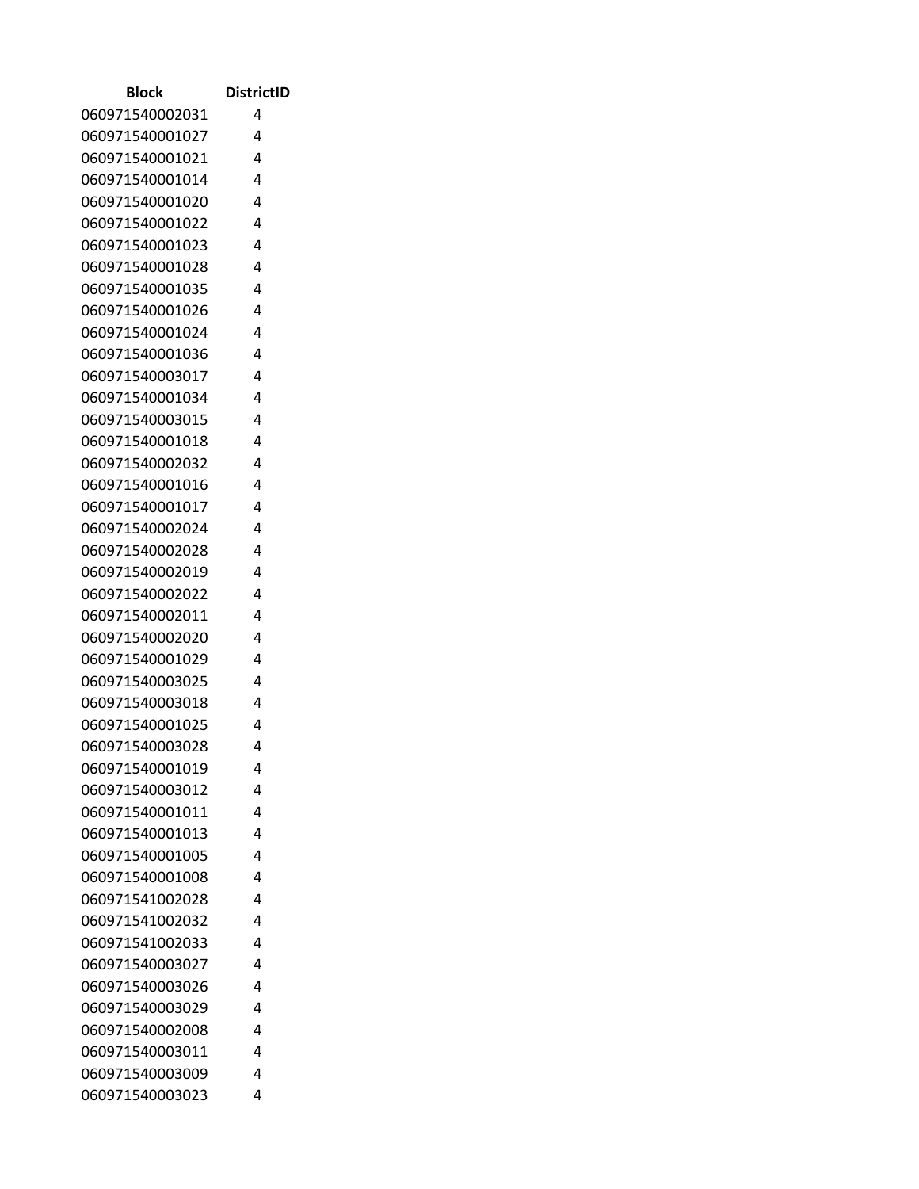| Block | DistrictID |
| --- | --- |
| 060971540002031 | 4 |
| 060971540001027 | 4 |
| 060971540001021 | 4 |
| 060971540001014 | 4 |
| 060971540001020 | 4 |
| 060971540001022 | 4 |
| 060971540001023 | 4 |
| 060971540001028 | 4 |
| 060971540001035 | 4 |
| 060971540001026 | 4 |
| 060971540001024 | 4 |
| 060971540001036 | 4 |
| 060971540003017 | 4 |
| 060971540001034 | 4 |
| 060971540003015 | 4 |
| 060971540001018 | 4 |
| 060971540002032 | 4 |
| 060971540001016 | 4 |
| 060971540001017 | 4 |
| 060971540002024 | 4 |
| 060971540002028 | 4 |
| 060971540002019 | 4 |
| 060971540002022 | 4 |
| 060971540002011 | 4 |
| 060971540002020 | 4 |
| 060971540001029 | 4 |
| 060971540003025 | 4 |
| 060971540003018 | 4 |
| 060971540001025 | 4 |
| 060971540003028 | 4 |
| 060971540001019 | 4 |
| 060971540003012 | 4 |
| 060971540001011 | 4 |
| 060971540001013 | 4 |
| 060971540001005 | 4 |
| 060971540001008 | 4 |
| 060971541002028 | 4 |
| 060971541002032 | 4 |
| 060971541002033 | 4 |
| 060971540003027 | 4 |
| 060971540003026 | 4 |
| 060971540003029 | 4 |
| 060971540002008 | 4 |
| 060971540003011 | 4 |
| 060971540003009 | 4 |
| 060971540003023 | 4 |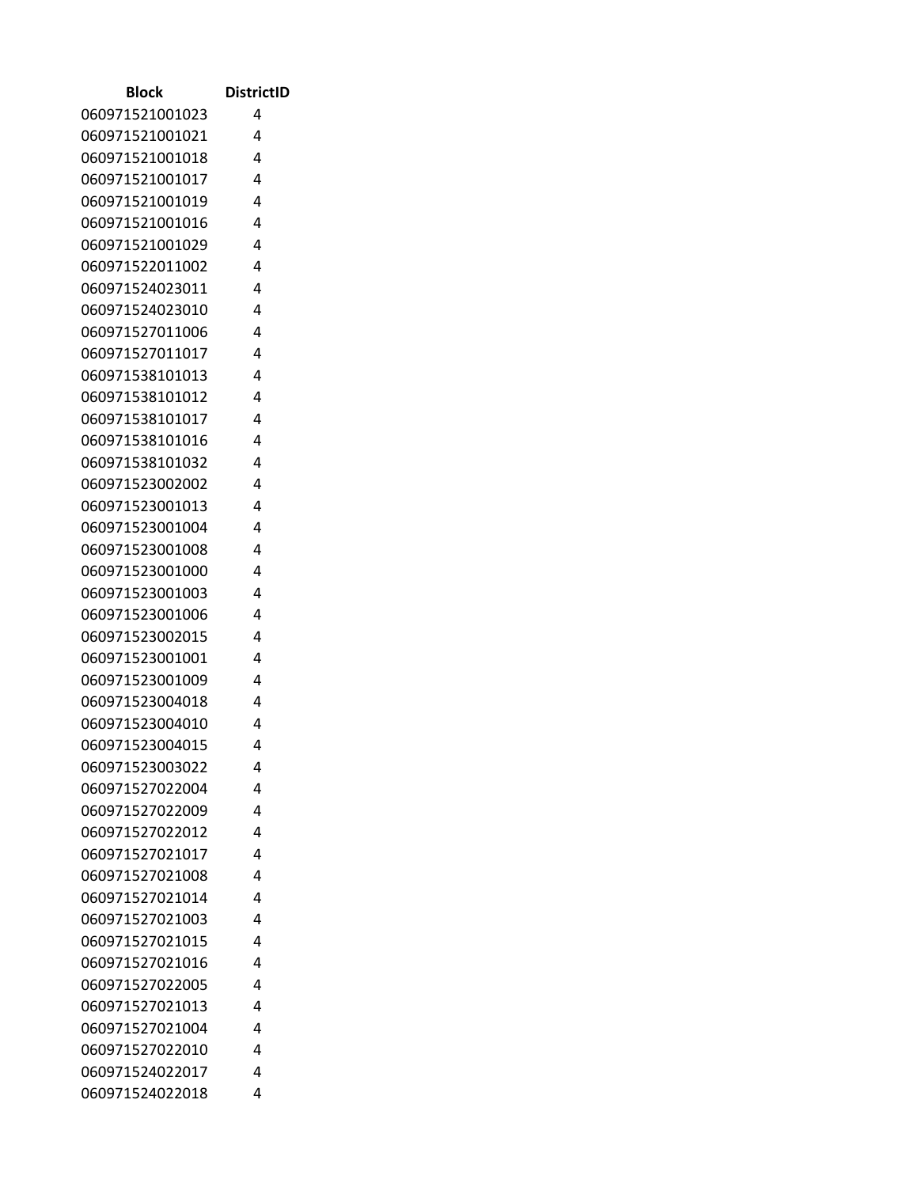| Block | DistrictID |
|---|---|
| 060971521001023 | 4 |
| 060971521001021 | 4 |
| 060971521001018 | 4 |
| 060971521001017 | 4 |
| 060971521001019 | 4 |
| 060971521001016 | 4 |
| 060971521001029 | 4 |
| 060971522011002 | 4 |
| 060971524023011 | 4 |
| 060971524023010 | 4 |
| 060971527011006 | 4 |
| 060971527011017 | 4 |
| 060971538101013 | 4 |
| 060971538101012 | 4 |
| 060971538101017 | 4 |
| 060971538101016 | 4 |
| 060971538101032 | 4 |
| 060971523002002 | 4 |
| 060971523001013 | 4 |
| 060971523001004 | 4 |
| 060971523001008 | 4 |
| 060971523001000 | 4 |
| 060971523001003 | 4 |
| 060971523001006 | 4 |
| 060971523002015 | 4 |
| 060971523001001 | 4 |
| 060971523001009 | 4 |
| 060971523004018 | 4 |
| 060971523004010 | 4 |
| 060971523004015 | 4 |
| 060971523003022 | 4 |
| 060971527022004 | 4 |
| 060971527022009 | 4 |
| 060971527022012 | 4 |
| 060971527021017 | 4 |
| 060971527021008 | 4 |
| 060971527021014 | 4 |
| 060971527021003 | 4 |
| 060971527021015 | 4 |
| 060971527021016 | 4 |
| 060971527022005 | 4 |
| 060971527021013 | 4 |
| 060971527021004 | 4 |
| 060971527022010 | 4 |
| 060971524022017 | 4 |
| 060971524022018 | 4 |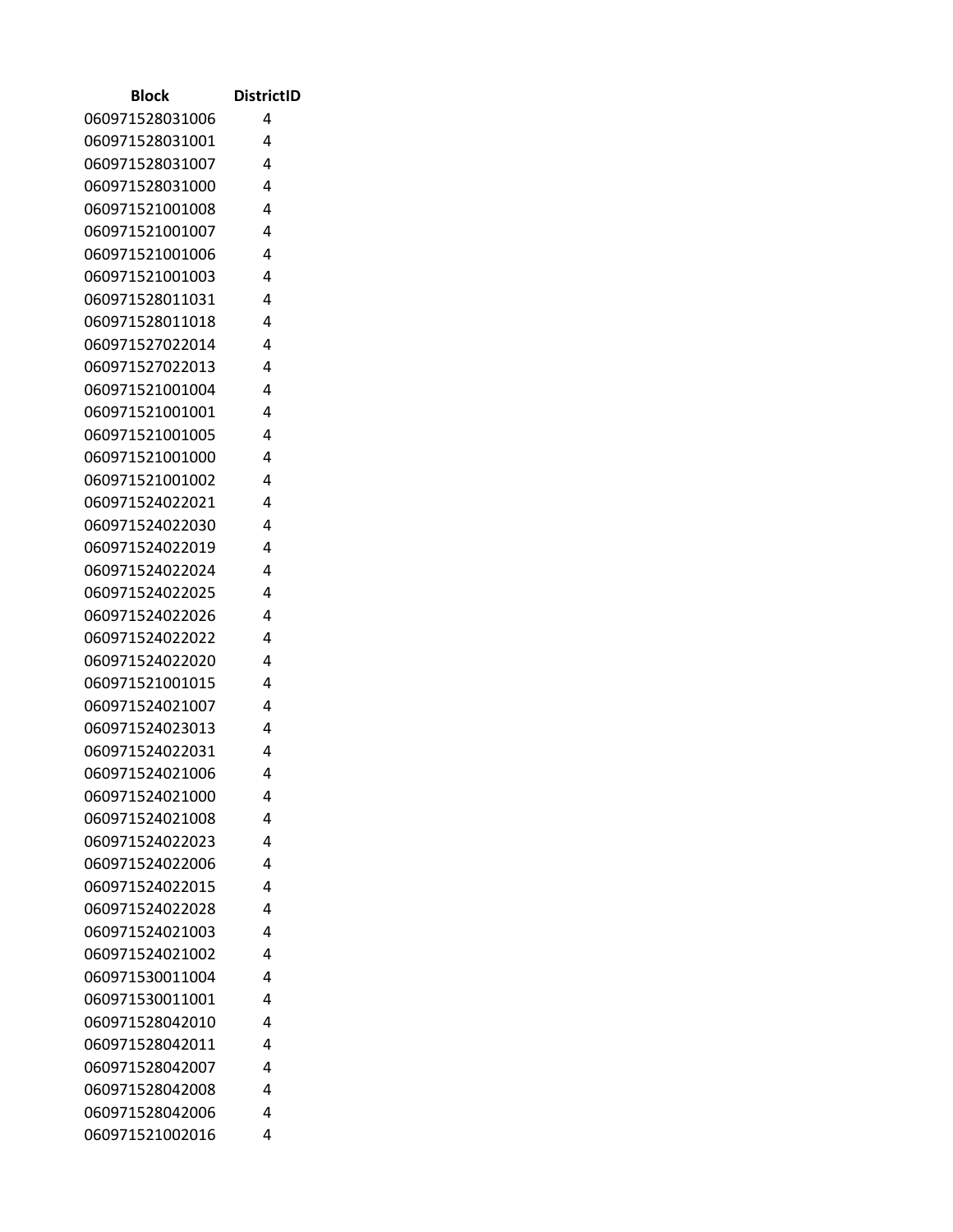| Block | DistrictID |
|---|---|
| 060971528031006 | 4 |
| 060971528031001 | 4 |
| 060971528031007 | 4 |
| 060971528031000 | 4 |
| 060971521001008 | 4 |
| 060971521001007 | 4 |
| 060971521001006 | 4 |
| 060971521001003 | 4 |
| 060971528011031 | 4 |
| 060971528011018 | 4 |
| 060971527022014 | 4 |
| 060971527022013 | 4 |
| 060971521001004 | 4 |
| 060971521001001 | 4 |
| 060971521001005 | 4 |
| 060971521001000 | 4 |
| 060971521001002 | 4 |
| 060971524022021 | 4 |
| 060971524022030 | 4 |
| 060971524022019 | 4 |
| 060971524022024 | 4 |
| 060971524022025 | 4 |
| 060971524022026 | 4 |
| 060971524022022 | 4 |
| 060971524022020 | 4 |
| 060971521001015 | 4 |
| 060971524021007 | 4 |
| 060971524023013 | 4 |
| 060971524022031 | 4 |
| 060971524021006 | 4 |
| 060971524021000 | 4 |
| 060971524021008 | 4 |
| 060971524022023 | 4 |
| 060971524022006 | 4 |
| 060971524022015 | 4 |
| 060971524022028 | 4 |
| 060971524021003 | 4 |
| 060971524021002 | 4 |
| 060971530011004 | 4 |
| 060971530011001 | 4 |
| 060971528042010 | 4 |
| 060971528042011 | 4 |
| 060971528042007 | 4 |
| 060971528042008 | 4 |
| 060971528042006 | 4 |
| 060971521002016 | 4 |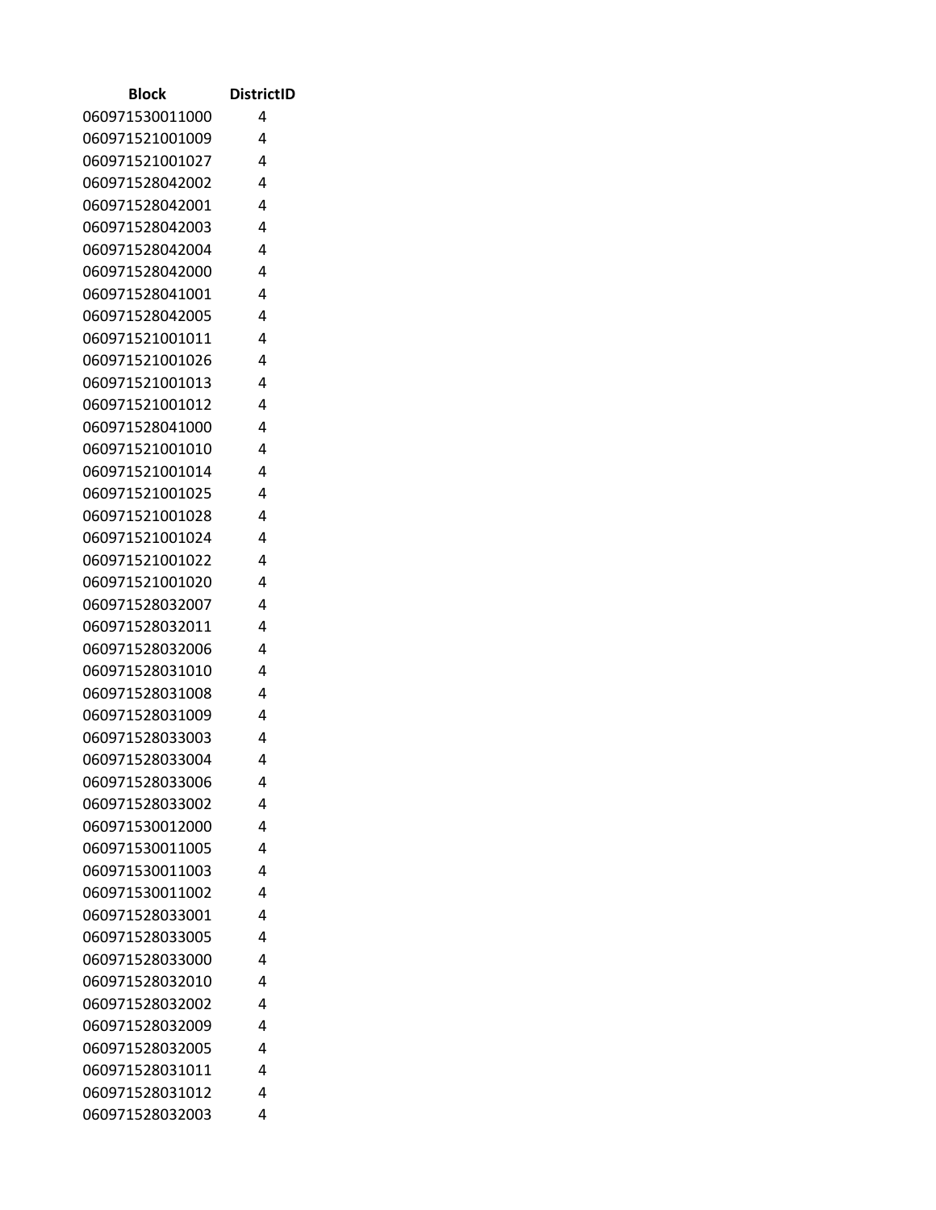| Block | DistrictID |
| --- | --- |
| 060971530011000 | 4 |
| 060971521001009 | 4 |
| 060971521001027 | 4 |
| 060971528042002 | 4 |
| 060971528042001 | 4 |
| 060971528042003 | 4 |
| 060971528042004 | 4 |
| 060971528042000 | 4 |
| 060971528041001 | 4 |
| 060971528042005 | 4 |
| 060971521001011 | 4 |
| 060971521001026 | 4 |
| 060971521001013 | 4 |
| 060971521001012 | 4 |
| 060971528041000 | 4 |
| 060971521001010 | 4 |
| 060971521001014 | 4 |
| 060971521001025 | 4 |
| 060971521001028 | 4 |
| 060971521001024 | 4 |
| 060971521001022 | 4 |
| 060971521001020 | 4 |
| 060971528032007 | 4 |
| 060971528032011 | 4 |
| 060971528032006 | 4 |
| 060971528031010 | 4 |
| 060971528031008 | 4 |
| 060971528031009 | 4 |
| 060971528033003 | 4 |
| 060971528033004 | 4 |
| 060971528033006 | 4 |
| 060971528033002 | 4 |
| 060971530012000 | 4 |
| 060971530011005 | 4 |
| 060971530011003 | 4 |
| 060971530011002 | 4 |
| 060971528033001 | 4 |
| 060971528033005 | 4 |
| 060971528033000 | 4 |
| 060971528032010 | 4 |
| 060971528032002 | 4 |
| 060971528032009 | 4 |
| 060971528032005 | 4 |
| 060971528031011 | 4 |
| 060971528031012 | 4 |
| 060971528032003 | 4 |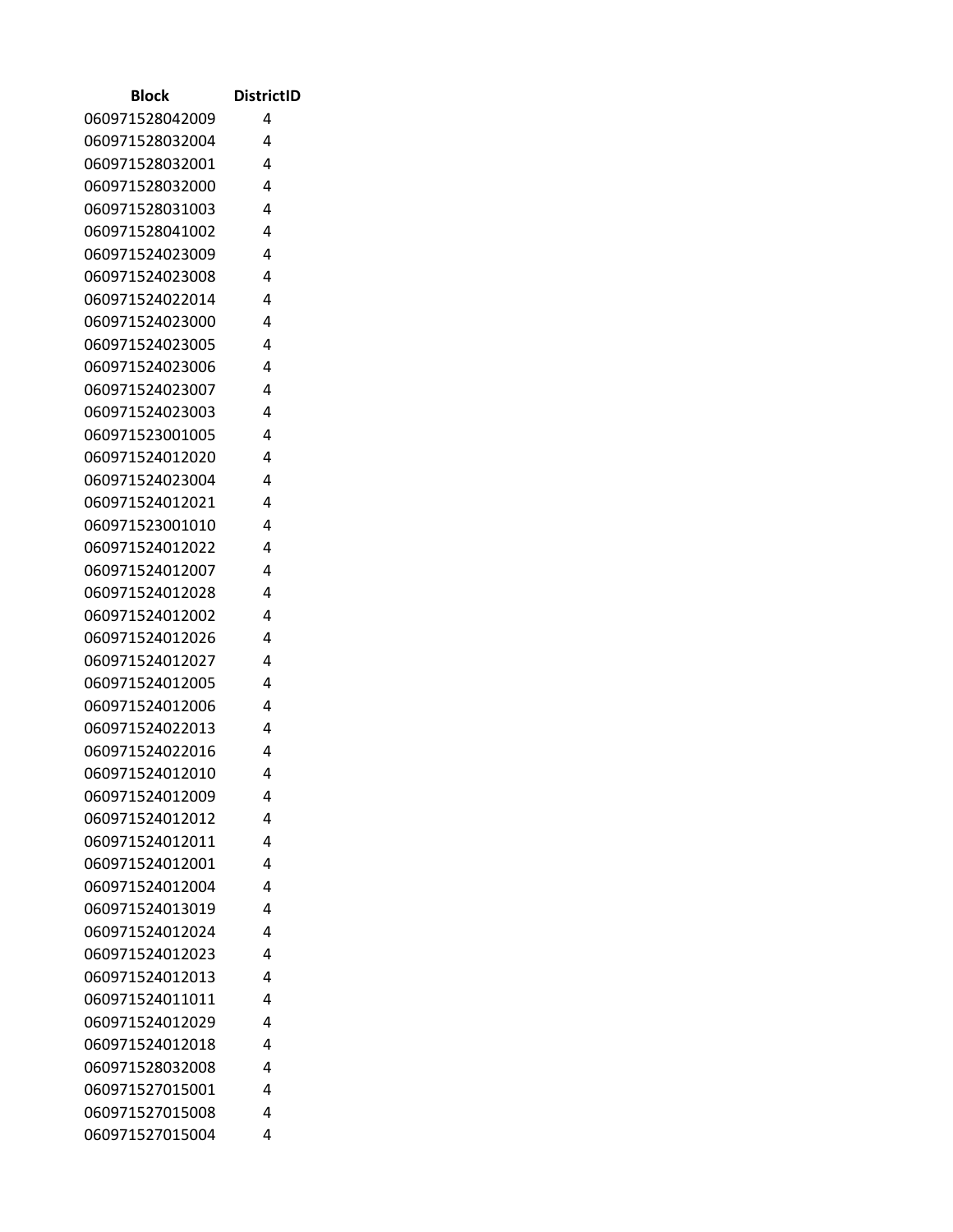| Block | DistrictID |
| --- | --- |
| 060971528042009 | 4 |
| 060971528032004 | 4 |
| 060971528032001 | 4 |
| 060971528032000 | 4 |
| 060971528031003 | 4 |
| 060971528041002 | 4 |
| 060971524023009 | 4 |
| 060971524023008 | 4 |
| 060971524022014 | 4 |
| 060971524023000 | 4 |
| 060971524023005 | 4 |
| 060971524023006 | 4 |
| 060971524023007 | 4 |
| 060971524023003 | 4 |
| 060971523001005 | 4 |
| 060971524012020 | 4 |
| 060971524023004 | 4 |
| 060971524012021 | 4 |
| 060971523001010 | 4 |
| 060971524012022 | 4 |
| 060971524012007 | 4 |
| 060971524012028 | 4 |
| 060971524012002 | 4 |
| 060971524012026 | 4 |
| 060971524012027 | 4 |
| 060971524012005 | 4 |
| 060971524012006 | 4 |
| 060971524022013 | 4 |
| 060971524022016 | 4 |
| 060971524012010 | 4 |
| 060971524012009 | 4 |
| 060971524012012 | 4 |
| 060971524012011 | 4 |
| 060971524012001 | 4 |
| 060971524012004 | 4 |
| 060971524013019 | 4 |
| 060971524012024 | 4 |
| 060971524012023 | 4 |
| 060971524012013 | 4 |
| 060971524011011 | 4 |
| 060971524012029 | 4 |
| 060971524012018 | 4 |
| 060971528032008 | 4 |
| 060971527015001 | 4 |
| 060971527015008 | 4 |
| 060971527015004 | 4 |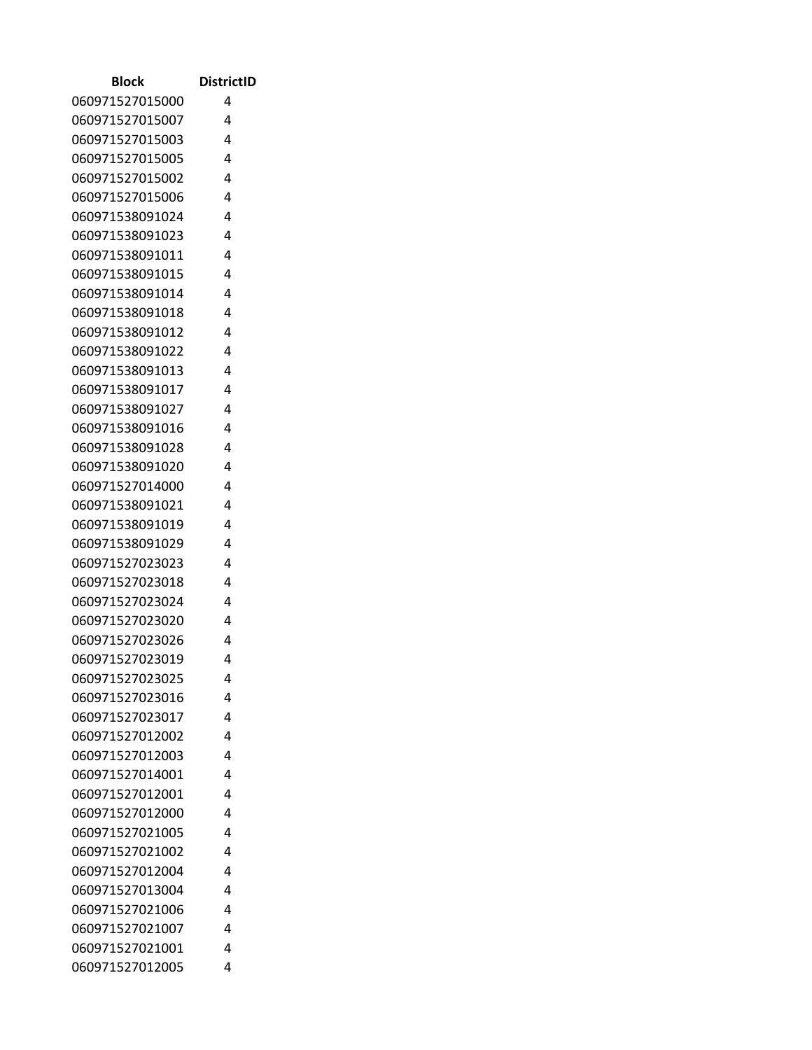| Block | DistrictID |
|---|---|
| 060971527015000 | 4 |
| 060971527015007 | 4 |
| 060971527015003 | 4 |
| 060971527015005 | 4 |
| 060971527015002 | 4 |
| 060971527015006 | 4 |
| 060971538091024 | 4 |
| 060971538091023 | 4 |
| 060971538091011 | 4 |
| 060971538091015 | 4 |
| 060971538091014 | 4 |
| 060971538091018 | 4 |
| 060971538091012 | 4 |
| 060971538091022 | 4 |
| 060971538091013 | 4 |
| 060971538091017 | 4 |
| 060971538091027 | 4 |
| 060971538091016 | 4 |
| 060971538091028 | 4 |
| 060971538091020 | 4 |
| 060971527014000 | 4 |
| 060971538091021 | 4 |
| 060971538091019 | 4 |
| 060971538091029 | 4 |
| 060971527023023 | 4 |
| 060971527023018 | 4 |
| 060971527023024 | 4 |
| 060971527023020 | 4 |
| 060971527023026 | 4 |
| 060971527023019 | 4 |
| 060971527023025 | 4 |
| 060971527023016 | 4 |
| 060971527023017 | 4 |
| 060971527012002 | 4 |
| 060971527012003 | 4 |
| 060971527014001 | 4 |
| 060971527012001 | 4 |
| 060971527012000 | 4 |
| 060971527021005 | 4 |
| 060971527021002 | 4 |
| 060971527012004 | 4 |
| 060971527013004 | 4 |
| 060971527021006 | 4 |
| 060971527021007 | 4 |
| 060971527021001 | 4 |
| 060971527012005 | 4 |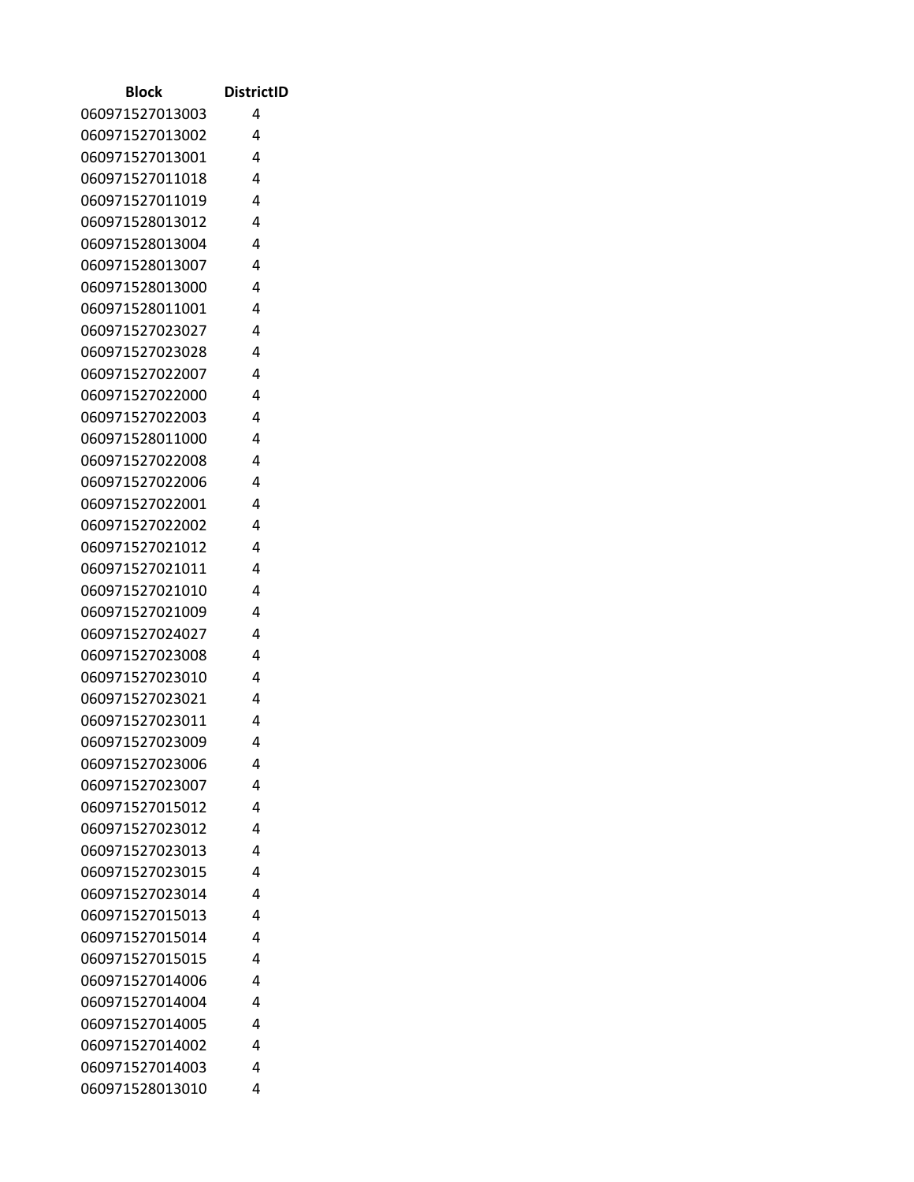| Block | DistrictID |
| --- | --- |
| 060971527013003 | 4 |
| 060971527013002 | 4 |
| 060971527013001 | 4 |
| 060971527011018 | 4 |
| 060971527011019 | 4 |
| 060971528013012 | 4 |
| 060971528013004 | 4 |
| 060971528013007 | 4 |
| 060971528013000 | 4 |
| 060971528011001 | 4 |
| 060971527023027 | 4 |
| 060971527023028 | 4 |
| 060971527022007 | 4 |
| 060971527022000 | 4 |
| 060971527022003 | 4 |
| 060971528011000 | 4 |
| 060971527022008 | 4 |
| 060971527022006 | 4 |
| 060971527022001 | 4 |
| 060971527022002 | 4 |
| 060971527021012 | 4 |
| 060971527021011 | 4 |
| 060971527021010 | 4 |
| 060971527021009 | 4 |
| 060971527024027 | 4 |
| 060971527023008 | 4 |
| 060971527023010 | 4 |
| 060971527023021 | 4 |
| 060971527023011 | 4 |
| 060971527023009 | 4 |
| 060971527023006 | 4 |
| 060971527023007 | 4 |
| 060971527015012 | 4 |
| 060971527023012 | 4 |
| 060971527023013 | 4 |
| 060971527023015 | 4 |
| 060971527023014 | 4 |
| 060971527015013 | 4 |
| 060971527015014 | 4 |
| 060971527015015 | 4 |
| 060971527014006 | 4 |
| 060971527014004 | 4 |
| 060971527014005 | 4 |
| 060971527014002 | 4 |
| 060971527014003 | 4 |
| 060971528013010 | 4 |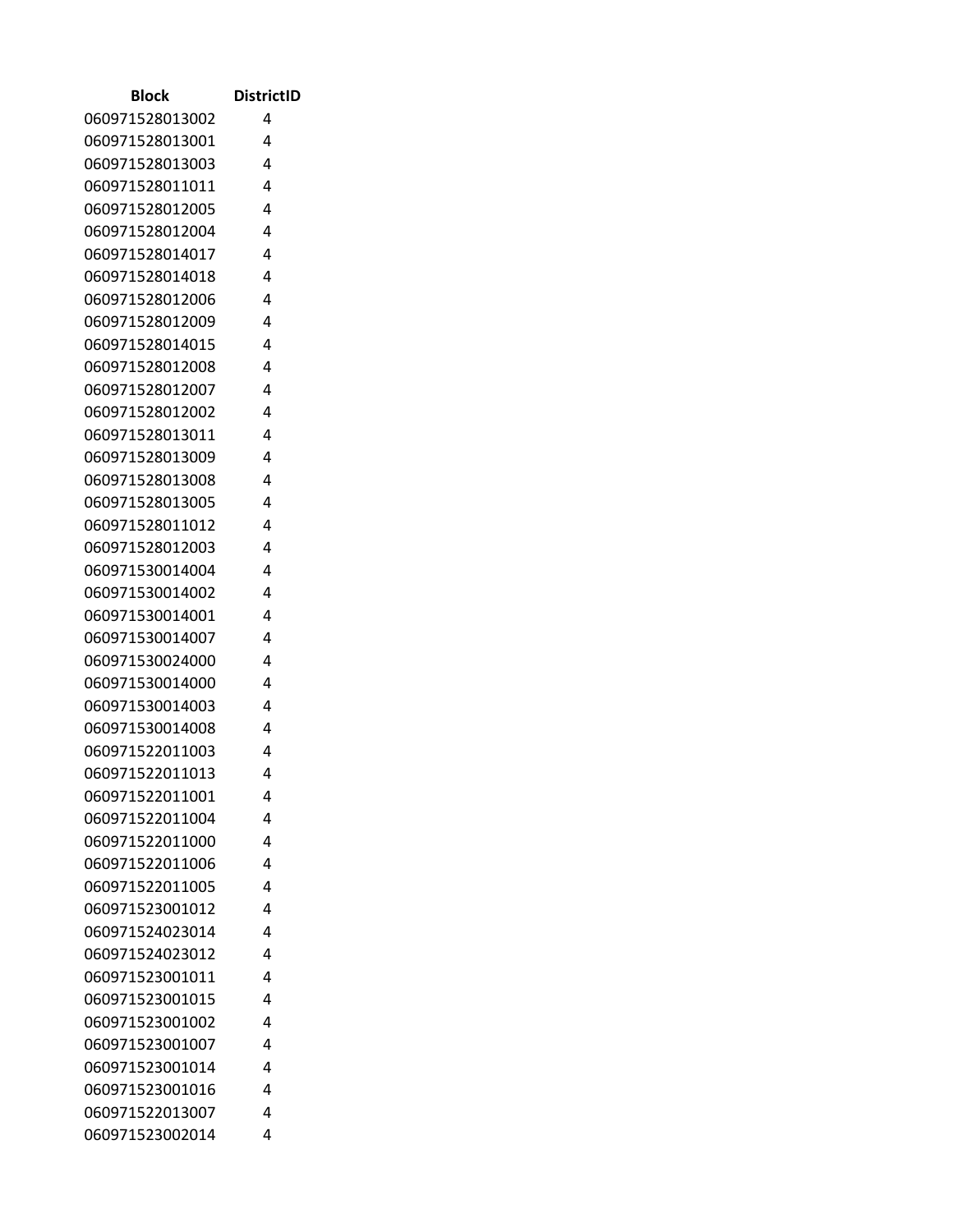| Block | DistrictID |
| --- | --- |
| 060971528013002 | 4 |
| 060971528013001 | 4 |
| 060971528013003 | 4 |
| 060971528011011 | 4 |
| 060971528012005 | 4 |
| 060971528012004 | 4 |
| 060971528014017 | 4 |
| 060971528014018 | 4 |
| 060971528012006 | 4 |
| 060971528012009 | 4 |
| 060971528014015 | 4 |
| 060971528012008 | 4 |
| 060971528012007 | 4 |
| 060971528012002 | 4 |
| 060971528013011 | 4 |
| 060971528013009 | 4 |
| 060971528013008 | 4 |
| 060971528013005 | 4 |
| 060971528011012 | 4 |
| 060971528012003 | 4 |
| 060971530014004 | 4 |
| 060971530014002 | 4 |
| 060971530014001 | 4 |
| 060971530014007 | 4 |
| 060971530024000 | 4 |
| 060971530014000 | 4 |
| 060971530014003 | 4 |
| 060971530014008 | 4 |
| 060971522011003 | 4 |
| 060971522011013 | 4 |
| 060971522011001 | 4 |
| 060971522011004 | 4 |
| 060971522011000 | 4 |
| 060971522011006 | 4 |
| 060971522011005 | 4 |
| 060971523001012 | 4 |
| 060971524023014 | 4 |
| 060971524023012 | 4 |
| 060971523001011 | 4 |
| 060971523001015 | 4 |
| 060971523001002 | 4 |
| 060971523001007 | 4 |
| 060971523001014 | 4 |
| 060971523001016 | 4 |
| 060971522013007 | 4 |
| 060971523002014 | 4 |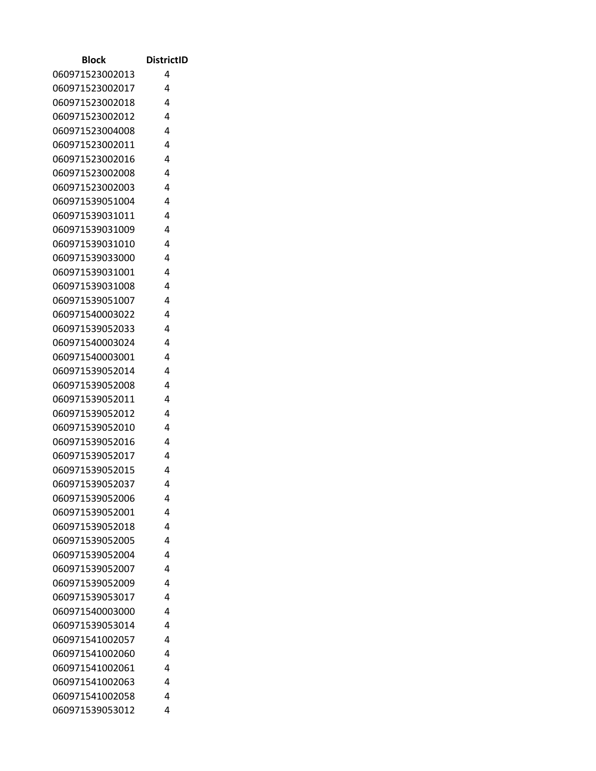| Block | DistrictID |
|---|---|
| 060971523002013 | 4 |
| 060971523002017 | 4 |
| 060971523002018 | 4 |
| 060971523002012 | 4 |
| 060971523004008 | 4 |
| 060971523002011 | 4 |
| 060971523002016 | 4 |
| 060971523002008 | 4 |
| 060971523002003 | 4 |
| 060971539051004 | 4 |
| 060971539031011 | 4 |
| 060971539031009 | 4 |
| 060971539031010 | 4 |
| 060971539033000 | 4 |
| 060971539031001 | 4 |
| 060971539031008 | 4 |
| 060971539051007 | 4 |
| 060971540003022 | 4 |
| 060971539052033 | 4 |
| 060971540003024 | 4 |
| 060971540003001 | 4 |
| 060971539052014 | 4 |
| 060971539052008 | 4 |
| 060971539052011 | 4 |
| 060971539052012 | 4 |
| 060971539052010 | 4 |
| 060971539052016 | 4 |
| 060971539052017 | 4 |
| 060971539052015 | 4 |
| 060971539052037 | 4 |
| 060971539052006 | 4 |
| 060971539052001 | 4 |
| 060971539052018 | 4 |
| 060971539052005 | 4 |
| 060971539052004 | 4 |
| 060971539052007 | 4 |
| 060971539052009 | 4 |
| 060971539053017 | 4 |
| 060971540003000 | 4 |
| 060971539053014 | 4 |
| 060971541002057 | 4 |
| 060971541002060 | 4 |
| 060971541002061 | 4 |
| 060971541002063 | 4 |
| 060971541002058 | 4 |
| 060971539053012 | 4 |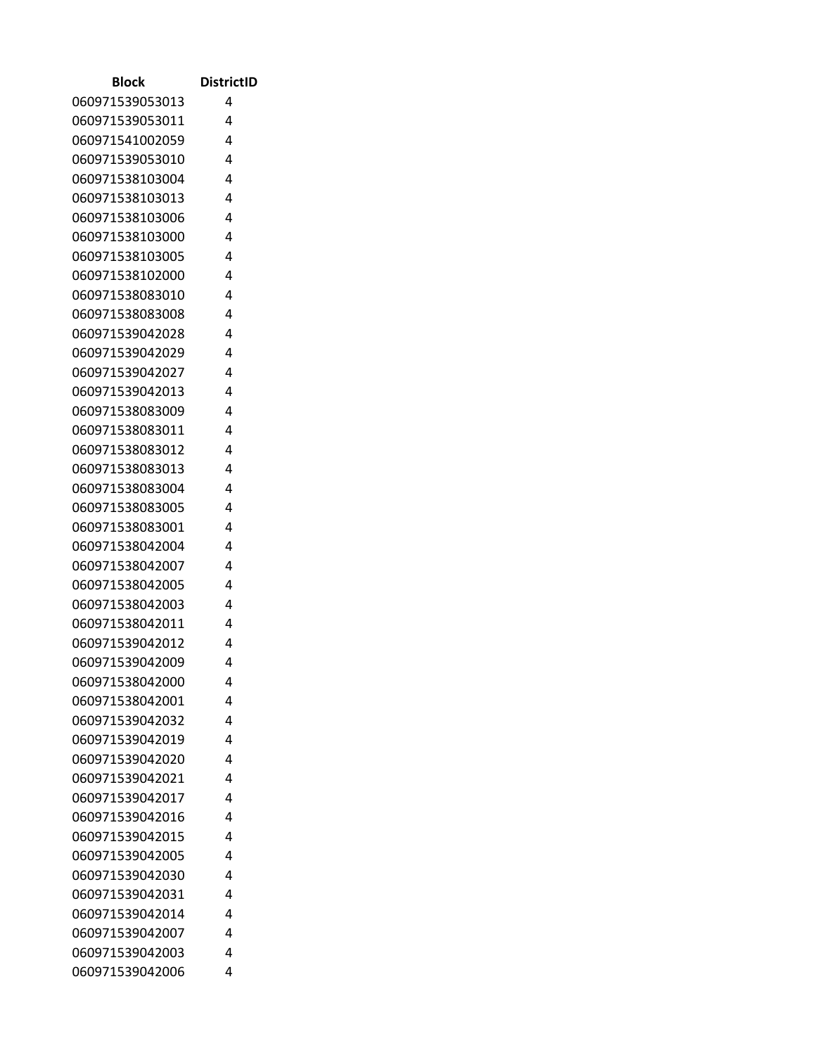| Block | DistrictID |
| --- | --- |
| 060971539053013 | 4 |
| 060971539053011 | 4 |
| 060971541002059 | 4 |
| 060971539053010 | 4 |
| 060971538103004 | 4 |
| 060971538103013 | 4 |
| 060971538103006 | 4 |
| 060971538103000 | 4 |
| 060971538103005 | 4 |
| 060971538102000 | 4 |
| 060971538083010 | 4 |
| 060971538083008 | 4 |
| 060971539042028 | 4 |
| 060971539042029 | 4 |
| 060971539042027 | 4 |
| 060971539042013 | 4 |
| 060971538083009 | 4 |
| 060971538083011 | 4 |
| 060971538083012 | 4 |
| 060971538083013 | 4 |
| 060971538083004 | 4 |
| 060971538083005 | 4 |
| 060971538083001 | 4 |
| 060971538042004 | 4 |
| 060971538042007 | 4 |
| 060971538042005 | 4 |
| 060971538042003 | 4 |
| 060971538042011 | 4 |
| 060971539042012 | 4 |
| 060971539042009 | 4 |
| 060971538042000 | 4 |
| 060971538042001 | 4 |
| 060971539042032 | 4 |
| 060971539042019 | 4 |
| 060971539042020 | 4 |
| 060971539042021 | 4 |
| 060971539042017 | 4 |
| 060971539042016 | 4 |
| 060971539042015 | 4 |
| 060971539042005 | 4 |
| 060971539042030 | 4 |
| 060971539042031 | 4 |
| 060971539042014 | 4 |
| 060971539042007 | 4 |
| 060971539042003 | 4 |
| 060971539042006 | 4 |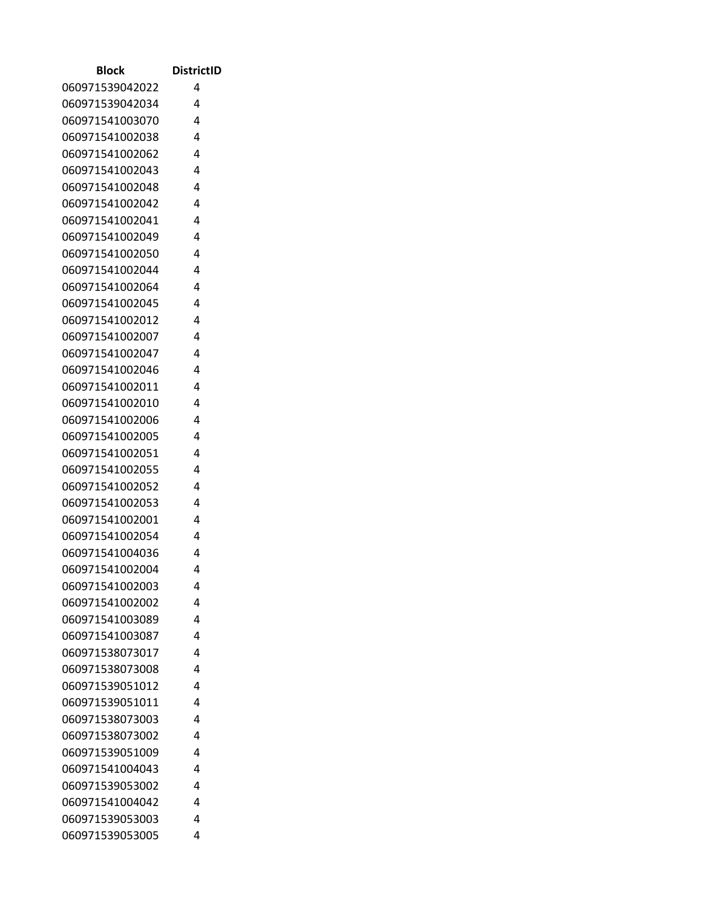| Block | DistrictID |
| --- | --- |
| 060971539042022 | 4 |
| 060971539042034 | 4 |
| 060971541003070 | 4 |
| 060971541002038 | 4 |
| 060971541002062 | 4 |
| 060971541002043 | 4 |
| 060971541002048 | 4 |
| 060971541002042 | 4 |
| 060971541002041 | 4 |
| 060971541002049 | 4 |
| 060971541002050 | 4 |
| 060971541002044 | 4 |
| 060971541002064 | 4 |
| 060971541002045 | 4 |
| 060971541002012 | 4 |
| 060971541002007 | 4 |
| 060971541002047 | 4 |
| 060971541002046 | 4 |
| 060971541002011 | 4 |
| 060971541002010 | 4 |
| 060971541002006 | 4 |
| 060971541002005 | 4 |
| 060971541002051 | 4 |
| 060971541002055 | 4 |
| 060971541002052 | 4 |
| 060971541002053 | 4 |
| 060971541002001 | 4 |
| 060971541002054 | 4 |
| 060971541004036 | 4 |
| 060971541002004 | 4 |
| 060971541002003 | 4 |
| 060971541002002 | 4 |
| 060971541003089 | 4 |
| 060971541003087 | 4 |
| 060971538073017 | 4 |
| 060971538073008 | 4 |
| 060971539051012 | 4 |
| 060971539051011 | 4 |
| 060971538073003 | 4 |
| 060971538073002 | 4 |
| 060971539051009 | 4 |
| 060971541004043 | 4 |
| 060971539053002 | 4 |
| 060971541004042 | 4 |
| 060971539053003 | 4 |
| 060971539053005 | 4 |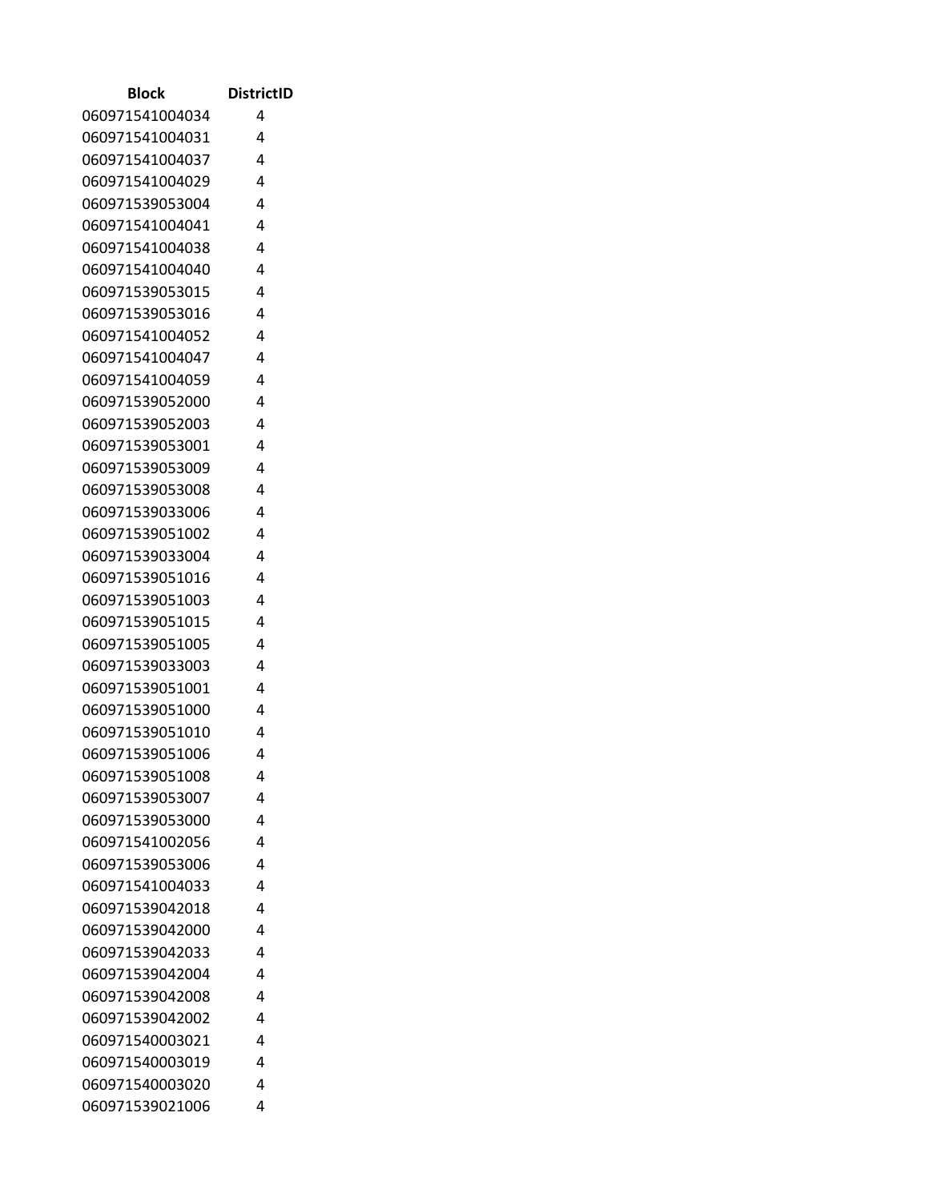| Block | DistrictID |
|---|---|
| 060971541004034 | 4 |
| 060971541004031 | 4 |
| 060971541004037 | 4 |
| 060971541004029 | 4 |
| 060971539053004 | 4 |
| 060971541004041 | 4 |
| 060971541004038 | 4 |
| 060971541004040 | 4 |
| 060971539053015 | 4 |
| 060971539053016 | 4 |
| 060971541004052 | 4 |
| 060971541004047 | 4 |
| 060971541004059 | 4 |
| 060971539052000 | 4 |
| 060971539052003 | 4 |
| 060971539053001 | 4 |
| 060971539053009 | 4 |
| 060971539053008 | 4 |
| 060971539033006 | 4 |
| 060971539051002 | 4 |
| 060971539033004 | 4 |
| 060971539051016 | 4 |
| 060971539051003 | 4 |
| 060971539051015 | 4 |
| 060971539051005 | 4 |
| 060971539033003 | 4 |
| 060971539051001 | 4 |
| 060971539051000 | 4 |
| 060971539051010 | 4 |
| 060971539051006 | 4 |
| 060971539051008 | 4 |
| 060971539053007 | 4 |
| 060971539053000 | 4 |
| 060971541002056 | 4 |
| 060971539053006 | 4 |
| 060971541004033 | 4 |
| 060971539042018 | 4 |
| 060971539042000 | 4 |
| 060971539042033 | 4 |
| 060971539042004 | 4 |
| 060971539042008 | 4 |
| 060971539042002 | 4 |
| 060971540003021 | 4 |
| 060971540003019 | 4 |
| 060971540003020 | 4 |
| 060971539021006 | 4 |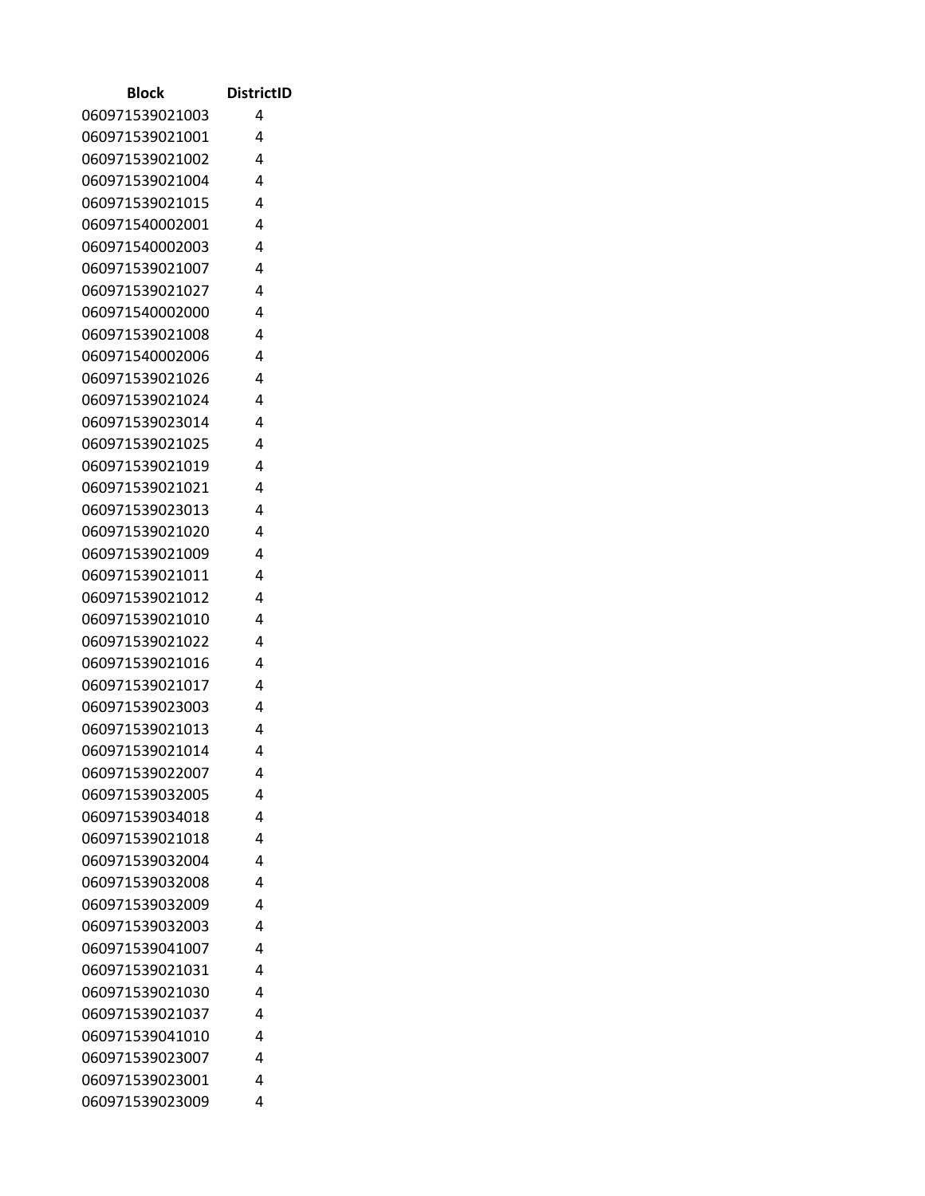| Block | DistrictID |
| --- | --- |
| 060971539021003 | 4 |
| 060971539021001 | 4 |
| 060971539021002 | 4 |
| 060971539021004 | 4 |
| 060971539021015 | 4 |
| 060971540002001 | 4 |
| 060971540002003 | 4 |
| 060971539021007 | 4 |
| 060971539021027 | 4 |
| 060971540002000 | 4 |
| 060971539021008 | 4 |
| 060971540002006 | 4 |
| 060971539021026 | 4 |
| 060971539021024 | 4 |
| 060971539023014 | 4 |
| 060971539021025 | 4 |
| 060971539021019 | 4 |
| 060971539021021 | 4 |
| 060971539023013 | 4 |
| 060971539021020 | 4 |
| 060971539021009 | 4 |
| 060971539021011 | 4 |
| 060971539021012 | 4 |
| 060971539021010 | 4 |
| 060971539021022 | 4 |
| 060971539021016 | 4 |
| 060971539021017 | 4 |
| 060971539023003 | 4 |
| 060971539021013 | 4 |
| 060971539021014 | 4 |
| 060971539022007 | 4 |
| 060971539032005 | 4 |
| 060971539034018 | 4 |
| 060971539021018 | 4 |
| 060971539032004 | 4 |
| 060971539032008 | 4 |
| 060971539032009 | 4 |
| 060971539032003 | 4 |
| 060971539041007 | 4 |
| 060971539021031 | 4 |
| 060971539021030 | 4 |
| 060971539021037 | 4 |
| 060971539041010 | 4 |
| 060971539023007 | 4 |
| 060971539023001 | 4 |
| 060971539023009 | 4 |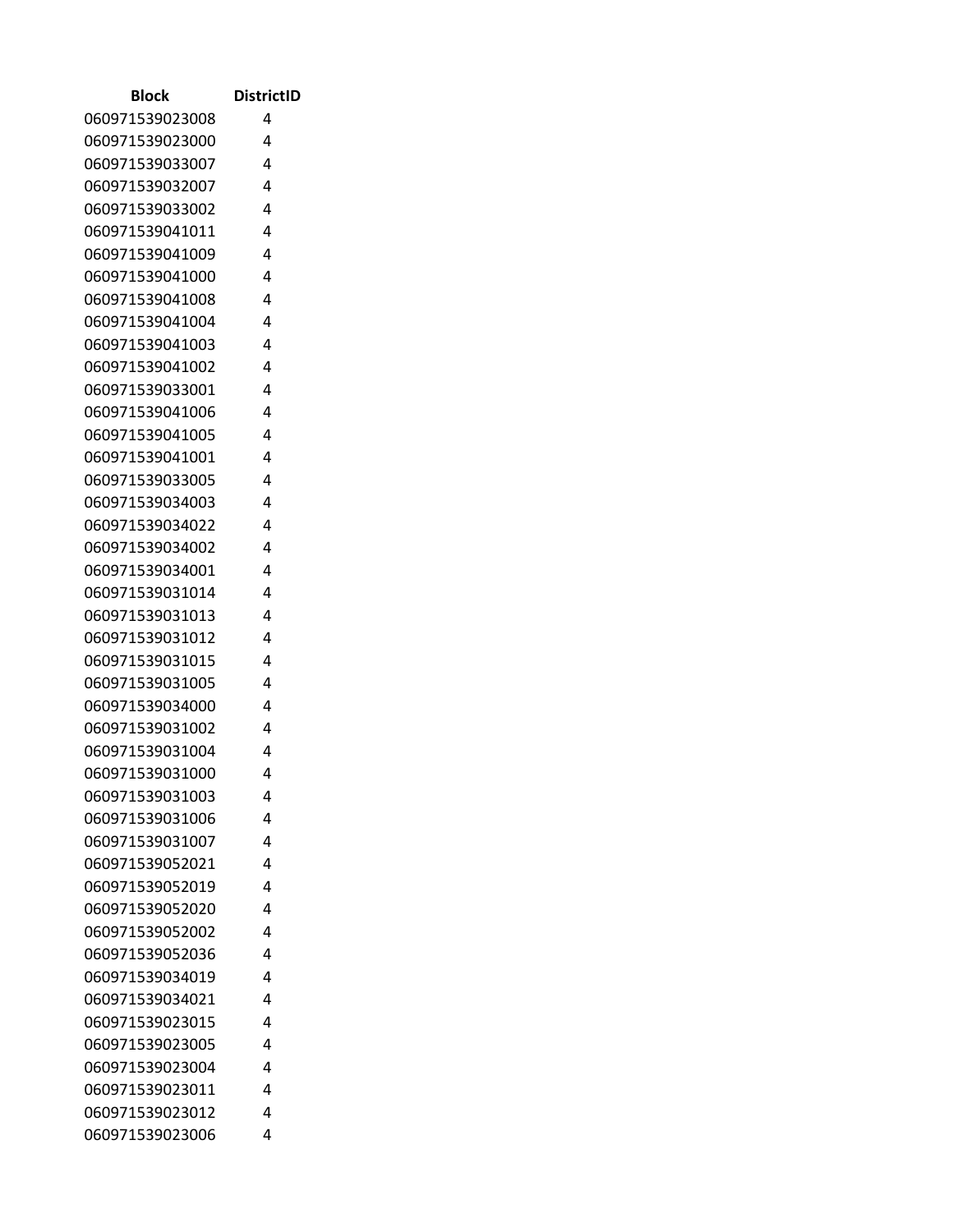| Block | DistrictID |
|---|---|
| 060971539023008 | 4 |
| 060971539023000 | 4 |
| 060971539033007 | 4 |
| 060971539032007 | 4 |
| 060971539033002 | 4 |
| 060971539041011 | 4 |
| 060971539041009 | 4 |
| 060971539041000 | 4 |
| 060971539041008 | 4 |
| 060971539041004 | 4 |
| 060971539041003 | 4 |
| 060971539041002 | 4 |
| 060971539033001 | 4 |
| 060971539041006 | 4 |
| 060971539041005 | 4 |
| 060971539041001 | 4 |
| 060971539033005 | 4 |
| 060971539034003 | 4 |
| 060971539034022 | 4 |
| 060971539034002 | 4 |
| 060971539034001 | 4 |
| 060971539031014 | 4 |
| 060971539031013 | 4 |
| 060971539031012 | 4 |
| 060971539031015 | 4 |
| 060971539031005 | 4 |
| 060971539034000 | 4 |
| 060971539031002 | 4 |
| 060971539031004 | 4 |
| 060971539031000 | 4 |
| 060971539031003 | 4 |
| 060971539031006 | 4 |
| 060971539031007 | 4 |
| 060971539052021 | 4 |
| 060971539052019 | 4 |
| 060971539052020 | 4 |
| 060971539052002 | 4 |
| 060971539052036 | 4 |
| 060971539034019 | 4 |
| 060971539034021 | 4 |
| 060971539023015 | 4 |
| 060971539023005 | 4 |
| 060971539023004 | 4 |
| 060971539023011 | 4 |
| 060971539023012 | 4 |
| 060971539023006 | 4 |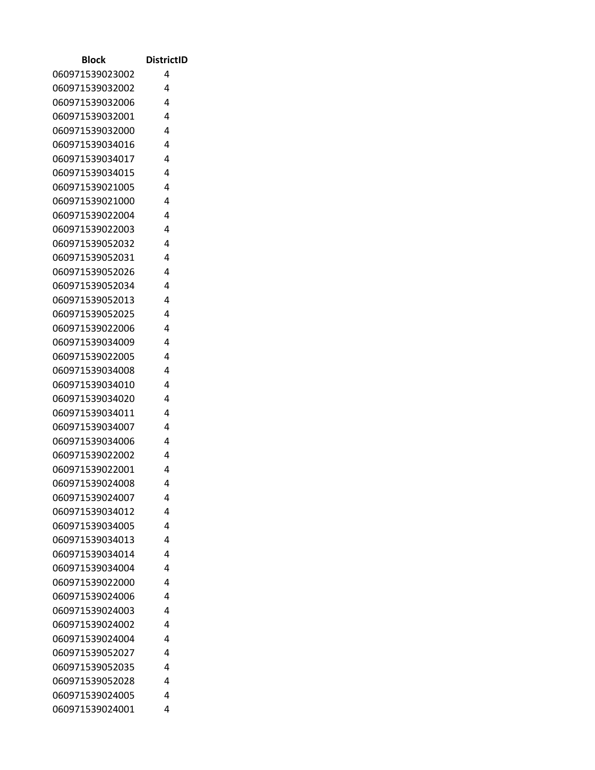| Block | DistrictID |
| --- | --- |
| 060971539023002 | 4 |
| 060971539032002 | 4 |
| 060971539032006 | 4 |
| 060971539032001 | 4 |
| 060971539032000 | 4 |
| 060971539034016 | 4 |
| 060971539034017 | 4 |
| 060971539034015 | 4 |
| 060971539021005 | 4 |
| 060971539021000 | 4 |
| 060971539022004 | 4 |
| 060971539022003 | 4 |
| 060971539052032 | 4 |
| 060971539052031 | 4 |
| 060971539052026 | 4 |
| 060971539052034 | 4 |
| 060971539052013 | 4 |
| 060971539052025 | 4 |
| 060971539022006 | 4 |
| 060971539034009 | 4 |
| 060971539022005 | 4 |
| 060971539034008 | 4 |
| 060971539034010 | 4 |
| 060971539034020 | 4 |
| 060971539034011 | 4 |
| 060971539034007 | 4 |
| 060971539034006 | 4 |
| 060971539022002 | 4 |
| 060971539022001 | 4 |
| 060971539024008 | 4 |
| 060971539024007 | 4 |
| 060971539034012 | 4 |
| 060971539034005 | 4 |
| 060971539034013 | 4 |
| 060971539034014 | 4 |
| 060971539034004 | 4 |
| 060971539022000 | 4 |
| 060971539024006 | 4 |
| 060971539024003 | 4 |
| 060971539024002 | 4 |
| 060971539024004 | 4 |
| 060971539052027 | 4 |
| 060971539052035 | 4 |
| 060971539052028 | 4 |
| 060971539024005 | 4 |
| 060971539024001 | 4 |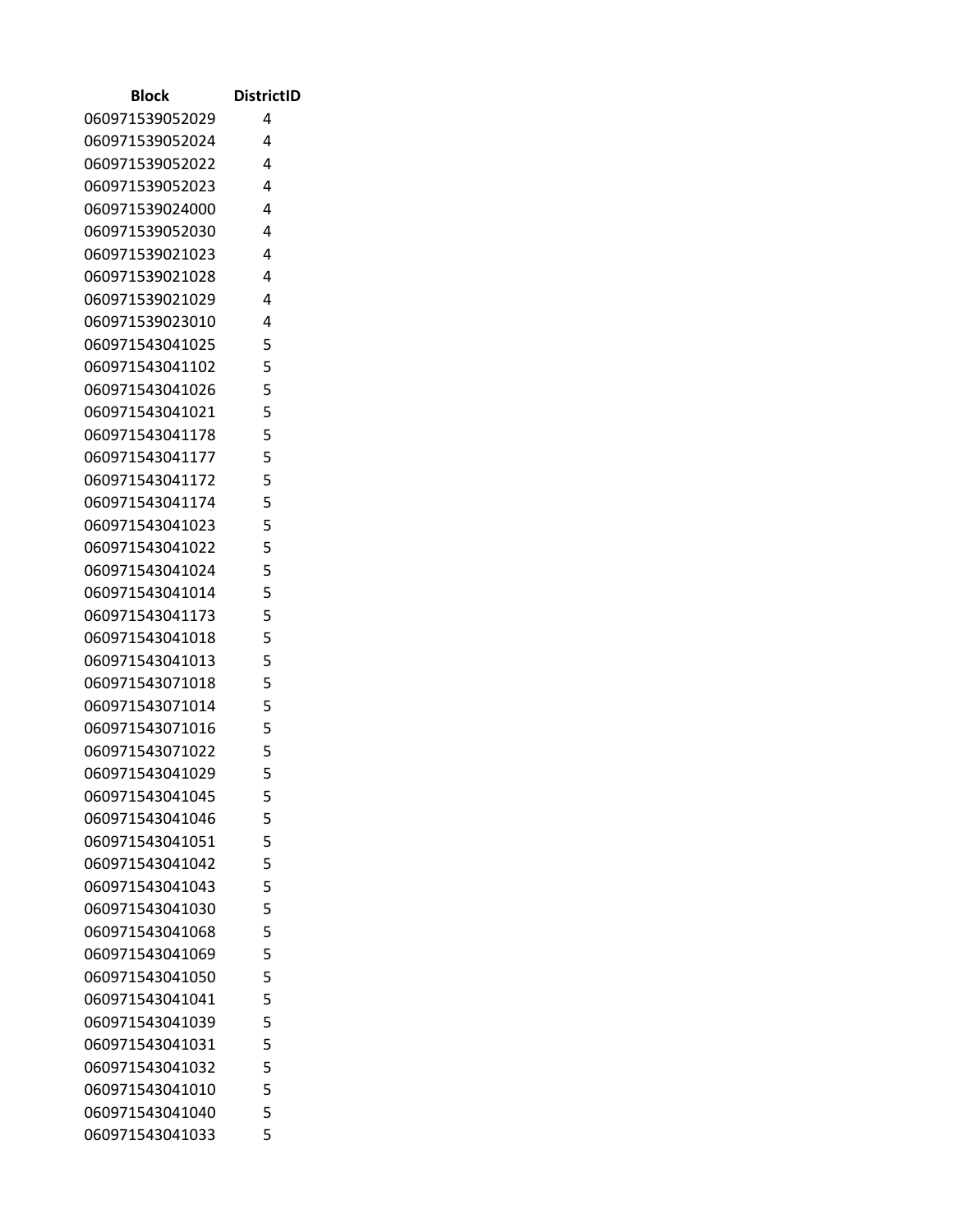| Block | DistrictID |
| --- | --- |
| 060971539052029 | 4 |
| 060971539052024 | 4 |
| 060971539052022 | 4 |
| 060971539052023 | 4 |
| 060971539024000 | 4 |
| 060971539052030 | 4 |
| 060971539021023 | 4 |
| 060971539021028 | 4 |
| 060971539021029 | 4 |
| 060971539023010 | 4 |
| 060971543041025 | 5 |
| 060971543041102 | 5 |
| 060971543041026 | 5 |
| 060971543041021 | 5 |
| 060971543041178 | 5 |
| 060971543041177 | 5 |
| 060971543041172 | 5 |
| 060971543041174 | 5 |
| 060971543041023 | 5 |
| 060971543041022 | 5 |
| 060971543041024 | 5 |
| 060971543041014 | 5 |
| 060971543041173 | 5 |
| 060971543041018 | 5 |
| 060971543041013 | 5 |
| 060971543071018 | 5 |
| 060971543071014 | 5 |
| 060971543071016 | 5 |
| 060971543071022 | 5 |
| 060971543041029 | 5 |
| 060971543041045 | 5 |
| 060971543041046 | 5 |
| 060971543041051 | 5 |
| 060971543041042 | 5 |
| 060971543041043 | 5 |
| 060971543041030 | 5 |
| 060971543041068 | 5 |
| 060971543041069 | 5 |
| 060971543041050 | 5 |
| 060971543041041 | 5 |
| 060971543041039 | 5 |
| 060971543041031 | 5 |
| 060971543041032 | 5 |
| 060971543041010 | 5 |
| 060971543041040 | 5 |
| 060971543041033 | 5 |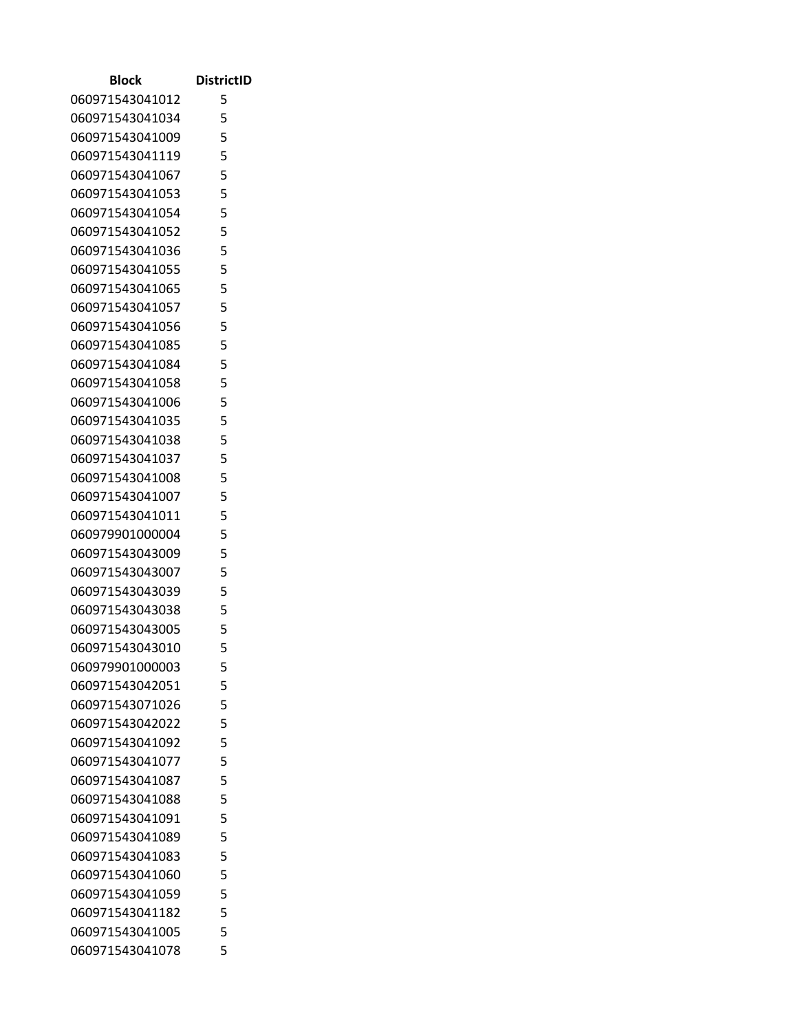| Block | DistrictID |
| --- | --- |
| 060971543041012 | 5 |
| 060971543041034 | 5 |
| 060971543041009 | 5 |
| 060971543041119 | 5 |
| 060971543041067 | 5 |
| 060971543041053 | 5 |
| 060971543041054 | 5 |
| 060971543041052 | 5 |
| 060971543041036 | 5 |
| 060971543041055 | 5 |
| 060971543041065 | 5 |
| 060971543041057 | 5 |
| 060971543041056 | 5 |
| 060971543041085 | 5 |
| 060971543041084 | 5 |
| 060971543041058 | 5 |
| 060971543041006 | 5 |
| 060971543041035 | 5 |
| 060971543041038 | 5 |
| 060971543041037 | 5 |
| 060971543041008 | 5 |
| 060971543041007 | 5 |
| 060971543041011 | 5 |
| 060979901000004 | 5 |
| 060971543043009 | 5 |
| 060971543043007 | 5 |
| 060971543043039 | 5 |
| 060971543043038 | 5 |
| 060971543043005 | 5 |
| 060971543043010 | 5 |
| 060979901000003 | 5 |
| 060971543042051 | 5 |
| 060971543071026 | 5 |
| 060971543042022 | 5 |
| 060971543041092 | 5 |
| 060971543041077 | 5 |
| 060971543041087 | 5 |
| 060971543041088 | 5 |
| 060971543041091 | 5 |
| 060971543041089 | 5 |
| 060971543041083 | 5 |
| 060971543041060 | 5 |
| 060971543041059 | 5 |
| 060971543041182 | 5 |
| 060971543041005 | 5 |
| 060971543041078 | 5 |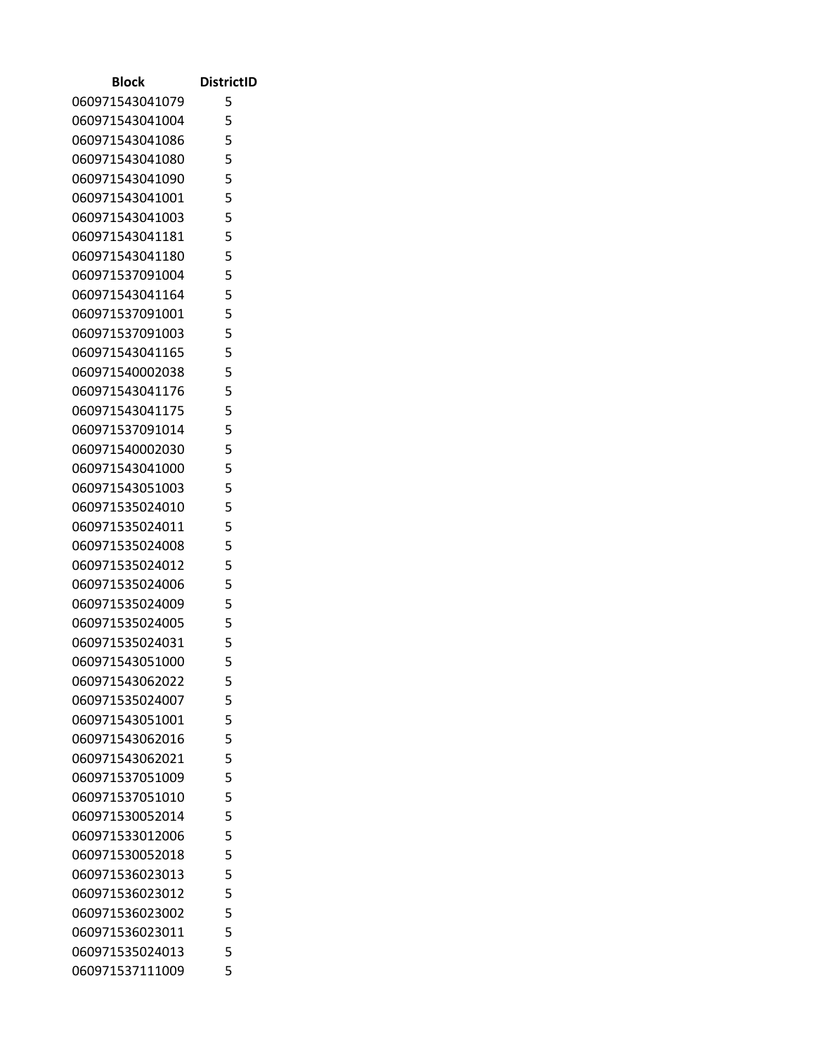| Block | DistrictID |
| --- | --- |
| 060971543041079 | 5 |
| 060971543041004 | 5 |
| 060971543041086 | 5 |
| 060971543041080 | 5 |
| 060971543041090 | 5 |
| 060971543041001 | 5 |
| 060971543041003 | 5 |
| 060971543041181 | 5 |
| 060971543041180 | 5 |
| 060971537091004 | 5 |
| 060971543041164 | 5 |
| 060971537091001 | 5 |
| 060971537091003 | 5 |
| 060971543041165 | 5 |
| 060971540002038 | 5 |
| 060971543041176 | 5 |
| 060971543041175 | 5 |
| 060971537091014 | 5 |
| 060971540002030 | 5 |
| 060971543041000 | 5 |
| 060971543051003 | 5 |
| 060971535024010 | 5 |
| 060971535024011 | 5 |
| 060971535024008 | 5 |
| 060971535024012 | 5 |
| 060971535024006 | 5 |
| 060971535024009 | 5 |
| 060971535024005 | 5 |
| 060971535024031 | 5 |
| 060971543051000 | 5 |
| 060971543062022 | 5 |
| 060971535024007 | 5 |
| 060971543051001 | 5 |
| 060971543062016 | 5 |
| 060971543062021 | 5 |
| 060971537051009 | 5 |
| 060971537051010 | 5 |
| 060971530052014 | 5 |
| 060971533012006 | 5 |
| 060971530052018 | 5 |
| 060971536023013 | 5 |
| 060971536023012 | 5 |
| 060971536023002 | 5 |
| 060971536023011 | 5 |
| 060971535024013 | 5 |
| 060971537111009 | 5 |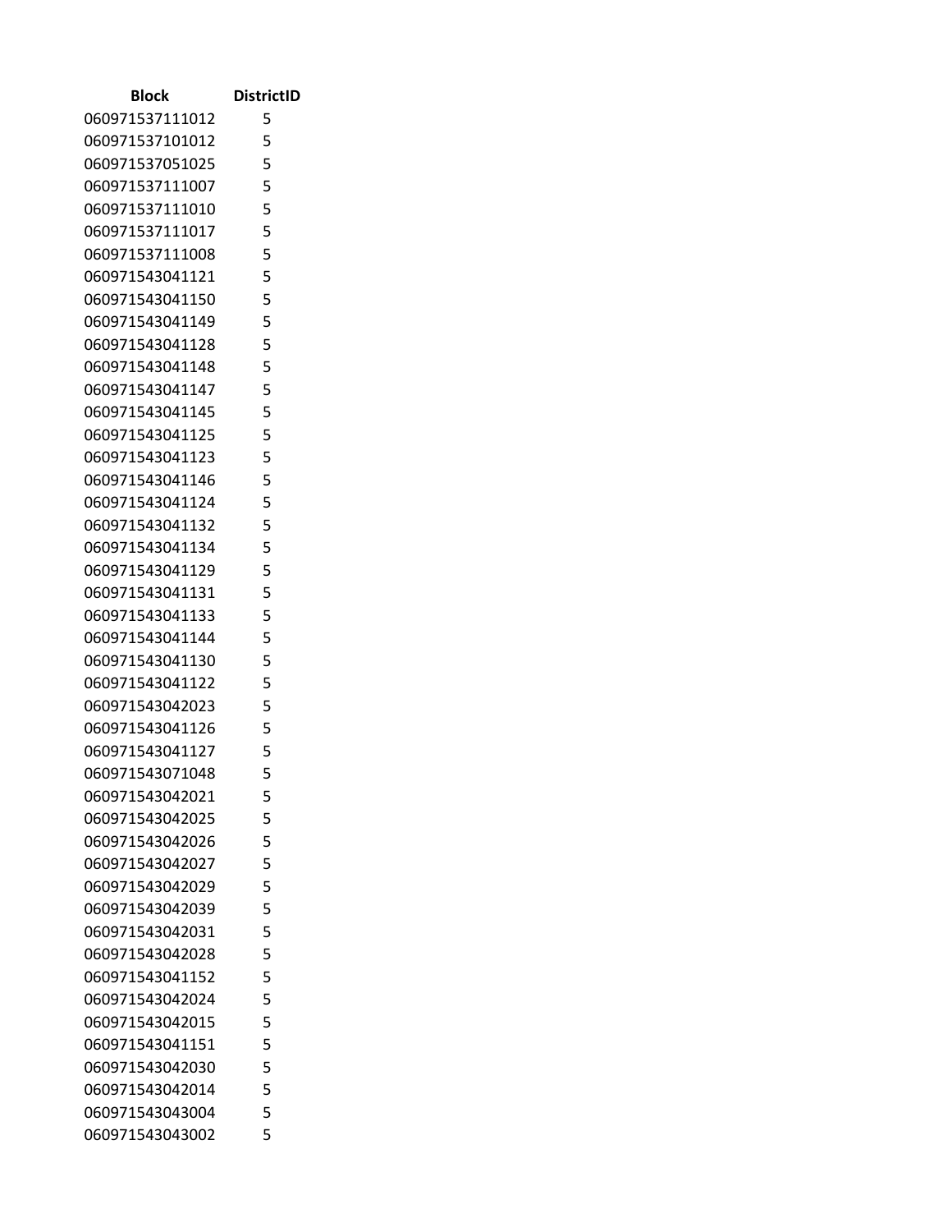| Block | DistrictID |
| --- | --- |
| 060971537111012 | 5 |
| 060971537101012 | 5 |
| 060971537051025 | 5 |
| 060971537111007 | 5 |
| 060971537111010 | 5 |
| 060971537111017 | 5 |
| 060971537111008 | 5 |
| 060971543041121 | 5 |
| 060971543041150 | 5 |
| 060971543041149 | 5 |
| 060971543041128 | 5 |
| 060971543041148 | 5 |
| 060971543041147 | 5 |
| 060971543041145 | 5 |
| 060971543041125 | 5 |
| 060971543041123 | 5 |
| 060971543041146 | 5 |
| 060971543041124 | 5 |
| 060971543041132 | 5 |
| 060971543041134 | 5 |
| 060971543041129 | 5 |
| 060971543041131 | 5 |
| 060971543041133 | 5 |
| 060971543041144 | 5 |
| 060971543041130 | 5 |
| 060971543041122 | 5 |
| 060971543042023 | 5 |
| 060971543041126 | 5 |
| 060971543041127 | 5 |
| 060971543071048 | 5 |
| 060971543042021 | 5 |
| 060971543042025 | 5 |
| 060971543042026 | 5 |
| 060971543042027 | 5 |
| 060971543042029 | 5 |
| 060971543042039 | 5 |
| 060971543042031 | 5 |
| 060971543042028 | 5 |
| 060971543041152 | 5 |
| 060971543042024 | 5 |
| 060971543042015 | 5 |
| 060971543041151 | 5 |
| 060971543042030 | 5 |
| 060971543042014 | 5 |
| 060971543043004 | 5 |
| 060971543043002 | 5 |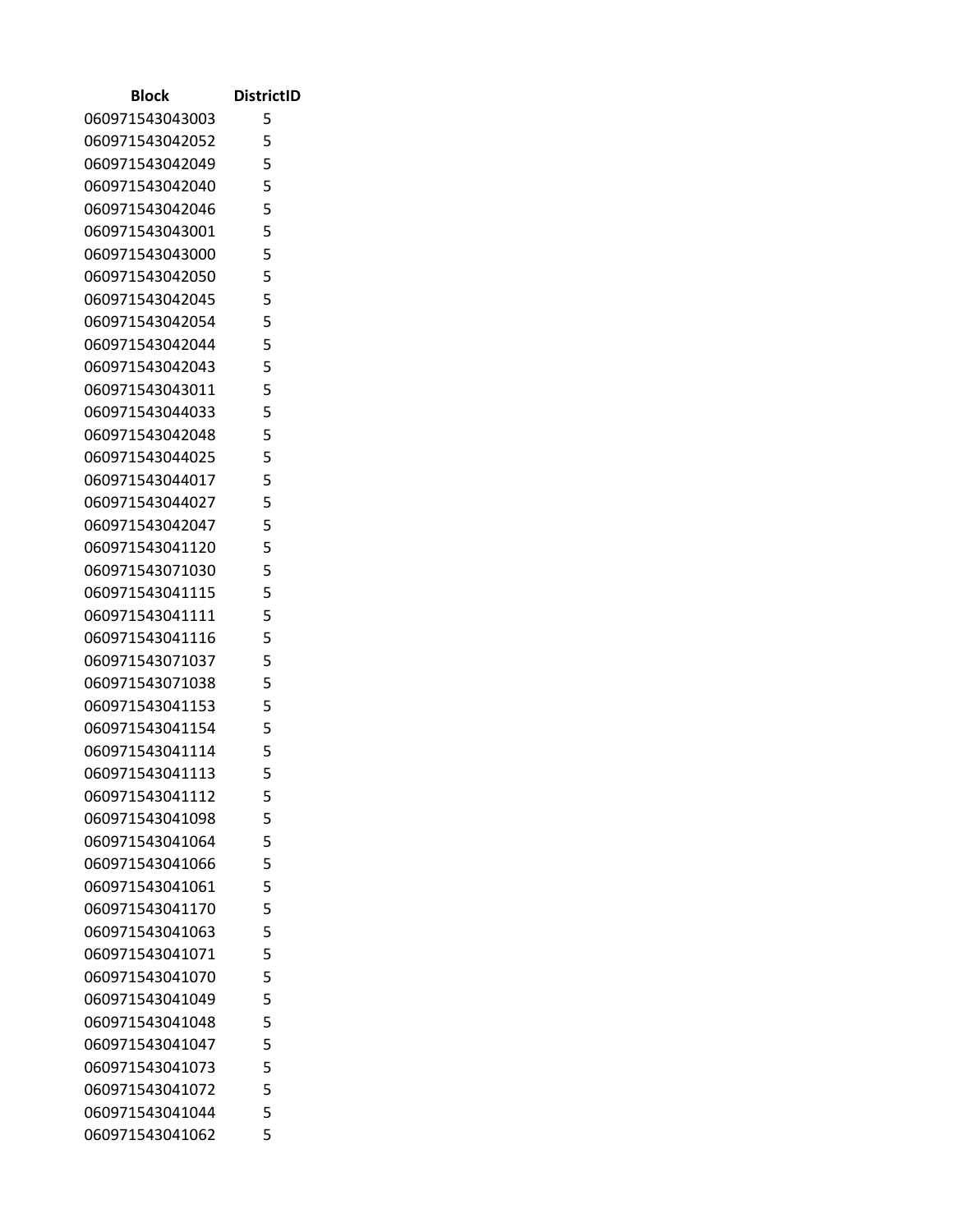| Block | DistrictID |
|---|---|
| 060971543043003 | 5 |
| 060971543042052 | 5 |
| 060971543042049 | 5 |
| 060971543042040 | 5 |
| 060971543042046 | 5 |
| 060971543043001 | 5 |
| 060971543043000 | 5 |
| 060971543042050 | 5 |
| 060971543042045 | 5 |
| 060971543042054 | 5 |
| 060971543042044 | 5 |
| 060971543042043 | 5 |
| 060971543043011 | 5 |
| 060971543044033 | 5 |
| 060971543042048 | 5 |
| 060971543044025 | 5 |
| 060971543044017 | 5 |
| 060971543044027 | 5 |
| 060971543042047 | 5 |
| 060971543041120 | 5 |
| 060971543071030 | 5 |
| 060971543041115 | 5 |
| 060971543041111 | 5 |
| 060971543041116 | 5 |
| 060971543071037 | 5 |
| 060971543071038 | 5 |
| 060971543041153 | 5 |
| 060971543041154 | 5 |
| 060971543041114 | 5 |
| 060971543041113 | 5 |
| 060971543041112 | 5 |
| 060971543041098 | 5 |
| 060971543041064 | 5 |
| 060971543041066 | 5 |
| 060971543041061 | 5 |
| 060971543041170 | 5 |
| 060971543041063 | 5 |
| 060971543041071 | 5 |
| 060971543041070 | 5 |
| 060971543041049 | 5 |
| 060971543041048 | 5 |
| 060971543041047 | 5 |
| 060971543041073 | 5 |
| 060971543041072 | 5 |
| 060971543041044 | 5 |
| 060971543041062 | 5 |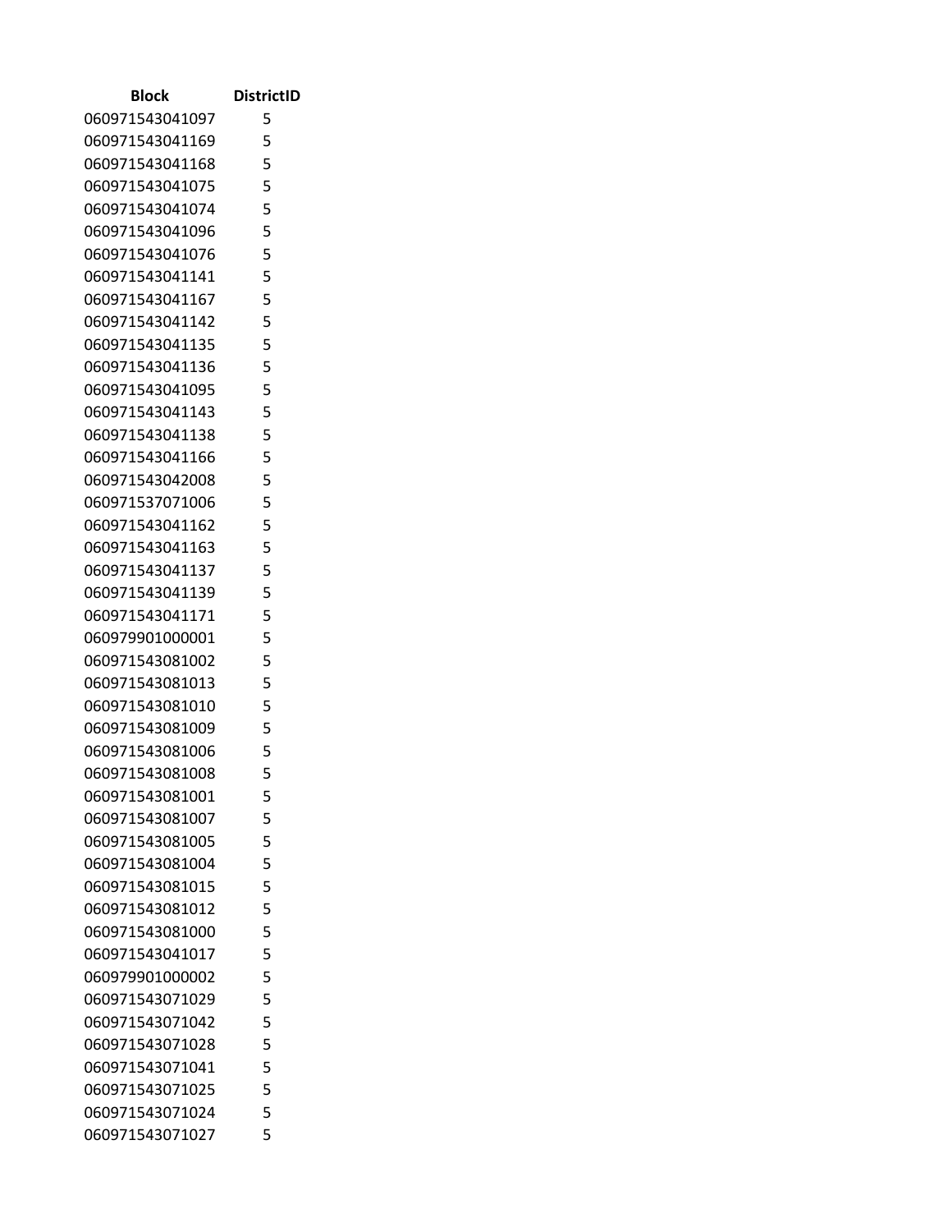| Block | DistrictID |
|---|---|
| 060971543041097 | 5 |
| 060971543041169 | 5 |
| 060971543041168 | 5 |
| 060971543041075 | 5 |
| 060971543041074 | 5 |
| 060971543041096 | 5 |
| 060971543041076 | 5 |
| 060971543041141 | 5 |
| 060971543041167 | 5 |
| 060971543041142 | 5 |
| 060971543041135 | 5 |
| 060971543041136 | 5 |
| 060971543041095 | 5 |
| 060971543041143 | 5 |
| 060971543041138 | 5 |
| 060971543041166 | 5 |
| 060971543042008 | 5 |
| 060971537071006 | 5 |
| 060971543041162 | 5 |
| 060971543041163 | 5 |
| 060971543041137 | 5 |
| 060971543041139 | 5 |
| 060971543041171 | 5 |
| 060979901000001 | 5 |
| 060971543081002 | 5 |
| 060971543081013 | 5 |
| 060971543081010 | 5 |
| 060971543081009 | 5 |
| 060971543081006 | 5 |
| 060971543081008 | 5 |
| 060971543081001 | 5 |
| 060971543081007 | 5 |
| 060971543081005 | 5 |
| 060971543081004 | 5 |
| 060971543081015 | 5 |
| 060971543081012 | 5 |
| 060971543081000 | 5 |
| 060971543041017 | 5 |
| 060979901000002 | 5 |
| 060971543071029 | 5 |
| 060971543071042 | 5 |
| 060971543071028 | 5 |
| 060971543071041 | 5 |
| 060971543071025 | 5 |
| 060971543071024 | 5 |
| 060971543071027 | 5 |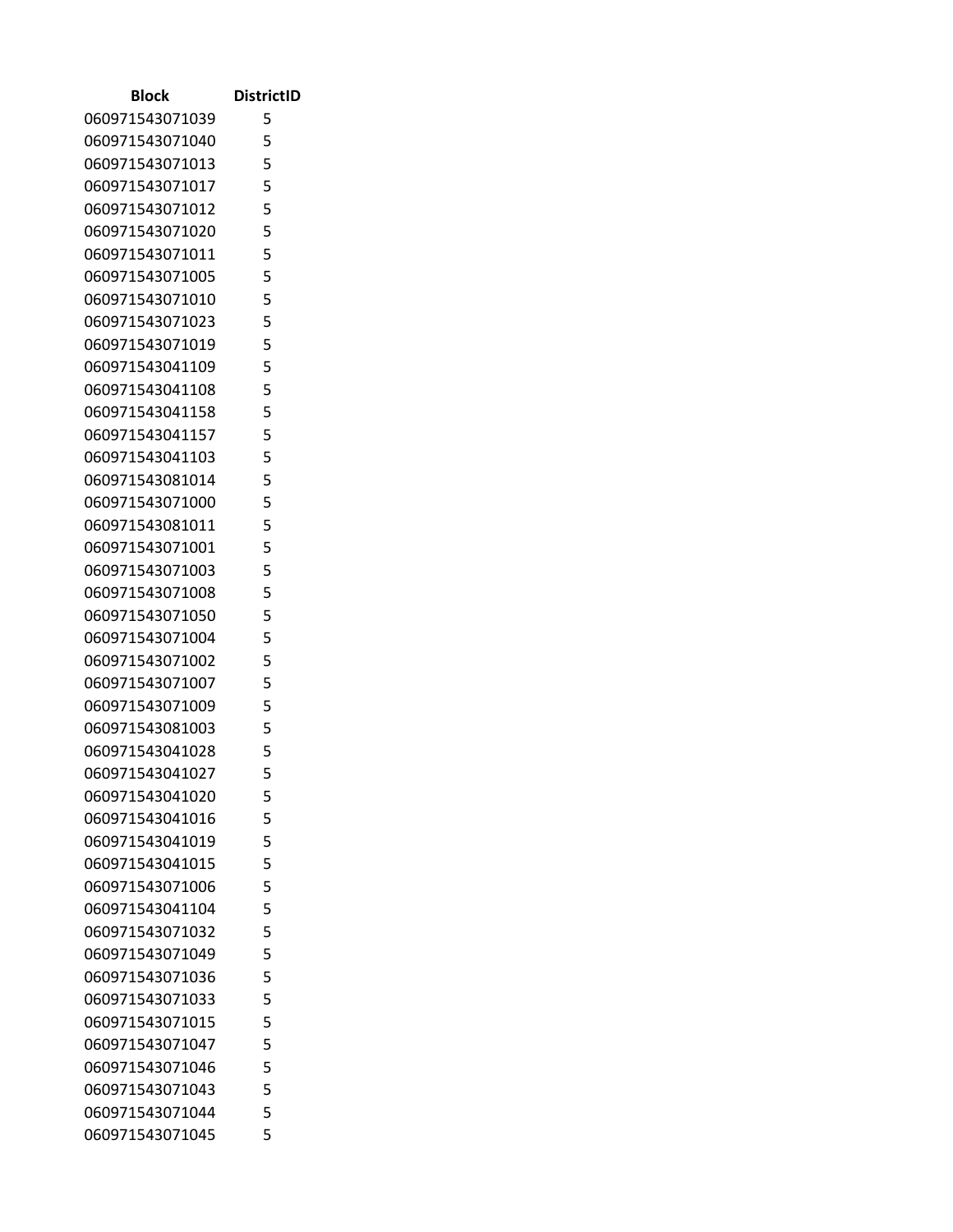| Block | DistrictID |
|---|---|
| 060971543071039 | 5 |
| 060971543071040 | 5 |
| 060971543071013 | 5 |
| 060971543071017 | 5 |
| 060971543071012 | 5 |
| 060971543071020 | 5 |
| 060971543071011 | 5 |
| 060971543071005 | 5 |
| 060971543071010 | 5 |
| 060971543071023 | 5 |
| 060971543071019 | 5 |
| 060971543041109 | 5 |
| 060971543041108 | 5 |
| 060971543041158 | 5 |
| 060971543041157 | 5 |
| 060971543041103 | 5 |
| 060971543081014 | 5 |
| 060971543071000 | 5 |
| 060971543081011 | 5 |
| 060971543071001 | 5 |
| 060971543071003 | 5 |
| 060971543071008 | 5 |
| 060971543071050 | 5 |
| 060971543071004 | 5 |
| 060971543071002 | 5 |
| 060971543071007 | 5 |
| 060971543071009 | 5 |
| 060971543081003 | 5 |
| 060971543041028 | 5 |
| 060971543041027 | 5 |
| 060971543041020 | 5 |
| 060971543041016 | 5 |
| 060971543041019 | 5 |
| 060971543041015 | 5 |
| 060971543071006 | 5 |
| 060971543041104 | 5 |
| 060971543071032 | 5 |
| 060971543071049 | 5 |
| 060971543071036 | 5 |
| 060971543071033 | 5 |
| 060971543071015 | 5 |
| 060971543071047 | 5 |
| 060971543071046 | 5 |
| 060971543071043 | 5 |
| 060971543071044 | 5 |
| 060971543071045 | 5 |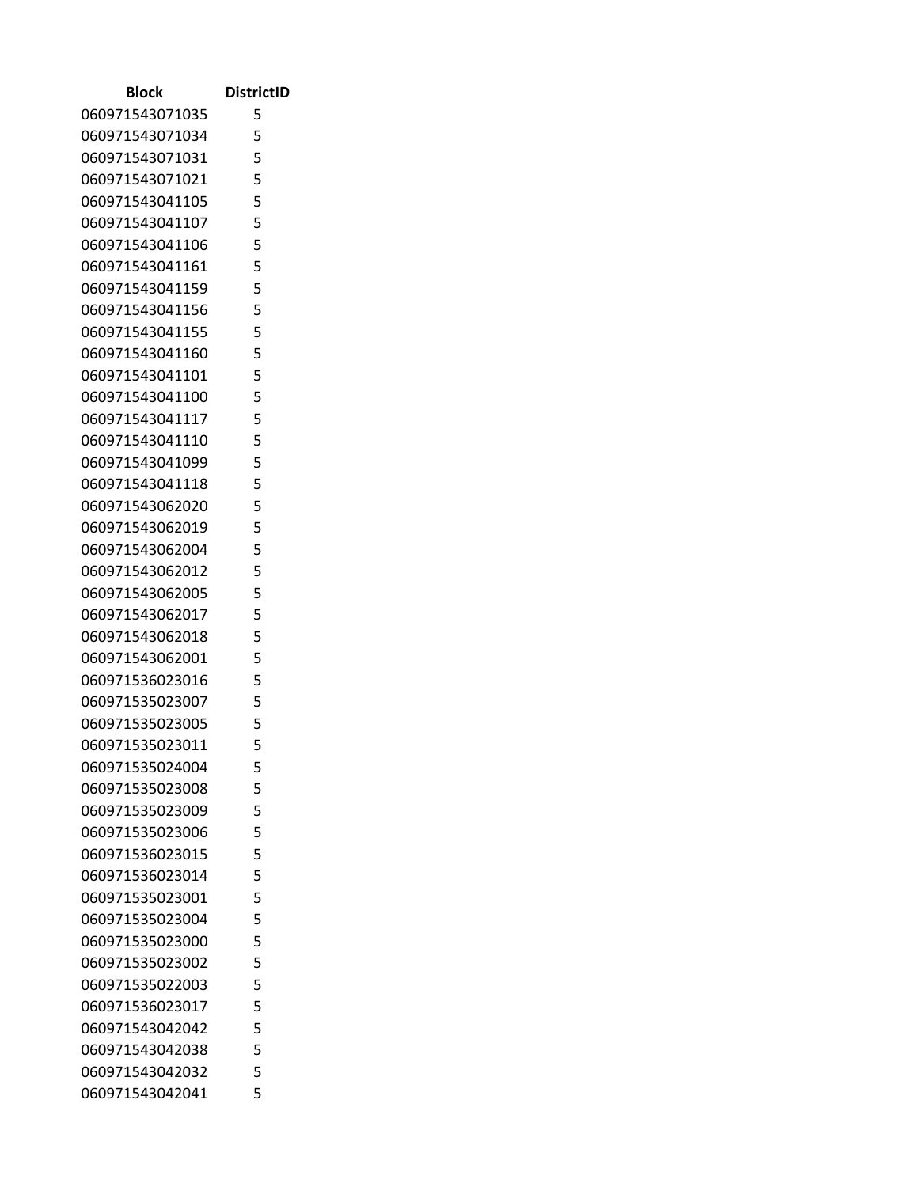| Block | DistrictID |
|---|---|
| 060971543071035 | 5 |
| 060971543071034 | 5 |
| 060971543071031 | 5 |
| 060971543071021 | 5 |
| 060971543041105 | 5 |
| 060971543041107 | 5 |
| 060971543041106 | 5 |
| 060971543041161 | 5 |
| 060971543041159 | 5 |
| 060971543041156 | 5 |
| 060971543041155 | 5 |
| 060971543041160 | 5 |
| 060971543041101 | 5 |
| 060971543041100 | 5 |
| 060971543041117 | 5 |
| 060971543041110 | 5 |
| 060971543041099 | 5 |
| 060971543041118 | 5 |
| 060971543062020 | 5 |
| 060971543062019 | 5 |
| 060971543062004 | 5 |
| 060971543062012 | 5 |
| 060971543062005 | 5 |
| 060971543062017 | 5 |
| 060971543062018 | 5 |
| 060971543062001 | 5 |
| 060971536023016 | 5 |
| 060971535023007 | 5 |
| 060971535023005 | 5 |
| 060971535023011 | 5 |
| 060971535024004 | 5 |
| 060971535023008 | 5 |
| 060971535023009 | 5 |
| 060971535023006 | 5 |
| 060971536023015 | 5 |
| 060971536023014 | 5 |
| 060971535023001 | 5 |
| 060971535023004 | 5 |
| 060971535023000 | 5 |
| 060971535023002 | 5 |
| 060971535022003 | 5 |
| 060971536023017 | 5 |
| 060971543042042 | 5 |
| 060971543042038 | 5 |
| 060971543042032 | 5 |
| 060971543042041 | 5 |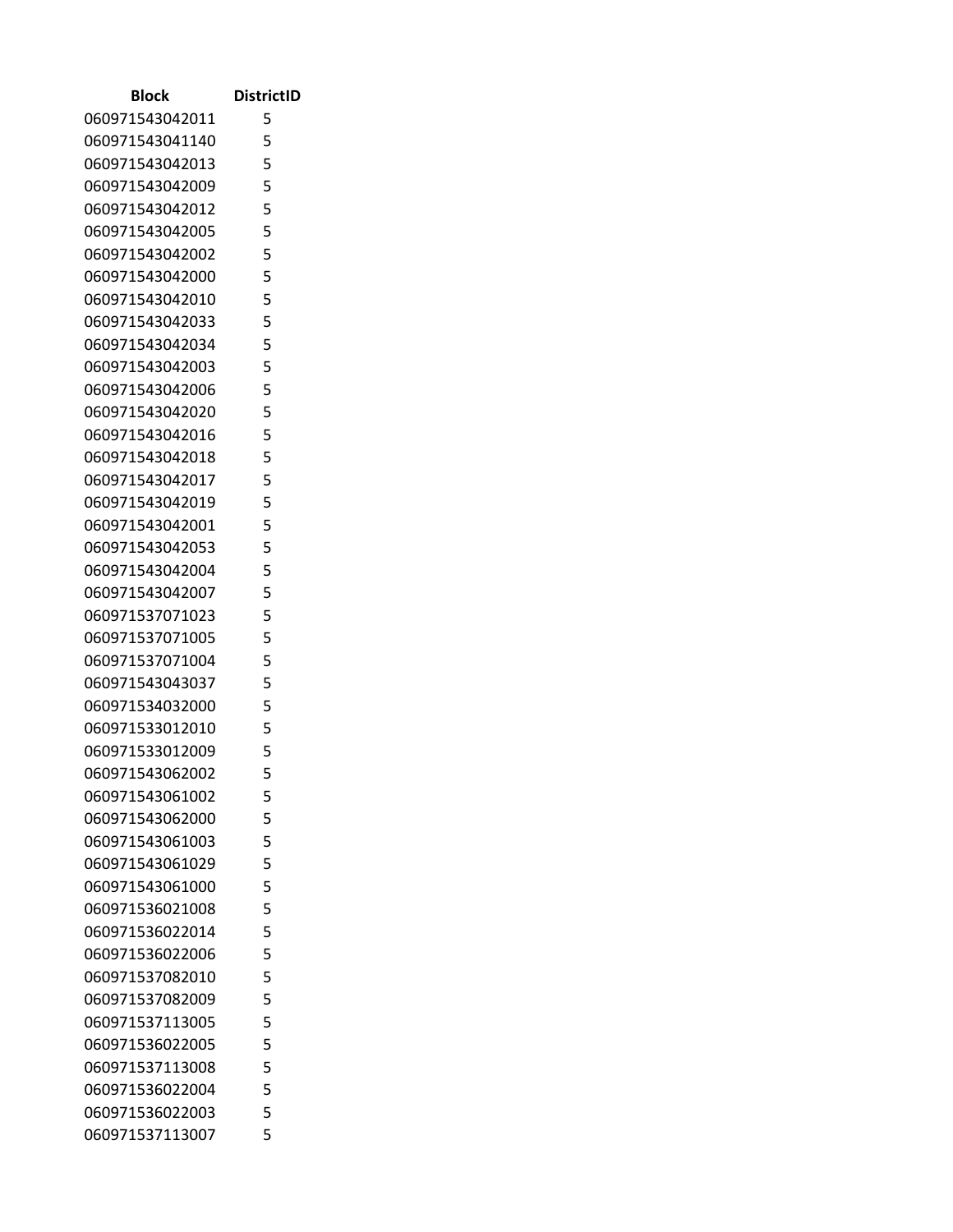| Block | DistrictID |
|---|---|
| 060971543042011 | 5 |
| 060971543041140 | 5 |
| 060971543042013 | 5 |
| 060971543042009 | 5 |
| 060971543042012 | 5 |
| 060971543042005 | 5 |
| 060971543042002 | 5 |
| 060971543042000 | 5 |
| 060971543042010 | 5 |
| 060971543042033 | 5 |
| 060971543042034 | 5 |
| 060971543042003 | 5 |
| 060971543042006 | 5 |
| 060971543042020 | 5 |
| 060971543042016 | 5 |
| 060971543042018 | 5 |
| 060971543042017 | 5 |
| 060971543042019 | 5 |
| 060971543042001 | 5 |
| 060971543042053 | 5 |
| 060971543042004 | 5 |
| 060971543042007 | 5 |
| 060971537071023 | 5 |
| 060971537071005 | 5 |
| 060971537071004 | 5 |
| 060971543043037 | 5 |
| 060971534032000 | 5 |
| 060971533012010 | 5 |
| 060971533012009 | 5 |
| 060971543062002 | 5 |
| 060971543061002 | 5 |
| 060971543062000 | 5 |
| 060971543061003 | 5 |
| 060971543061029 | 5 |
| 060971543061000 | 5 |
| 060971536021008 | 5 |
| 060971536022014 | 5 |
| 060971536022006 | 5 |
| 060971537082010 | 5 |
| 060971537082009 | 5 |
| 060971537113005 | 5 |
| 060971536022005 | 5 |
| 060971537113008 | 5 |
| 060971536022004 | 5 |
| 060971536022003 | 5 |
| 060971537113007 | 5 |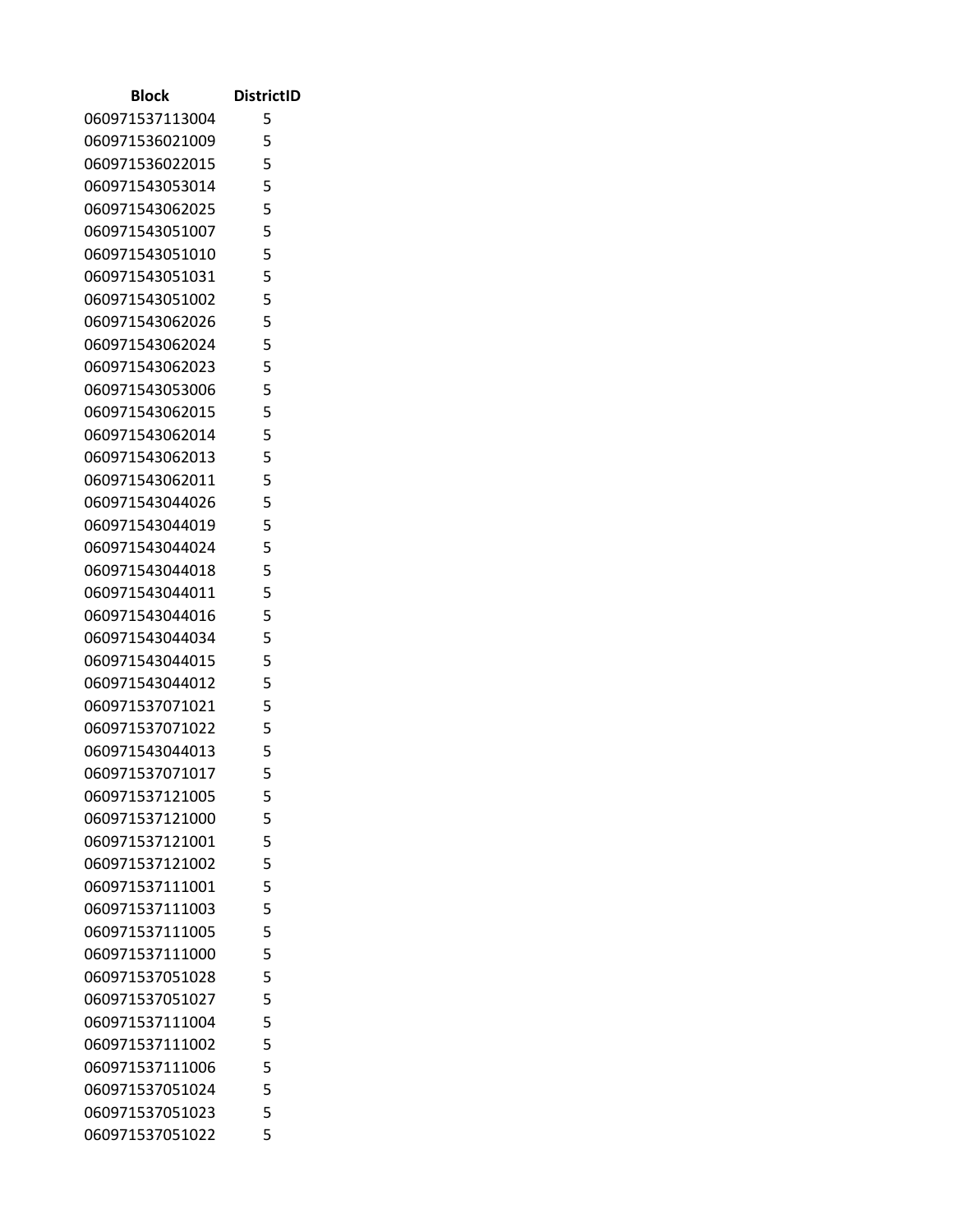| Block | DistrictID |
|---|---|
| 060971537113004 | 5 |
| 060971536021009 | 5 |
| 060971536022015 | 5 |
| 060971543053014 | 5 |
| 060971543062025 | 5 |
| 060971543051007 | 5 |
| 060971543051010 | 5 |
| 060971543051031 | 5 |
| 060971543051002 | 5 |
| 060971543062026 | 5 |
| 060971543062024 | 5 |
| 060971543062023 | 5 |
| 060971543053006 | 5 |
| 060971543062015 | 5 |
| 060971543062014 | 5 |
| 060971543062013 | 5 |
| 060971543062011 | 5 |
| 060971543044026 | 5 |
| 060971543044019 | 5 |
| 060971543044024 | 5 |
| 060971543044018 | 5 |
| 060971543044011 | 5 |
| 060971543044016 | 5 |
| 060971543044034 | 5 |
| 060971543044015 | 5 |
| 060971543044012 | 5 |
| 060971537071021 | 5 |
| 060971537071022 | 5 |
| 060971543044013 | 5 |
| 060971537071017 | 5 |
| 060971537121005 | 5 |
| 060971537121000 | 5 |
| 060971537121001 | 5 |
| 060971537121002 | 5 |
| 060971537111001 | 5 |
| 060971537111003 | 5 |
| 060971537111005 | 5 |
| 060971537111000 | 5 |
| 060971537051028 | 5 |
| 060971537051027 | 5 |
| 060971537111004 | 5 |
| 060971537111002 | 5 |
| 060971537111006 | 5 |
| 060971537051024 | 5 |
| 060971537051023 | 5 |
| 060971537051022 | 5 |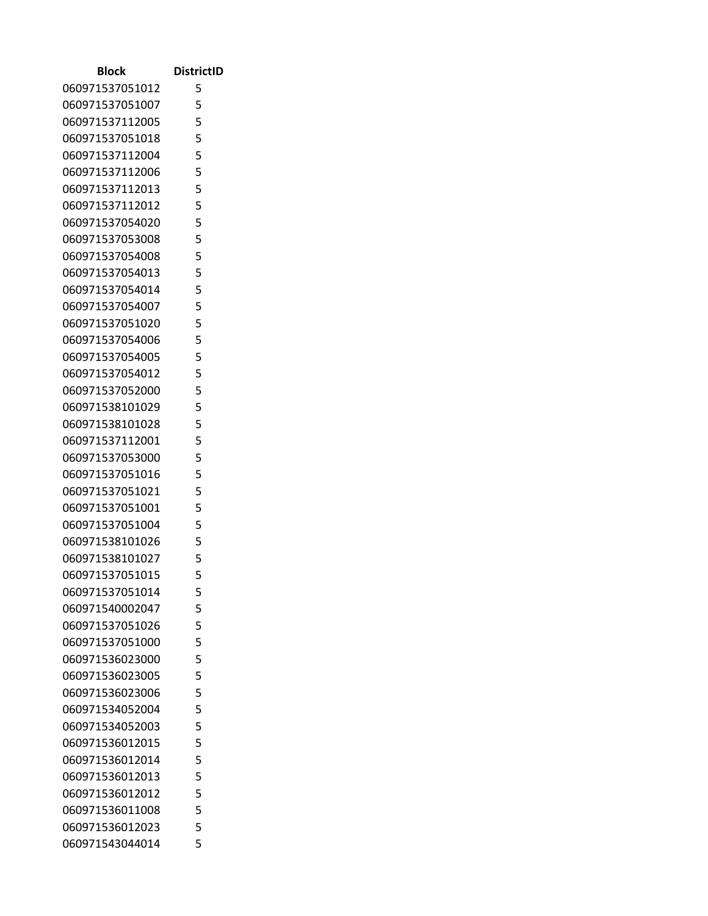| Block | DistrictID |
| --- | --- |
| 060971537051012 | 5 |
| 060971537051007 | 5 |
| 060971537112005 | 5 |
| 060971537051018 | 5 |
| 060971537112004 | 5 |
| 060971537112006 | 5 |
| 060971537112013 | 5 |
| 060971537112012 | 5 |
| 060971537054020 | 5 |
| 060971537053008 | 5 |
| 060971537054008 | 5 |
| 060971537054013 | 5 |
| 060971537054014 | 5 |
| 060971537054007 | 5 |
| 060971537051020 | 5 |
| 060971537054006 | 5 |
| 060971537054005 | 5 |
| 060971537054012 | 5 |
| 060971537052000 | 5 |
| 060971538101029 | 5 |
| 060971538101028 | 5 |
| 060971537112001 | 5 |
| 060971537053000 | 5 |
| 060971537051016 | 5 |
| 060971537051021 | 5 |
| 060971537051001 | 5 |
| 060971537051004 | 5 |
| 060971538101026 | 5 |
| 060971538101027 | 5 |
| 060971537051015 | 5 |
| 060971537051014 | 5 |
| 060971540002047 | 5 |
| 060971537051026 | 5 |
| 060971537051000 | 5 |
| 060971536023000 | 5 |
| 060971536023005 | 5 |
| 060971536023006 | 5 |
| 060971534052004 | 5 |
| 060971534052003 | 5 |
| 060971536012015 | 5 |
| 060971536012014 | 5 |
| 060971536012013 | 5 |
| 060971536012012 | 5 |
| 060971536011008 | 5 |
| 060971536012023 | 5 |
| 060971543044014 | 5 |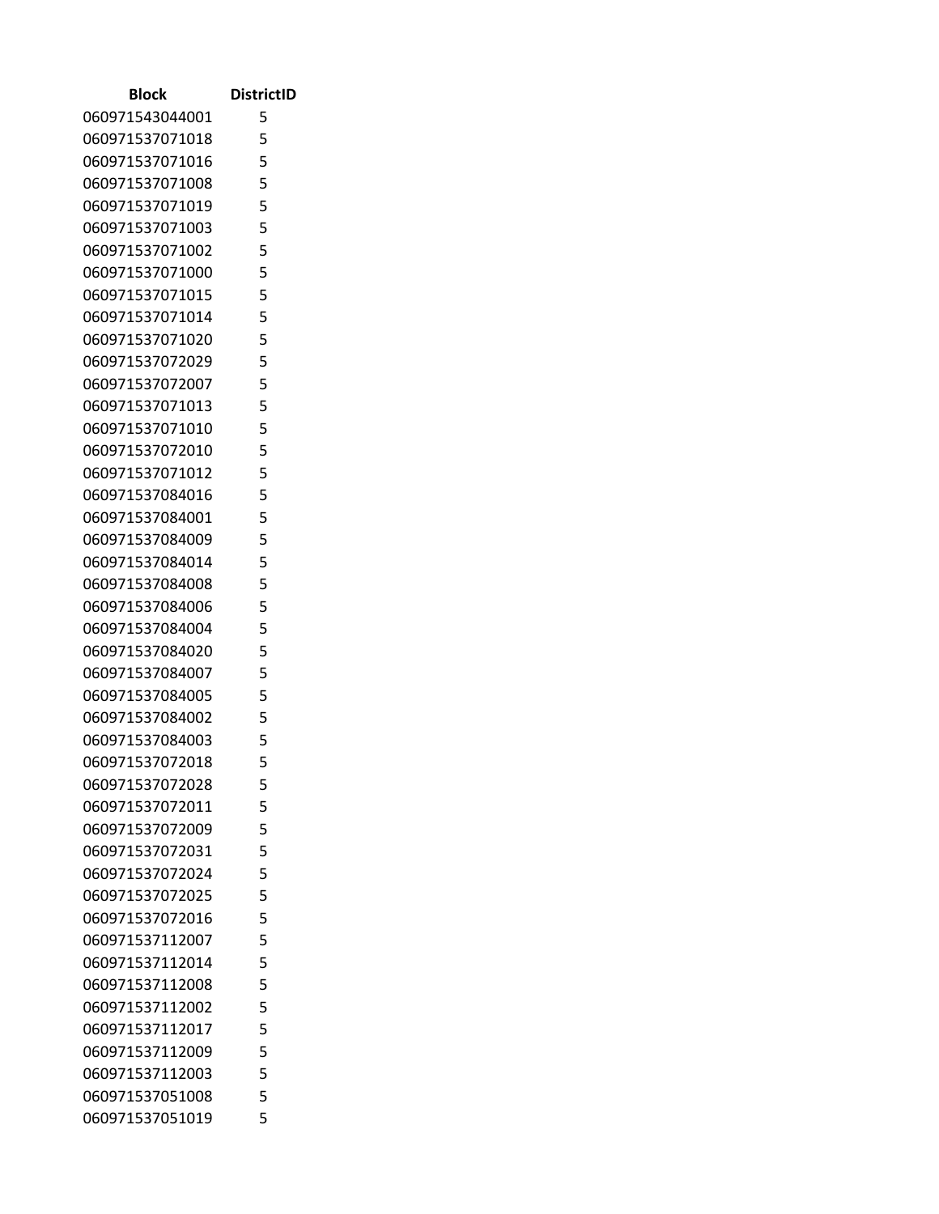| Block | DistrictID |
|---|---|
| 060971543044001 | 5 |
| 060971537071018 | 5 |
| 060971537071016 | 5 |
| 060971537071008 | 5 |
| 060971537071019 | 5 |
| 060971537071003 | 5 |
| 060971537071002 | 5 |
| 060971537071000 | 5 |
| 060971537071015 | 5 |
| 060971537071014 | 5 |
| 060971537071020 | 5 |
| 060971537072029 | 5 |
| 060971537072007 | 5 |
| 060971537071013 | 5 |
| 060971537071010 | 5 |
| 060971537072010 | 5 |
| 060971537071012 | 5 |
| 060971537084016 | 5 |
| 060971537084001 | 5 |
| 060971537084009 | 5 |
| 060971537084014 | 5 |
| 060971537084008 | 5 |
| 060971537084006 | 5 |
| 060971537084004 | 5 |
| 060971537084020 | 5 |
| 060971537084007 | 5 |
| 060971537084005 | 5 |
| 060971537084002 | 5 |
| 060971537084003 | 5 |
| 060971537072018 | 5 |
| 060971537072028 | 5 |
| 060971537072011 | 5 |
| 060971537072009 | 5 |
| 060971537072031 | 5 |
| 060971537072024 | 5 |
| 060971537072025 | 5 |
| 060971537072016 | 5 |
| 060971537112007 | 5 |
| 060971537112014 | 5 |
| 060971537112008 | 5 |
| 060971537112002 | 5 |
| 060971537112017 | 5 |
| 060971537112009 | 5 |
| 060971537112003 | 5 |
| 060971537051008 | 5 |
| 060971537051019 | 5 |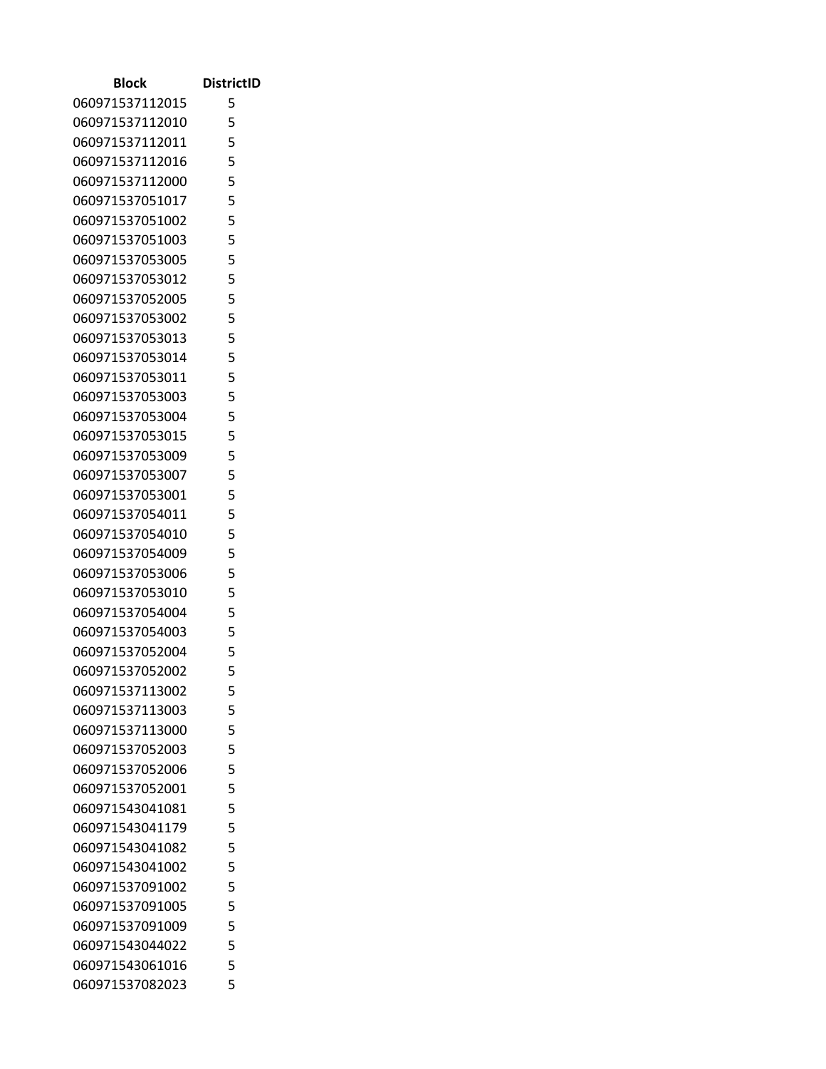| Block | DistrictID |
| --- | --- |
| 060971537112015 | 5 |
| 060971537112010 | 5 |
| 060971537112011 | 5 |
| 060971537112016 | 5 |
| 060971537112000 | 5 |
| 060971537051017 | 5 |
| 060971537051002 | 5 |
| 060971537051003 | 5 |
| 060971537053005 | 5 |
| 060971537053012 | 5 |
| 060971537052005 | 5 |
| 060971537053002 | 5 |
| 060971537053013 | 5 |
| 060971537053014 | 5 |
| 060971537053011 | 5 |
| 060971537053003 | 5 |
| 060971537053004 | 5 |
| 060971537053015 | 5 |
| 060971537053009 | 5 |
| 060971537053007 | 5 |
| 060971537053001 | 5 |
| 060971537054011 | 5 |
| 060971537054010 | 5 |
| 060971537054009 | 5 |
| 060971537053006 | 5 |
| 060971537053010 | 5 |
| 060971537054004 | 5 |
| 060971537054003 | 5 |
| 060971537052004 | 5 |
| 060971537052002 | 5 |
| 060971537113002 | 5 |
| 060971537113003 | 5 |
| 060971537113000 | 5 |
| 060971537052003 | 5 |
| 060971537052006 | 5 |
| 060971537052001 | 5 |
| 060971543041081 | 5 |
| 060971543041179 | 5 |
| 060971543041082 | 5 |
| 060971543041002 | 5 |
| 060971537091002 | 5 |
| 060971537091005 | 5 |
| 060971537091009 | 5 |
| 060971543044022 | 5 |
| 060971543061016 | 5 |
| 060971537082023 | 5 |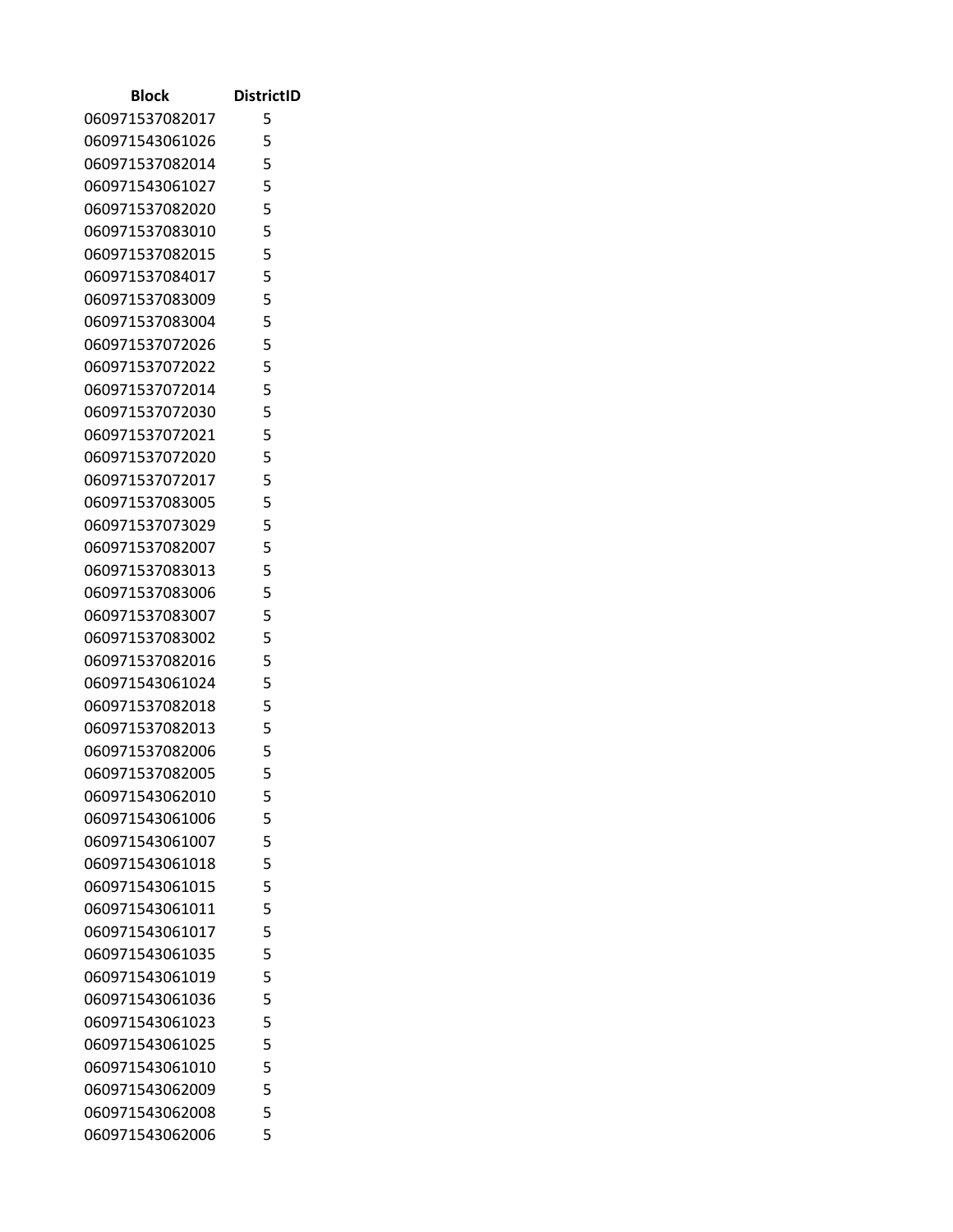| Block | DistrictID |
| --- | --- |
| 060971537082017 | 5 |
| 060971543061026 | 5 |
| 060971537082014 | 5 |
| 060971543061027 | 5 |
| 060971537082020 | 5 |
| 060971537083010 | 5 |
| 060971537082015 | 5 |
| 060971537084017 | 5 |
| 060971537083009 | 5 |
| 060971537083004 | 5 |
| 060971537072026 | 5 |
| 060971537072022 | 5 |
| 060971537072014 | 5 |
| 060971537072030 | 5 |
| 060971537072021 | 5 |
| 060971537072020 | 5 |
| 060971537072017 | 5 |
| 060971537083005 | 5 |
| 060971537073029 | 5 |
| 060971537082007 | 5 |
| 060971537083013 | 5 |
| 060971537083006 | 5 |
| 060971537083007 | 5 |
| 060971537083002 | 5 |
| 060971537082016 | 5 |
| 060971543061024 | 5 |
| 060971537082018 | 5 |
| 060971537082013 | 5 |
| 060971537082006 | 5 |
| 060971537082005 | 5 |
| 060971543062010 | 5 |
| 060971543061006 | 5 |
| 060971543061007 | 5 |
| 060971543061018 | 5 |
| 060971543061015 | 5 |
| 060971543061011 | 5 |
| 060971543061017 | 5 |
| 060971543061035 | 5 |
| 060971543061019 | 5 |
| 060971543061036 | 5 |
| 060971543061023 | 5 |
| 060971543061025 | 5 |
| 060971543061010 | 5 |
| 060971543062009 | 5 |
| 060971543062008 | 5 |
| 060971543062006 | 5 |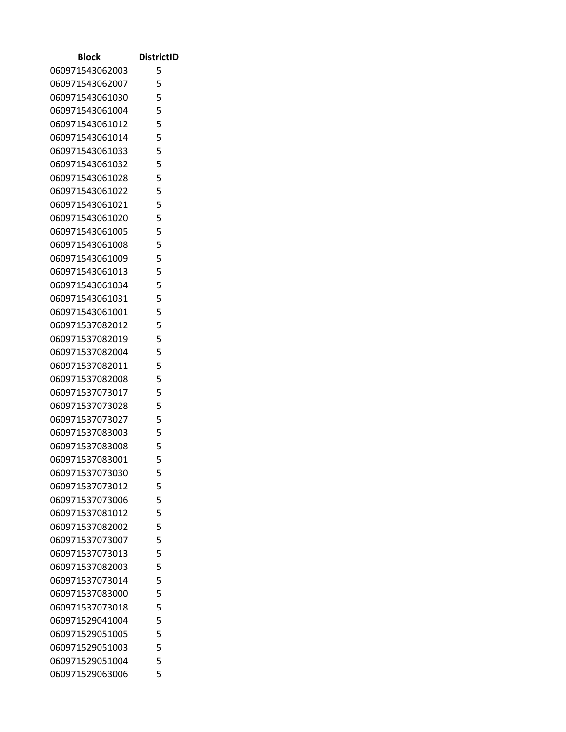| Block | DistrictID |
|---|---|
| 060971543062003 | 5 |
| 060971543062007 | 5 |
| 060971543061030 | 5 |
| 060971543061004 | 5 |
| 060971543061012 | 5 |
| 060971543061014 | 5 |
| 060971543061033 | 5 |
| 060971543061032 | 5 |
| 060971543061028 | 5 |
| 060971543061022 | 5 |
| 060971543061021 | 5 |
| 060971543061020 | 5 |
| 060971543061005 | 5 |
| 060971543061008 | 5 |
| 060971543061009 | 5 |
| 060971543061013 | 5 |
| 060971543061034 | 5 |
| 060971543061031 | 5 |
| 060971543061001 | 5 |
| 060971537082012 | 5 |
| 060971537082019 | 5 |
| 060971537082004 | 5 |
| 060971537082011 | 5 |
| 060971537082008 | 5 |
| 060971537073017 | 5 |
| 060971537073028 | 5 |
| 060971537073027 | 5 |
| 060971537083003 | 5 |
| 060971537083008 | 5 |
| 060971537083001 | 5 |
| 060971537073030 | 5 |
| 060971537073012 | 5 |
| 060971537073006 | 5 |
| 060971537081012 | 5 |
| 060971537082002 | 5 |
| 060971537073007 | 5 |
| 060971537073013 | 5 |
| 060971537082003 | 5 |
| 060971537073014 | 5 |
| 060971537083000 | 5 |
| 060971537073018 | 5 |
| 060971529041004 | 5 |
| 060971529051005 | 5 |
| 060971529051003 | 5 |
| 060971529051004 | 5 |
| 060971529063006 | 5 |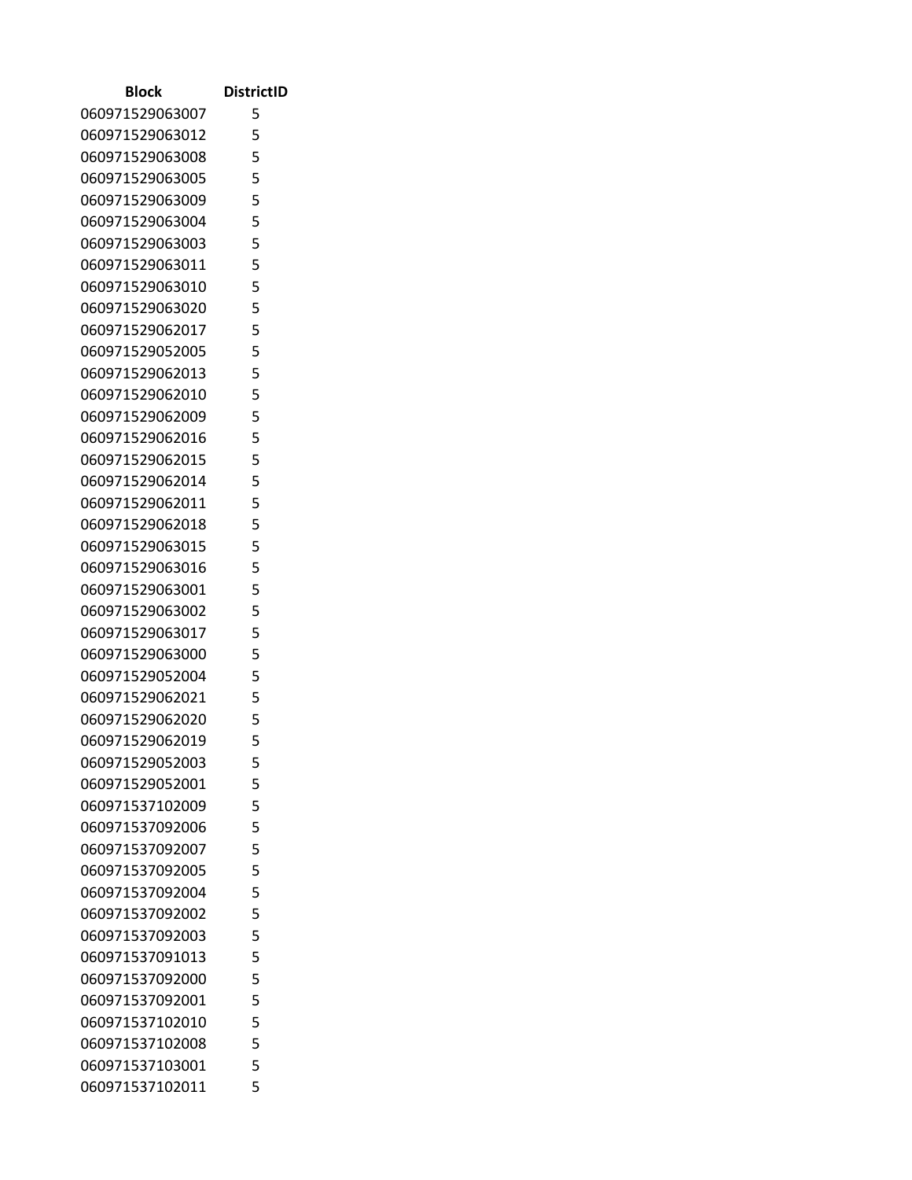| Block | DistrictID |
|---|---|
| 060971529063007 | 5 |
| 060971529063012 | 5 |
| 060971529063008 | 5 |
| 060971529063005 | 5 |
| 060971529063009 | 5 |
| 060971529063004 | 5 |
| 060971529063003 | 5 |
| 060971529063011 | 5 |
| 060971529063010 | 5 |
| 060971529063020 | 5 |
| 060971529062017 | 5 |
| 060971529052005 | 5 |
| 060971529062013 | 5 |
| 060971529062010 | 5 |
| 060971529062009 | 5 |
| 060971529062016 | 5 |
| 060971529062015 | 5 |
| 060971529062014 | 5 |
| 060971529062011 | 5 |
| 060971529062018 | 5 |
| 060971529063015 | 5 |
| 060971529063016 | 5 |
| 060971529063001 | 5 |
| 060971529063002 | 5 |
| 060971529063017 | 5 |
| 060971529063000 | 5 |
| 060971529052004 | 5 |
| 060971529062021 | 5 |
| 060971529062020 | 5 |
| 060971529062019 | 5 |
| 060971529052003 | 5 |
| 060971529052001 | 5 |
| 060971537102009 | 5 |
| 060971537092006 | 5 |
| 060971537092007 | 5 |
| 060971537092005 | 5 |
| 060971537092004 | 5 |
| 060971537092002 | 5 |
| 060971537092003 | 5 |
| 060971537091013 | 5 |
| 060971537092000 | 5 |
| 060971537092001 | 5 |
| 060971537102010 | 5 |
| 060971537102008 | 5 |
| 060971537103001 | 5 |
| 060971537102011 | 5 |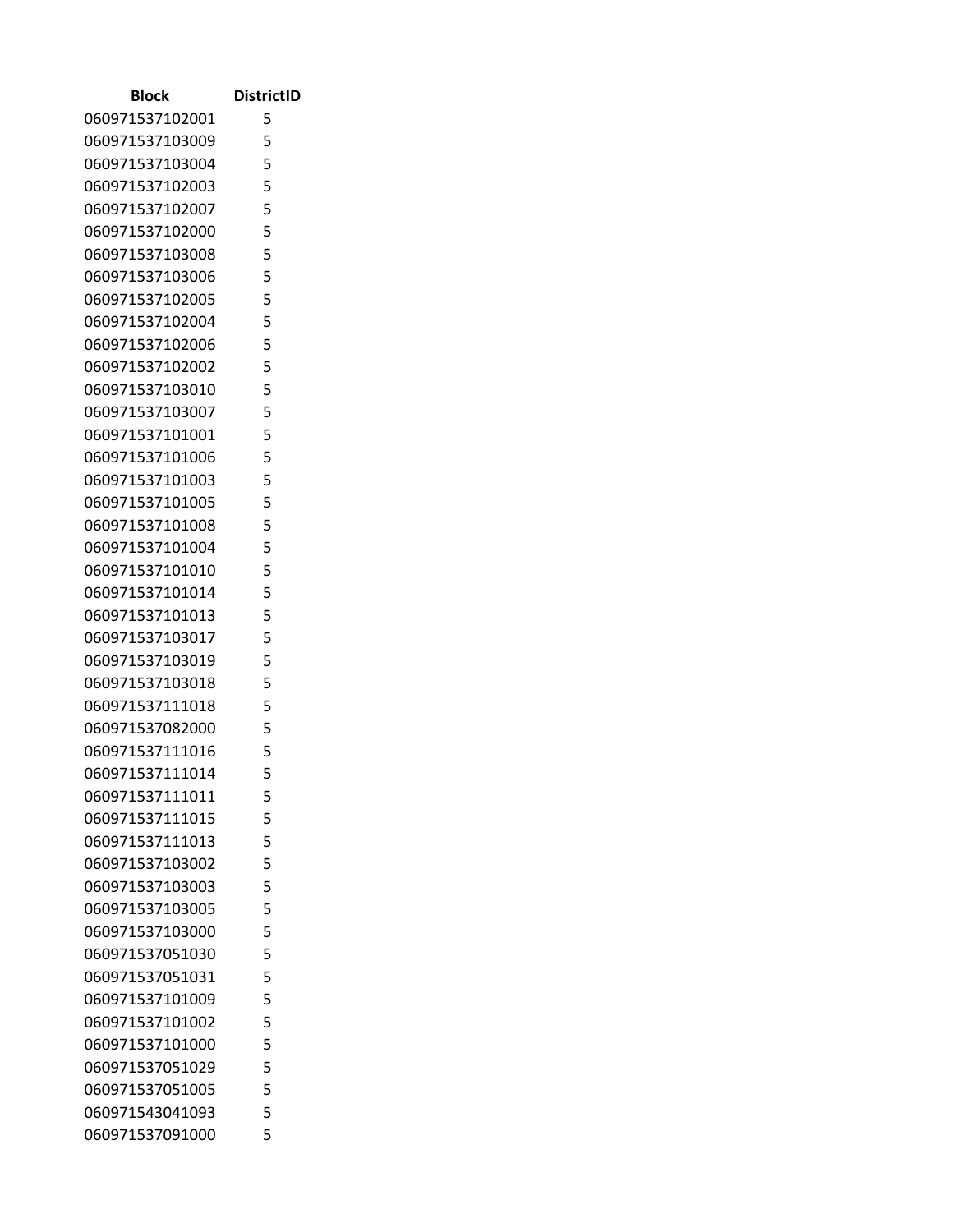| Block | DistrictID |
|---|---|
| 060971537102001 | 5 |
| 060971537103009 | 5 |
| 060971537103004 | 5 |
| 060971537102003 | 5 |
| 060971537102007 | 5 |
| 060971537102000 | 5 |
| 060971537103008 | 5 |
| 060971537103006 | 5 |
| 060971537102005 | 5 |
| 060971537102004 | 5 |
| 060971537102006 | 5 |
| 060971537102002 | 5 |
| 060971537103010 | 5 |
| 060971537103007 | 5 |
| 060971537101001 | 5 |
| 060971537101006 | 5 |
| 060971537101003 | 5 |
| 060971537101005 | 5 |
| 060971537101008 | 5 |
| 060971537101004 | 5 |
| 060971537101010 | 5 |
| 060971537101014 | 5 |
| 060971537101013 | 5 |
| 060971537103017 | 5 |
| 060971537103019 | 5 |
| 060971537103018 | 5 |
| 060971537111018 | 5 |
| 060971537082000 | 5 |
| 060971537111016 | 5 |
| 060971537111014 | 5 |
| 060971537111011 | 5 |
| 060971537111015 | 5 |
| 060971537111013 | 5 |
| 060971537103002 | 5 |
| 060971537103003 | 5 |
| 060971537103005 | 5 |
| 060971537103000 | 5 |
| 060971537051030 | 5 |
| 060971537051031 | 5 |
| 060971537101009 | 5 |
| 060971537101002 | 5 |
| 060971537101000 | 5 |
| 060971537051029 | 5 |
| 060971537051005 | 5 |
| 060971543041093 | 5 |
| 060971537091000 | 5 |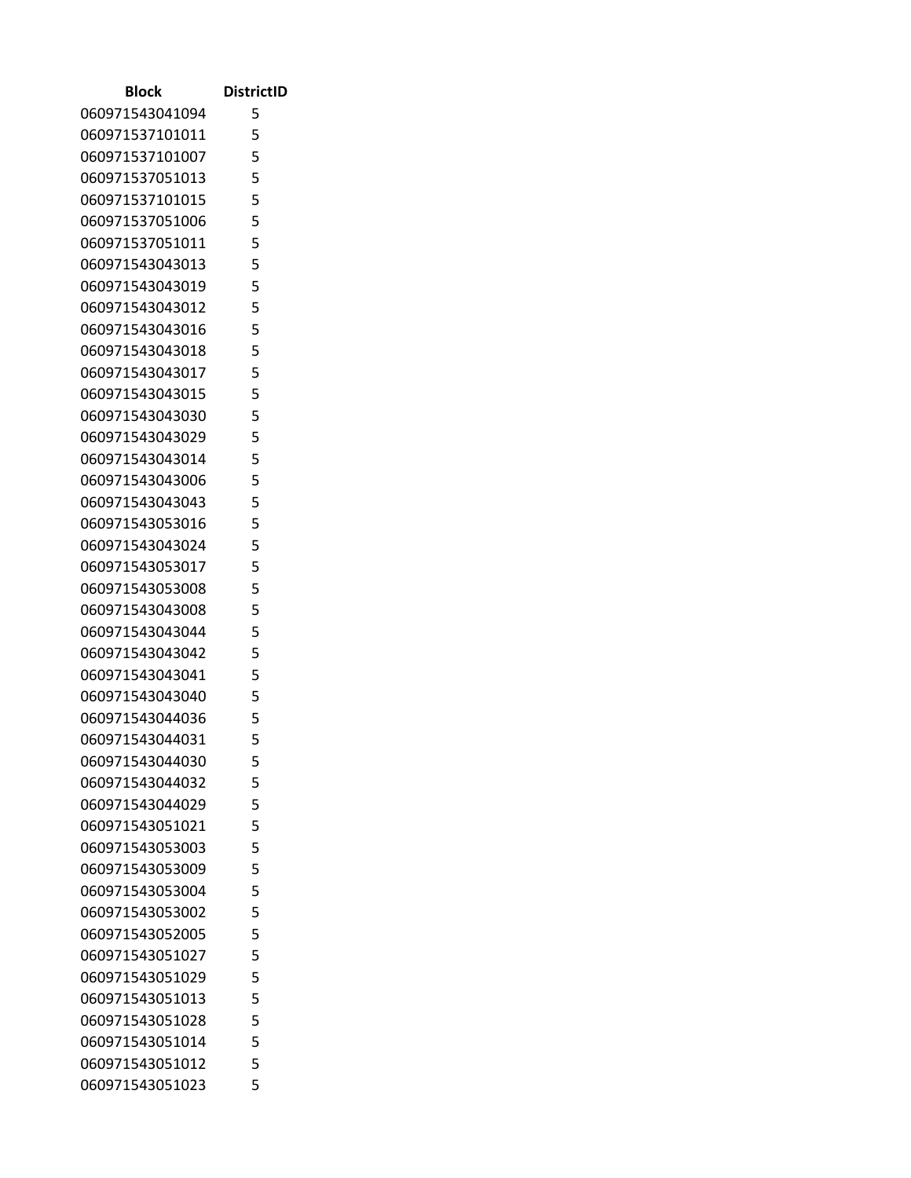| Block | DistrictID |
| --- | --- |
| 060971543041094 | 5 |
| 060971537101011 | 5 |
| 060971537101007 | 5 |
| 060971537051013 | 5 |
| 060971537101015 | 5 |
| 060971537051006 | 5 |
| 060971537051011 | 5 |
| 060971543043013 | 5 |
| 060971543043019 | 5 |
| 060971543043012 | 5 |
| 060971543043016 | 5 |
| 060971543043018 | 5 |
| 060971543043017 | 5 |
| 060971543043015 | 5 |
| 060971543043030 | 5 |
| 060971543043029 | 5 |
| 060971543043014 | 5 |
| 060971543043006 | 5 |
| 060971543043043 | 5 |
| 060971543053016 | 5 |
| 060971543043024 | 5 |
| 060971543053017 | 5 |
| 060971543053008 | 5 |
| 060971543043008 | 5 |
| 060971543043044 | 5 |
| 060971543043042 | 5 |
| 060971543043041 | 5 |
| 060971543043040 | 5 |
| 060971543044036 | 5 |
| 060971543044031 | 5 |
| 060971543044030 | 5 |
| 060971543044032 | 5 |
| 060971543044029 | 5 |
| 060971543051021 | 5 |
| 060971543053003 | 5 |
| 060971543053009 | 5 |
| 060971543053004 | 5 |
| 060971543053002 | 5 |
| 060971543052005 | 5 |
| 060971543051027 | 5 |
| 060971543051029 | 5 |
| 060971543051013 | 5 |
| 060971543051028 | 5 |
| 060971543051014 | 5 |
| 060971543051012 | 5 |
| 060971543051023 | 5 |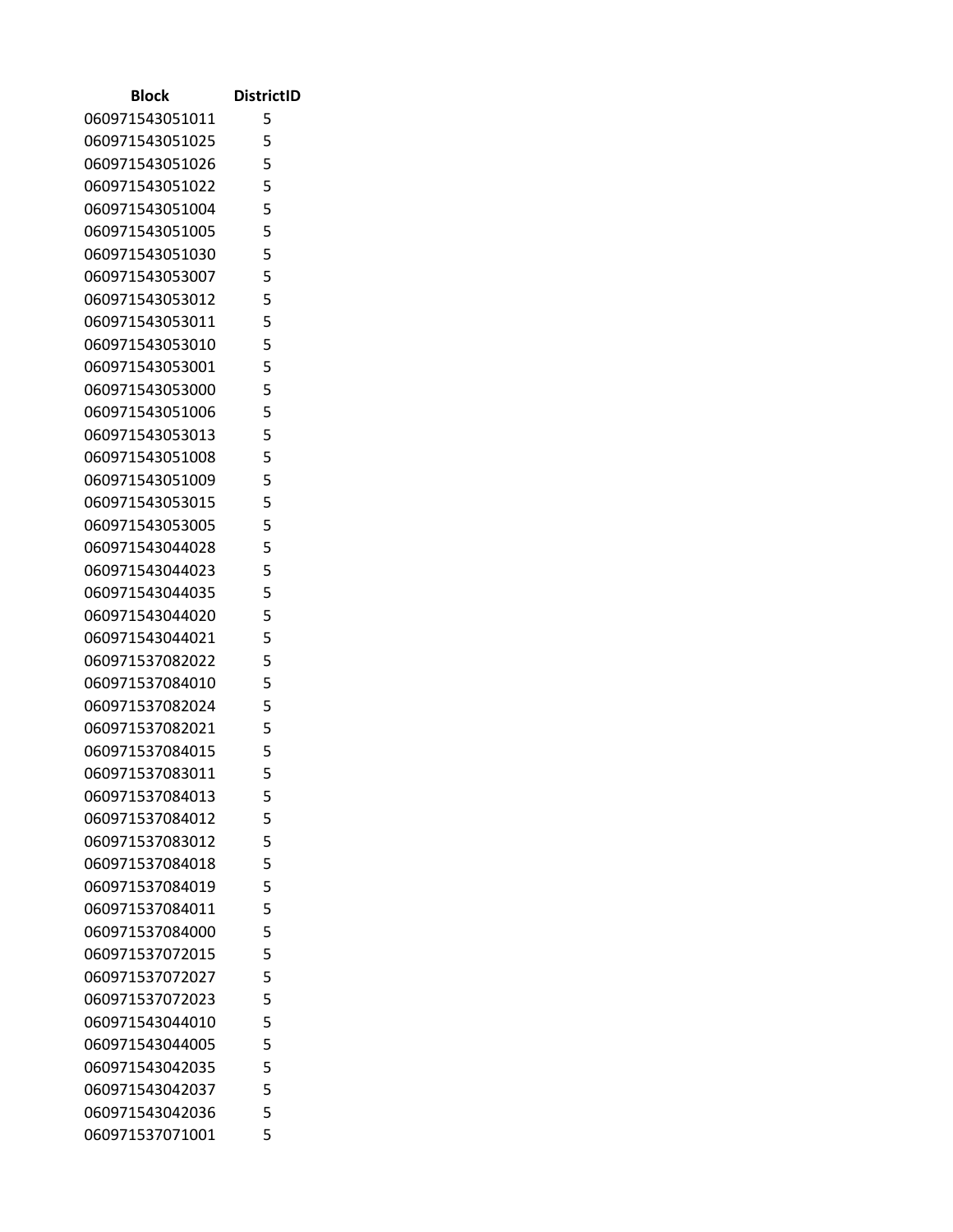| Block | DistrictID |
|---|---|
| 060971543051011 | 5 |
| 060971543051025 | 5 |
| 060971543051026 | 5 |
| 060971543051022 | 5 |
| 060971543051004 | 5 |
| 060971543051005 | 5 |
| 060971543051030 | 5 |
| 060971543053007 | 5 |
| 060971543053012 | 5 |
| 060971543053011 | 5 |
| 060971543053010 | 5 |
| 060971543053001 | 5 |
| 060971543053000 | 5 |
| 060971543051006 | 5 |
| 060971543053013 | 5 |
| 060971543051008 | 5 |
| 060971543051009 | 5 |
| 060971543053015 | 5 |
| 060971543053005 | 5 |
| 060971543044028 | 5 |
| 060971543044023 | 5 |
| 060971543044035 | 5 |
| 060971543044020 | 5 |
| 060971543044021 | 5 |
| 060971537082022 | 5 |
| 060971537084010 | 5 |
| 060971537082024 | 5 |
| 060971537082021 | 5 |
| 060971537084015 | 5 |
| 060971537083011 | 5 |
| 060971537084013 | 5 |
| 060971537084012 | 5 |
| 060971537083012 | 5 |
| 060971537084018 | 5 |
| 060971537084019 | 5 |
| 060971537084011 | 5 |
| 060971537084000 | 5 |
| 060971537072015 | 5 |
| 060971537072027 | 5 |
| 060971537072023 | 5 |
| 060971543044010 | 5 |
| 060971543044005 | 5 |
| 060971543042035 | 5 |
| 060971543042037 | 5 |
| 060971543042036 | 5 |
| 060971537071001 | 5 |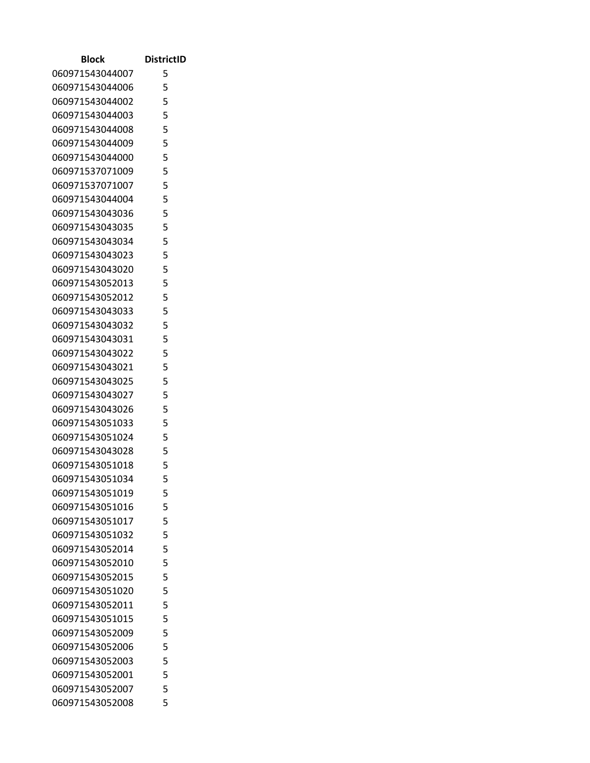| Block | DistrictID |
| --- | --- |
| 060971543044007 | 5 |
| 060971543044006 | 5 |
| 060971543044002 | 5 |
| 060971543044003 | 5 |
| 060971543044008 | 5 |
| 060971543044009 | 5 |
| 060971543044000 | 5 |
| 060971537071009 | 5 |
| 060971537071007 | 5 |
| 060971543044004 | 5 |
| 060971543043036 | 5 |
| 060971543043035 | 5 |
| 060971543043034 | 5 |
| 060971543043023 | 5 |
| 060971543043020 | 5 |
| 060971543052013 | 5 |
| 060971543052012 | 5 |
| 060971543043033 | 5 |
| 060971543043032 | 5 |
| 060971543043031 | 5 |
| 060971543043022 | 5 |
| 060971543043021 | 5 |
| 060971543043025 | 5 |
| 060971543043027 | 5 |
| 060971543043026 | 5 |
| 060971543051033 | 5 |
| 060971543051024 | 5 |
| 060971543043028 | 5 |
| 060971543051018 | 5 |
| 060971543051034 | 5 |
| 060971543051019 | 5 |
| 060971543051016 | 5 |
| 060971543051017 | 5 |
| 060971543051032 | 5 |
| 060971543052014 | 5 |
| 060971543052010 | 5 |
| 060971543052015 | 5 |
| 060971543051020 | 5 |
| 060971543052011 | 5 |
| 060971543051015 | 5 |
| 060971543052009 | 5 |
| 060971543052006 | 5 |
| 060971543052003 | 5 |
| 060971543052001 | 5 |
| 060971543052007 | 5 |
| 060971543052008 | 5 |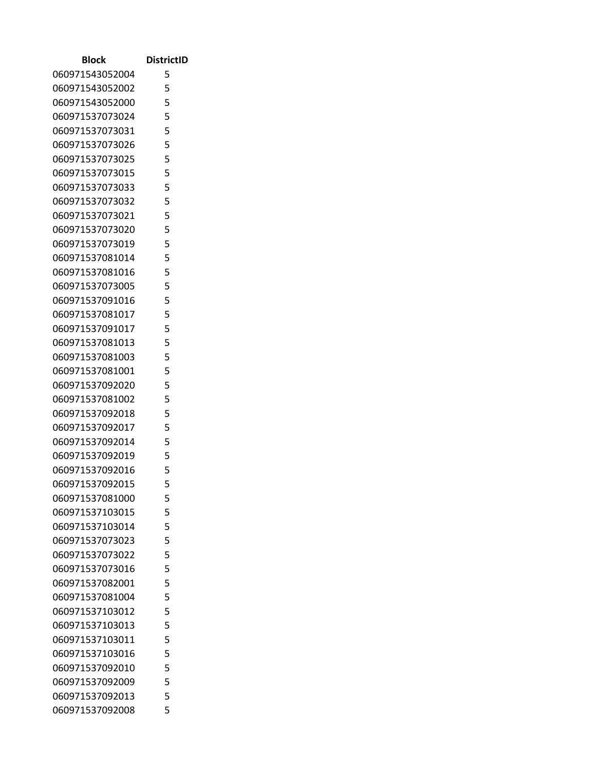| Block | DistrictID |
|---|---|
| 060971543052004 | 5 |
| 060971543052002 | 5 |
| 060971543052000 | 5 |
| 060971537073024 | 5 |
| 060971537073031 | 5 |
| 060971537073026 | 5 |
| 060971537073025 | 5 |
| 060971537073015 | 5 |
| 060971537073033 | 5 |
| 060971537073032 | 5 |
| 060971537073021 | 5 |
| 060971537073020 | 5 |
| 060971537073019 | 5 |
| 060971537081014 | 5 |
| 060971537081016 | 5 |
| 060971537073005 | 5 |
| 060971537091016 | 5 |
| 060971537081017 | 5 |
| 060971537091017 | 5 |
| 060971537081013 | 5 |
| 060971537081003 | 5 |
| 060971537081001 | 5 |
| 060971537092020 | 5 |
| 060971537081002 | 5 |
| 060971537092018 | 5 |
| 060971537092017 | 5 |
| 060971537092014 | 5 |
| 060971537092019 | 5 |
| 060971537092016 | 5 |
| 060971537092015 | 5 |
| 060971537081000 | 5 |
| 060971537103015 | 5 |
| 060971537103014 | 5 |
| 060971537073023 | 5 |
| 060971537073022 | 5 |
| 060971537073016 | 5 |
| 060971537082001 | 5 |
| 060971537081004 | 5 |
| 060971537103012 | 5 |
| 060971537103013 | 5 |
| 060971537103011 | 5 |
| 060971537103016 | 5 |
| 060971537092010 | 5 |
| 060971537092009 | 5 |
| 060971537092013 | 5 |
| 060971537092008 | 5 |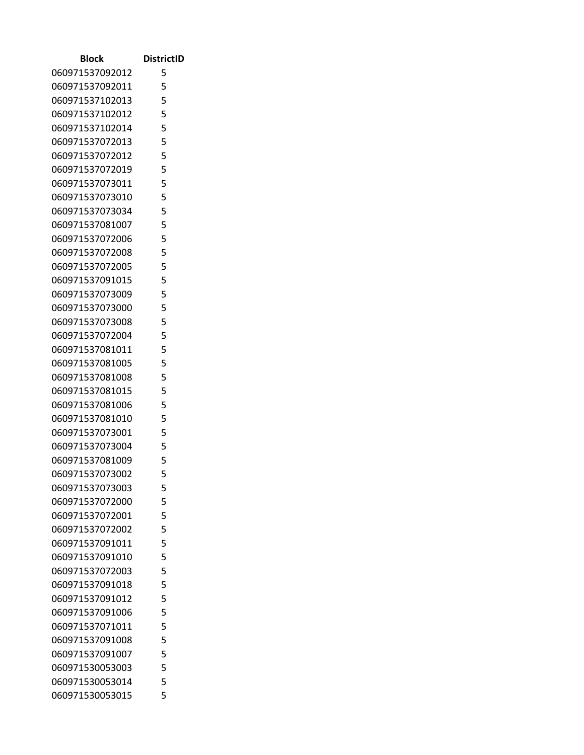| Block | DistrictID |
| --- | --- |
| 060971537092012 | 5 |
| 060971537092011 | 5 |
| 060971537102013 | 5 |
| 060971537102012 | 5 |
| 060971537102014 | 5 |
| 060971537072013 | 5 |
| 060971537072012 | 5 |
| 060971537072019 | 5 |
| 060971537073011 | 5 |
| 060971537073010 | 5 |
| 060971537073034 | 5 |
| 060971537081007 | 5 |
| 060971537072006 | 5 |
| 060971537072008 | 5 |
| 060971537072005 | 5 |
| 060971537091015 | 5 |
| 060971537073009 | 5 |
| 060971537073000 | 5 |
| 060971537073008 | 5 |
| 060971537072004 | 5 |
| 060971537081011 | 5 |
| 060971537081005 | 5 |
| 060971537081008 | 5 |
| 060971537081015 | 5 |
| 060971537081006 | 5 |
| 060971537081010 | 5 |
| 060971537073001 | 5 |
| 060971537073004 | 5 |
| 060971537081009 | 5 |
| 060971537073002 | 5 |
| 060971537073003 | 5 |
| 060971537072000 | 5 |
| 060971537072001 | 5 |
| 060971537072002 | 5 |
| 060971537091011 | 5 |
| 060971537091010 | 5 |
| 060971537072003 | 5 |
| 060971537091018 | 5 |
| 060971537091012 | 5 |
| 060971537091006 | 5 |
| 060971537071011 | 5 |
| 060971537091008 | 5 |
| 060971537091007 | 5 |
| 060971530053003 | 5 |
| 060971530053014 | 5 |
| 060971530053015 | 5 |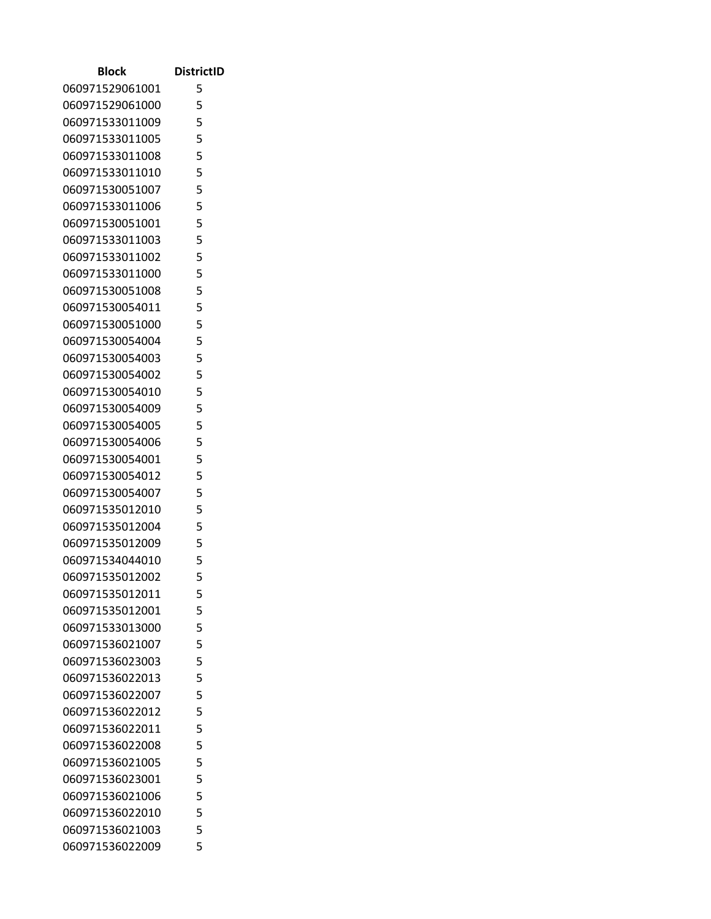| Block | DistrictID |
| --- | --- |
| 060971529061001 | 5 |
| 060971529061000 | 5 |
| 060971533011009 | 5 |
| 060971533011005 | 5 |
| 060971533011008 | 5 |
| 060971533011010 | 5 |
| 060971530051007 | 5 |
| 060971533011006 | 5 |
| 060971530051001 | 5 |
| 060971533011003 | 5 |
| 060971533011002 | 5 |
| 060971533011000 | 5 |
| 060971530051008 | 5 |
| 060971530054011 | 5 |
| 060971530051000 | 5 |
| 060971530054004 | 5 |
| 060971530054003 | 5 |
| 060971530054002 | 5 |
| 060971530054010 | 5 |
| 060971530054009 | 5 |
| 060971530054005 | 5 |
| 060971530054006 | 5 |
| 060971530054001 | 5 |
| 060971530054012 | 5 |
| 060971530054007 | 5 |
| 060971535012010 | 5 |
| 060971535012004 | 5 |
| 060971535012009 | 5 |
| 060971534044010 | 5 |
| 060971535012002 | 5 |
| 060971535012011 | 5 |
| 060971535012001 | 5 |
| 060971533013000 | 5 |
| 060971536021007 | 5 |
| 060971536023003 | 5 |
| 060971536022013 | 5 |
| 060971536022007 | 5 |
| 060971536022012 | 5 |
| 060971536022011 | 5 |
| 060971536022008 | 5 |
| 060971536021005 | 5 |
| 060971536023001 | 5 |
| 060971536021006 | 5 |
| 060971536022010 | 5 |
| 060971536021003 | 5 |
| 060971536022009 | 5 |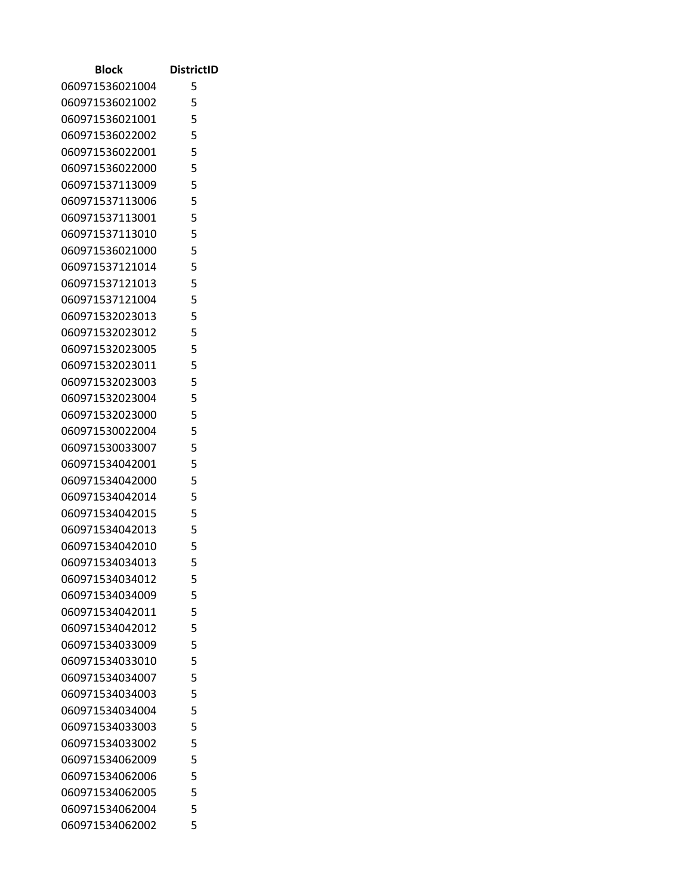| Block | DistrictID |
|---|---|
| 060971536021004 | 5 |
| 060971536021002 | 5 |
| 060971536021001 | 5 |
| 060971536022002 | 5 |
| 060971536022001 | 5 |
| 060971536022000 | 5 |
| 060971537113009 | 5 |
| 060971537113006 | 5 |
| 060971537113001 | 5 |
| 060971537113010 | 5 |
| 060971536021000 | 5 |
| 060971537121014 | 5 |
| 060971537121013 | 5 |
| 060971537121004 | 5 |
| 060971532023013 | 5 |
| 060971532023012 | 5 |
| 060971532023005 | 5 |
| 060971532023011 | 5 |
| 060971532023003 | 5 |
| 060971532023004 | 5 |
| 060971532023000 | 5 |
| 060971530022004 | 5 |
| 060971530033007 | 5 |
| 060971534042001 | 5 |
| 060971534042000 | 5 |
| 060971534042014 | 5 |
| 060971534042015 | 5 |
| 060971534042013 | 5 |
| 060971534042010 | 5 |
| 060971534034013 | 5 |
| 060971534034012 | 5 |
| 060971534034009 | 5 |
| 060971534042011 | 5 |
| 060971534042012 | 5 |
| 060971534033009 | 5 |
| 060971534033010 | 5 |
| 060971534034007 | 5 |
| 060971534034003 | 5 |
| 060971534034004 | 5 |
| 060971534033003 | 5 |
| 060971534033002 | 5 |
| 060971534062009 | 5 |
| 060971534062006 | 5 |
| 060971534062005 | 5 |
| 060971534062004 | 5 |
| 060971534062002 | 5 |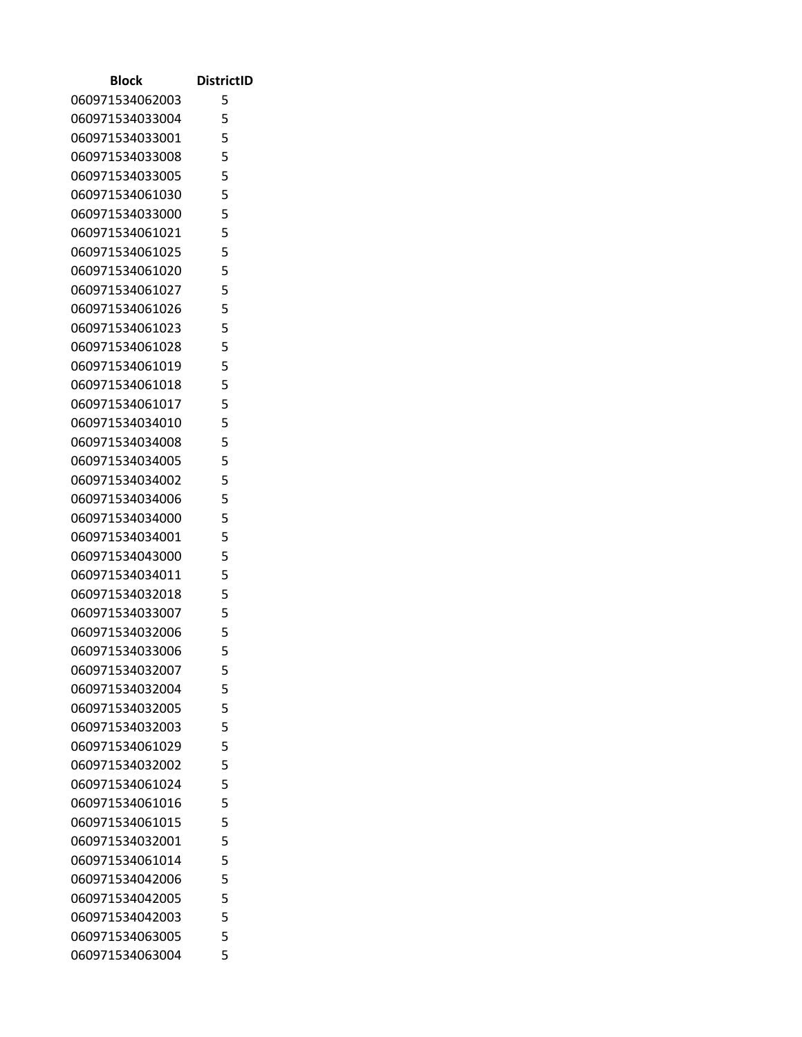| Block | DistrictID |
| --- | --- |
| 060971534062003 | 5 |
| 060971534033004 | 5 |
| 060971534033001 | 5 |
| 060971534033008 | 5 |
| 060971534033005 | 5 |
| 060971534061030 | 5 |
| 060971534033000 | 5 |
| 060971534061021 | 5 |
| 060971534061025 | 5 |
| 060971534061020 | 5 |
| 060971534061027 | 5 |
| 060971534061026 | 5 |
| 060971534061023 | 5 |
| 060971534061028 | 5 |
| 060971534061019 | 5 |
| 060971534061018 | 5 |
| 060971534061017 | 5 |
| 060971534034010 | 5 |
| 060971534034008 | 5 |
| 060971534034005 | 5 |
| 060971534034002 | 5 |
| 060971534034006 | 5 |
| 060971534034000 | 5 |
| 060971534034001 | 5 |
| 060971534043000 | 5 |
| 060971534034011 | 5 |
| 060971534032018 | 5 |
| 060971534033007 | 5 |
| 060971534032006 | 5 |
| 060971534033006 | 5 |
| 060971534032007 | 5 |
| 060971534032004 | 5 |
| 060971534032005 | 5 |
| 060971534032003 | 5 |
| 060971534061029 | 5 |
| 060971534032002 | 5 |
| 060971534061024 | 5 |
| 060971534061016 | 5 |
| 060971534061015 | 5 |
| 060971534032001 | 5 |
| 060971534061014 | 5 |
| 060971534042006 | 5 |
| 060971534042005 | 5 |
| 060971534042003 | 5 |
| 060971534063005 | 5 |
| 060971534063004 | 5 |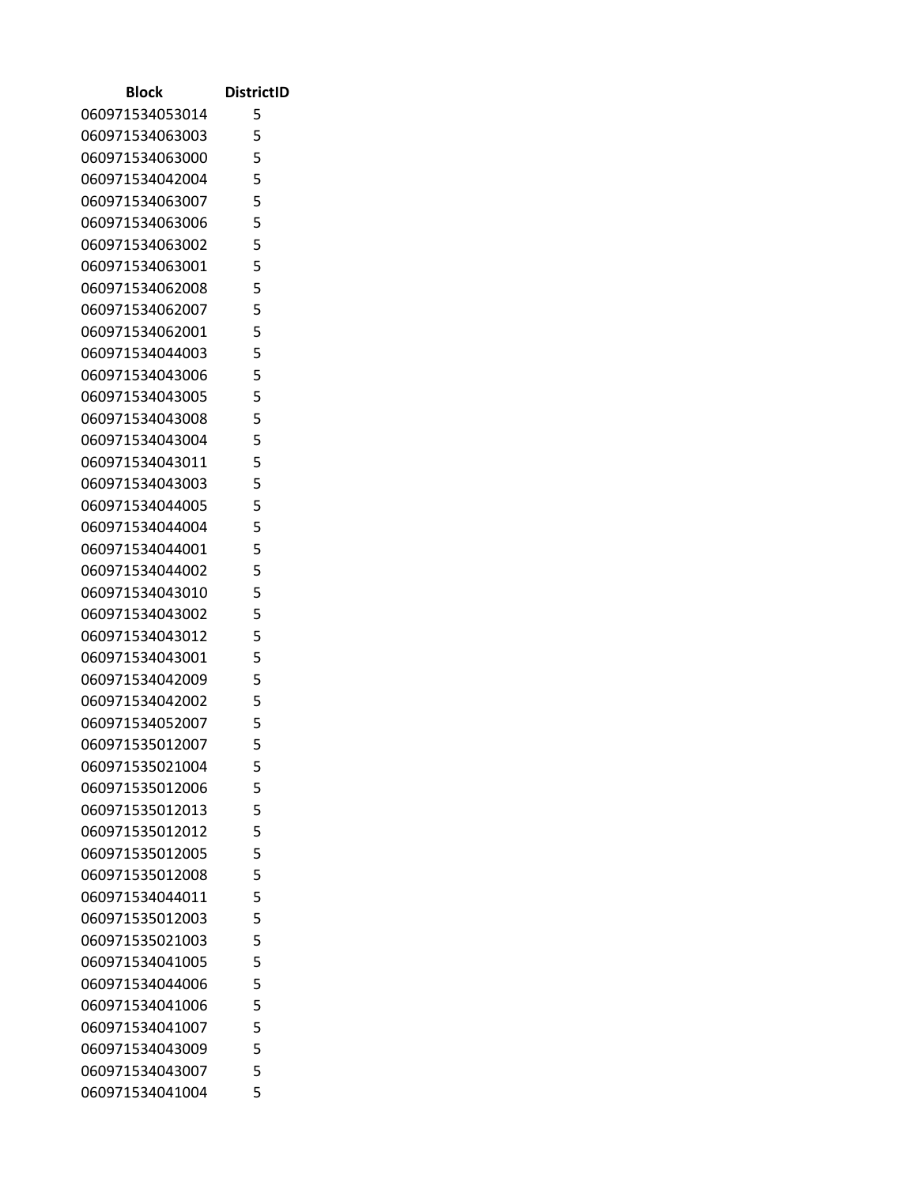| Block | DistrictID |
| --- | --- |
| 060971534053014 | 5 |
| 060971534063003 | 5 |
| 060971534063000 | 5 |
| 060971534042004 | 5 |
| 060971534063007 | 5 |
| 060971534063006 | 5 |
| 060971534063002 | 5 |
| 060971534063001 | 5 |
| 060971534062008 | 5 |
| 060971534062007 | 5 |
| 060971534062001 | 5 |
| 060971534044003 | 5 |
| 060971534043006 | 5 |
| 060971534043005 | 5 |
| 060971534043008 | 5 |
| 060971534043004 | 5 |
| 060971534043011 | 5 |
| 060971534043003 | 5 |
| 060971534044005 | 5 |
| 060971534044004 | 5 |
| 060971534044001 | 5 |
| 060971534044002 | 5 |
| 060971534043010 | 5 |
| 060971534043002 | 5 |
| 060971534043012 | 5 |
| 060971534043001 | 5 |
| 060971534042009 | 5 |
| 060971534042002 | 5 |
| 060971534052007 | 5 |
| 060971535012007 | 5 |
| 060971535021004 | 5 |
| 060971535012006 | 5 |
| 060971535012013 | 5 |
| 060971535012012 | 5 |
| 060971535012005 | 5 |
| 060971535012008 | 5 |
| 060971534044011 | 5 |
| 060971535012003 | 5 |
| 060971535021003 | 5 |
| 060971534041005 | 5 |
| 060971534044006 | 5 |
| 060971534041006 | 5 |
| 060971534041007 | 5 |
| 060971534043009 | 5 |
| 060971534043007 | 5 |
| 060971534041004 | 5 |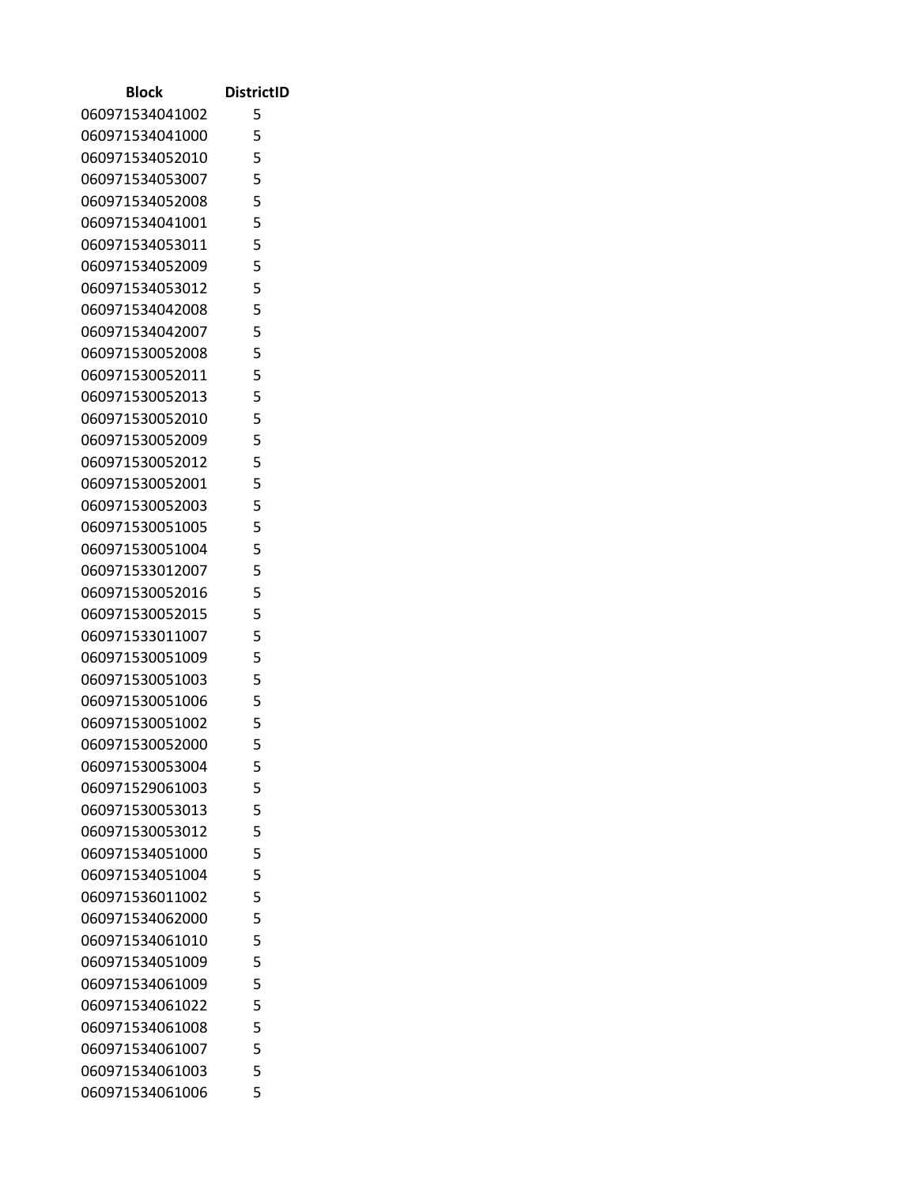| Block | DistrictID |
|---|---|
| 060971534041002 | 5 |
| 060971534041000 | 5 |
| 060971534052010 | 5 |
| 060971534053007 | 5 |
| 060971534052008 | 5 |
| 060971534041001 | 5 |
| 060971534053011 | 5 |
| 060971534052009 | 5 |
| 060971534053012 | 5 |
| 060971534042008 | 5 |
| 060971534042007 | 5 |
| 060971530052008 | 5 |
| 060971530052011 | 5 |
| 060971530052013 | 5 |
| 060971530052010 | 5 |
| 060971530052009 | 5 |
| 060971530052012 | 5 |
| 060971530052001 | 5 |
| 060971530052003 | 5 |
| 060971530051005 | 5 |
| 060971530051004 | 5 |
| 060971533012007 | 5 |
| 060971530052016 | 5 |
| 060971530052015 | 5 |
| 060971533011007 | 5 |
| 060971530051009 | 5 |
| 060971530051003 | 5 |
| 060971530051006 | 5 |
| 060971530051002 | 5 |
| 060971530052000 | 5 |
| 060971530053004 | 5 |
| 060971529061003 | 5 |
| 060971530053013 | 5 |
| 060971530053012 | 5 |
| 060971534051000 | 5 |
| 060971534051004 | 5 |
| 060971536011002 | 5 |
| 060971534062000 | 5 |
| 060971534061010 | 5 |
| 060971534051009 | 5 |
| 060971534061009 | 5 |
| 060971534061022 | 5 |
| 060971534061008 | 5 |
| 060971534061007 | 5 |
| 060971534061003 | 5 |
| 060971534061006 | 5 |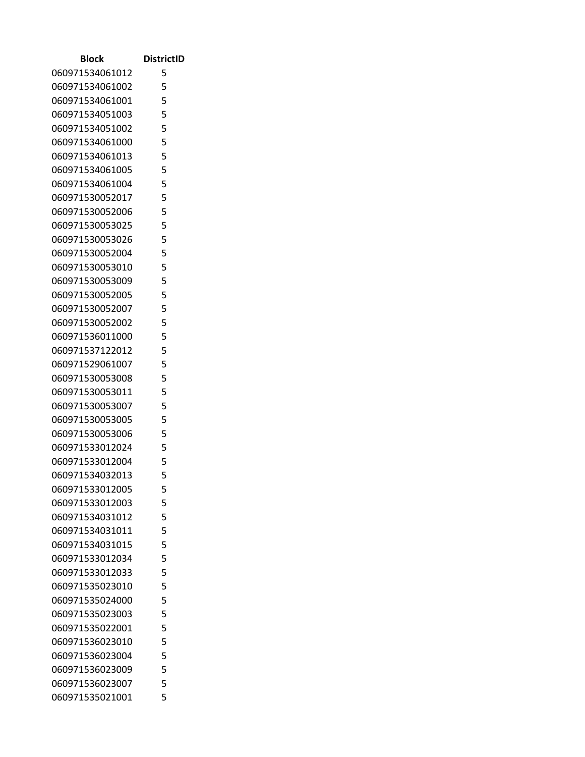| Block | DistrictID |
|---|---|
| 060971534061012 | 5 |
| 060971534061002 | 5 |
| 060971534061001 | 5 |
| 060971534051003 | 5 |
| 060971534051002 | 5 |
| 060971534061000 | 5 |
| 060971534061013 | 5 |
| 060971534061005 | 5 |
| 060971534061004 | 5 |
| 060971530052017 | 5 |
| 060971530052006 | 5 |
| 060971530053025 | 5 |
| 060971530053026 | 5 |
| 060971530052004 | 5 |
| 060971530053010 | 5 |
| 060971530053009 | 5 |
| 060971530052005 | 5 |
| 060971530052007 | 5 |
| 060971530052002 | 5 |
| 060971536011000 | 5 |
| 060971537122012 | 5 |
| 060971529061007 | 5 |
| 060971530053008 | 5 |
| 060971530053011 | 5 |
| 060971530053007 | 5 |
| 060971530053005 | 5 |
| 060971530053006 | 5 |
| 060971533012024 | 5 |
| 060971533012004 | 5 |
| 060971534032013 | 5 |
| 060971533012005 | 5 |
| 060971533012003 | 5 |
| 060971534031012 | 5 |
| 060971534031011 | 5 |
| 060971534031015 | 5 |
| 060971533012034 | 5 |
| 060971533012033 | 5 |
| 060971535023010 | 5 |
| 060971535024000 | 5 |
| 060971535023003 | 5 |
| 060971535022001 | 5 |
| 060971536023010 | 5 |
| 060971536023004 | 5 |
| 060971536023009 | 5 |
| 060971536023007 | 5 |
| 060971535021001 | 5 |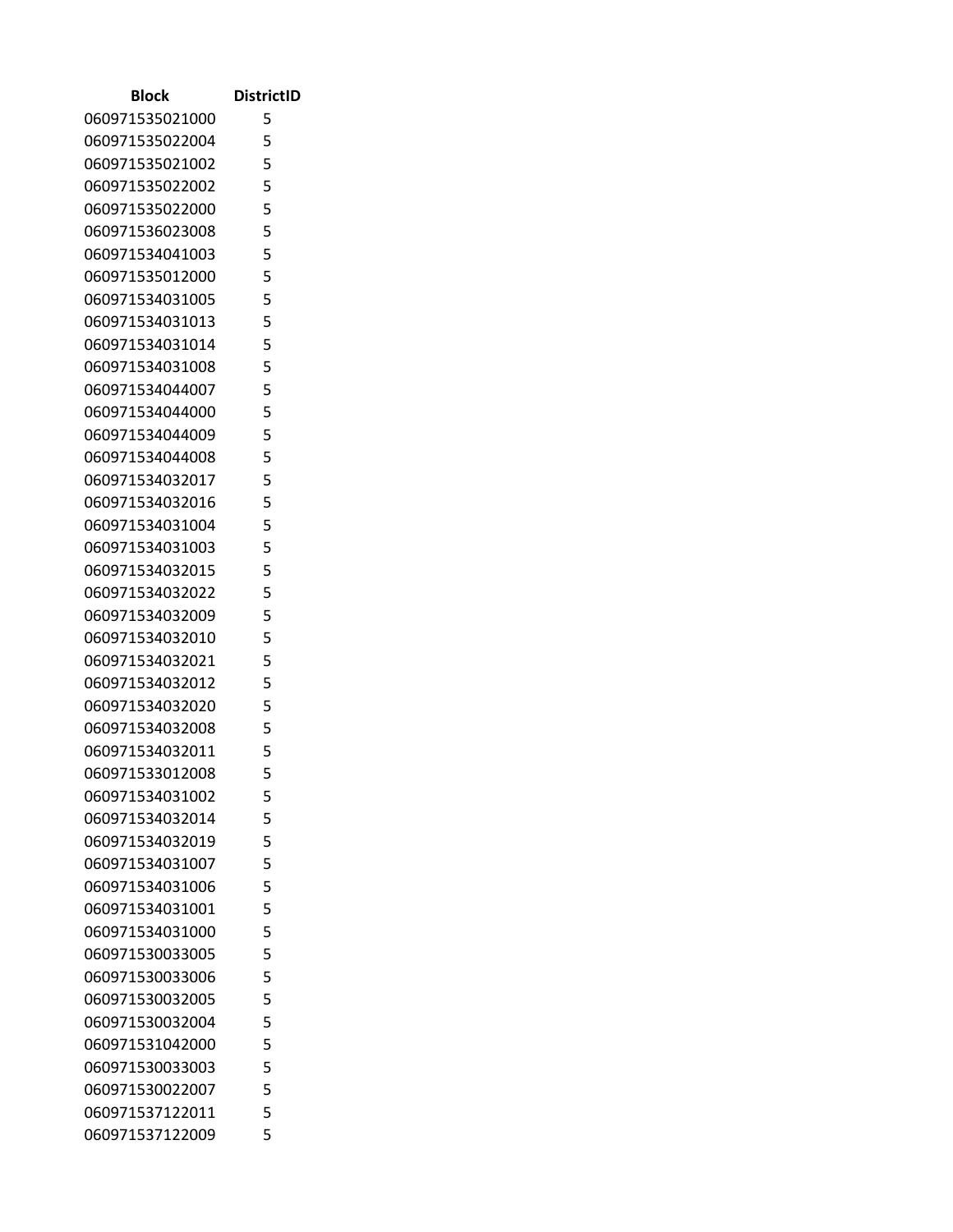| Block | DistrictID |
| --- | --- |
| 060971535021000 | 5 |
| 060971535022004 | 5 |
| 060971535021002 | 5 |
| 060971535022002 | 5 |
| 060971535022000 | 5 |
| 060971536023008 | 5 |
| 060971534041003 | 5 |
| 060971535012000 | 5 |
| 060971534031005 | 5 |
| 060971534031013 | 5 |
| 060971534031014 | 5 |
| 060971534031008 | 5 |
| 060971534044007 | 5 |
| 060971534044000 | 5 |
| 060971534044009 | 5 |
| 060971534044008 | 5 |
| 060971534032017 | 5 |
| 060971534032016 | 5 |
| 060971534031004 | 5 |
| 060971534031003 | 5 |
| 060971534032015 | 5 |
| 060971534032022 | 5 |
| 060971534032009 | 5 |
| 060971534032010 | 5 |
| 060971534032021 | 5 |
| 060971534032012 | 5 |
| 060971534032020 | 5 |
| 060971534032008 | 5 |
| 060971534032011 | 5 |
| 060971533012008 | 5 |
| 060971534031002 | 5 |
| 060971534032014 | 5 |
| 060971534032019 | 5 |
| 060971534031007 | 5 |
| 060971534031006 | 5 |
| 060971534031001 | 5 |
| 060971534031000 | 5 |
| 060971530033005 | 5 |
| 060971530033006 | 5 |
| 060971530032005 | 5 |
| 060971530032004 | 5 |
| 060971531042000 | 5 |
| 060971530033003 | 5 |
| 060971530022007 | 5 |
| 060971537122011 | 5 |
| 060971537122009 | 5 |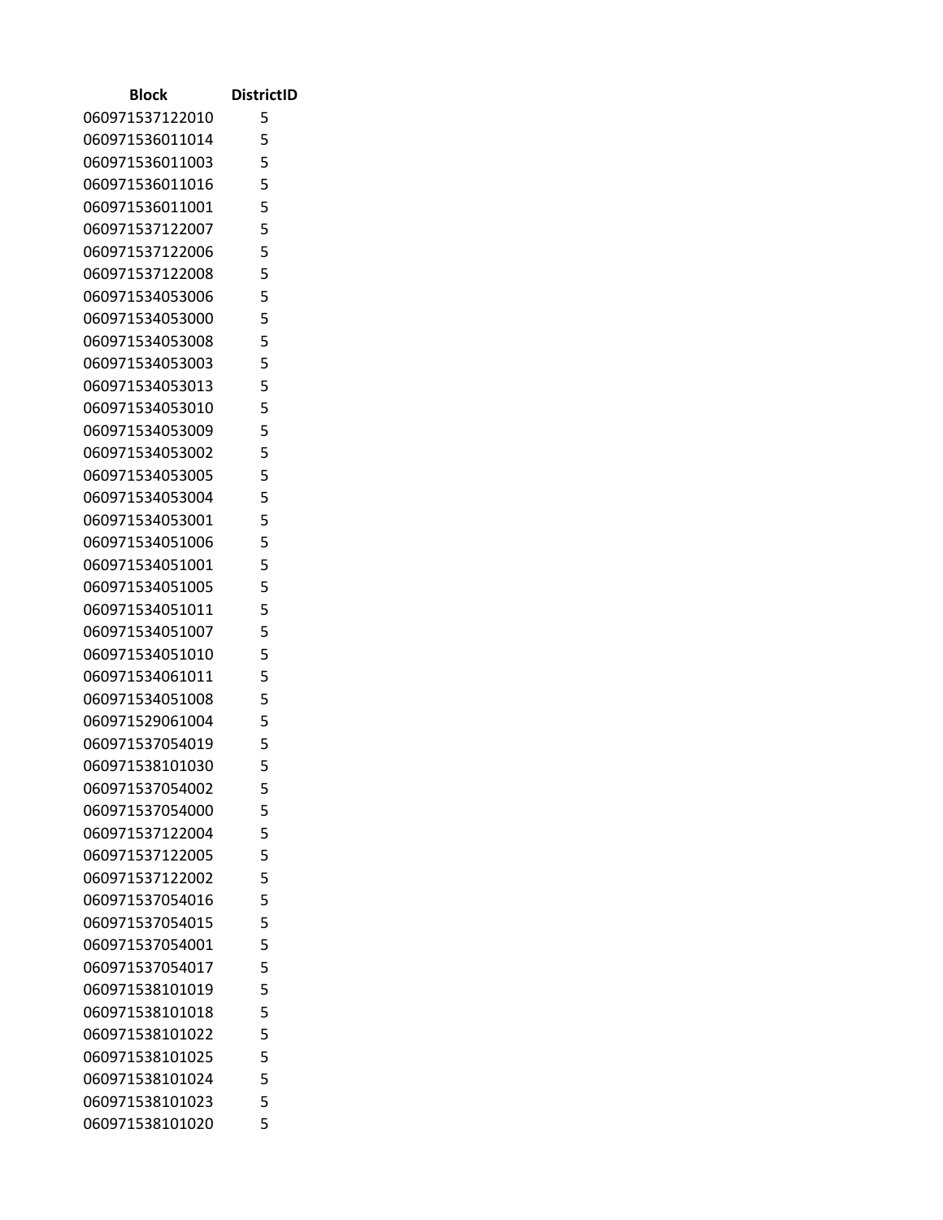| Block | DistrictID |
|---|---|
| 060971537122010 | 5 |
| 060971536011014 | 5 |
| 060971536011003 | 5 |
| 060971536011016 | 5 |
| 060971536011001 | 5 |
| 060971537122007 | 5 |
| 060971537122006 | 5 |
| 060971537122008 | 5 |
| 060971534053006 | 5 |
| 060971534053000 | 5 |
| 060971534053008 | 5 |
| 060971534053003 | 5 |
| 060971534053013 | 5 |
| 060971534053010 | 5 |
| 060971534053009 | 5 |
| 060971534053002 | 5 |
| 060971534053005 | 5 |
| 060971534053004 | 5 |
| 060971534053001 | 5 |
| 060971534051006 | 5 |
| 060971534051001 | 5 |
| 060971534051005 | 5 |
| 060971534051011 | 5 |
| 060971534051007 | 5 |
| 060971534051010 | 5 |
| 060971534061011 | 5 |
| 060971534051008 | 5 |
| 060971529061004 | 5 |
| 060971537054019 | 5 |
| 060971538101030 | 5 |
| 060971537054002 | 5 |
| 060971537054000 | 5 |
| 060971537122004 | 5 |
| 060971537122005 | 5 |
| 060971537122002 | 5 |
| 060971537054016 | 5 |
| 060971537054015 | 5 |
| 060971537054001 | 5 |
| 060971537054017 | 5 |
| 060971538101019 | 5 |
| 060971538101018 | 5 |
| 060971538101022 | 5 |
| 060971538101025 | 5 |
| 060971538101024 | 5 |
| 060971538101023 | 5 |
| 060971538101020 | 5 |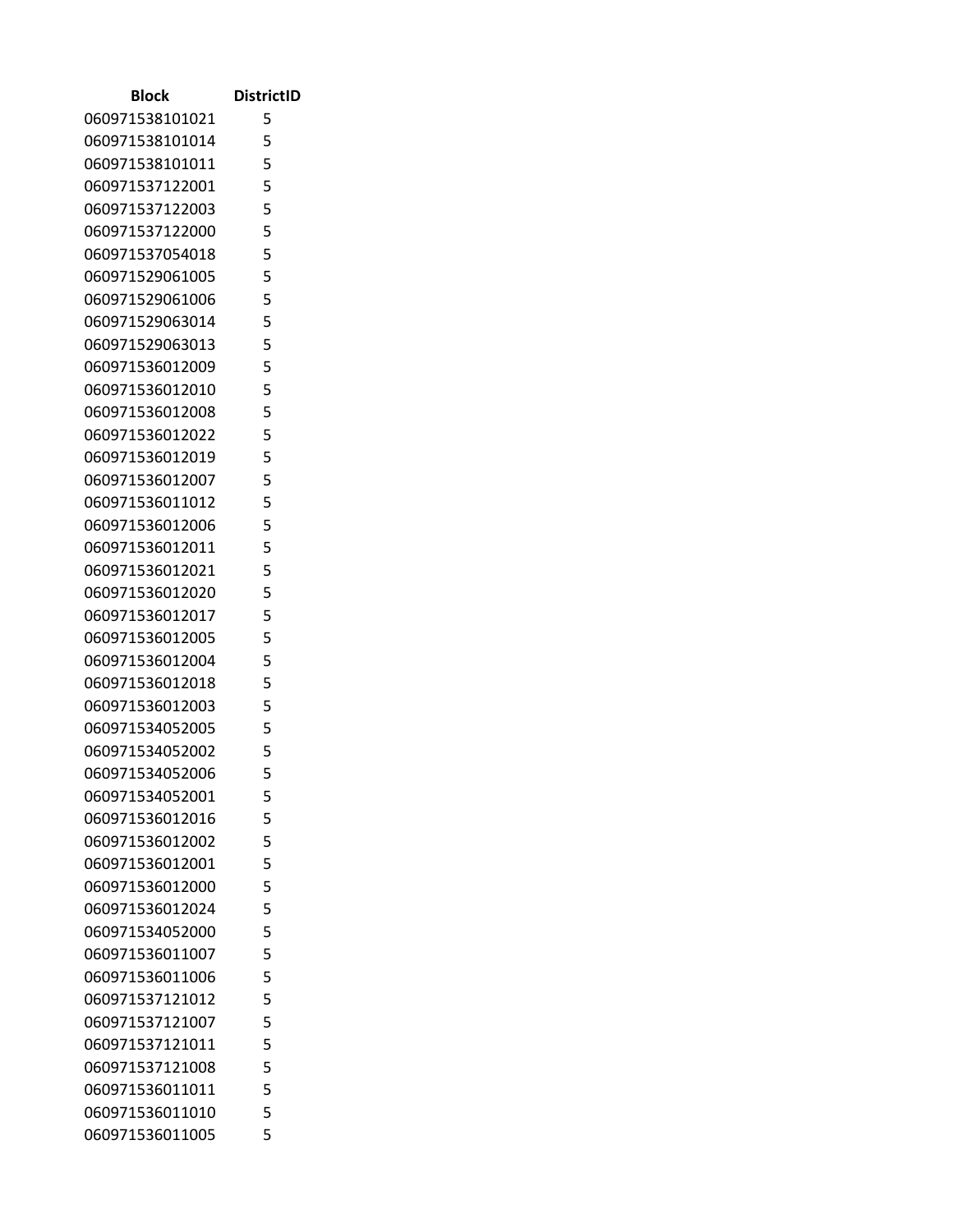| Block | DistrictID |
|---|---|
| 060971538101021 | 5 |
| 060971538101014 | 5 |
| 060971538101011 | 5 |
| 060971537122001 | 5 |
| 060971537122003 | 5 |
| 060971537122000 | 5 |
| 060971537054018 | 5 |
| 060971529061005 | 5 |
| 060971529061006 | 5 |
| 060971529063014 | 5 |
| 060971529063013 | 5 |
| 060971536012009 | 5 |
| 060971536012010 | 5 |
| 060971536012008 | 5 |
| 060971536012022 | 5 |
| 060971536012019 | 5 |
| 060971536012007 | 5 |
| 060971536011012 | 5 |
| 060971536012006 | 5 |
| 060971536012011 | 5 |
| 060971536012021 | 5 |
| 060971536012020 | 5 |
| 060971536012017 | 5 |
| 060971536012005 | 5 |
| 060971536012004 | 5 |
| 060971536012018 | 5 |
| 060971536012003 | 5 |
| 060971534052005 | 5 |
| 060971534052002 | 5 |
| 060971534052006 | 5 |
| 060971534052001 | 5 |
| 060971536012016 | 5 |
| 060971536012002 | 5 |
| 060971536012001 | 5 |
| 060971536012000 | 5 |
| 060971536012024 | 5 |
| 060971534052000 | 5 |
| 060971536011007 | 5 |
| 060971536011006 | 5 |
| 060971537121012 | 5 |
| 060971537121007 | 5 |
| 060971537121011 | 5 |
| 060971537121008 | 5 |
| 060971536011011 | 5 |
| 060971536011010 | 5 |
| 060971536011005 | 5 |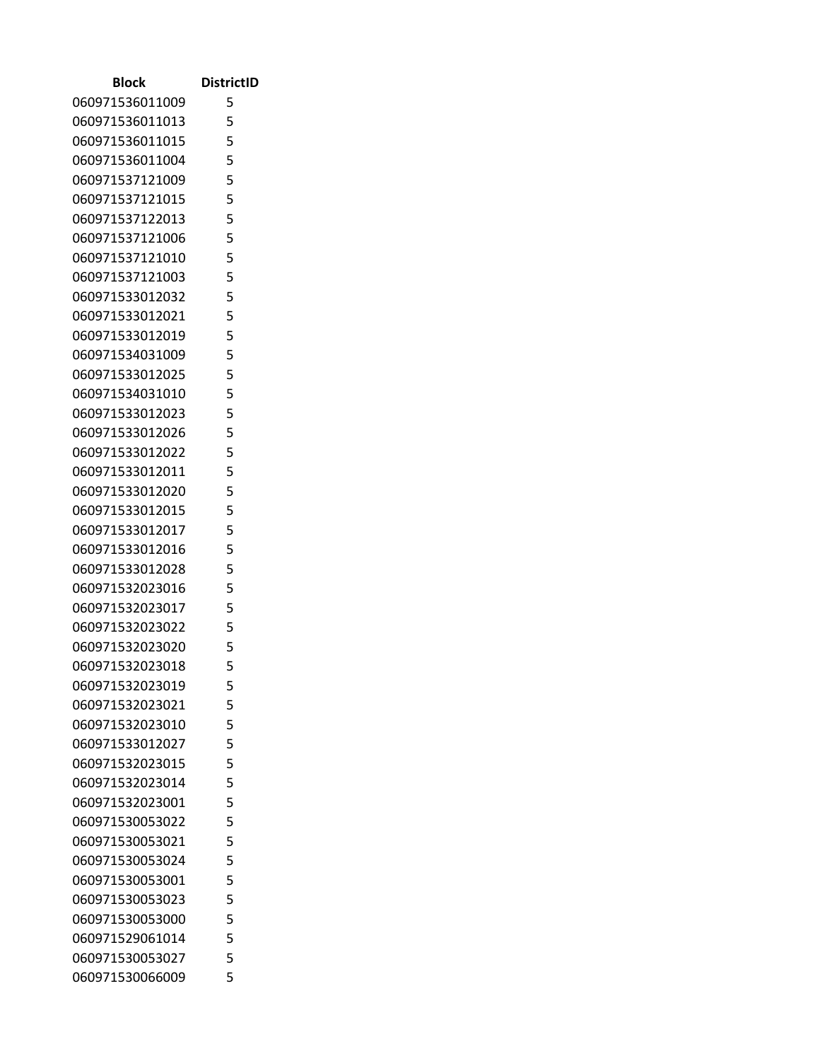| Block | DistrictID |
| --- | --- |
| 060971536011009 | 5 |
| 060971536011013 | 5 |
| 060971536011015 | 5 |
| 060971536011004 | 5 |
| 060971537121009 | 5 |
| 060971537121015 | 5 |
| 060971537122013 | 5 |
| 060971537121006 | 5 |
| 060971537121010 | 5 |
| 060971537121003 | 5 |
| 060971533012032 | 5 |
| 060971533012021 | 5 |
| 060971533012019 | 5 |
| 060971534031009 | 5 |
| 060971533012025 | 5 |
| 060971534031010 | 5 |
| 060971533012023 | 5 |
| 060971533012026 | 5 |
| 060971533012022 | 5 |
| 060971533012011 | 5 |
| 060971533012020 | 5 |
| 060971533012015 | 5 |
| 060971533012017 | 5 |
| 060971533012016 | 5 |
| 060971533012028 | 5 |
| 060971532023016 | 5 |
| 060971532023017 | 5 |
| 060971532023022 | 5 |
| 060971532023020 | 5 |
| 060971532023018 | 5 |
| 060971532023019 | 5 |
| 060971532023021 | 5 |
| 060971532023010 | 5 |
| 060971533012027 | 5 |
| 060971532023015 | 5 |
| 060971532023014 | 5 |
| 060971532023001 | 5 |
| 060971530053022 | 5 |
| 060971530053021 | 5 |
| 060971530053024 | 5 |
| 060971530053001 | 5 |
| 060971530053023 | 5 |
| 060971530053000 | 5 |
| 060971529061014 | 5 |
| 060971530053027 | 5 |
| 060971530066009 | 5 |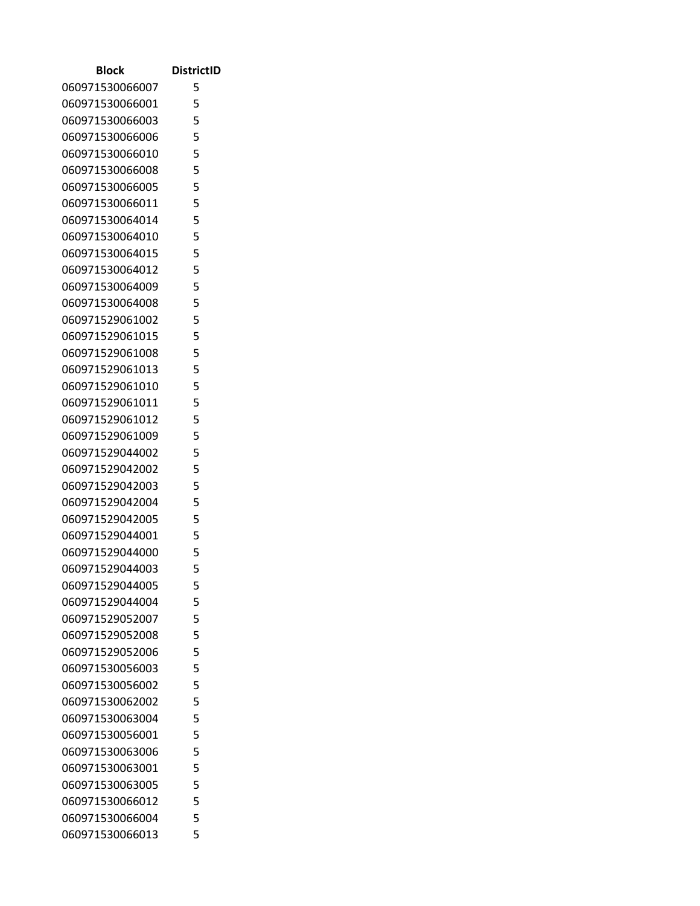| Block | DistrictID |
|---|---|
| 060971530066007 | 5 |
| 060971530066001 | 5 |
| 060971530066003 | 5 |
| 060971530066006 | 5 |
| 060971530066010 | 5 |
| 060971530066008 | 5 |
| 060971530066005 | 5 |
| 060971530066011 | 5 |
| 060971530064014 | 5 |
| 060971530064010 | 5 |
| 060971530064015 | 5 |
| 060971530064012 | 5 |
| 060971530064009 | 5 |
| 060971530064008 | 5 |
| 060971529061002 | 5 |
| 060971529061015 | 5 |
| 060971529061008 | 5 |
| 060971529061013 | 5 |
| 060971529061010 | 5 |
| 060971529061011 | 5 |
| 060971529061012 | 5 |
| 060971529061009 | 5 |
| 060971529044002 | 5 |
| 060971529042002 | 5 |
| 060971529042003 | 5 |
| 060971529042004 | 5 |
| 060971529042005 | 5 |
| 060971529044001 | 5 |
| 060971529044000 | 5 |
| 060971529044003 | 5 |
| 060971529044005 | 5 |
| 060971529044004 | 5 |
| 060971529052007 | 5 |
| 060971529052008 | 5 |
| 060971529052006 | 5 |
| 060971530056003 | 5 |
| 060971530056002 | 5 |
| 060971530062002 | 5 |
| 060971530063004 | 5 |
| 060971530056001 | 5 |
| 060971530063006 | 5 |
| 060971530063001 | 5 |
| 060971530063005 | 5 |
| 060971530066012 | 5 |
| 060971530066004 | 5 |
| 060971530066013 | 5 |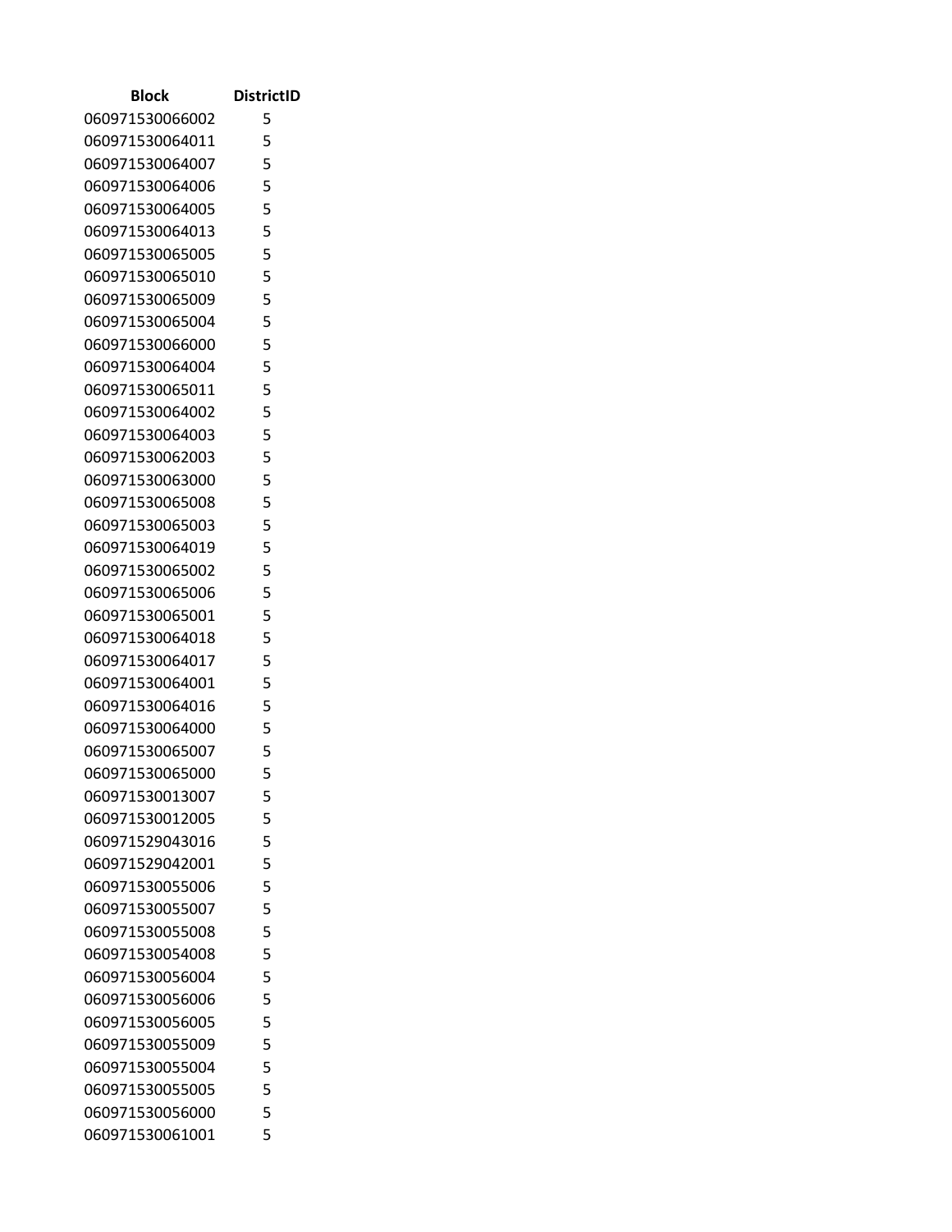| Block | DistrictID |
| --- | --- |
| 060971530066002 | 5 |
| 060971530064011 | 5 |
| 060971530064007 | 5 |
| 060971530064006 | 5 |
| 060971530064005 | 5 |
| 060971530064013 | 5 |
| 060971530065005 | 5 |
| 060971530065010 | 5 |
| 060971530065009 | 5 |
| 060971530065004 | 5 |
| 060971530066000 | 5 |
| 060971530064004 | 5 |
| 060971530065011 | 5 |
| 060971530064002 | 5 |
| 060971530064003 | 5 |
| 060971530062003 | 5 |
| 060971530063000 | 5 |
| 060971530065008 | 5 |
| 060971530065003 | 5 |
| 060971530064019 | 5 |
| 060971530065002 | 5 |
| 060971530065006 | 5 |
| 060971530065001 | 5 |
| 060971530064018 | 5 |
| 060971530064017 | 5 |
| 060971530064001 | 5 |
| 060971530064016 | 5 |
| 060971530064000 | 5 |
| 060971530065007 | 5 |
| 060971530065000 | 5 |
| 060971530013007 | 5 |
| 060971530012005 | 5 |
| 060971529043016 | 5 |
| 060971529042001 | 5 |
| 060971530055006 | 5 |
| 060971530055007 | 5 |
| 060971530055008 | 5 |
| 060971530054008 | 5 |
| 060971530056004 | 5 |
| 060971530056006 | 5 |
| 060971530056005 | 5 |
| 060971530055009 | 5 |
| 060971530055004 | 5 |
| 060971530055005 | 5 |
| 060971530056000 | 5 |
| 060971530061001 | 5 |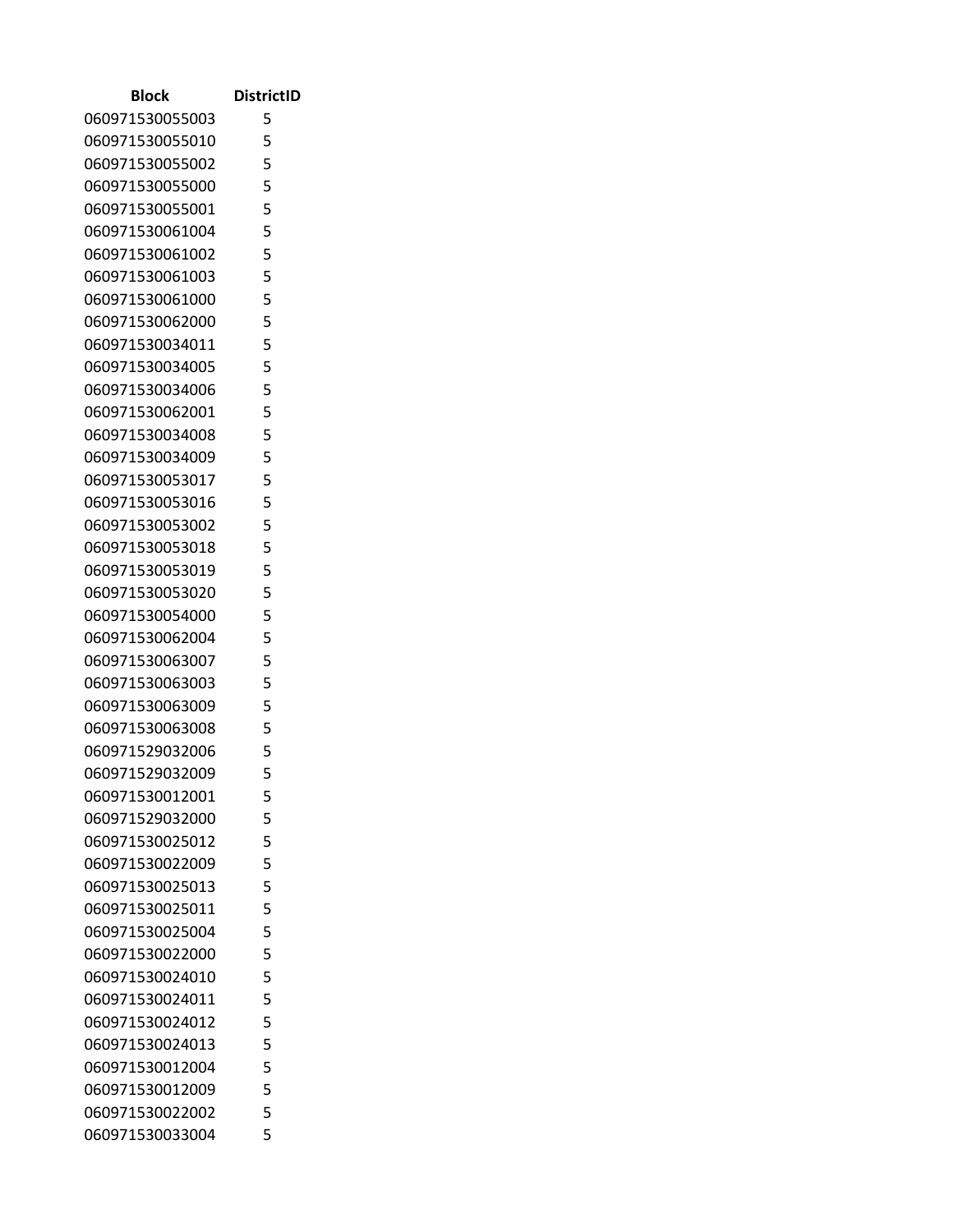| Block | DistrictID |
| --- | --- |
| 060971530055003 | 5 |
| 060971530055010 | 5 |
| 060971530055002 | 5 |
| 060971530055000 | 5 |
| 060971530055001 | 5 |
| 060971530061004 | 5 |
| 060971530061002 | 5 |
| 060971530061003 | 5 |
| 060971530061000 | 5 |
| 060971530062000 | 5 |
| 060971530034011 | 5 |
| 060971530034005 | 5 |
| 060971530034006 | 5 |
| 060971530062001 | 5 |
| 060971530034008 | 5 |
| 060971530034009 | 5 |
| 060971530053017 | 5 |
| 060971530053016 | 5 |
| 060971530053002 | 5 |
| 060971530053018 | 5 |
| 060971530053019 | 5 |
| 060971530053020 | 5 |
| 060971530054000 | 5 |
| 060971530062004 | 5 |
| 060971530063007 | 5 |
| 060971530063003 | 5 |
| 060971530063009 | 5 |
| 060971530063008 | 5 |
| 060971529032006 | 5 |
| 060971529032009 | 5 |
| 060971530012001 | 5 |
| 060971529032000 | 5 |
| 060971530025012 | 5 |
| 060971530022009 | 5 |
| 060971530025013 | 5 |
| 060971530025011 | 5 |
| 060971530025004 | 5 |
| 060971530022000 | 5 |
| 060971530024010 | 5 |
| 060971530024011 | 5 |
| 060971530024012 | 5 |
| 060971530024013 | 5 |
| 060971530012004 | 5 |
| 060971530012009 | 5 |
| 060971530022002 | 5 |
| 060971530033004 | 5 |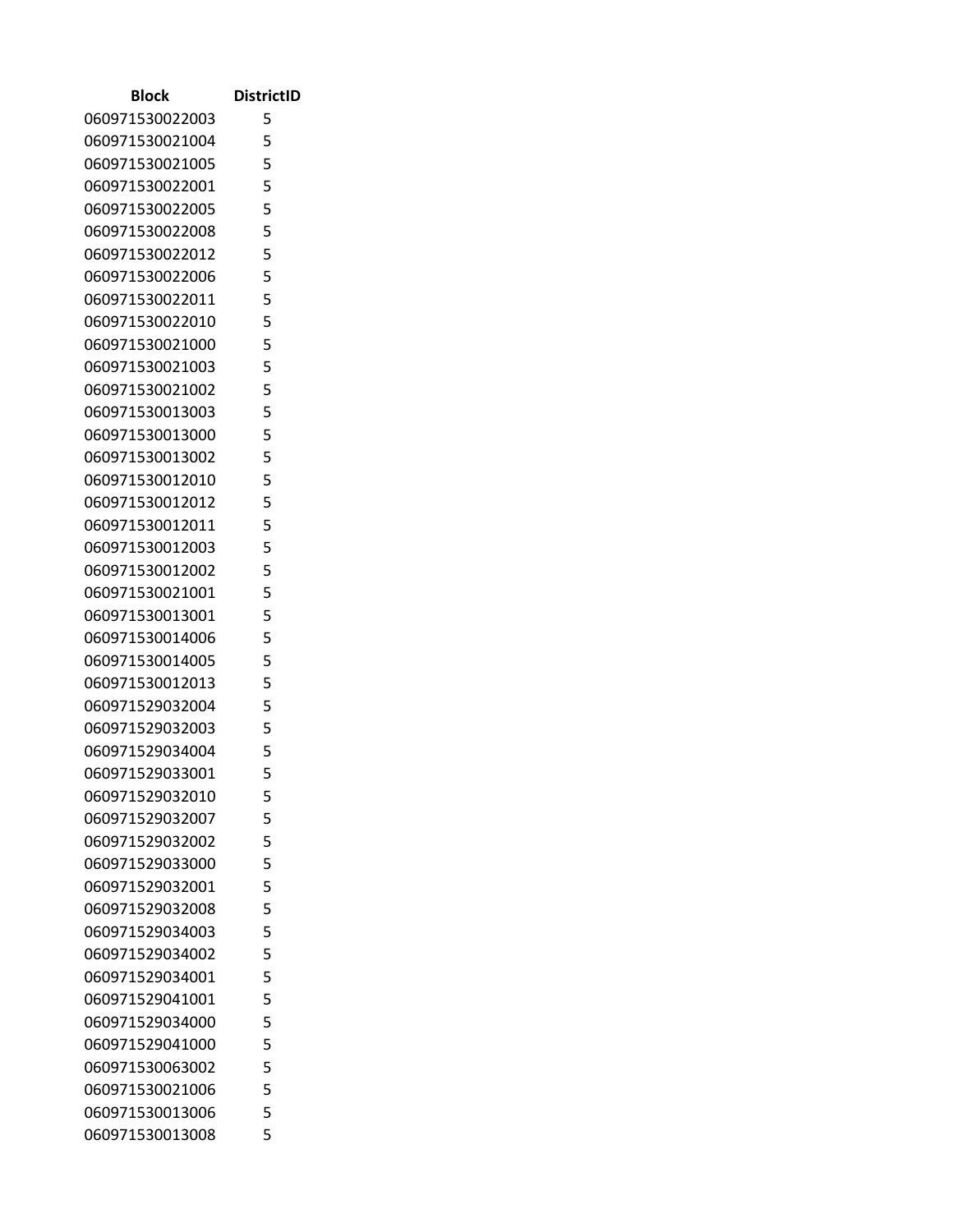| Block | DistrictID |
|---|---|
| 060971530022003 | 5 |
| 060971530021004 | 5 |
| 060971530021005 | 5 |
| 060971530022001 | 5 |
| 060971530022005 | 5 |
| 060971530022008 | 5 |
| 060971530022012 | 5 |
| 060971530022006 | 5 |
| 060971530022011 | 5 |
| 060971530022010 | 5 |
| 060971530021000 | 5 |
| 060971530021003 | 5 |
| 060971530021002 | 5 |
| 060971530013003 | 5 |
| 060971530013000 | 5 |
| 060971530013002 | 5 |
| 060971530012010 | 5 |
| 060971530012012 | 5 |
| 060971530012011 | 5 |
| 060971530012003 | 5 |
| 060971530012002 | 5 |
| 060971530021001 | 5 |
| 060971530013001 | 5 |
| 060971530014006 | 5 |
| 060971530014005 | 5 |
| 060971530012013 | 5 |
| 060971529032004 | 5 |
| 060971529032003 | 5 |
| 060971529034004 | 5 |
| 060971529033001 | 5 |
| 060971529032010 | 5 |
| 060971529032007 | 5 |
| 060971529032002 | 5 |
| 060971529033000 | 5 |
| 060971529032001 | 5 |
| 060971529032008 | 5 |
| 060971529034003 | 5 |
| 060971529034002 | 5 |
| 060971529034001 | 5 |
| 060971529041001 | 5 |
| 060971529034000 | 5 |
| 060971529041000 | 5 |
| 060971530063002 | 5 |
| 060971530021006 | 5 |
| 060971530013006 | 5 |
| 060971530013008 | 5 |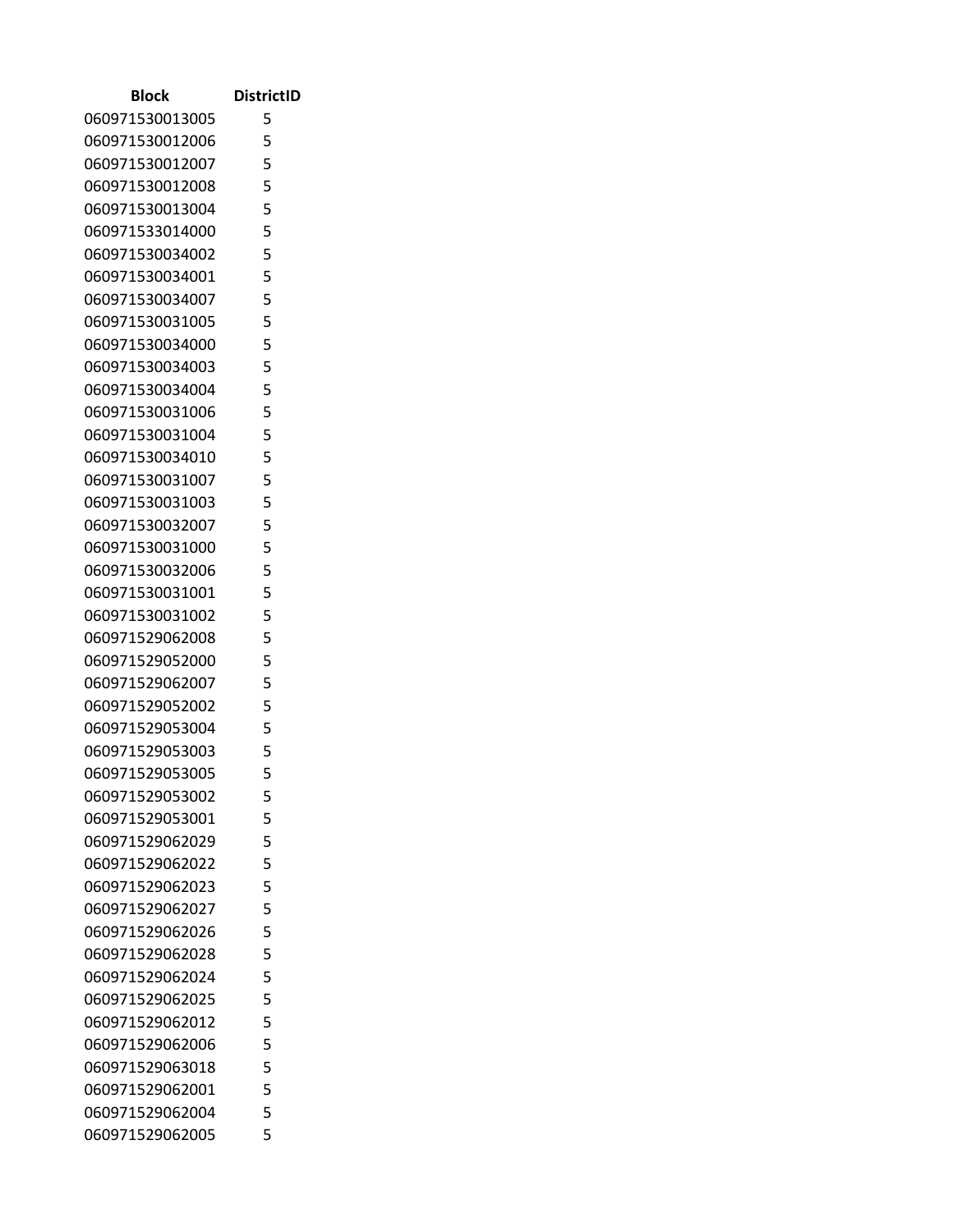| Block | DistrictID |
|---|---|
| 060971530013005 | 5 |
| 060971530012006 | 5 |
| 060971530012007 | 5 |
| 060971530012008 | 5 |
| 060971530013004 | 5 |
| 060971533014000 | 5 |
| 060971530034002 | 5 |
| 060971530034001 | 5 |
| 060971530034007 | 5 |
| 060971530031005 | 5 |
| 060971530034000 | 5 |
| 060971530034003 | 5 |
| 060971530034004 | 5 |
| 060971530031006 | 5 |
| 060971530031004 | 5 |
| 060971530034010 | 5 |
| 060971530031007 | 5 |
| 060971530031003 | 5 |
| 060971530032007 | 5 |
| 060971530031000 | 5 |
| 060971530032006 | 5 |
| 060971530031001 | 5 |
| 060971530031002 | 5 |
| 060971529062008 | 5 |
| 060971529052000 | 5 |
| 060971529062007 | 5 |
| 060971529052002 | 5 |
| 060971529053004 | 5 |
| 060971529053003 | 5 |
| 060971529053005 | 5 |
| 060971529053002 | 5 |
| 060971529053001 | 5 |
| 060971529062029 | 5 |
| 060971529062022 | 5 |
| 060971529062023 | 5 |
| 060971529062027 | 5 |
| 060971529062026 | 5 |
| 060971529062028 | 5 |
| 060971529062024 | 5 |
| 060971529062025 | 5 |
| 060971529062012 | 5 |
| 060971529062006 | 5 |
| 060971529063018 | 5 |
| 060971529062001 | 5 |
| 060971529062004 | 5 |
| 060971529062005 | 5 |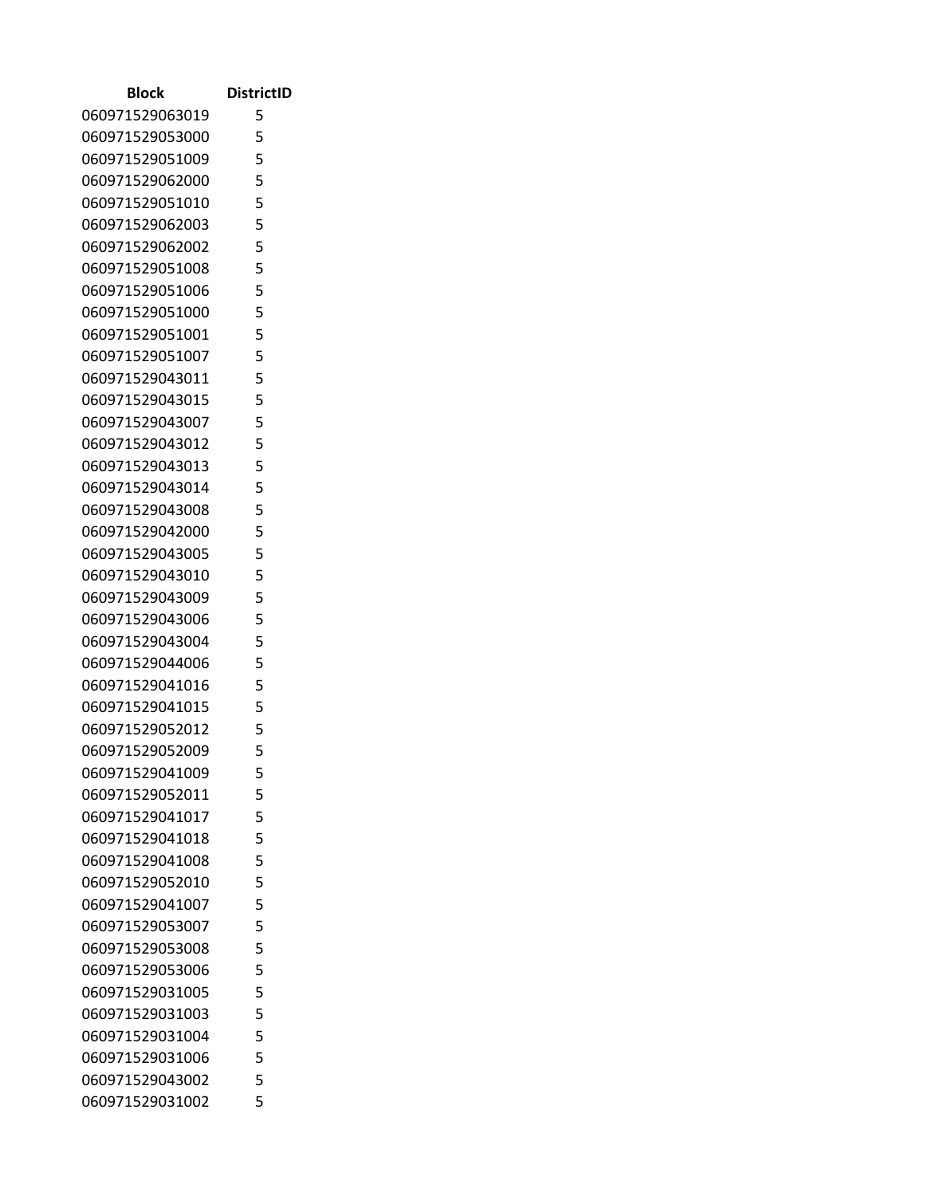| Block | DistrictID |
|---|---|
| 060971529063019 | 5 |
| 060971529053000 | 5 |
| 060971529051009 | 5 |
| 060971529062000 | 5 |
| 060971529051010 | 5 |
| 060971529062003 | 5 |
| 060971529062002 | 5 |
| 060971529051008 | 5 |
| 060971529051006 | 5 |
| 060971529051000 | 5 |
| 060971529051001 | 5 |
| 060971529051007 | 5 |
| 060971529043011 | 5 |
| 060971529043015 | 5 |
| 060971529043007 | 5 |
| 060971529043012 | 5 |
| 060971529043013 | 5 |
| 060971529043014 | 5 |
| 060971529043008 | 5 |
| 060971529042000 | 5 |
| 060971529043005 | 5 |
| 060971529043010 | 5 |
| 060971529043009 | 5 |
| 060971529043006 | 5 |
| 060971529043004 | 5 |
| 060971529044006 | 5 |
| 060971529041016 | 5 |
| 060971529041015 | 5 |
| 060971529052012 | 5 |
| 060971529052009 | 5 |
| 060971529041009 | 5 |
| 060971529052011 | 5 |
| 060971529041017 | 5 |
| 060971529041018 | 5 |
| 060971529041008 | 5 |
| 060971529052010 | 5 |
| 060971529041007 | 5 |
| 060971529053007 | 5 |
| 060971529053008 | 5 |
| 060971529053006 | 5 |
| 060971529031005 | 5 |
| 060971529031003 | 5 |
| 060971529031004 | 5 |
| 060971529031006 | 5 |
| 060971529043002 | 5 |
| 060971529031002 | 5 |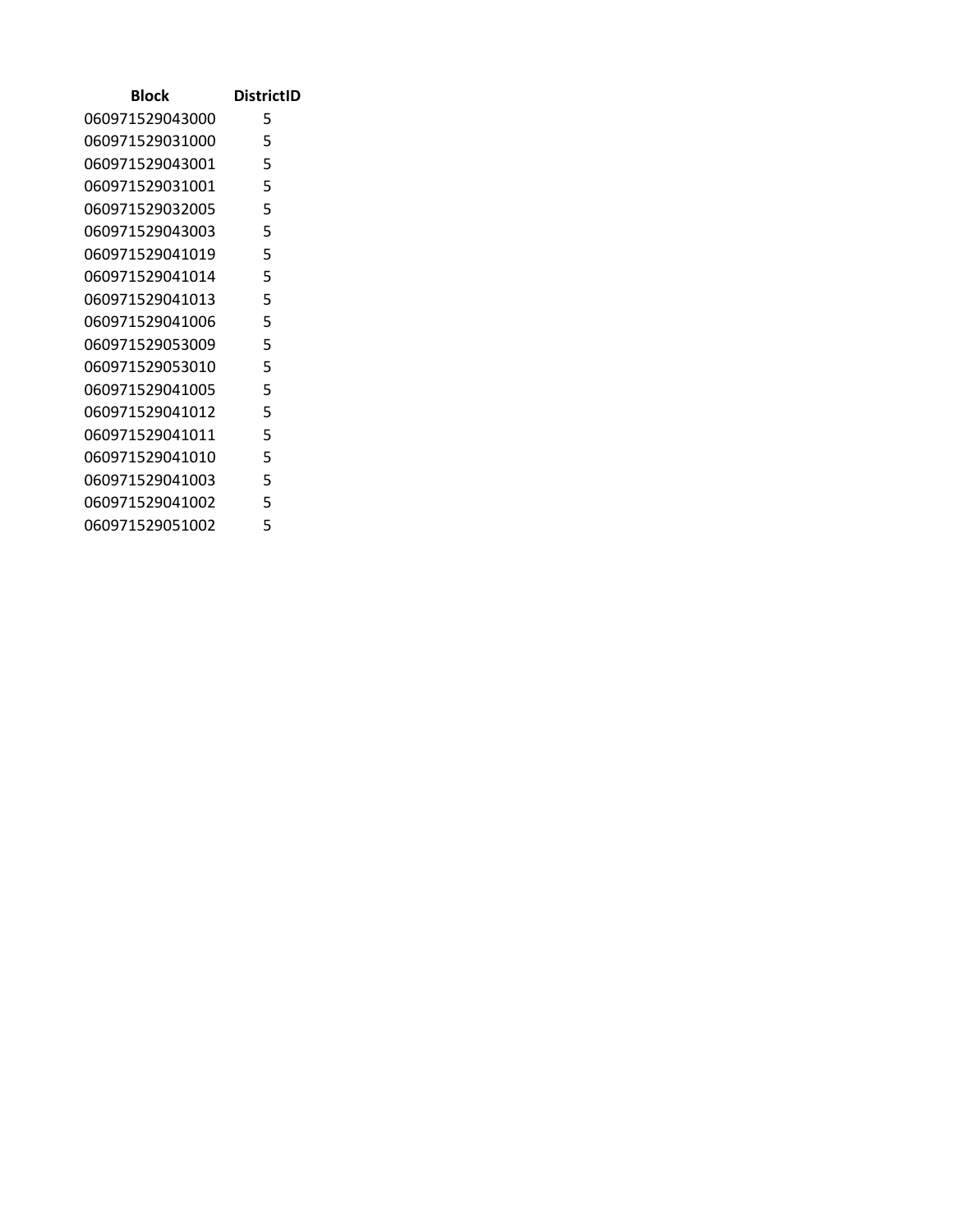| Block | DistrictID |
|---|---|
| 060971529043000 | 5 |
| 060971529031000 | 5 |
| 060971529043001 | 5 |
| 060971529031001 | 5 |
| 060971529032005 | 5 |
| 060971529043003 | 5 |
| 060971529041019 | 5 |
| 060971529041014 | 5 |
| 060971529041013 | 5 |
| 060971529041006 | 5 |
| 060971529053009 | 5 |
| 060971529053010 | 5 |
| 060971529041005 | 5 |
| 060971529041012 | 5 |
| 060971529041011 | 5 |
| 060971529041010 | 5 |
| 060971529041003 | 5 |
| 060971529041002 | 5 |
| 060971529051002 | 5 |